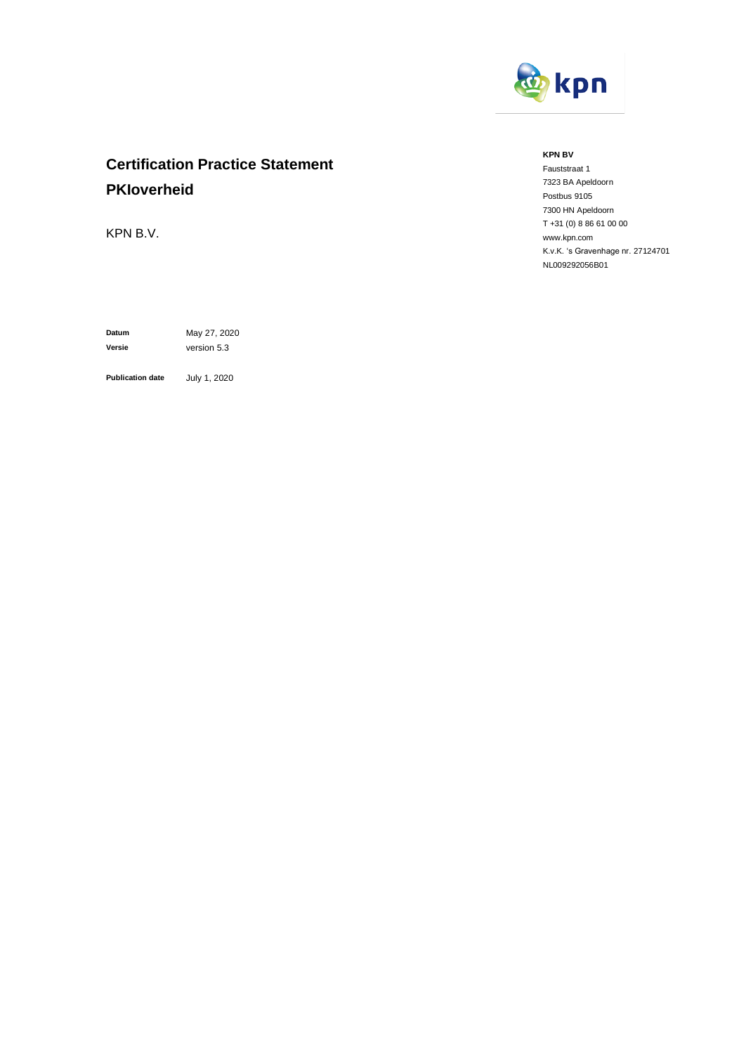# Certification Practice Statement PKIoverheid

KPN B.V.

**KPN BV**
Fauststraat 1
7323 BA Apeldoorn
Postbus 9105
7300 HN Apeldoorn
T +31 (0) 8 86 61 00 00
www.kpn.com
K.v.K. 's Gravenhage nr. 27124701
NL009292056B01

**Datum** May 27, 2020
**Versie** version 5.3

**Publication date** July 1, 2020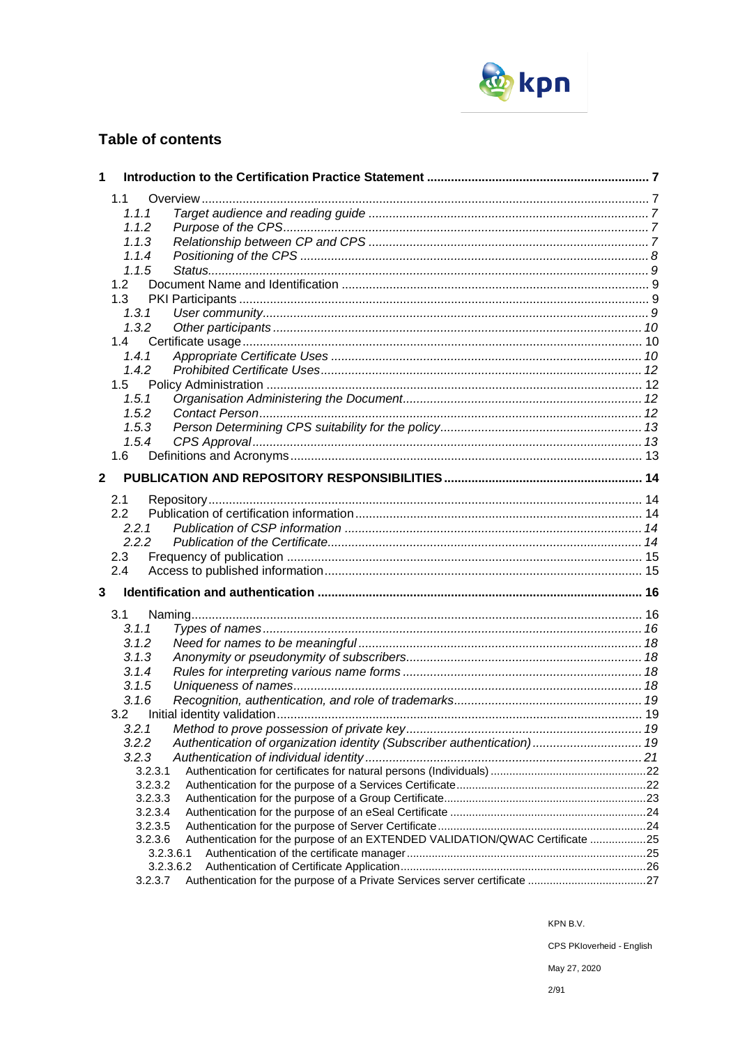## Table of contents

**1 Introduction to the Certification Practice Statement ........ 7**

- 1.1 Overview ........ 7
  - *1.1.1 Target audience and reading guide ........ 7*
  - *1.1.2 Purpose of the CPS ........ 7*
  - *1.1.3 Relationship between CP and CPS ........ 7*
  - *1.1.4 Positioning of the CPS ........ 8*
  - *1.1.5 Status ........ 9*
- 1.2 Document Name and Identification ........ 9
- 1.3 PKI Participants ........ 9
  - *1.3.1 User community ........ 9*
  - *1.3.2 Other participants ........ 10*
- 1.4 Certificate usage ........ 10
  - *1.4.1 Appropriate Certificate Uses ........ 10*
  - *1.4.2 Prohibited Certificate Uses ........ 12*
- 1.5 Policy Administration ........ 12
  - *1.5.1 Organisation Administering the Document ........ 12*
  - *1.5.2 Contact Person ........ 12*
  - *1.5.3 Person Determining CPS suitability for the policy ........ 13*
  - *1.5.4 CPS Approval ........ 13*
- 1.6 Definitions and Acronyms ........ 13

**2 PUBLICATION AND REPOSITORY RESPONSIBILITIES ........ 14**

- 2.1 Repository ........ 14
- 2.2 Publication of certification information ........ 14
  - *2.2.1 Publication of CSP information ........ 14*
  - *2.2.2 Publication of the Certificate ........ 14*
- 2.3 Frequency of publication ........ 15
- 2.4 Access to published information ........ 15

**3 Identification and authentication ........ 16**

- 3.1 Naming ........ 16
  - *3.1.1 Types of names ........ 16*
  - *3.1.2 Need for names to be meaningful ........ 18*
  - *3.1.3 Anonymity or pseudonymity of subscribers ........ 18*
  - *3.1.4 Rules for interpreting various name forms ........ 18*
  - *3.1.5 Uniqueness of names ........ 18*
  - *3.1.6 Recognition, authentication, and role of trademarks ........ 19*
- 3.2 Initial identity validation ........ 19
  - *3.2.1 Method to prove possession of private key ........ 19*
  - *3.2.2 Authentication of organization identity (Subscriber authentication) ........ 19*
  - *3.2.3 Authentication of individual identity ........ 21*
    - 3.2.3.1 Authentication for certificates for natural persons (Individuals) ........ 22
    - 3.2.3.2 Authentication for the purpose of a Services Certificate ........ 22
    - 3.2.3.3 Authentication for the purpose of a Group Certificate ........ 23
    - 3.2.3.4 Authentication for the purpose of an eSeal Certificate ........ 24
    - 3.2.3.5 Authentication for the purpose of Server Certificate ........ 24
    - 3.2.3.6 Authentication for the purpose of an EXTENDED VALIDATION/QWAC Certificate ........ 25
      - 3.2.3.6.1 Authentication of the certificate manager ........ 25
      - 3.2.3.6.2 Authentication of Certificate Application ........ 26
    - 3.2.3.7 Authentication for the purpose of a Private Services server certificate ........ 27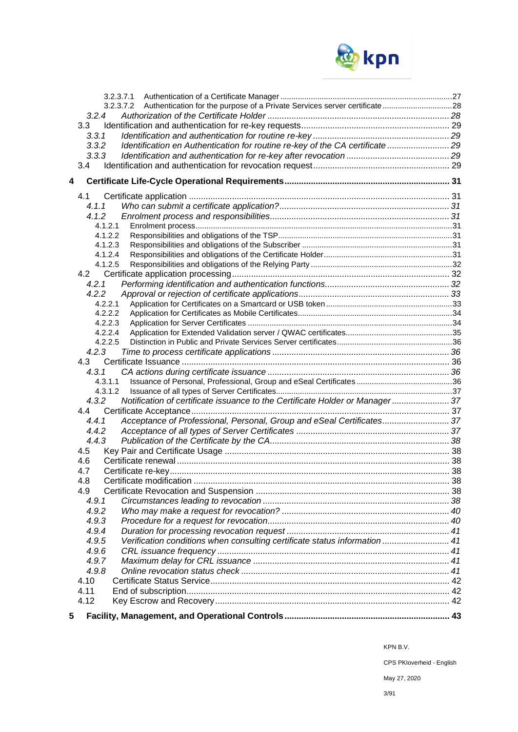3.2.3.7.1 Authentication of a Certificate Manager ..... 27
3.2.3.7.2 Authentication for the purpose of a Private Services server certificate ..... 28
*3.2.4 Authorization of the Certificate Holder ..... 28*
3.3 Identification and authentication for re-key requests ..... 29
*3.3.1 Identification and authentication for routine re-key ..... 29*
*3.3.2 Identification en Authentication for routine re-key of the CA certificate ..... 29*
*3.3.3 Identification and authentication for re-key after revocation ..... 29*
3.4 Identification and authentication for revocation request ..... 29

**4 Certificate Life-Cycle Operational Requirements ..... 31**

4.1 Certificate application ..... 31
*4.1.1 Who can submit a certificate application? ..... 31*
*4.1.2 Enrolment process and responsibilities ..... 31*
4.1.2.1 Enrolment process ..... 31
4.1.2.2 Responsibilities and obligations of the TSP ..... 31
4.1.2.3 Responsibilities and obligations of the Subscriber ..... 31
4.1.2.4 Responsibilities and obligations of the Certificate Holder ..... 31
4.1.2.5 Responsibilities and obligations of the Relying Party ..... 32
4.2 Certificate application processing ..... 32
*4.2.1 Performing identification and authentication functions ..... 32*
*4.2.2 Approval or rejection of certificate applications ..... 33*
4.2.2.1 Application for Certificates on a Smartcard or USB token ..... 33
4.2.2.2 Application for Certificates as Mobile Certificates ..... 34
4.2.2.3 Application for Server Certificates ..... 34
4.2.2.4 Application for Extended Validation server / QWAC certificates ..... 35
4.2.2.5 Distinction in Public and Private Services Server certificates ..... 36
*4.2.3 Time to process certificate applications ..... 36*
4.3 Certificate Issuance ..... 36
*4.3.1 CA actions during certificate issuance ..... 36*
4.3.1.1 Issuance of Personal, Professional, Group and eSeal Certificates ..... 36
4.3.1.2 Issuance of all types of Server Certificates ..... 37
*4.3.2 Notification of certificate issuance to the Certificate Holder or Manager ..... 37*
4.4 Certificate Acceptance ..... 37
*4.4.1 Acceptance of Professional, Personal, Group and eSeal Certificates ..... 37*
*4.4.2 Acceptance of all types of Server Certificates ..... 37*
*4.4.3 Publication of the Certificate by the CA ..... 38*
4.5 Key Pair and Certificate Usage ..... 38
4.6 Certificate renewal ..... 38
4.7 Certificate re-key ..... 38
4.8 Certificate modification ..... 38
4.9 Certificate Revocation and Suspension ..... 38
*4.9.1 Circumstances leading to revocation ..... 38*
*4.9.2 Who may make a request for revocation? ..... 40*
*4.9.3 Procedure for a request for revocation ..... 40*
*4.9.4 Duration for processing revocation request ..... 41*
*4.9.5 Verification conditions when consulting certificate status information ..... 41*
*4.9.6 CRL issuance frequency ..... 41*
*4.9.7 Maximum delay for CRL issuance ..... 41*
*4.9.8 Online revocation status check ..... 41*
4.10 Certificate Status Service ..... 42
4.11 End of subscription ..... 42
4.12 Key Escrow and Recovery ..... 42

**5 Facility, Management, and Operational Controls ..... 43**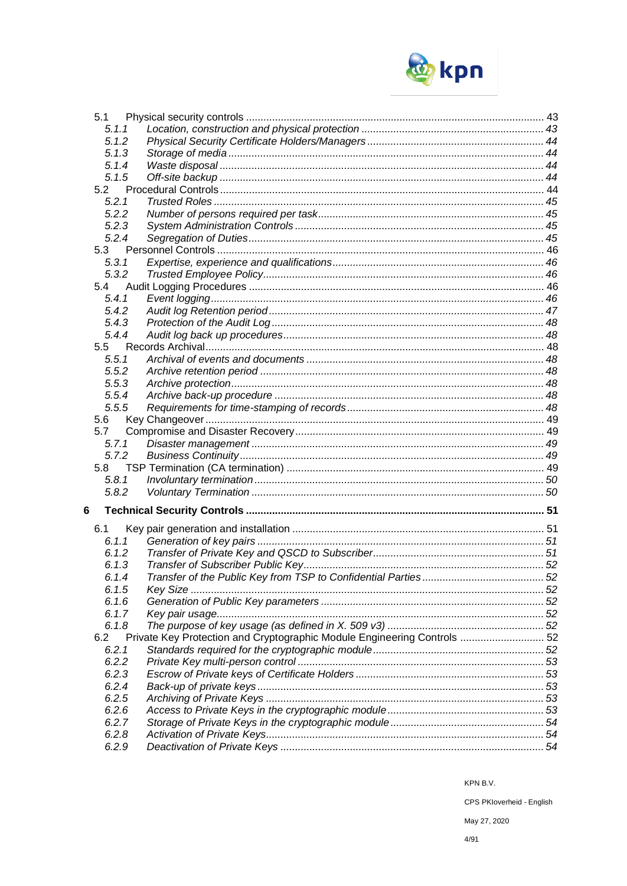5.1 Physical security controls ..................................................................................................... 43
    *5.1.1 Location, construction and physical protection ............................................................. 43*
    *5.1.2 Physical Security Certificate Holders/Managers ............................................................ 44*
    *5.1.3 Storage of media ............................................................................................................ 44*
    *5.1.4 Waste disposal ................................................................................................................ 44*
    *5.1.5 Off-site backup ............................................................................................................... 44*
5.2 Procedural Controls .............................................................................................................. 44
    *5.2.1 Trusted Roles .................................................................................................................. 45*
    *5.2.2 Number of persons required per task ............................................................................. 45*
    *5.2.3 System Administration Controls ..................................................................................... 45*
    *5.2.4 Segregation of Duties ..................................................................................................... 45*
5.3 Personnel Controls ................................................................................................................ 46
    *5.3.1 Expertise, experience and qualifications ......................................................................... 46*
    *5.3.2 Trusted Employee Policy ................................................................................................. 46*
5.4 Audit Logging Procedures ..................................................................................................... 46
    *5.4.1 Event logging .................................................................................................................. 46*
    *5.4.2 Audit log Retention period .............................................................................................. 47*
    *5.4.3 Protection of the Audit Log ............................................................................................. 48*
    *5.4.4 Audit log back up procedures ......................................................................................... 48*
5.5 Records Archival ................................................................................................................... 48
    *5.5.1 Archival of events and documents ................................................................................. 48*
    *5.5.2 Archive retention period ................................................................................................. 48*
    *5.5.3 Archive protection ........................................................................................................... 48*
    *5.5.4 Archive back-up procedure ............................................................................................ 48*
    *5.5.5 Requirements for time-stamping of records .................................................................... 48*
5.6 Key Changeover .................................................................................................................... 49
5.7 Compromise and Disaster Recovery ..................................................................................... 49
    *5.7.1 Disaster management .................................................................................................... 49*
    *5.7.2 Business Continuity ........................................................................................................ 49*
5.8 TSP Termination (CA termination) ........................................................................................ 49
    *5.8.1 Involuntary termination ................................................................................................... 50*
    *5.8.2 Voluntary Termination .................................................................................................... 50*

**6 Technical Security Controls ....................................................................................................... 51**

6.1 Key pair generation and installation ...................................................................................... 51
    *6.1.1 Generation of key pairs .................................................................................................. 51*
    *6.1.2 Transfer of Private Key and QSCD to Subscriber ........................................................... 51*
    *6.1.3 Transfer of Subscriber Public Key ................................................................................... 52*
    *6.1.4 Transfer of the Public Key from TSP to Confidential Parties ........................................... 52*
    *6.1.5 Key Size ......................................................................................................................... 52*
    *6.1.6 Generation of Public Key parameters ............................................................................. 52*
    *6.1.7 Key pair usage ................................................................................................................ 52*
    *6.1.8 The purpose of key usage (as defined in X. 509 v3) ...................................................... 52*
6.2 Private Key Protection and Cryptographic Module Engineering Controls ............................. 52
    *6.2.1 Standards required for the cryptographic module ........................................................... 52*
    *6.2.2 Private Key multi-person control ..................................................................................... 53*
    *6.2.3 Escrow of Private keys of Certificate Holders ................................................................. 53*
    *6.2.4 Back-up of private keys .................................................................................................. 53*
    *6.2.5 Archiving of Private Keys ............................................................................................... 53*
    *6.2.6 Access to Private Keys in the cryptographic module ...................................................... 53*
    *6.2.7 Storage of Private Keys in the cryptographic module ..................................................... 54*
    *6.2.8 Activation of Private Keys ............................................................................................... 54*
    *6.2.9 Deactivation of Private Keys .......................................................................................... 54*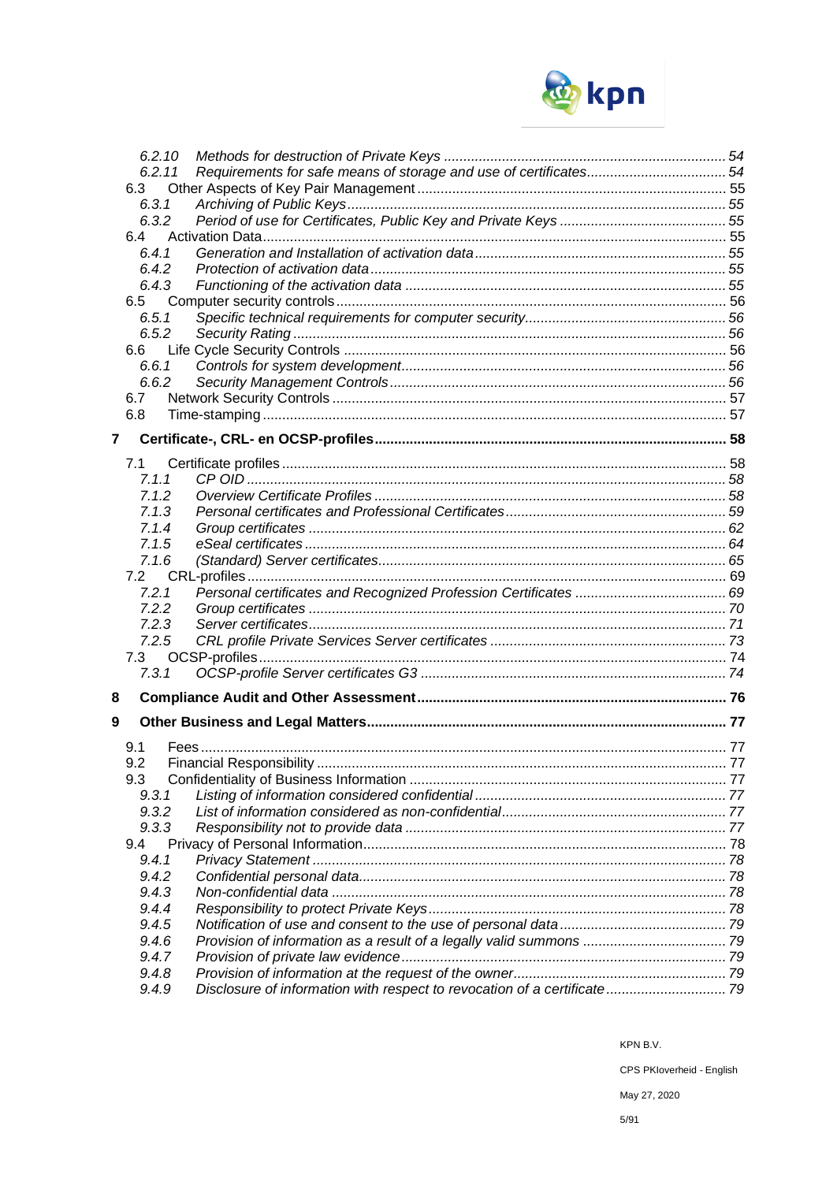6.2.10 *Methods for destruction of Private Keys* ........ 54
6.2.11 *Requirements for safe means of storage and use of certificates* ........ 54
6.3 Other Aspects of Key Pair Management ........ 55
6.3.1 *Archiving of Public Keys* ........ 55
6.3.2 *Period of use for Certificates, Public Key and Private Keys* ........ 55
6.4 Activation Data ........ 55
6.4.1 *Generation and Installation of activation data* ........ 55
6.4.2 *Protection of activation data* ........ 55
6.4.3 *Functioning of the activation data* ........ 55
6.5 Computer security controls ........ 56
6.5.1 *Specific technical requirements for computer security* ........ 56
6.5.2 *Security Rating* ........ 56
6.6 Life Cycle Security Controls ........ 56
6.6.1 *Controls for system development* ........ 56
6.6.2 *Security Management Controls* ........ 56
6.7 Network Security Controls ........ 57
6.8 Time-stamping ........ 57

**7 Certificate-, CRL- en OCSP-profiles ........ 58**

7.1 Certificate profiles ........ 58
7.1.1 *CP OID* ........ 58
7.1.2 *Overview Certificate Profiles* ........ 58
7.1.3 *Personal certificates and Professional Certificates* ........ 59
7.1.4 *Group certificates* ........ 62
7.1.5 *eSeal certificates* ........ 64
7.1.6 *(Standard) Server certificates* ........ 65
7.2 CRL-profiles ........ 69
7.2.1 *Personal certificates and Recognized Profession Certificates* ........ 69
7.2.2 *Group certificates* ........ 70
7.2.3 *Server certificates* ........ 71
7.2.5 *CRL profile Private Services Server certificates* ........ 73
7.3 OCSP-profiles ........ 74
7.3.1 *OCSP-profile Server certificates G3* ........ 74

**8 Compliance Audit and Other Assessment ........ 76**

**9 Other Business and Legal Matters ........ 77**

9.1 Fees ........ 77
9.2 Financial Responsibility ........ 77
9.3 Confidentiality of Business Information ........ 77
9.3.1 *Listing of information considered confidential* ........ 77
9.3.2 *List of information considered as non-confidential* ........ 77
9.3.3 *Responsibility not to provide data* ........ 77
9.4 Privacy of Personal Information ........ 78
9.4.1 *Privacy Statement* ........ 78
9.4.2 *Confidential personal data* ........ 78
9.4.3 *Non-confidential data* ........ 78
9.4.4 *Responsibility to protect Private Keys* ........ 78
9.4.5 *Notification of use and consent to the use of personal data* ........ 79
9.4.6 *Provision of information as a result of a legally valid summons* ........ 79
9.4.7 *Provision of private law evidence* ........ 79
9.4.8 *Provision of information at the request of the owner* ........ 79
9.4.9 *Disclosure of information with respect to revocation of a certificate* ........ 79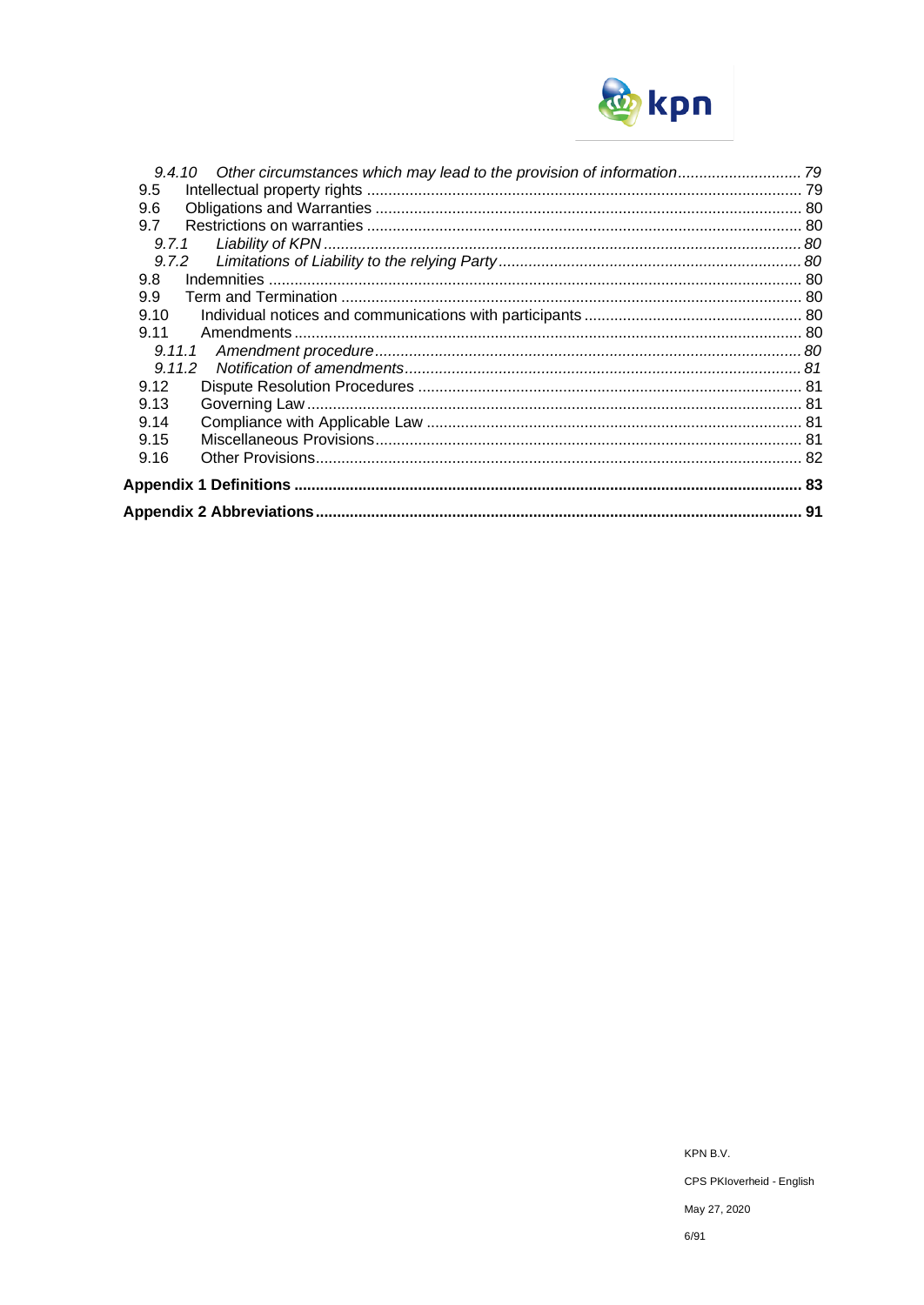*9.4.10 Other circumstances which may lead to the provision of information ............................ 79*
9.5 Intellectual property rights ..................................................................................... 79
9.6 Obligations and Warranties ................................................................................... 80
9.7 Restrictions on warranties ..................................................................................... 80
*9.7.1 Liability of KPN ................................................................................................ 80*
*9.7.2 Limitations of Liability to the relying Party ...................................................... 80*
9.8 Indemnities ............................................................................................................ 80
9.9 Term and Termination ........................................................................................... 80
9.10 Individual notices and communications with participants .................................. 80
9.11 Amendments ...................................................................................................... 80
*9.11.1 Amendment procedure .................................................................................. 80*
*9.11.2 Notification of amendments ........................................................................... 81*
9.12 Dispute Resolution Procedures ......................................................................... 81
9.13 Governing Law ................................................................................................... 81
9.14 Compliance with Applicable Law ....................................................................... 81
9.15 Miscellaneous Provisions ................................................................................... 81
9.16 Other Provisions ................................................................................................. 82

**Appendix 1 Definitions ..................................................................................................... 83**

**Appendix 2 Abbreviations ................................................................................................ 91**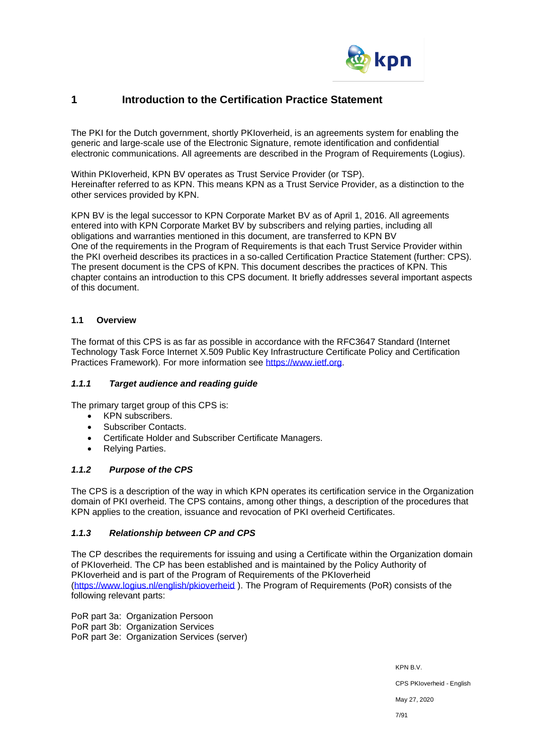# 1 Introduction to the Certification Practice Statement

The PKI for the Dutch government, shortly PKIoverheid, is an agreements system for enabling the generic and large-scale use of the Electronic Signature, remote identification and confidential electronic communications. All agreements are described in the Program of Requirements (Logius).

Within PKIoverheid, KPN BV operates as Trust Service Provider (or TSP).
Hereinafter referred to as KPN. This means KPN as a Trust Service Provider, as a distinction to the other services provided by KPN.

KPN BV is the legal successor to KPN Corporate Market BV as of April 1, 2016. All agreements entered into with KPN Corporate Market BV by subscribers and relying parties, including all obligations and warranties mentioned in this document, are transferred to KPN BV
One of the requirements in the Program of Requirements is that each Trust Service Provider within the PKI overheid describes its practices in a so-called Certification Practice Statement (further: CPS). The present document is the CPS of KPN. This document describes the practices of KPN. This chapter contains an introduction to this CPS document. It briefly addresses several important aspects of this document.

## 1.1 Overview

The format of this CPS is as far as possible in accordance with the RFC3647 Standard (Internet Technology Task Force Internet X.509 Public Key Infrastructure Certificate Policy and Certification Practices Framework). For more information see https://www.ietf.org.

### *1.1.1 Target audience and reading guide*

The primary target group of this CPS is:

- KPN subscribers.
- Subscriber Contacts.
- Certificate Holder and Subscriber Certificate Managers.
- Relying Parties.

### *1.1.2 Purpose of the CPS*

The CPS is a description of the way in which KPN operates its certification service in the Organization domain of PKI overheid. The CPS contains, among other things, a description of the procedures that KPN applies to the creation, issuance and revocation of PKI overheid Certificates.

### *1.1.3 Relationship between CP and CPS*

The CP describes the requirements for issuing and using a Certificate within the Organization domain of PKIoverheid. The CP has been established and is maintained by the Policy Authority of PKIoverheid and is part of the Program of Requirements of the PKIoverheid (https://www.logius.nl/english/pkioverheid ). The Program of Requirements (PoR) consists of the following relevant parts:

PoR part 3a: Organization Persoon
PoR part 3b: Organization Services
PoR part 3e: Organization Services (server)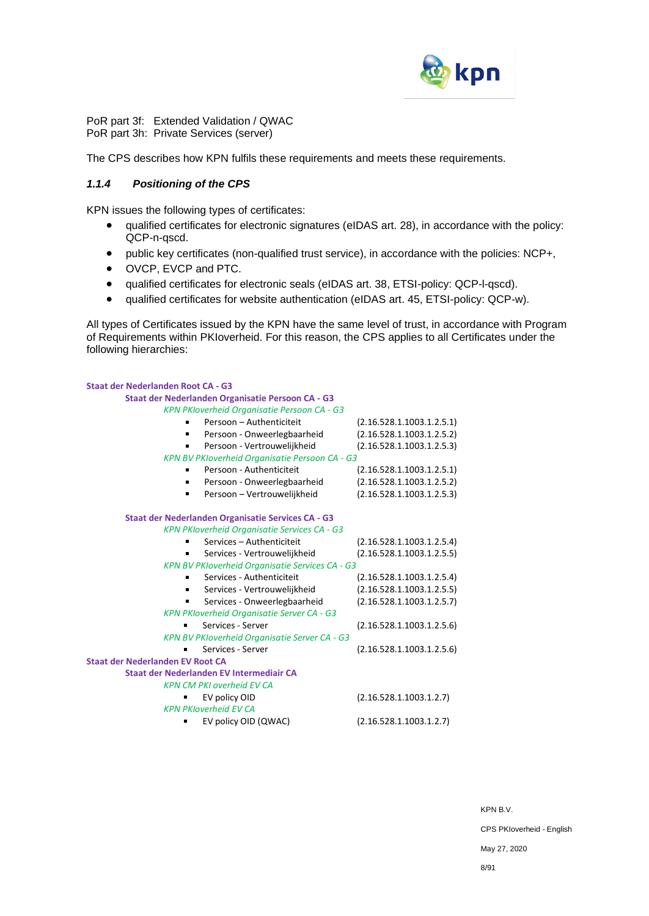PoR part 3f: Extended Validation / QWAC
PoR part 3h: Private Services (server)

The CPS describes how KPN fulfils these requirements and meets these requirements.

### *1.1.4 Positioning of the CPS*

KPN issues the following types of certificates:

- qualified certificates for electronic signatures (eIDAS art. 28), in accordance with the policy: QCP-n-qscd.
- public key certificates (non-qualified trust service), in accordance with the policies: NCP+,
- OVCP, EVCP and PTC.
- qualified certificates for electronic seals (eIDAS art. 38, ETSI-policy: QCP-l-qscd).
- qualified certificates for website authentication (eIDAS art. 45, ETSI-policy: QCP-w).

All types of Certificates issued by the KPN have the same level of trust, in accordance with Program of Requirements within PKIoverheid. For this reason, the CPS applies to all Certificates under the following hierarchies:

**Staat der Nederlanden Root CA - G3**

- **Staat der Nederlanden Organisatie Persoon CA - G3**
  - *KPN PKIoverheid Organisatie Persoon CA - G3*
    - Persoon – Authenticiteit (2.16.528.1.1003.1.2.5.1)
    - Persoon - Onweerlegbaarheid (2.16.528.1.1003.1.2.5.2)
    - Persoon - Vertrouwelijkheid (2.16.528.1.1003.1.2.5.3)
  - *KPN BV PKIoverheid Organisatie Persoon CA - G3*
    - Persoon - Authenticiteit (2.16.528.1.1003.1.2.5.1)
    - Persoon - Onweerlegbaarheid (2.16.528.1.1003.1.2.5.2)
    - Persoon – Vertrouwelijkheid (2.16.528.1.1003.1.2.5.3)
- **Staat der Nederlanden Organisatie Services CA - G3**
  - *KPN PKIoverheid Organisatie Services CA - G3*
    - Services – Authenticiteit (2.16.528.1.1003.1.2.5.4)
    - Services - Vertrouwelijkheid (2.16.528.1.1003.1.2.5.5)
  - *KPN BV PKIoverheid Organisatie Services CA - G3*
    - Services - Authenticiteit (2.16.528.1.1003.1.2.5.4)
    - Services - Vertrouwelijkheid (2.16.528.1.1003.1.2.5.5)
    - Services - Onweerlegbaarheid (2.16.528.1.1003.1.2.5.7)
  - *KPN PKIoverheid Organisatie Server CA - G3*
    - Services - Server (2.16.528.1.1003.1.2.5.6)
  - *KPN BV PKIoverheid Organisatie Server CA - G3*
    - Services - Server (2.16.528.1.1003.1.2.5.6)

**Staat der Nederlanden EV Root CA**

- **Staat der Nederlanden EV Intermediair CA**
  - *KPN CM PKI overheid EV CA*
    - EV policy OID (2.16.528.1.1003.1.2.7)
  - *KPN PKIoverheid EV CA*
    - EV policy OID (QWAC) (2.16.528.1.1003.1.2.7)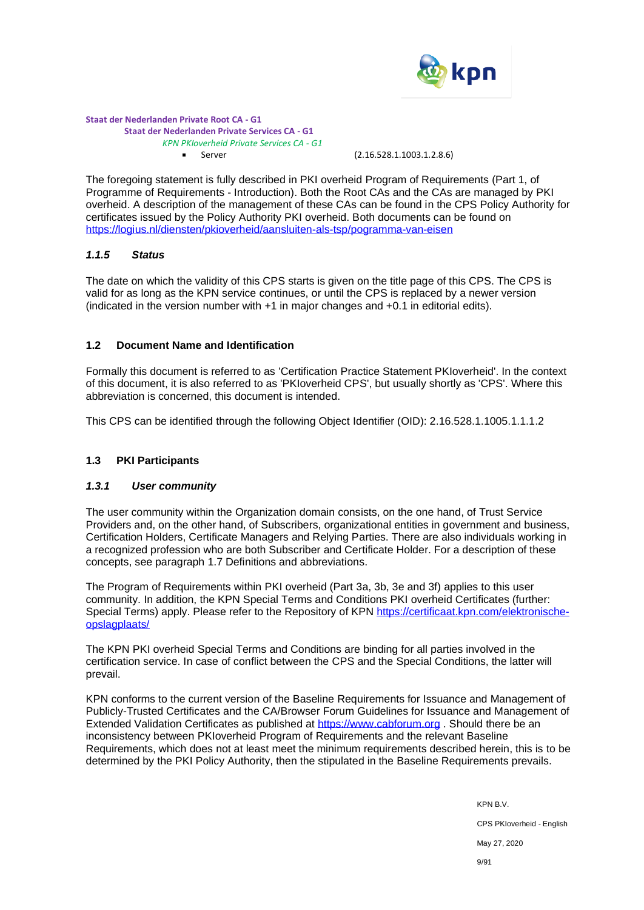**Staat der Nederlanden Private Root CA - G1**
  **Staat der Nederlanden Private Services CA - G1**
    *KPN PKIoverheid Private Services CA - G1*
- Server (2.16.528.1.1003.1.2.8.6)

The foregoing statement is fully described in PKI overheid Program of Requirements (Part 1, of Programme of Requirements - Introduction). Both the Root CAs and the CAs are managed by PKI overheid. A description of the management of these CAs can be found in the CPS Policy Authority for certificates issued by the Policy Authority PKI overheid. Both documents can be found on https://logius.nl/diensten/pkioverheid/aansluiten-als-tsp/pogramma-van-eisen

### *1.1.5 Status*

The date on which the validity of this CPS starts is given on the title page of this CPS. The CPS is valid for as long as the KPN service continues, or until the CPS is replaced by a newer version (indicated in the version number with +1 in major changes and +0.1 in editorial edits).

## 1.2 Document Name and Identification

Formally this document is referred to as 'Certification Practice Statement PKIoverheid'. In the context of this document, it is also referred to as 'PKIoverheid CPS', but usually shortly as 'CPS'. Where this abbreviation is concerned, this document is intended.

This CPS can be identified through the following Object Identifier (OID): 2.16.528.1.1005.1.1.1.2

## 1.3 PKI Participants

### *1.3.1 User community*

The user community within the Organization domain consists, on the one hand, of Trust Service Providers and, on the other hand, of Subscribers, organizational entities in government and business, Certification Holders, Certificate Managers and Relying Parties. There are also individuals working in a recognized profession who are both Subscriber and Certificate Holder. For a description of these concepts, see paragraph 1.7 Definitions and abbreviations.

The Program of Requirements within PKI overheid (Part 3a, 3b, 3e and 3f) applies to this user community. In addition, the KPN Special Terms and Conditions PKI overheid Certificates (further: Special Terms) apply. Please refer to the Repository of KPN https://certificaat.kpn.com/elektronische-opslagplaats/

The KPN PKI overheid Special Terms and Conditions are binding for all parties involved in the certification service. In case of conflict between the CPS and the Special Conditions, the latter will prevail.

KPN conforms to the current version of the Baseline Requirements for Issuance and Management of Publicly-Trusted Certificates and the CA/Browser Forum Guidelines for Issuance and Management of Extended Validation Certificates as published at https://www.cabforum.org . Should there be an inconsistency between PKIoverheid Program of Requirements and the relevant Baseline Requirements, which does not at least meet the minimum requirements described herein, this is to be determined by the PKI Policy Authority, then the stipulated in the Baseline Requirements prevails.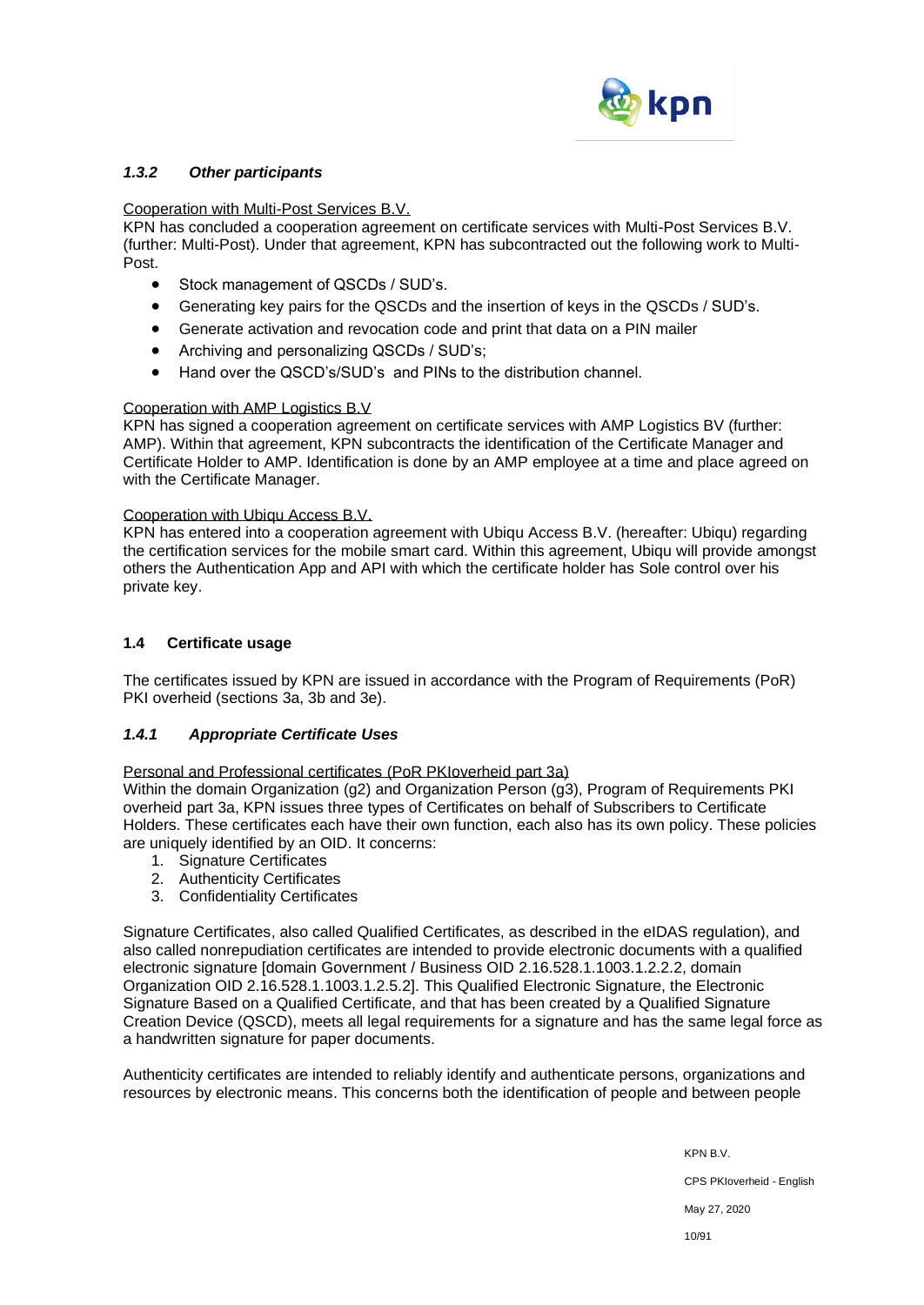### *1.3.2 Other participants*

Cooperation with Multi-Post Services B.V.

KPN has concluded a cooperation agreement on certificate services with Multi-Post Services B.V. (further: Multi-Post). Under that agreement, KPN has subcontracted out the following work to Multi-Post.

- Stock management of QSCDs / SUD's.
- Generating key pairs for the QSCDs and the insertion of keys in the QSCDs / SUD's.
- Generate activation and revocation code and print that data on a PIN mailer
- Archiving and personalizing QSCDs / SUD's;
- Hand over the QSCD's/SUD's and PINs to the distribution channel.

Cooperation with AMP Logistics B.V

KPN has signed a cooperation agreement on certificate services with AMP Logistics BV (further: AMP). Within that agreement, KPN subcontracts the identification of the Certificate Manager and Certificate Holder to AMP. Identification is done by an AMP employee at a time and place agreed on with the Certificate Manager.

Cooperation with Ubiqu Access B.V.

KPN has entered into a cooperation agreement with Ubiqu Access B.V. (hereafter: Ubiqu) regarding the certification services for the mobile smart card. Within this agreement, Ubiqu will provide amongst others the Authentication App and API with which the certificate holder has Sole control over his private key.

## 1.4 Certificate usage

The certificates issued by KPN are issued in accordance with the Program of Requirements (PoR) PKI overheid (sections 3a, 3b and 3e).

### *1.4.1 Appropriate Certificate Uses*

Personal and Professional certificates (PoR PKIoverheid part 3a)

Within the domain Organization (g2) and Organization Person (g3), Program of Requirements PKI overheid part 3a, KPN issues three types of Certificates on behalf of Subscribers to Certificate Holders. These certificates each have their own function, each also has its own policy. These policies are uniquely identified by an OID. It concerns:

1. Signature Certificates
2. Authenticity Certificates
3. Confidentiality Certificates

Signature Certificates, also called Qualified Certificates, as described in the eIDAS regulation), and also called nonrepudiation certificates are intended to provide electronic documents with a qualified electronic signature [domain Government / Business OID 2.16.528.1.1003.1.2.2.2, domain Organization OID 2.16.528.1.1003.1.2.5.2]. This Qualified Electronic Signature, the Electronic Signature Based on a Qualified Certificate, and that has been created by a Qualified Signature Creation Device (QSCD), meets all legal requirements for a signature and has the same legal force as a handwritten signature for paper documents.

Authenticity certificates are intended to reliably identify and authenticate persons, organizations and resources by electronic means. This concerns both the identification of people and between people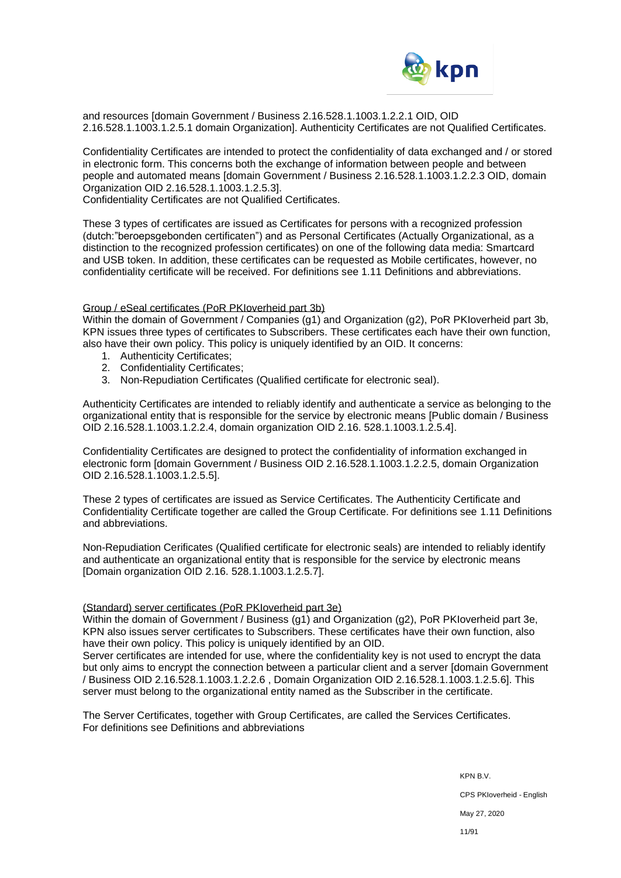and resources [domain Government / Business 2.16.528.1.1003.1.2.2.1 OID, OID 2.16.528.1.1003.1.2.5.1 domain Organization]. Authenticity Certificates are not Qualified Certificates.

Confidentiality Certificates are intended to protect the confidentiality of data exchanged and / or stored in electronic form. This concerns both the exchange of information between people and between people and automated means [domain Government / Business 2.16.528.1.1003.1.2.2.3 OID, domain Organization OID 2.16.528.1.1003.1.2.5.3].
Confidentiality Certificates are not Qualified Certificates.

These 3 types of certificates are issued as Certificates for persons with a recognized profession (dutch:"beroepsgebonden certificaten") and as Personal Certificates (Actually Organizational, as a distinction to the recognized profession certificates) on one of the following data media: Smartcard and USB token. In addition, these certificates can be requested as Mobile certificates, however, no confidentiality certificate will be received. For definitions see 1.11 Definitions and abbreviations.

<u>Group / eSeal certificates (PoR PKIoverheid part 3b)</u>
Within the domain of Government / Companies (g1) and Organization (g2), PoR PKIoverheid part 3b, KPN issues three types of certificates to Subscribers. These certificates each have their own function, also have their own policy. This policy is uniquely identified by an OID. It concerns:

1. Authenticity Certificates;
2. Confidentiality Certificates;
3. Non-Repudiation Certificates (Qualified certificate for electronic seal).

Authenticity Certificates are intended to reliably identify and authenticate a service as belonging to the organizational entity that is responsible for the service by electronic means [Public domain / Business OID 2.16.528.1.1003.1.2.2.4, domain organization OID 2.16. 528.1.1003.1.2.5.4].

Confidentiality Certificates are designed to protect the confidentiality of information exchanged in electronic form [domain Government / Business OID 2.16.528.1.1003.1.2.2.5, domain Organization OID 2.16.528.1.1003.1.2.5.5].

These 2 types of certificates are issued as Service Certificates. The Authenticity Certificate and Confidentiality Certificate together are called the Group Certificate. For definitions see 1.11 Definitions and abbreviations.

Non-Repudiation Cerificates (Qualified certificate for electronic seals) are intended to reliably identify and authenticate an organizational entity that is responsible for the service by electronic means [Domain organization OID 2.16. 528.1.1003.1.2.5.7].

<u>(Standard) server certificates (PoR PKIoverheid part 3e)</u>
Within the domain of Government / Business (g1) and Organization (g2), PoR PKIoverheid part 3e, KPN also issues server certificates to Subscribers. These certificates have their own function, also have their own policy. This policy is uniquely identified by an OID.
Server certificates are intended for use, where the confidentiality key is not used to encrypt the data but only aims to encrypt the connection between a particular client and a server [domain Government / Business OID 2.16.528.1.1003.1.2.2.6 , Domain Organization OID 2.16.528.1.1003.1.2.5.6]. This server must belong to the organizational entity named as the Subscriber in the certificate.

The Server Certificates, together with Group Certificates, are called the Services Certificates.
For definitions see Definitions and abbreviations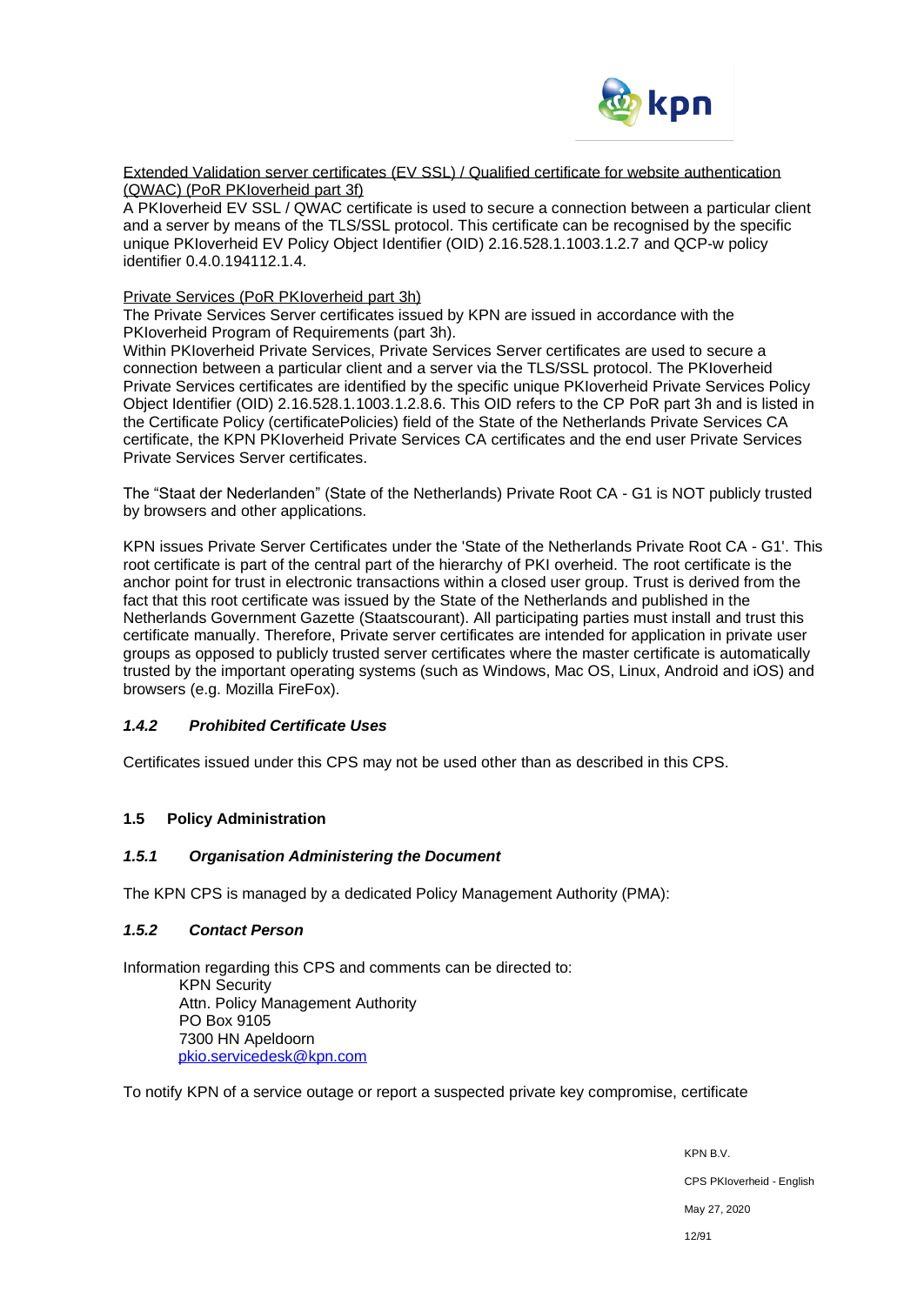Extended Validation server certificates (EV SSL) / Qualified certificate for website authentication (QWAC) (PoR PKIoverheid part 3f)
A PKIoverheid EV SSL / QWAC certificate is used to secure a connection between a particular client and a server by means of the TLS/SSL protocol. This certificate can be recognised by the specific unique PKIoverheid EV Policy Object Identifier (OID) 2.16.528.1.1003.1.2.7 and QCP-w policy identifier 0.4.0.194112.1.4.

Private Services (PoR PKIoverheid part 3h)
The Private Services Server certificates issued by KPN are issued in accordance with the PKIoverheid Program of Requirements (part 3h).
Within PKIoverheid Private Services, Private Services Server certificates are used to secure a connection between a particular client and a server via the TLS/SSL protocol. The PKIoverheid Private Services certificates are identified by the specific unique PKIoverheid Private Services Policy Object Identifier (OID) 2.16.528.1.1003.1.2.8.6. This OID refers to the CP PoR part 3h and is listed in the Certificate Policy (certificatePolicies) field of the State of the Netherlands Private Services CA certificate, the KPN PKIoverheid Private Services CA certificates and the end user Private Services Private Services Server certificates.

The "Staat der Nederlanden" (State of the Netherlands) Private Root CA - G1 is NOT publicly trusted by browsers and other applications.

KPN issues Private Server Certificates under the 'State of the Netherlands Private Root CA - G1'. This root certificate is part of the central part of the hierarchy of PKI overheid. The root certificate is the anchor point for trust in electronic transactions within a closed user group. Trust is derived from the fact that this root certificate was issued by the State of the Netherlands and published in the Netherlands Government Gazette (Staatscourant). All participating parties must install and trust this certificate manually. Therefore, Private server certificates are intended for application in private user groups as opposed to publicly trusted server certificates where the master certificate is automatically trusted by the important operating systems (such as Windows, Mac OS, Linux, Android and iOS) and browsers (e.g. Mozilla FireFox).

#### *1.4.2 Prohibited Certificate Uses*

Certificates issued under this CPS may not be used other than as described in this CPS.

### 1.5 Policy Administration

#### *1.5.1 Organisation Administering the Document*

The KPN CPS is managed by a dedicated Policy Management Authority (PMA):

#### *1.5.2 Contact Person*

Information regarding this CPS and comments can be directed to:

KPN Security
Attn. Policy Management Authority
PO Box 9105
7300 HN Apeldoorn
pkio.servicedesk@kpn.com

To notify KPN of a service outage or report a suspected private key compromise, certificate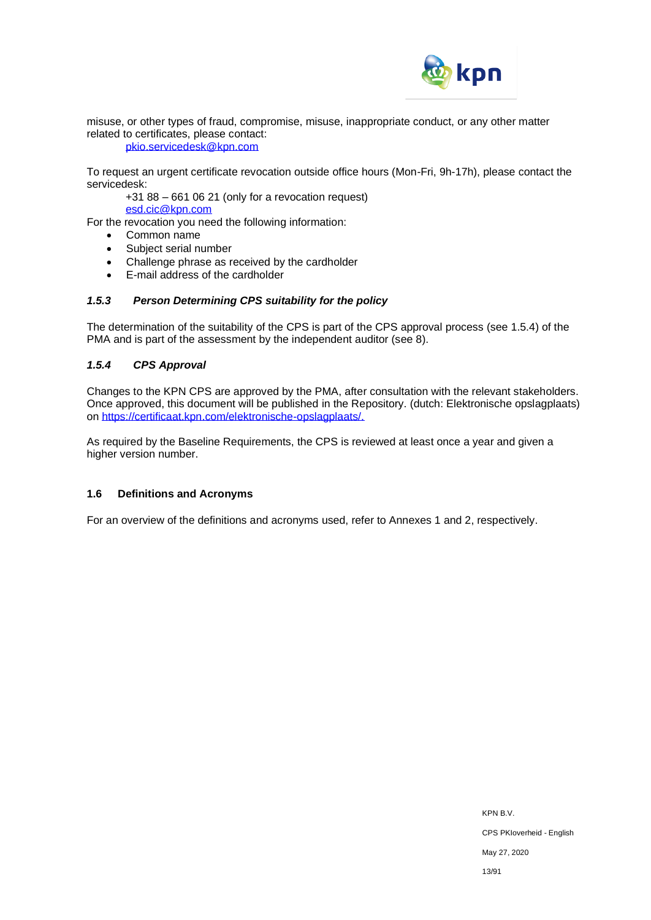misuse, or other types of fraud, compromise, misuse, inappropriate conduct, or any other matter related to certificates, please contact:

pkio.servicedesk@kpn.com

To request an urgent certificate revocation outside office hours (Mon-Fri, 9h-17h), please contact the servicedesk:

+31 88 – 661 06 21 (only for a revocation request)
esd.cic@kpn.com

For the revocation you need the following information:

- Common name
- Subject serial number
- Challenge phrase as received by the cardholder
- E-mail address of the cardholder

### *1.5.3 Person Determining CPS suitability for the policy*

The determination of the suitability of the CPS is part of the CPS approval process (see 1.5.4) of the PMA and is part of the assessment by the independent auditor (see 8).

### *1.5.4 CPS Approval*

Changes to the KPN CPS are approved by the PMA, after consultation with the relevant stakeholders. Once approved, this document will be published in the Repository. (dutch: Elektronische opslagplaats) on https://certificaat.kpn.com/elektronische-opslagplaats/.

As required by the Baseline Requirements, the CPS is reviewed at least once a year and given a higher version number.

## 1.6 Definitions and Acronyms

For an overview of the definitions and acronyms used, refer to Annexes 1 and 2, respectively.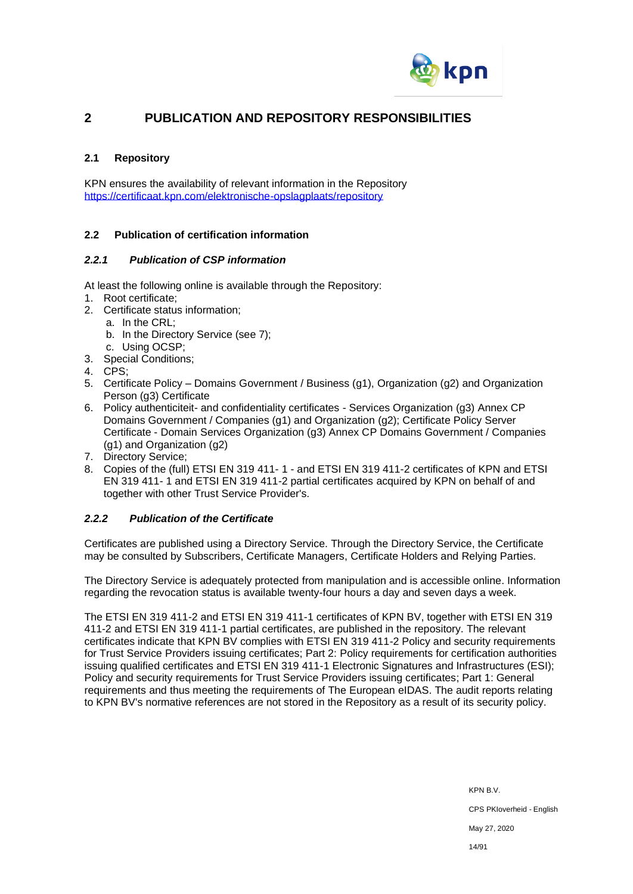# 2 PUBLICATION AND REPOSITORY RESPONSIBILITIES

## 2.1 Repository

KPN ensures the availability of relevant information in the Repository
https://certificaat.kpn.com/elektronische-opslagplaats/repository

## 2.2 Publication of certification information

### *2.2.1 Publication of CSP information*

At least the following online is available through the Repository:

1. Root certificate;
2. Certificate status information;
   a. In the CRL;
   b. In the Directory Service (see 7);
   c. Using OCSP;
3. Special Conditions;
4. CPS;
5. Certificate Policy – Domains Government / Business (g1), Organization (g2) and Organization Person (g3) Certificate
6. Policy authenticiteit- and confidentiality certificates - Services Organization (g3) Annex CP Domains Government / Companies (g1) and Organization (g2); Certificate Policy Server Certificate - Domain Services Organization (g3) Annex CP Domains Government / Companies (g1) and Organization (g2)
7. Directory Service;
8. Copies of the (full) ETSI EN 319 411- 1 - and ETSI EN 319 411-2 certificates of KPN and ETSI EN 319 411- 1 and ETSI EN 319 411-2 partial certificates acquired by KPN on behalf of and together with other Trust Service Provider's.

### *2.2.2 Publication of the Certificate*

Certificates are published using a Directory Service. Through the Directory Service, the Certificate may be consulted by Subscribers, Certificate Managers, Certificate Holders and Relying Parties.

The Directory Service is adequately protected from manipulation and is accessible online. Information regarding the revocation status is available twenty-four hours a day and seven days a week.

The ETSI EN 319 411-2 and ETSI EN 319 411-1 certificates of KPN BV, together with ETSI EN 319 411-2 and ETSI EN 319 411-1 partial certificates, are published in the repository. The relevant certificates indicate that KPN BV complies with ETSI EN 319 411-2 Policy and security requirements for Trust Service Providers issuing certificates; Part 2: Policy requirements for certification authorities issuing qualified certificates and ETSI EN 319 411-1 Electronic Signatures and Infrastructures (ESI); Policy and security requirements for Trust Service Providers issuing certificates; Part 1: General requirements and thus meeting the requirements of The European eIDAS. The audit reports relating to KPN BV's normative references are not stored in the Repository as a result of its security policy.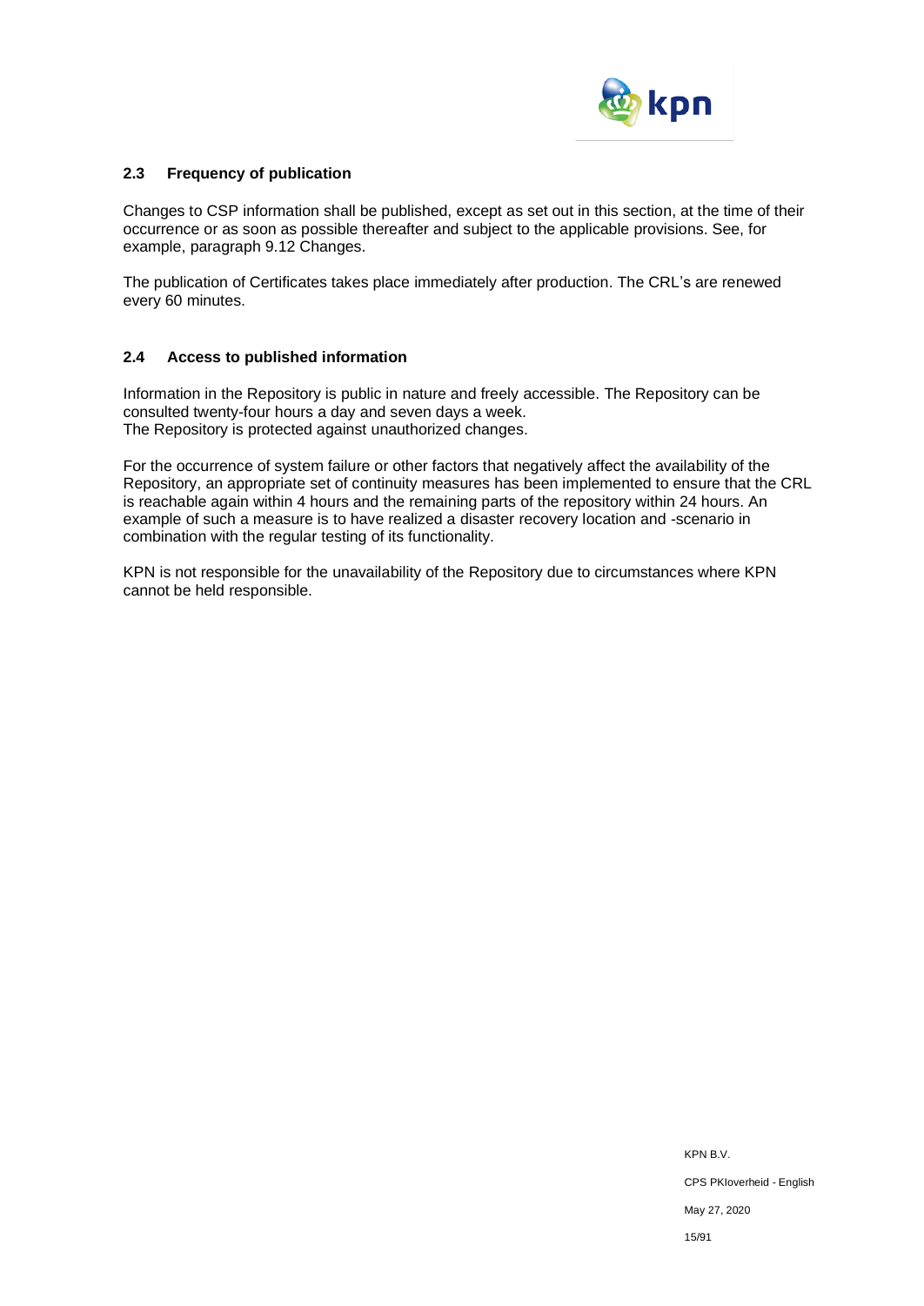## 2.3 Frequency of publication

Changes to CSP information shall be published, except as set out in this section, at the time of their occurrence or as soon as possible thereafter and subject to the applicable provisions. See, for example, paragraph 9.12 Changes.

The publication of Certificates takes place immediately after production. The CRL's are renewed every 60 minutes.

## 2.4 Access to published information

Information in the Repository is public in nature and freely accessible. The Repository can be consulted twenty-four hours a day and seven days a week.
The Repository is protected against unauthorized changes.

For the occurrence of system failure or other factors that negatively affect the availability of the Repository, an appropriate set of continuity measures has been implemented to ensure that the CRL is reachable again within 4 hours and the remaining parts of the repository within 24 hours. An example of such a measure is to have realized a disaster recovery location and -scenario in combination with the regular testing of its functionality.

KPN is not responsible for the unavailability of the Repository due to circumstances where KPN cannot be held responsible.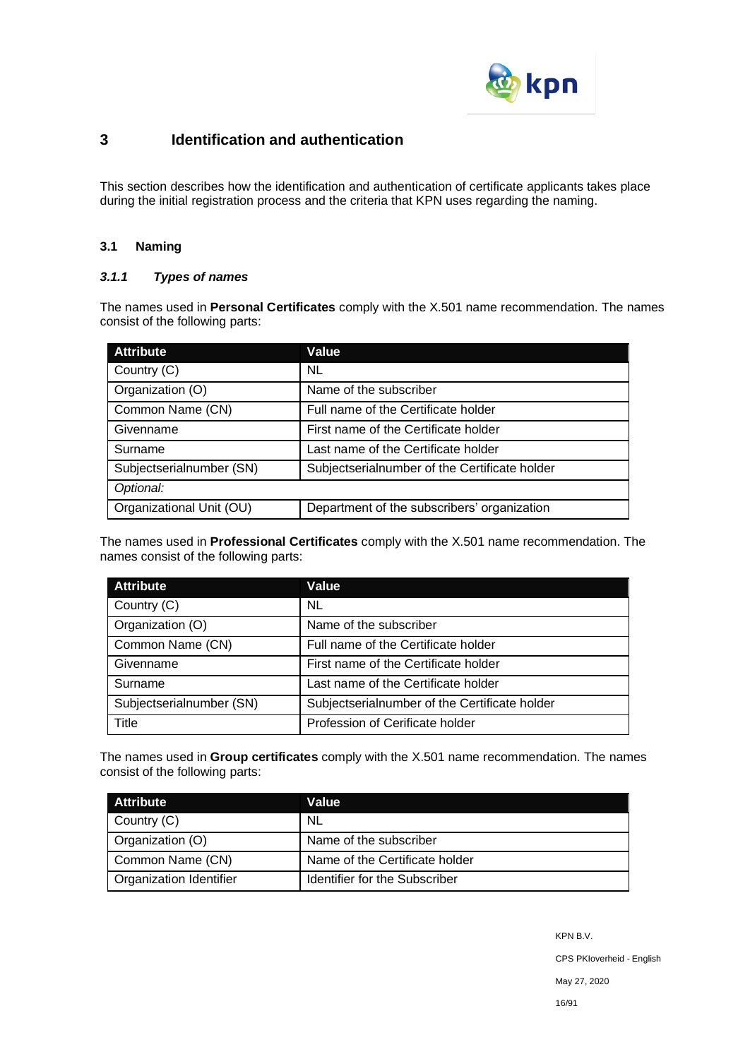# 3 Identification and authentication

This section describes how the identification and authentication of certificate applicants takes place during the initial registration process and the criteria that KPN uses regarding the naming.

## 3.1 Naming

### *3.1.1 Types of names*

The names used in **Personal Certificates** comply with the X.501 name recommendation. The names consist of the following parts:

| Attribute | Value |
|---|---|
| Country (C) | NL |
| Organization (O) | Name of the subscriber |
| Common Name (CN) | Full name of the Certificate holder |
| Givenname | First name of the Certificate holder |
| Surname | Last name of the Certificate holder |
| Subjectserialnumber (SN) | Subjectserialnumber of the Certificate holder |
| *Optional:* | |
| Organizational Unit (OU) | Department of the subscribers' organization |

The names used in **Professional Certificates** comply with the X.501 name recommendation. The names consist of the following parts:

| Attribute | Value |
|---|---|
| Country (C) | NL |
| Organization (O) | Name of the subscriber |
| Common Name (CN) | Full name of the Certificate holder |
| Givenname | First name of the Certificate holder |
| Surname | Last name of the Certificate holder |
| Subjectserialnumber (SN) | Subjectserialnumber of the Certificate holder |
| Title | Profession of Cerificate holder |

The names used in **Group certificates** comply with the X.501 name recommendation. The names consist of the following parts:

| Attribute | Value |
|---|---|
| Country (C) | NL |
| Organization (O) | Name of the subscriber |
| Common Name (CN) | Name of the Certificate holder |
| Organization Identifier | Identifier for the Subscriber |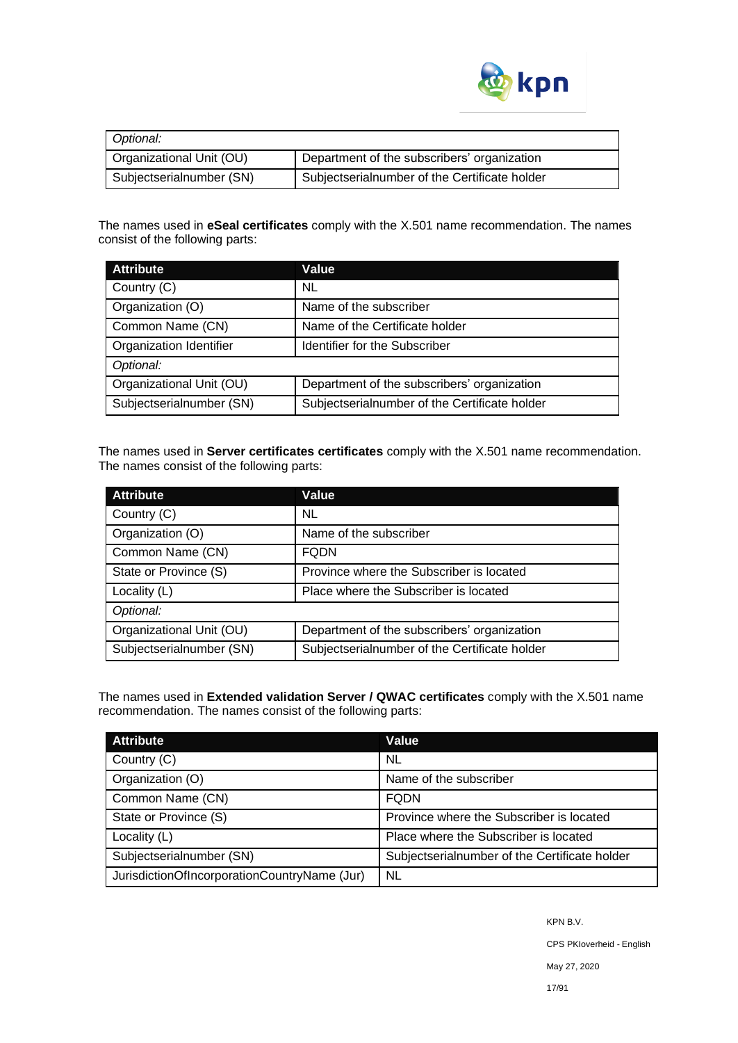| Optional: | |
|---|---|
| Organizational Unit (OU) | Department of the subscribers' organization |
| Subjectserialnumber (SN) | Subjectserialnumber of the Certificate holder |

The names used in **eSeal certificates** comply with the X.501 name recommendation. The names consist of the following parts:

| Attribute | Value |
|---|---|
| Country (C) | NL |
| Organization (O) | Name of the subscriber |
| Common Name (CN) | Name of the Certificate holder |
| Organization Identifier | Identifier for the Subscriber |
| *Optional:* | |
| Organizational Unit (OU) | Department of the subscribers' organization |
| Subjectserialnumber (SN) | Subjectserialnumber of the Certificate holder |

The names used in **Server certificates certificates** comply with the X.501 name recommendation. The names consist of the following parts:

| Attribute | Value |
|---|---|
| Country (C) | NL |
| Organization (O) | Name of the subscriber |
| Common Name (CN) | FQDN |
| State or Province (S) | Province where the Subscriber is located |
| Locality (L) | Place where the Subscriber is located |
| *Optional:* | |
| Organizational Unit (OU) | Department of the subscribers' organization |
| Subjectserialnumber (SN) | Subjectserialnumber of the Certificate holder |

The names used in **Extended validation Server / QWAC certificates** comply with the X.501 name recommendation. The names consist of the following parts:

| Attribute | Value |
|---|---|
| Country (C) | NL |
| Organization (O) | Name of the subscriber |
| Common Name (CN) | FQDN |
| State or Province (S) | Province where the Subscriber is located |
| Locality (L) | Place where the Subscriber is located |
| Subjectserialnumber (SN) | Subjectserialnumber of the Certificate holder |
| JurisdictionOfIncorporationCountryName (Jur) | NL |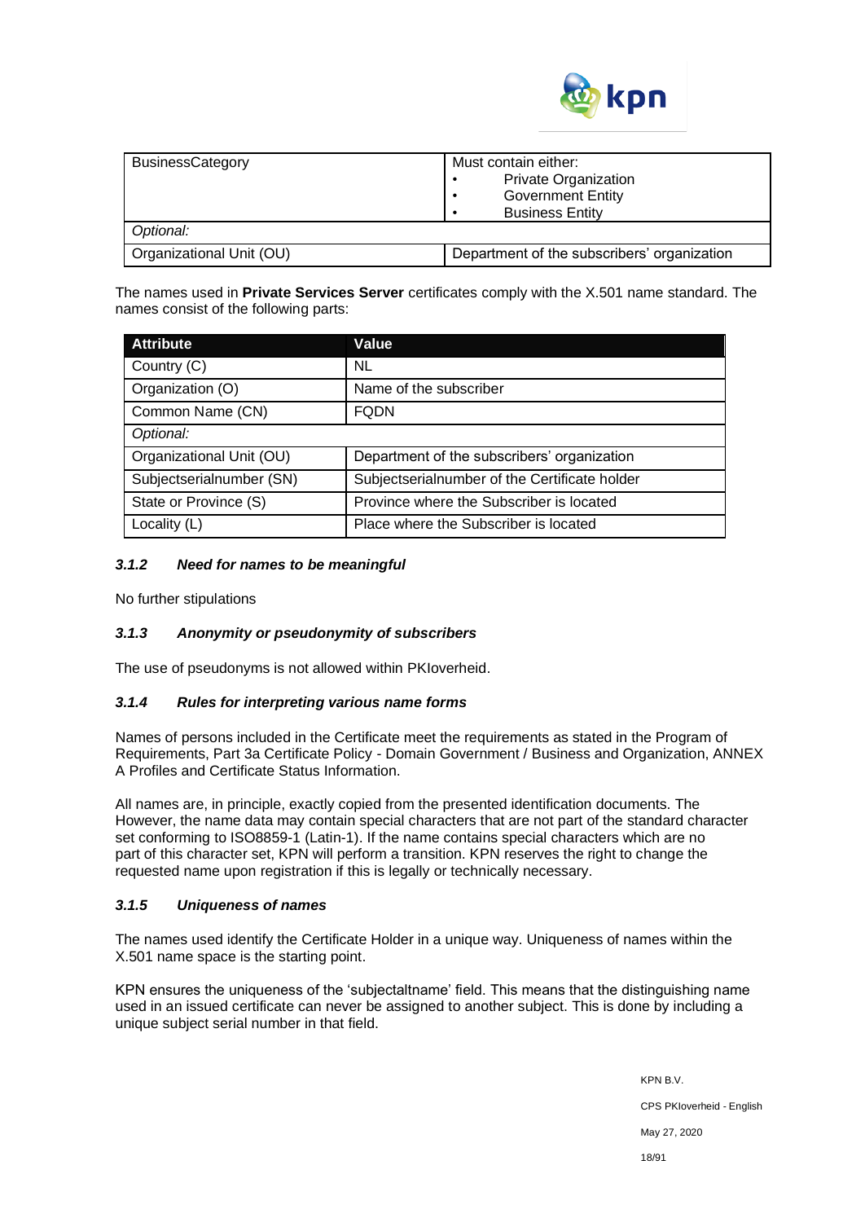| BusinessCategory | Must contain either:<br>• Private Organization<br>• Government Entity<br>• Business Entity |
|---|---|
| *Optional:* | |
| Organizational Unit (OU) | Department of the subscribers' organization |

The names used in **Private Services Server** certificates comply with the X.501 name standard. The names consist of the following parts:

| Attribute | Value |
|---|---|
| Country (C) | NL |
| Organization (O) | Name of the subscriber |
| Common Name (CN) | FQDN |
| *Optional:* | |
| Organizational Unit (OU) | Department of the subscribers' organization |
| Subjectserialnumber (SN) | Subjectserialnumber of the Certificate holder |
| State or Province (S) | Province where the Subscriber is located |
| Locality (L) | Place where the Subscriber is located |

### *3.1.2 Need for names to be meaningful*

No further stipulations

### *3.1.3 Anonymity or pseudonymity of subscribers*

The use of pseudonyms is not allowed within PKIoverheid.

### *3.1.4 Rules for interpreting various name forms*

Names of persons included in the Certificate meet the requirements as stated in the Program of Requirements, Part 3a Certificate Policy - Domain Government / Business and Organization, ANNEX A Profiles and Certificate Status Information.

All names are, in principle, exactly copied from the presented identification documents. The However, the name data may contain special characters that are not part of the standard character set conforming to ISO8859-1 (Latin-1). If the name contains special characters which are no part of this character set, KPN will perform a transition. KPN reserves the right to change the requested name upon registration if this is legally or technically necessary.

### *3.1.5 Uniqueness of names*

The names used identify the Certificate Holder in a unique way. Uniqueness of names within the X.501 name space is the starting point.

KPN ensures the uniqueness of the 'subjectaltname' field. This means that the distinguishing name used in an issued certificate can never be assigned to another subject. This is done by including a unique subject serial number in that field.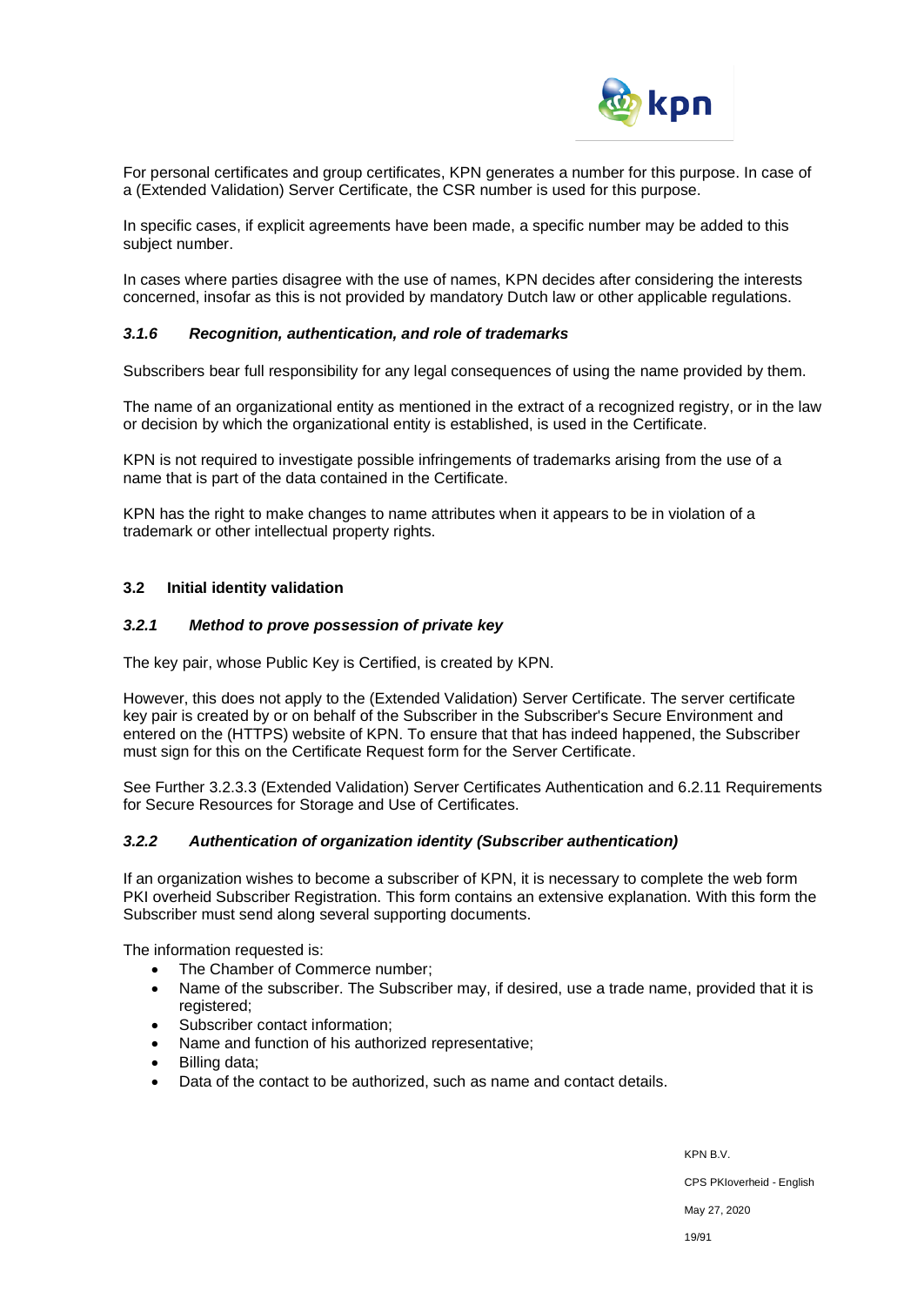For personal certificates and group certificates, KPN generates a number for this purpose. In case of a (Extended Validation) Server Certificate, the CSR number is used for this purpose.

In specific cases, if explicit agreements have been made, a specific number may be added to this subject number.

In cases where parties disagree with the use of names, KPN decides after considering the interests concerned, insofar as this is not provided by mandatory Dutch law or other applicable regulations.

#### *3.1.6 Recognition, authentication, and role of trademarks*

Subscribers bear full responsibility for any legal consequences of using the name provided by them.

The name of an organizational entity as mentioned in the extract of a recognized registry, or in the law or decision by which the organizational entity is established, is used in the Certificate.

KPN is not required to investigate possible infringements of trademarks arising from the use of a name that is part of the data contained in the Certificate.

KPN has the right to make changes to name attributes when it appears to be in violation of a trademark or other intellectual property rights.

### 3.2 Initial identity validation

#### *3.2.1 Method to prove possession of private key*

The key pair, whose Public Key is Certified, is created by KPN.

However, this does not apply to the (Extended Validation) Server Certificate. The server certificate key pair is created by or on behalf of the Subscriber in the Subscriber's Secure Environment and entered on the (HTTPS) website of KPN. To ensure that that has indeed happened, the Subscriber must sign for this on the Certificate Request form for the Server Certificate.

See Further 3.2.3.3 (Extended Validation) Server Certificates Authentication and 6.2.11 Requirements for Secure Resources for Storage and Use of Certificates.

#### *3.2.2 Authentication of organization identity (Subscriber authentication)*

If an organization wishes to become a subscriber of KPN, it is necessary to complete the web form PKI overheid Subscriber Registration. This form contains an extensive explanation. With this form the Subscriber must send along several supporting documents.

The information requested is:

- The Chamber of Commerce number;
- Name of the subscriber. The Subscriber may, if desired, use a trade name, provided that it is registered;
- Subscriber contact information;
- Name and function of his authorized representative;
- Billing data;
- Data of the contact to be authorized, such as name and contact details.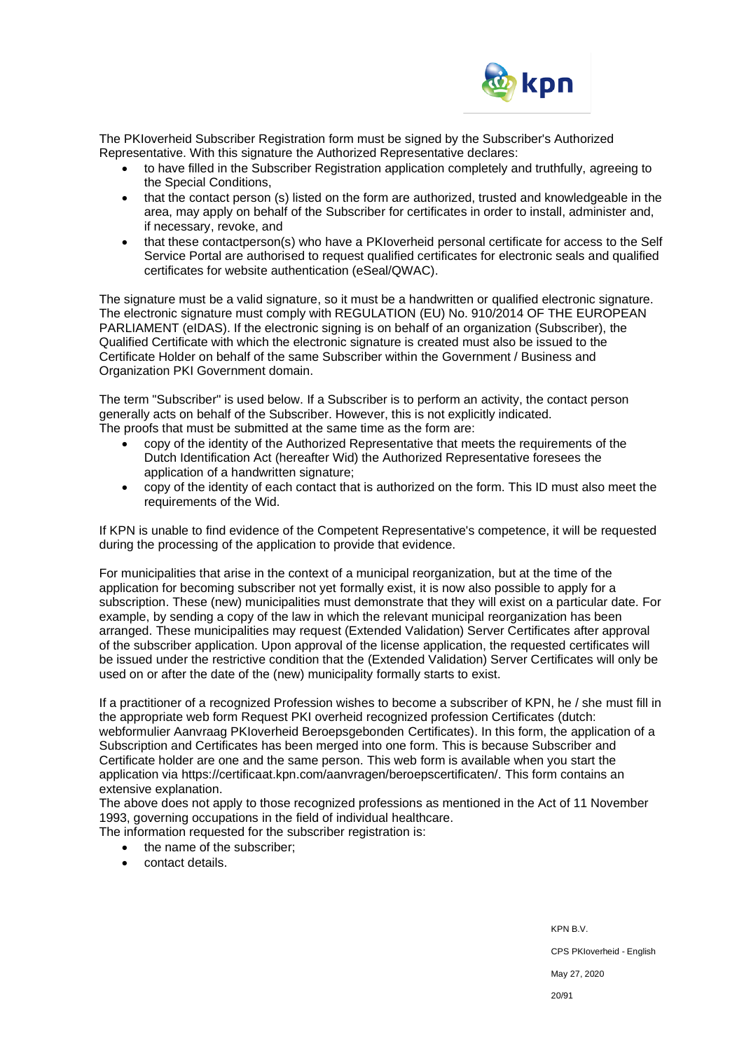The PKIoverheid Subscriber Registration form must be signed by the Subscriber's Authorized Representative. With this signature the Authorized Representative declares:

- to have filled in the Subscriber Registration application completely and truthfully, agreeing to the Special Conditions,
- that the contact person (s) listed on the form are authorized, trusted and knowledgeable in the area, may apply on behalf of the Subscriber for certificates in order to install, administer and, if necessary, revoke, and
- that these contactperson(s) who have a PKIoverheid personal certificate for access to the Self Service Portal are authorised to request qualified certificates for electronic seals and qualified certificates for website authentication (eSeal/QWAC).

The signature must be a valid signature, so it must be a handwritten or qualified electronic signature. The electronic signature must comply with REGULATION (EU) No. 910/2014 OF THE EUROPEAN PARLIAMENT (eIDAS). If the electronic signing is on behalf of an organization (Subscriber), the Qualified Certificate with which the electronic signature is created must also be issued to the Certificate Holder on behalf of the same Subscriber within the Government / Business and Organization PKI Government domain.

The term "Subscriber" is used below. If a Subscriber is to perform an activity, the contact person generally acts on behalf of the Subscriber. However, this is not explicitly indicated.
The proofs that must be submitted at the same time as the form are:

- copy of the identity of the Authorized Representative that meets the requirements of the Dutch Identification Act (hereafter Wid) the Authorized Representative foresees the application of a handwritten signature;
- copy of the identity of each contact that is authorized on the form. This ID must also meet the requirements of the Wid.

If KPN is unable to find evidence of the Competent Representative's competence, it will be requested during the processing of the application to provide that evidence.

For municipalities that arise in the context of a municipal reorganization, but at the time of the application for becoming subscriber not yet formally exist, it is now also possible to apply for a subscription. These (new) municipalities must demonstrate that they will exist on a particular date. For example, by sending a copy of the law in which the relevant municipal reorganization has been arranged. These municipalities may request (Extended Validation) Server Certificates after approval of the subscriber application. Upon approval of the license application, the requested certificates will be issued under the restrictive condition that the (Extended Validation) Server Certificates will only be used on or after the date of the (new) municipality formally starts to exist.

If a practitioner of a recognized Profession wishes to become a subscriber of KPN, he / she must fill in the appropriate web form Request PKI overheid recognized profession Certificates (dutch: webformulier Aanvraag PKIoverheid Beroepsgebonden Certificates). In this form, the application of a Subscription and Certificates has been merged into one form. This is because Subscriber and Certificate holder are one and the same person. This web form is available when you start the application via https://certificaat.kpn.com/aanvragen/beroepscertificaten/. This form contains an extensive explanation.
The above does not apply to those recognized professions as mentioned in the Act of 11 November 1993, governing occupations in the field of individual healthcare.
The information requested for the subscriber registration is:

- the name of the subscriber;
- contact details.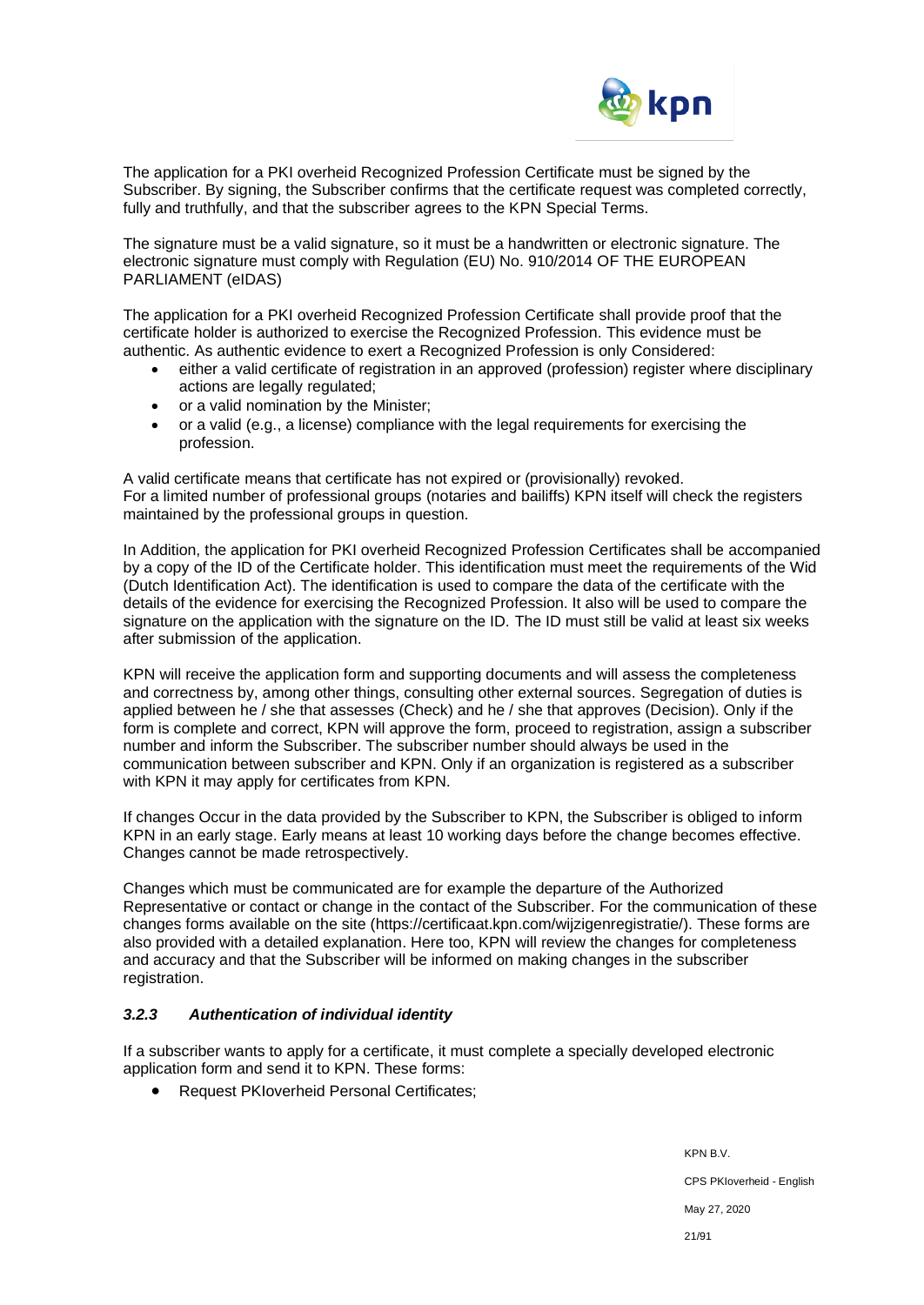The application for a PKI overheid Recognized Profession Certificate must be signed by the Subscriber. By signing, the Subscriber confirms that the certificate request was completed correctly, fully and truthfully, and that the subscriber agrees to the KPN Special Terms.

The signature must be a valid signature, so it must be a handwritten or electronic signature. The electronic signature must comply with Regulation (EU) No. 910/2014 OF THE EUROPEAN PARLIAMENT (eIDAS)

The application for a PKI overheid Recognized Profession Certificate shall provide proof that the certificate holder is authorized to exercise the Recognized Profession. This evidence must be authentic. As authentic evidence to exert a Recognized Profession is only Considered:

- either a valid certificate of registration in an approved (profession) register where disciplinary actions are legally regulated;
- or a valid nomination by the Minister;
- or a valid (e.g., a license) compliance with the legal requirements for exercising the profession.

A valid certificate means that certificate has not expired or (provisionally) revoked.
For a limited number of professional groups (notaries and bailiffs) KPN itself will check the registers maintained by the professional groups in question.

In Addition, the application for PKI overheid Recognized Profession Certificates shall be accompanied by a copy of the ID of the Certificate holder. This identification must meet the requirements of the Wid (Dutch Identification Act). The identification is used to compare the data of the certificate with the details of the evidence for exercising the Recognized Profession. It also will be used to compare the signature on the application with the signature on the ID. The ID must still be valid at least six weeks after submission of the application.

KPN will receive the application form and supporting documents and will assess the completeness and correctness by, among other things, consulting other external sources. Segregation of duties is applied between he / she that assesses (Check) and he / she that approves (Decision). Only if the form is complete and correct, KPN will approve the form, proceed to registration, assign a subscriber number and inform the Subscriber. The subscriber number should always be used in the communication between subscriber and KPN. Only if an organization is registered as a subscriber with KPN it may apply for certificates from KPN.

If changes Occur in the data provided by the Subscriber to KPN, the Subscriber is obliged to inform KPN in an early stage. Early means at least 10 working days before the change becomes effective. Changes cannot be made retrospectively.

Changes which must be communicated are for example the departure of the Authorized Representative or contact or change in the contact of the Subscriber. For the communication of these changes forms available on the site (https://certificaat.kpn.com/wijzigenregistratie/). These forms are also provided with a detailed explanation. Here too, KPN will review the changes for completeness and accuracy and that the Subscriber will be informed on making changes in the subscriber registration.

### *3.2.3 Authentication of individual identity*

If a subscriber wants to apply for a certificate, it must complete a specially developed electronic application form and send it to KPN. These forms:

- Request PKIoverheid Personal Certificates;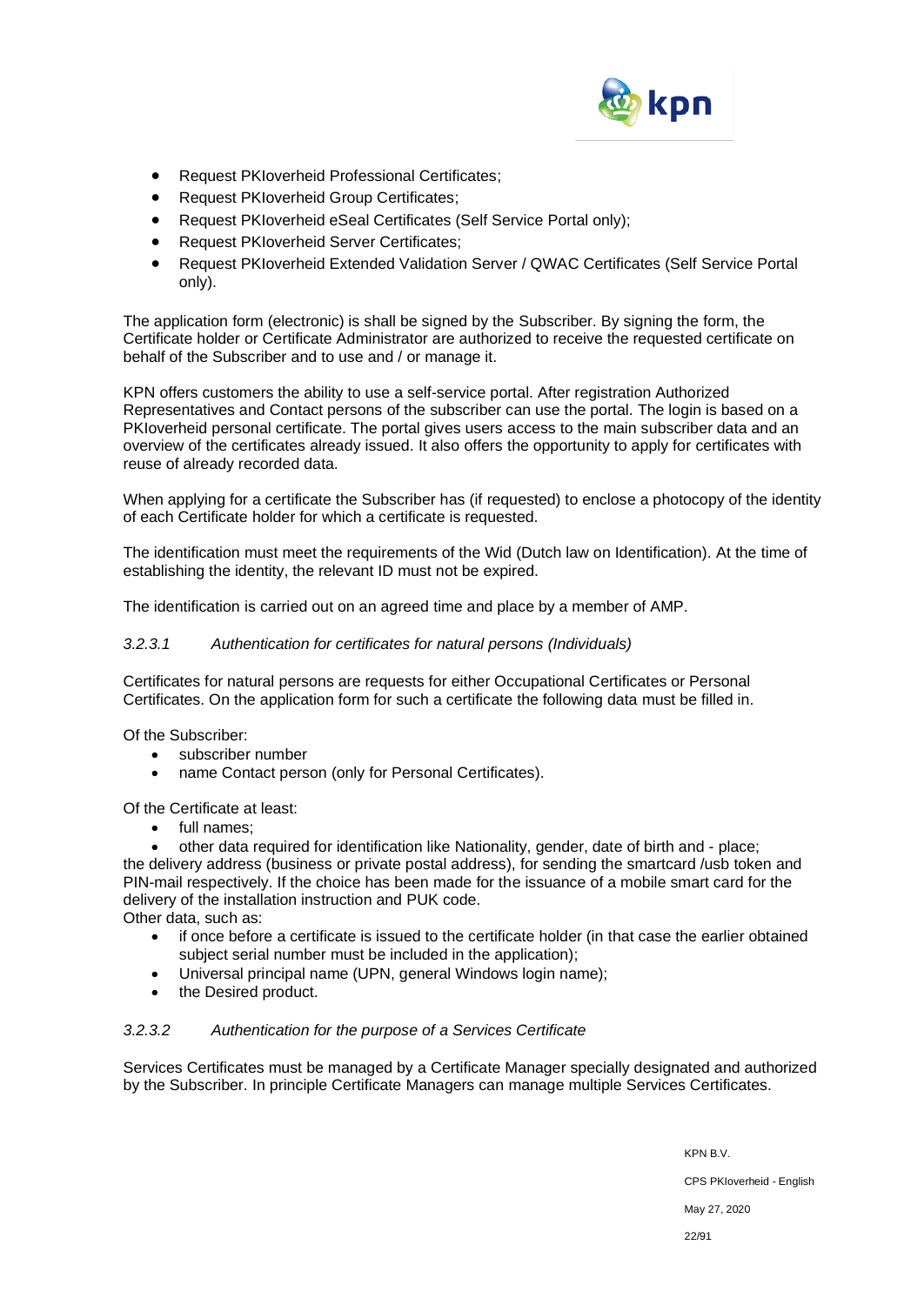- Request PKIoverheid Professional Certificates;
- Request PKIoverheid Group Certificates;
- Request PKIoverheid eSeal Certificates (Self Service Portal only);
- Request PKIoverheid Server Certificates;
- Request PKIoverheid Extended Validation Server / QWAC Certificates (Self Service Portal only).

The application form (electronic) is shall be signed by the Subscriber. By signing the form, the Certificate holder or Certificate Administrator are authorized to receive the requested certificate on behalf of the Subscriber and to use and / or manage it.

KPN offers customers the ability to use a self-service portal. After registration Authorized Representatives and Contact persons of the subscriber can use the portal. The login is based on a PKIoverheid personal certificate. The portal gives users access to the main subscriber data and an overview of the certificates already issued. It also offers the opportunity to apply for certificates with reuse of already recorded data.

When applying for a certificate the Subscriber has (if requested) to enclose a photocopy of the identity of each Certificate holder for which a certificate is requested.

The identification must meet the requirements of the Wid (Dutch law on Identification). At the time of establishing the identity, the relevant ID must not be expired.

The identification is carried out on an agreed time and place by a member of AMP.

#### *3.2.3.1 Authentication for certificates for natural persons (Individuals)*

Certificates for natural persons are requests for either Occupational Certificates or Personal Certificates. On the application form for such a certificate the following data must be filled in.

Of the Subscriber:

- subscriber number
- name Contact person (only for Personal Certificates).

Of the Certificate at least:

- full names;
- other data required for identification like Nationality, gender, date of birth and - place;

the delivery address (business or private postal address), for sending the smartcard /usb token and PIN-mail respectively. If the choice has been made for the issuance of a mobile smart card for the delivery of the installation instruction and PUK code.
Other data, such as:

- if once before a certificate is issued to the certificate holder (in that case the earlier obtained subject serial number must be included in the application);
- Universal principal name (UPN, general Windows login name);
- the Desired product.

#### *3.2.3.2 Authentication for the purpose of a Services Certificate*

Services Certificates must be managed by a Certificate Manager specially designated and authorized by the Subscriber. In principle Certificate Managers can manage multiple Services Certificates.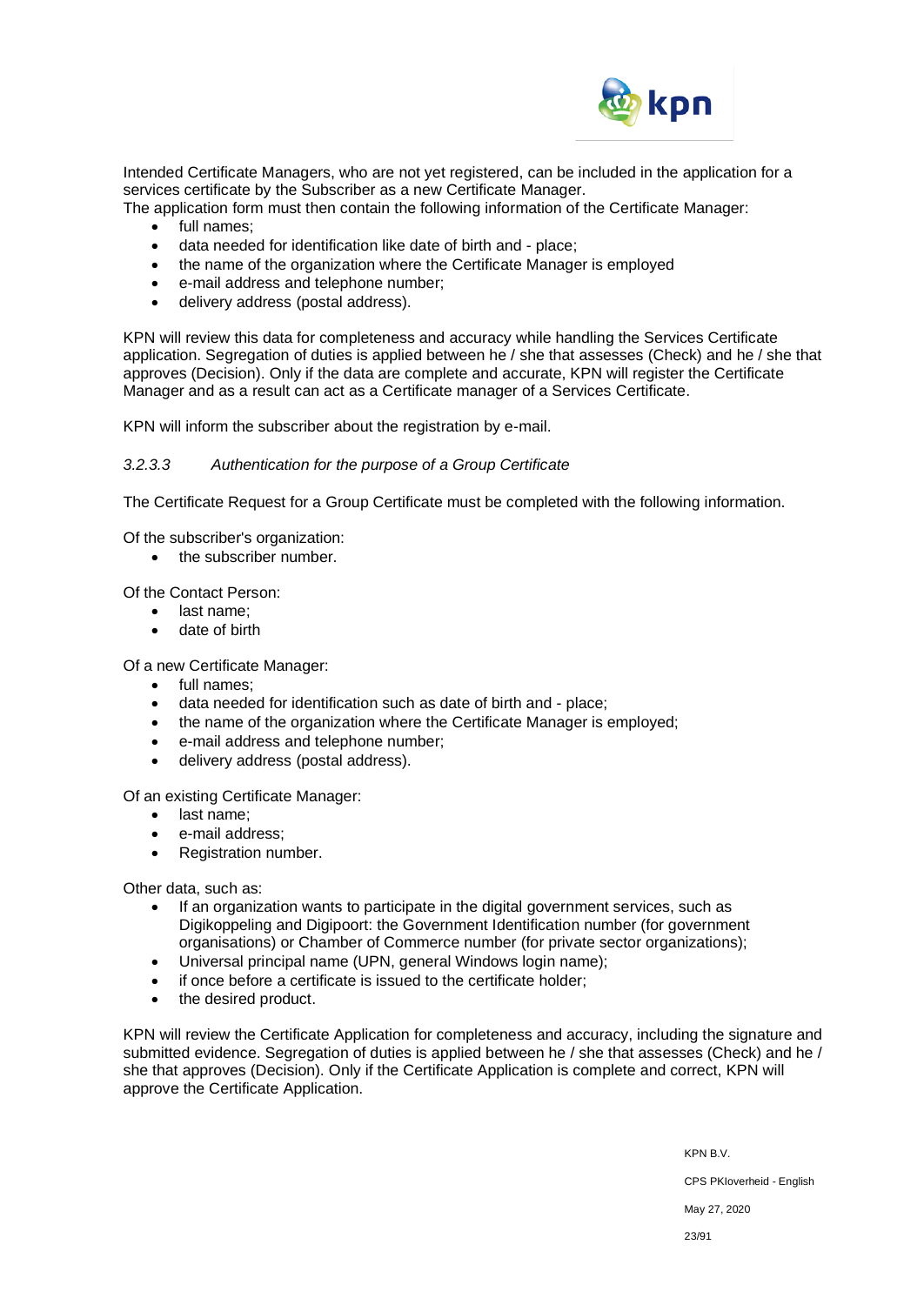Intended Certificate Managers, who are not yet registered, can be included in the application for a services certificate by the Subscriber as a new Certificate Manager.
The application form must then contain the following information of the Certificate Manager:

- full names;
- data needed for identification like date of birth and - place;
- the name of the organization where the Certificate Manager is employed
- e-mail address and telephone number;
- delivery address (postal address).

KPN will review this data for completeness and accuracy while handling the Services Certificate application. Segregation of duties is applied between he / she that assesses (Check) and he / she that approves (Decision). Only if the data are complete and accurate, KPN will register the Certificate Manager and as a result can act as a Certificate manager of a Services Certificate.

KPN will inform the subscriber about the registration by e-mail.

#### *3.2.3.3 Authentication for the purpose of a Group Certificate*

The Certificate Request for a Group Certificate must be completed with the following information.

Of the subscriber's organization:

- the subscriber number.

Of the Contact Person:

- last name;
- date of birth

Of a new Certificate Manager:

- full names;
- data needed for identification such as date of birth and - place;
- the name of the organization where the Certificate Manager is employed;
- e-mail address and telephone number;
- delivery address (postal address).

Of an existing Certificate Manager:

- last name;
- e-mail address;
- Registration number.

Other data, such as:

- If an organization wants to participate in the digital government services, such as Digikoppeling and Digipoort: the Government Identification number (for government organisations) or Chamber of Commerce number (for private sector organizations);
- Universal principal name (UPN, general Windows login name);
- if once before a certificate is issued to the certificate holder;
- the desired product.

KPN will review the Certificate Application for completeness and accuracy, including the signature and submitted evidence. Segregation of duties is applied between he / she that assesses (Check) and he / she that approves (Decision). Only if the Certificate Application is complete and correct, KPN will approve the Certificate Application.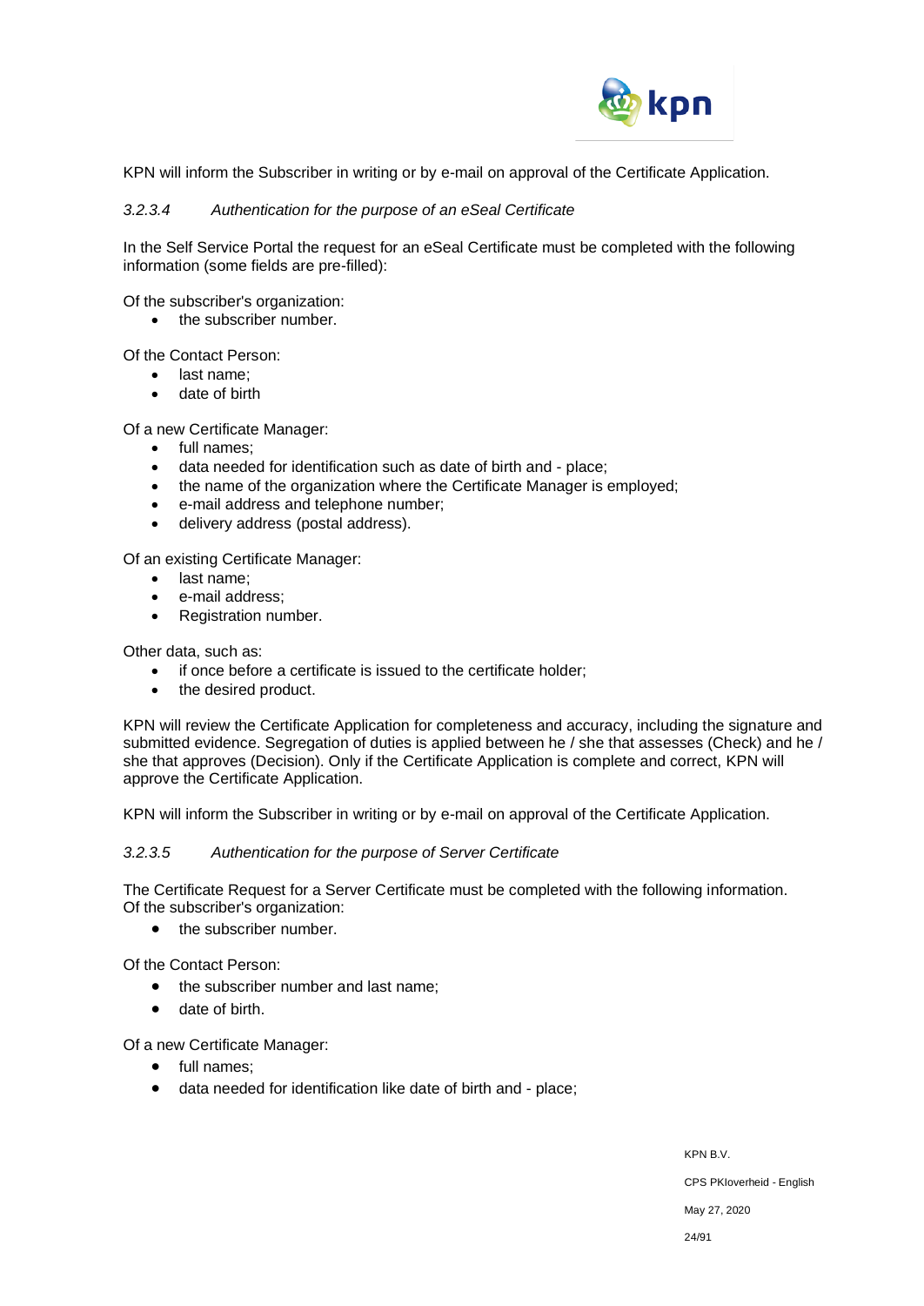KPN will inform the Subscriber in writing or by e-mail on approval of the Certificate Application.

#### *3.2.3.4 Authentication for the purpose of an eSeal Certificate*

In the Self Service Portal the request for an eSeal Certificate must be completed with the following information (some fields are pre-filled):

Of the subscriber's organization:

- the subscriber number.

Of the Contact Person:

- last name;
- date of birth

Of a new Certificate Manager:

- full names;
- data needed for identification such as date of birth and - place;
- the name of the organization where the Certificate Manager is employed;
- e-mail address and telephone number;
- delivery address (postal address).

Of an existing Certificate Manager:

- last name;
- e-mail address;
- Registration number.

Other data, such as:

- if once before a certificate is issued to the certificate holder;
- the desired product.

KPN will review the Certificate Application for completeness and accuracy, including the signature and submitted evidence. Segregation of duties is applied between he / she that assesses (Check) and he / she that approves (Decision). Only if the Certificate Application is complete and correct, KPN will approve the Certificate Application.

KPN will inform the Subscriber in writing or by e-mail on approval of the Certificate Application.

#### *3.2.3.5 Authentication for the purpose of Server Certificate*

The Certificate Request for a Server Certificate must be completed with the following information. Of the subscriber's organization:

- the subscriber number.

Of the Contact Person:

- the subscriber number and last name;
- date of birth.

Of a new Certificate Manager:

- full names;
- data needed for identification like date of birth and - place;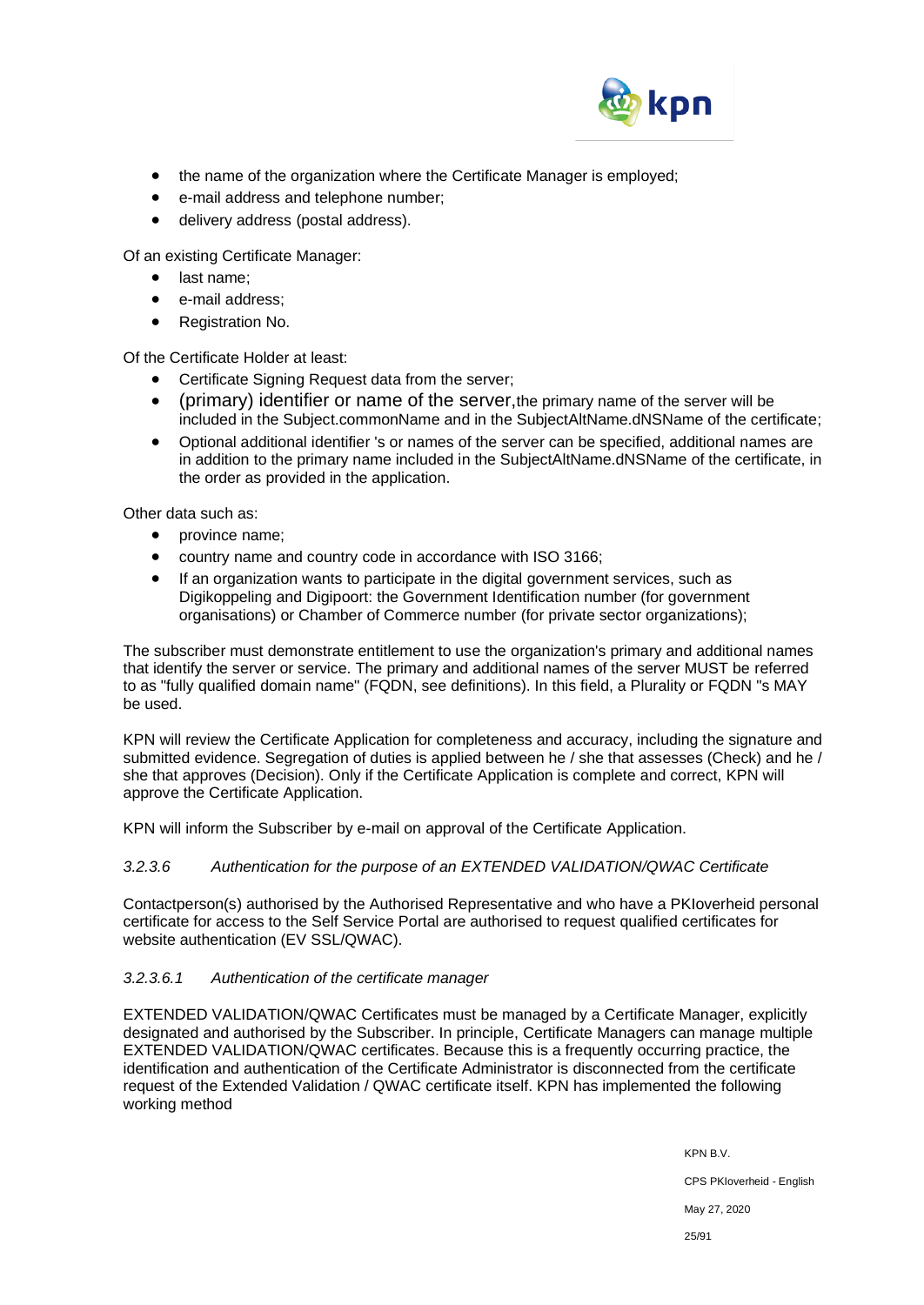- the name of the organization where the Certificate Manager is employed;
- e-mail address and telephone number;
- delivery address (postal address).

Of an existing Certificate Manager:

- last name;
- e-mail address;
- Registration No.

Of the Certificate Holder at least:

- Certificate Signing Request data from the server;
- (primary) identifier or name of the server,the primary name of the server will be included in the Subject.commonName and in the SubjectAltName.dNSName of the certificate;
- Optional additional identifier 's or names of the server can be specified, additional names are in addition to the primary name included in the SubjectAltName.dNSName of the certificate, in the order as provided in the application.

Other data such as:

- province name;
- country name and country code in accordance with ISO 3166;
- If an organization wants to participate in the digital government services, such as Digikoppeling and Digipoort: the Government Identification number (for government organisations) or Chamber of Commerce number (for private sector organizations);

The subscriber must demonstrate entitlement to use the organization's primary and additional names that identify the server or service. The primary and additional names of the server MUST be referred to as "fully qualified domain name" (FQDN, see definitions). In this field, a Plurality or FQDN "s MAY be used.

KPN will review the Certificate Application for completeness and accuracy, including the signature and submitted evidence. Segregation of duties is applied between he / she that assesses (Check) and he / she that approves (Decision). Only if the Certificate Application is complete and correct, KPN will approve the Certificate Application.

KPN will inform the Subscriber by e-mail on approval of the Certificate Application.

*3.2.3.6 Authentication for the purpose of an EXTENDED VALIDATION/QWAC Certificate*

Contactperson(s) authorised by the Authorised Representative and who have a PKIoverheid personal certificate for access to the Self Service Portal are authorised to request qualified certificates for website authentication (EV SSL/QWAC).

*3.2.3.6.1 Authentication of the certificate manager*

EXTENDED VALIDATION/QWAC Certificates must be managed by a Certificate Manager, explicitly designated and authorised by the Subscriber. In principle, Certificate Managers can manage multiple EXTENDED VALIDATION/QWAC certificates. Because this is a frequently occurring practice, the identification and authentication of the Certificate Administrator is disconnected from the certificate request of the Extended Validation / QWAC certificate itself. KPN has implemented the following working method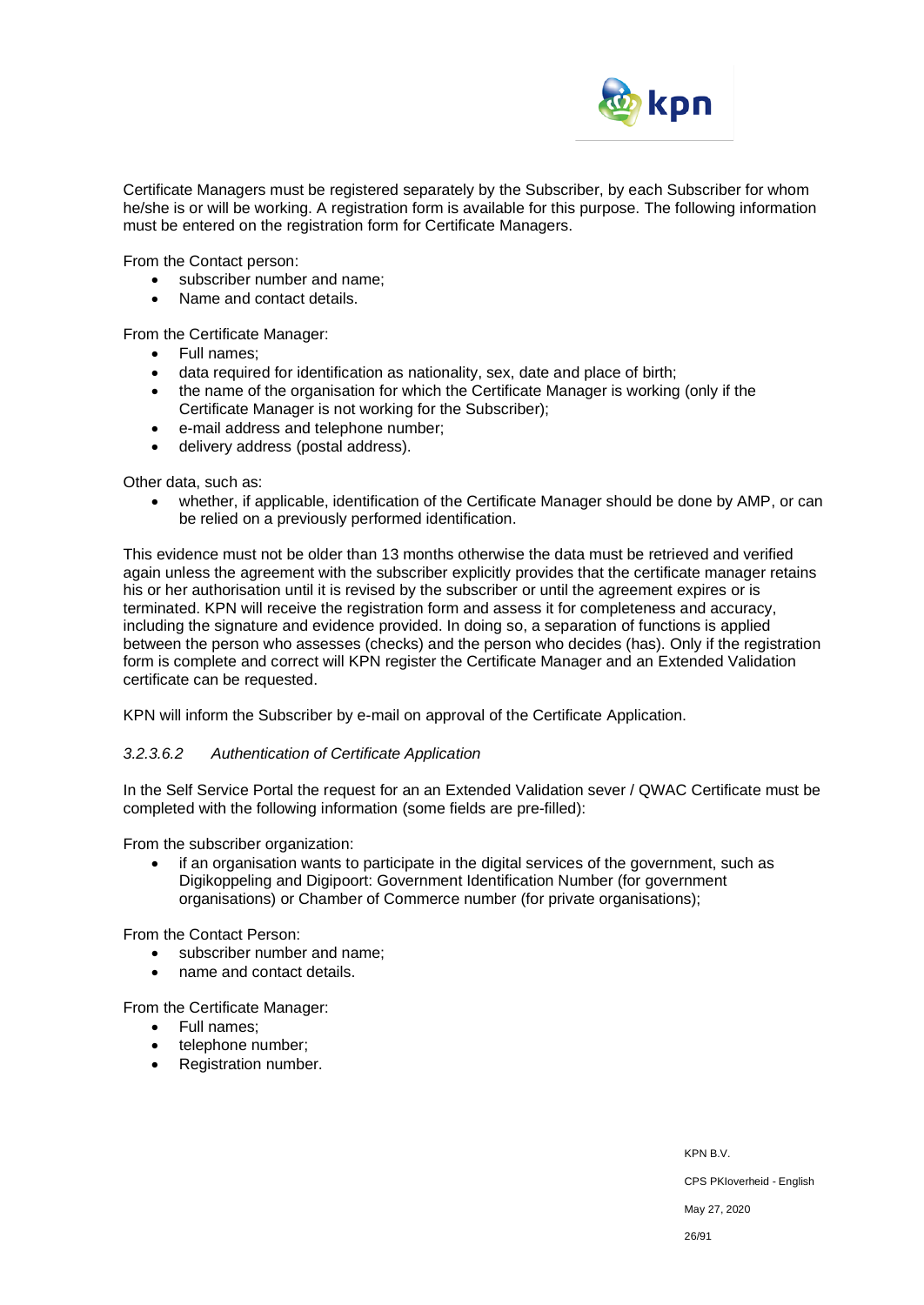Certificate Managers must be registered separately by the Subscriber, by each Subscriber for whom he/she is or will be working. A registration form is available for this purpose. The following information must be entered on the registration form for Certificate Managers.

From the Contact person:

- subscriber number and name;
- Name and contact details.

From the Certificate Manager:

- Full names;
- data required for identification as nationality, sex, date and place of birth;
- the name of the organisation for which the Certificate Manager is working (only if the Certificate Manager is not working for the Subscriber);
- e-mail address and telephone number;
- delivery address (postal address).

Other data, such as:

- whether, if applicable, identification of the Certificate Manager should be done by AMP, or can be relied on a previously performed identification.

This evidence must not be older than 13 months otherwise the data must be retrieved and verified again unless the agreement with the subscriber explicitly provides that the certificate manager retains his or her authorisation until it is revised by the subscriber or until the agreement expires or is terminated. KPN will receive the registration form and assess it for completeness and accuracy, including the signature and evidence provided. In doing so, a separation of functions is applied between the person who assesses (checks) and the person who decides (has). Only if the registration form is complete and correct will KPN register the Certificate Manager and an Extended Validation certificate can be requested.

KPN will inform the Subscriber by e-mail on approval of the Certificate Application.

#### *3.2.3.6.2 Authentication of Certificate Application*

In the Self Service Portal the request for an an Extended Validation sever / QWAC Certificate must be completed with the following information (some fields are pre-filled):

From the subscriber organization:

- if an organisation wants to participate in the digital services of the government, such as Digikoppeling and Digipoort: Government Identification Number (for government organisations) or Chamber of Commerce number (for private organisations);

From the Contact Person:

- subscriber number and name;
- name and contact details.

From the Certificate Manager:

- Full names;
- telephone number;
- Registration number.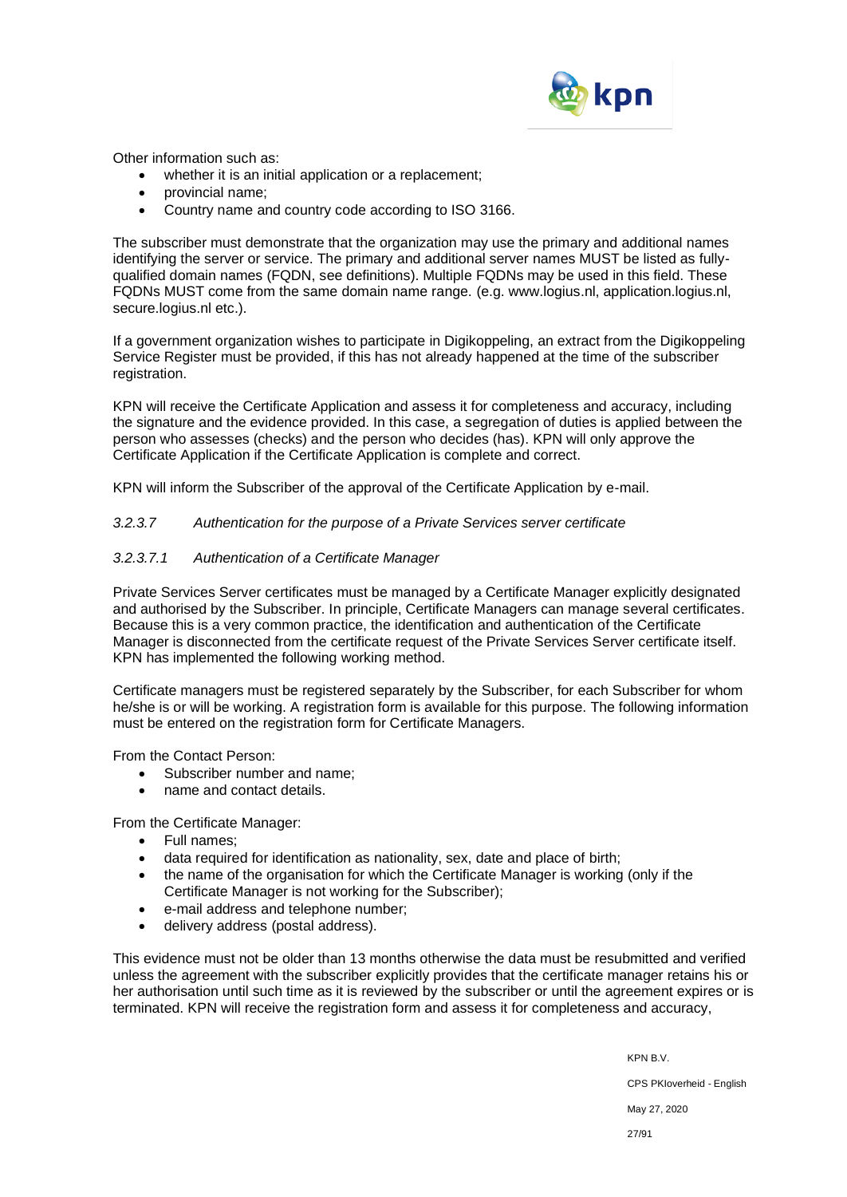Other information such as:

- whether it is an initial application or a replacement;
- provincial name;
- Country name and country code according to ISO 3166.

The subscriber must demonstrate that the organization may use the primary and additional names identifying the server or service. The primary and additional server names MUST be listed as fully-qualified domain names (FQDN, see definitions). Multiple FQDNs may be used in this field. These FQDNs MUST come from the same domain name range. (e.g. www.logius.nl, application.logius.nl, secure.logius.nl etc.).

If a government organization wishes to participate in Digikoppeling, an extract from the Digikoppeling Service Register must be provided, if this has not already happened at the time of the subscriber registration.

KPN will receive the Certificate Application and assess it for completeness and accuracy, including the signature and the evidence provided. In this case, a segregation of duties is applied between the person who assesses (checks) and the person who decides (has). KPN will only approve the Certificate Application if the Certificate Application is complete and correct.

KPN will inform the Subscriber of the approval of the Certificate Application by e-mail.

#### *3.2.3.7 Authentication for the purpose of a Private Services server certificate*

##### *3.2.3.7.1 Authentication of a Certificate Manager*

Private Services Server certificates must be managed by a Certificate Manager explicitly designated and authorised by the Subscriber. In principle, Certificate Managers can manage several certificates. Because this is a very common practice, the identification and authentication of the Certificate Manager is disconnected from the certificate request of the Private Services Server certificate itself. KPN has implemented the following working method.

Certificate managers must be registered separately by the Subscriber, for each Subscriber for whom he/she is or will be working. A registration form is available for this purpose. The following information must be entered on the registration form for Certificate Managers.

From the Contact Person:

- Subscriber number and name;
- name and contact details.

From the Certificate Manager:

- Full names;
- data required for identification as nationality, sex, date and place of birth;
- the name of the organisation for which the Certificate Manager is working (only if the Certificate Manager is not working for the Subscriber);
- e-mail address and telephone number;
- delivery address (postal address).

This evidence must not be older than 13 months otherwise the data must be resubmitted and verified unless the agreement with the subscriber explicitly provides that the certificate manager retains his or her authorisation until such time as it is reviewed by the subscriber or until the agreement expires or is terminated. KPN will receive the registration form and assess it for completeness and accuracy,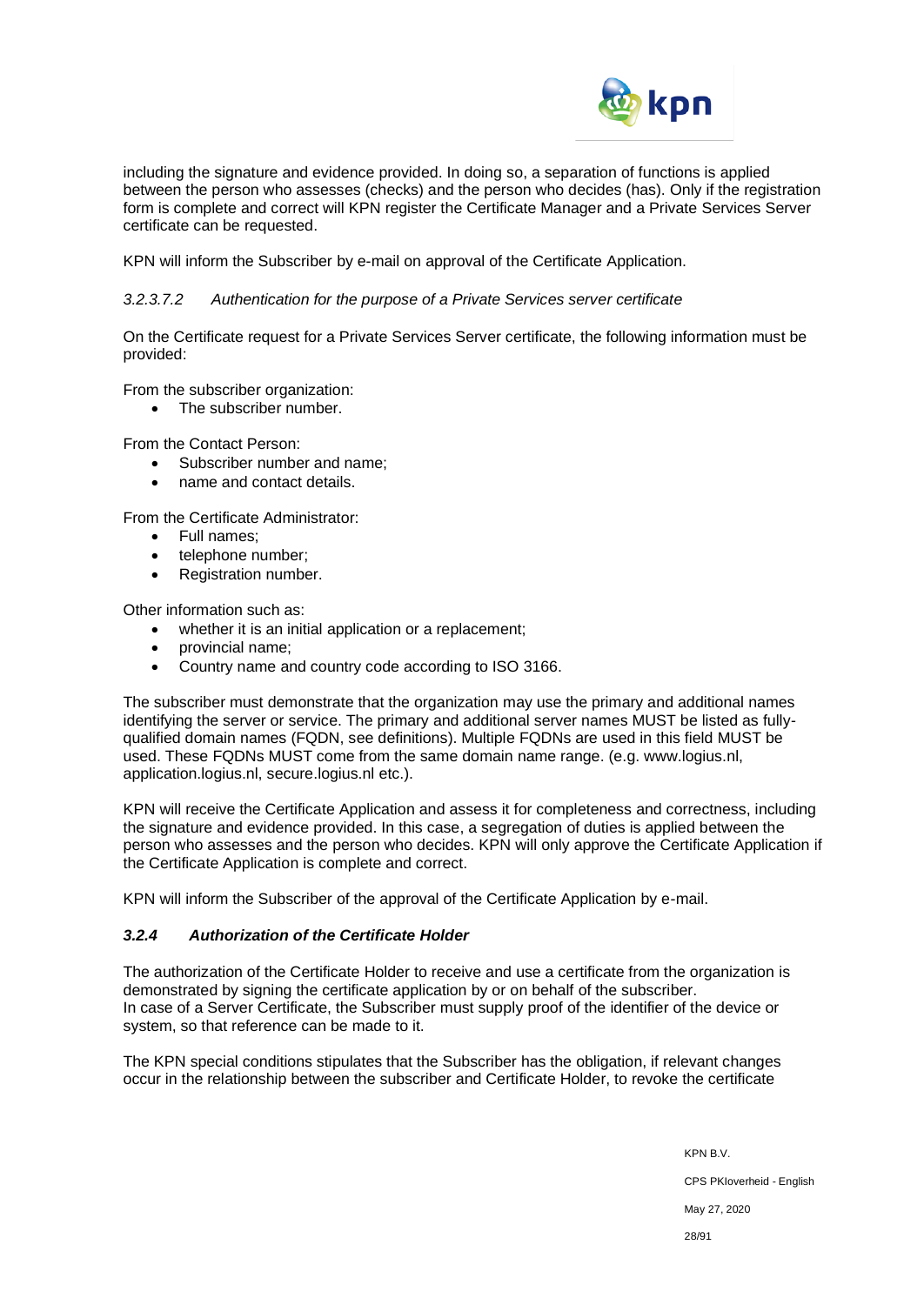including the signature and evidence provided. In doing so, a separation of functions is applied between the person who assesses (checks) and the person who decides (has). Only if the registration form is complete and correct will KPN register the Certificate Manager and a Private Services Server certificate can be requested.

KPN will inform the Subscriber by e-mail on approval of the Certificate Application.

##### *3.2.3.7.2 Authentication for the purpose of a Private Services server certificate*

On the Certificate request for a Private Services Server certificate, the following information must be provided:

From the subscriber organization:

- The subscriber number.

From the Contact Person:

- Subscriber number and name;
- name and contact details.

From the Certificate Administrator:

- Full names;
- telephone number;
- Registration number.

Other information such as:

- whether it is an initial application or a replacement;
- provincial name;
- Country name and country code according to ISO 3166.

The subscriber must demonstrate that the organization may use the primary and additional names identifying the server or service. The primary and additional server names MUST be listed as fully-qualified domain names (FQDN, see definitions). Multiple FQDNs are used in this field MUST be used. These FQDNs MUST come from the same domain name range. (e.g. www.logius.nl, application.logius.nl, secure.logius.nl etc.).

KPN will receive the Certificate Application and assess it for completeness and correctness, including the signature and evidence provided. In this case, a segregation of duties is applied between the person who assesses and the person who decides. KPN will only approve the Certificate Application if the Certificate Application is complete and correct.

KPN will inform the Subscriber of the approval of the Certificate Application by e-mail.

### *3.2.4 Authorization of the Certificate Holder*

The authorization of the Certificate Holder to receive and use a certificate from the organization is demonstrated by signing the certificate application by or on behalf of the subscriber.
In case of a Server Certificate, the Subscriber must supply proof of the identifier of the device or system, so that reference can be made to it.

The KPN special conditions stipulates that the Subscriber has the obligation, if relevant changes occur in the relationship between the subscriber and Certificate Holder, to revoke the certificate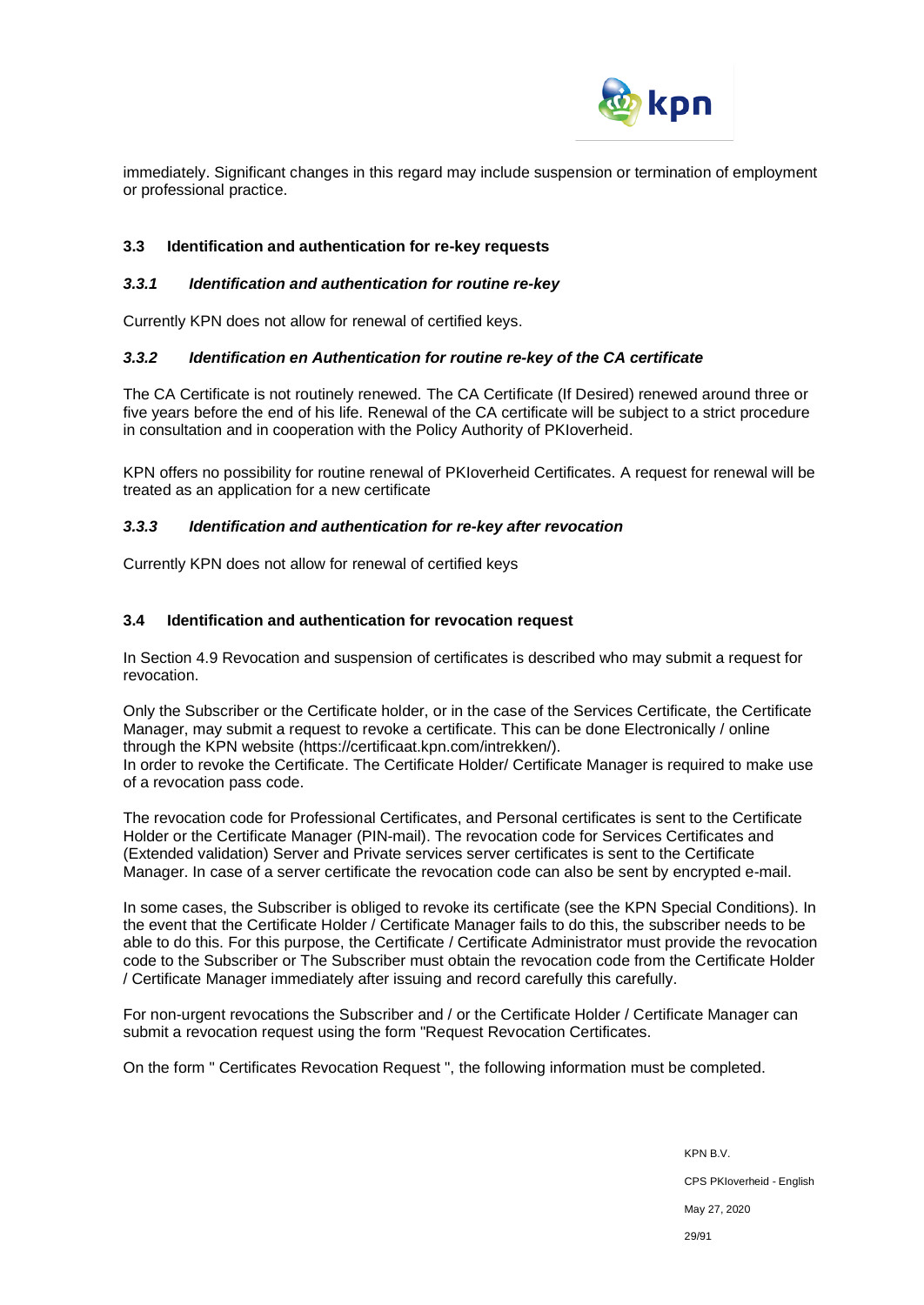immediately. Significant changes in this regard may include suspension or termination of employment or professional practice.

## 3.3 Identification and authentication for re-key requests

### *3.3.1 Identification and authentication for routine re-key*

Currently KPN does not allow for renewal of certified keys.

### *3.3.2 Identification en Authentication for routine re-key of the CA certificate*

The CA Certificate is not routinely renewed. The CA Certificate (If Desired) renewed around three or five years before the end of his life. Renewal of the CA certificate will be subject to a strict procedure in consultation and in cooperation with the Policy Authority of PKIoverheid.

KPN offers no possibility for routine renewal of PKIoverheid Certificates. A request for renewal will be treated as an application for a new certificate

### *3.3.3 Identification and authentication for re-key after revocation*

Currently KPN does not allow for renewal of certified keys

## 3.4 Identification and authentication for revocation request

In Section 4.9 Revocation and suspension of certificates is described who may submit a request for revocation.

Only the Subscriber or the Certificate holder, or in the case of the Services Certificate, the Certificate Manager, may submit a request to revoke a certificate. This can be done Electronically / online through the KPN website (https://certificaat.kpn.com/intrekken/).
In order to revoke the Certificate. The Certificate Holder/ Certificate Manager is required to make use of a revocation pass code.

The revocation code for Professional Certificates, and Personal certificates is sent to the Certificate Holder or the Certificate Manager (PIN-mail). The revocation code for Services Certificates and (Extended validation) Server and Private services server certificates is sent to the Certificate Manager. In case of a server certificate the revocation code can also be sent by encrypted e-mail.

In some cases, the Subscriber is obliged to revoke its certificate (see the KPN Special Conditions). In the event that the Certificate Holder / Certificate Manager fails to do this, the subscriber needs to be able to do this. For this purpose, the Certificate / Certificate Administrator must provide the revocation code to the Subscriber or The Subscriber must obtain the revocation code from the Certificate Holder / Certificate Manager immediately after issuing and record carefully this carefully.

For non-urgent revocations the Subscriber and / or the Certificate Holder / Certificate Manager can submit a revocation request using the form "Request Revocation Certificates.

On the form " Certificates Revocation Request ", the following information must be completed.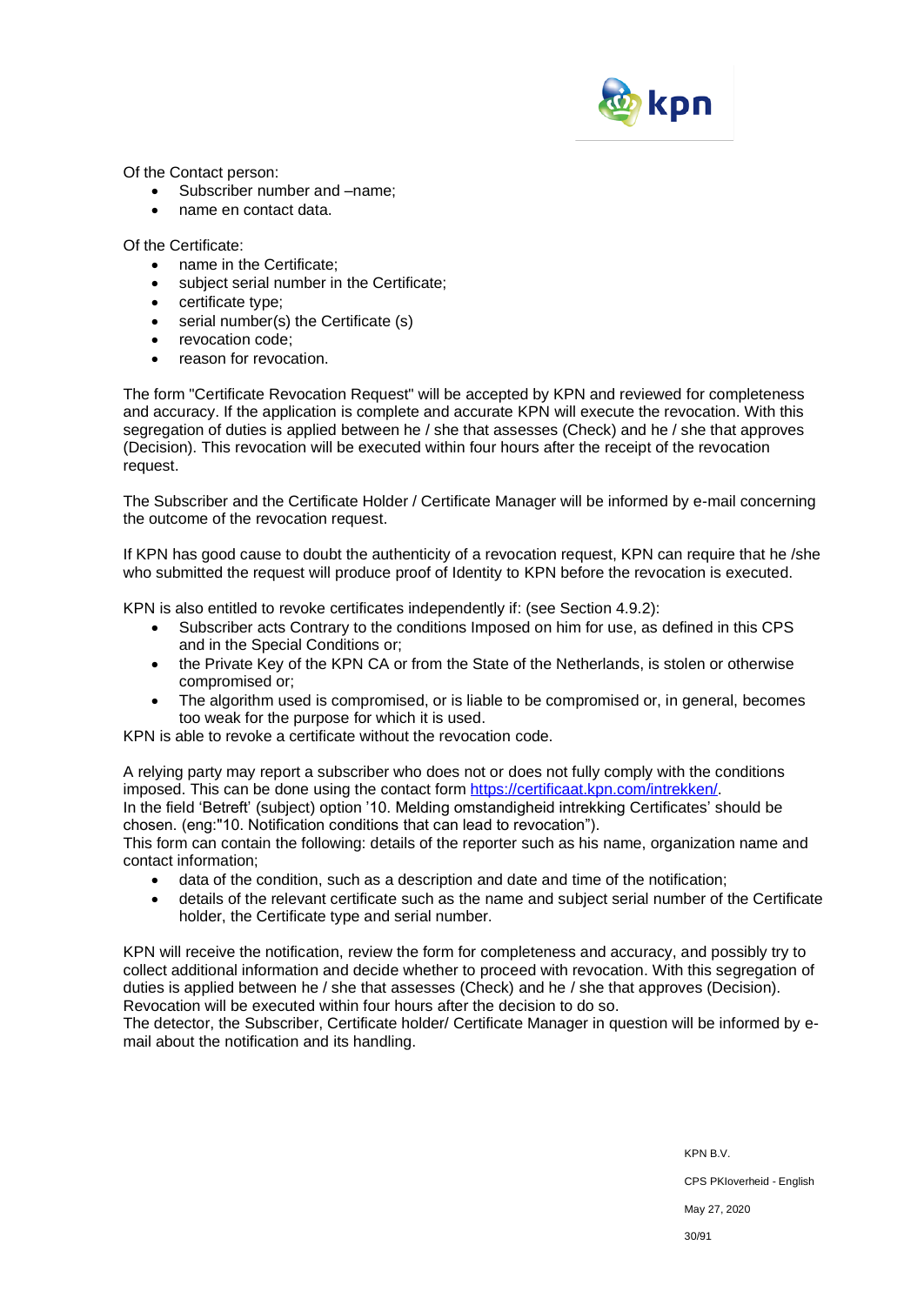Of the Contact person:

- Subscriber number and –name;
- name en contact data.

Of the Certificate:

- name in the Certificate;
- subject serial number in the Certificate;
- certificate type;
- serial number(s) the Certificate (s)
- revocation code;
- reason for revocation.

The form "Certificate Revocation Request" will be accepted by KPN and reviewed for completeness and accuracy. If the application is complete and accurate KPN will execute the revocation. With this segregation of duties is applied between he / she that assesses (Check) and he / she that approves (Decision). This revocation will be executed within four hours after the receipt of the revocation request.

The Subscriber and the Certificate Holder / Certificate Manager will be informed by e-mail concerning the outcome of the revocation request.

If KPN has good cause to doubt the authenticity of a revocation request, KPN can require that he /she who submitted the request will produce proof of Identity to KPN before the revocation is executed.

KPN is also entitled to revoke certificates independently if: (see Section 4.9.2):

- Subscriber acts Contrary to the conditions Imposed on him for use, as defined in this CPS and in the Special Conditions or;
- the Private Key of the KPN CA or from the State of the Netherlands, is stolen or otherwise compromised or;
- The algorithm used is compromised, or is liable to be compromised or, in general, becomes too weak for the purpose for which it is used.

KPN is able to revoke a certificate without the revocation code.

A relying party may report a subscriber who does not or does not fully comply with the conditions imposed. This can be done using the contact form https://certificaat.kpn.com/intrekken/.
In the field 'Betreft' (subject) option '10. Melding omstandigheid intrekking Certificates' should be chosen. (eng:"10. Notification conditions that can lead to revocation").
This form can contain the following: details of the reporter such as his name, organization name and contact information;

- data of the condition, such as a description and date and time of the notification;
- details of the relevant certificate such as the name and subject serial number of the Certificate holder, the Certificate type and serial number.

KPN will receive the notification, review the form for completeness and accuracy, and possibly try to collect additional information and decide whether to proceed with revocation. With this segregation of duties is applied between he / she that assesses (Check) and he / she that approves (Decision). Revocation will be executed within four hours after the decision to do so.
The detector, the Subscriber, Certificate holder/ Certificate Manager in question will be informed by e-mail about the notification and its handling.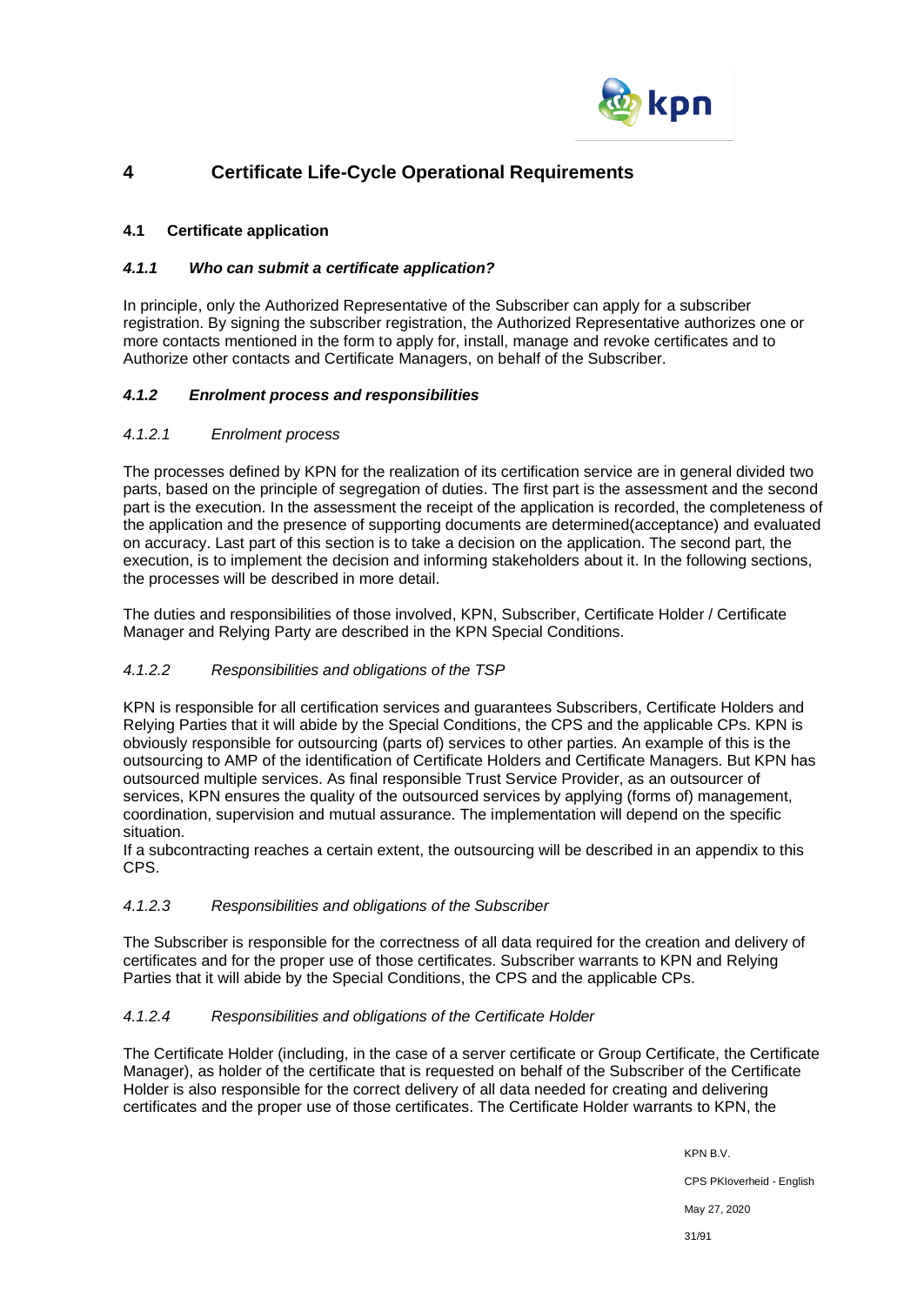# 4 Certificate Life-Cycle Operational Requirements

## 4.1 Certificate application

### *4.1.1 Who can submit a certificate application?*

In principle, only the Authorized Representative of the Subscriber can apply for a subscriber registration. By signing the subscriber registration, the Authorized Representative authorizes one or more contacts mentioned in the form to apply for, install, manage and revoke certificates and to Authorize other contacts and Certificate Managers, on behalf of the Subscriber.

### *4.1.2 Enrolment process and responsibilities*

#### *4.1.2.1 Enrolment process*

The processes defined by KPN for the realization of its certification service are in general divided two parts, based on the principle of segregation of duties. The first part is the assessment and the second part is the execution. In the assessment the receipt of the application is recorded, the completeness of the application and the presence of supporting documents are determined(acceptance) and evaluated on accuracy. Last part of this section is to take a decision on the application. The second part, the execution, is to implement the decision and informing stakeholders about it. In the following sections, the processes will be described in more detail.

The duties and responsibilities of those involved, KPN, Subscriber, Certificate Holder / Certificate Manager and Relying Party are described in the KPN Special Conditions.

#### *4.1.2.2 Responsibilities and obligations of the TSP*

KPN is responsible for all certification services and guarantees Subscribers, Certificate Holders and Relying Parties that it will abide by the Special Conditions, the CPS and the applicable CPs. KPN is obviously responsible for outsourcing (parts of) services to other parties. An example of this is the outsourcing to AMP of the identification of Certificate Holders and Certificate Managers. But KPN has outsourced multiple services. As final responsible Trust Service Provider, as an outsourcer of services, KPN ensures the quality of the outsourced services by applying (forms of) management, coordination, supervision and mutual assurance. The implementation will depend on the specific situation.
If a subcontracting reaches a certain extent, the outsourcing will be described in an appendix to this CPS.

#### *4.1.2.3 Responsibilities and obligations of the Subscriber*

The Subscriber is responsible for the correctness of all data required for the creation and delivery of certificates and for the proper use of those certificates. Subscriber warrants to KPN and Relying Parties that it will abide by the Special Conditions, the CPS and the applicable CPs.

#### *4.1.2.4 Responsibilities and obligations of the Certificate Holder*

The Certificate Holder (including, in the case of a server certificate or Group Certificate, the Certificate Manager), as holder of the certificate that is requested on behalf of the Subscriber of the Certificate Holder is also responsible for the correct delivery of all data needed for creating and delivering certificates and the proper use of those certificates. The Certificate Holder warrants to KPN, the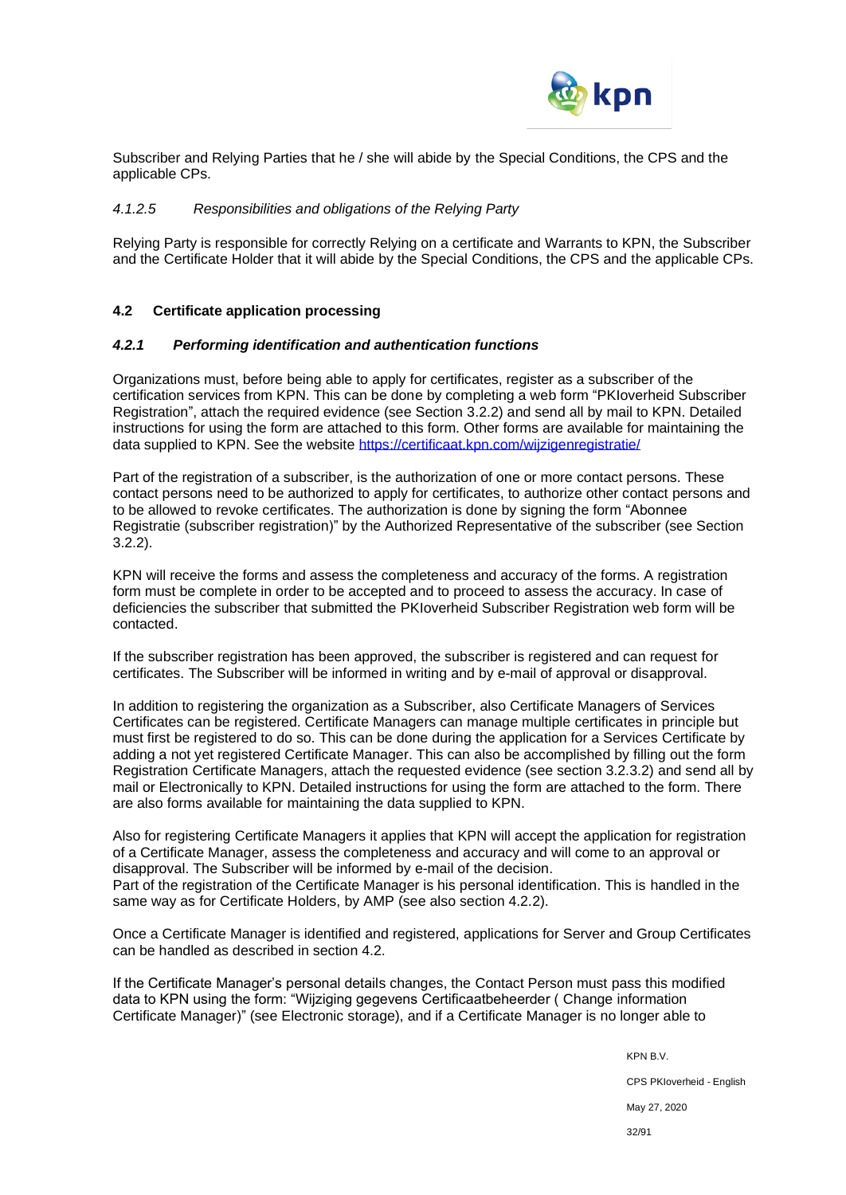Subscriber and Relying Parties that he / she will abide by the Special Conditions, the CPS and the applicable CPs.

#### *4.1.2.5 Responsibilities and obligations of the Relying Party*

Relying Party is responsible for correctly Relying on a certificate and Warrants to KPN, the Subscriber and the Certificate Holder that it will abide by the Special Conditions, the CPS and the applicable CPs.

## 4.2 Certificate application processing

### *4.2.1 Performing identification and authentication functions*

Organizations must, before being able to apply for certificates, register as a subscriber of the certification services from KPN. This can be done by completing a web form "PKIoverheid Subscriber Registration", attach the required evidence (see Section 3.2.2) and send all by mail to KPN. Detailed instructions for using the form are attached to this form. Other forms are available for maintaining the data supplied to KPN. See the website https://certificaat.kpn.com/wijzigenregistratie/

Part of the registration of a subscriber, is the authorization of one or more contact persons. These contact persons need to be authorized to apply for certificates, to authorize other contact persons and to be allowed to revoke certificates. The authorization is done by signing the form "Abonnee Registratie (subscriber registration)" by the Authorized Representative of the subscriber (see Section 3.2.2).

KPN will receive the forms and assess the completeness and accuracy of the forms. A registration form must be complete in order to be accepted and to proceed to assess the accuracy. In case of deficiencies the subscriber that submitted the PKIoverheid Subscriber Registration web form will be contacted.

If the subscriber registration has been approved, the subscriber is registered and can request for certificates. The Subscriber will be informed in writing and by e-mail of approval or disapproval.

In addition to registering the organization as a Subscriber, also Certificate Managers of Services Certificates can be registered. Certificate Managers can manage multiple certificates in principle but must first be registered to do so. This can be done during the application for a Services Certificate by adding a not yet registered Certificate Manager. This can also be accomplished by filling out the form Registration Certificate Managers, attach the requested evidence (see section 3.2.3.2) and send all by mail or Electronically to KPN. Detailed instructions for using the form are attached to the form. There are also forms available for maintaining the data supplied to KPN.

Also for registering Certificate Managers it applies that KPN will accept the application for registration of a Certificate Manager, assess the completeness and accuracy and will come to an approval or disapproval. The Subscriber will be informed by e-mail of the decision.
Part of the registration of the Certificate Manager is his personal identification. This is handled in the same way as for Certificate Holders, by AMP (see also section 4.2.2).

Once a Certificate Manager is identified and registered, applications for Server and Group Certificates can be handled as described in section 4.2.

If the Certificate Manager's personal details changes, the Contact Person must pass this modified data to KPN using the form: "Wijziging gegevens Certificaatbeheerder ( Change information Certificate Manager)" (see Electronic storage), and if a Certificate Manager is no longer able to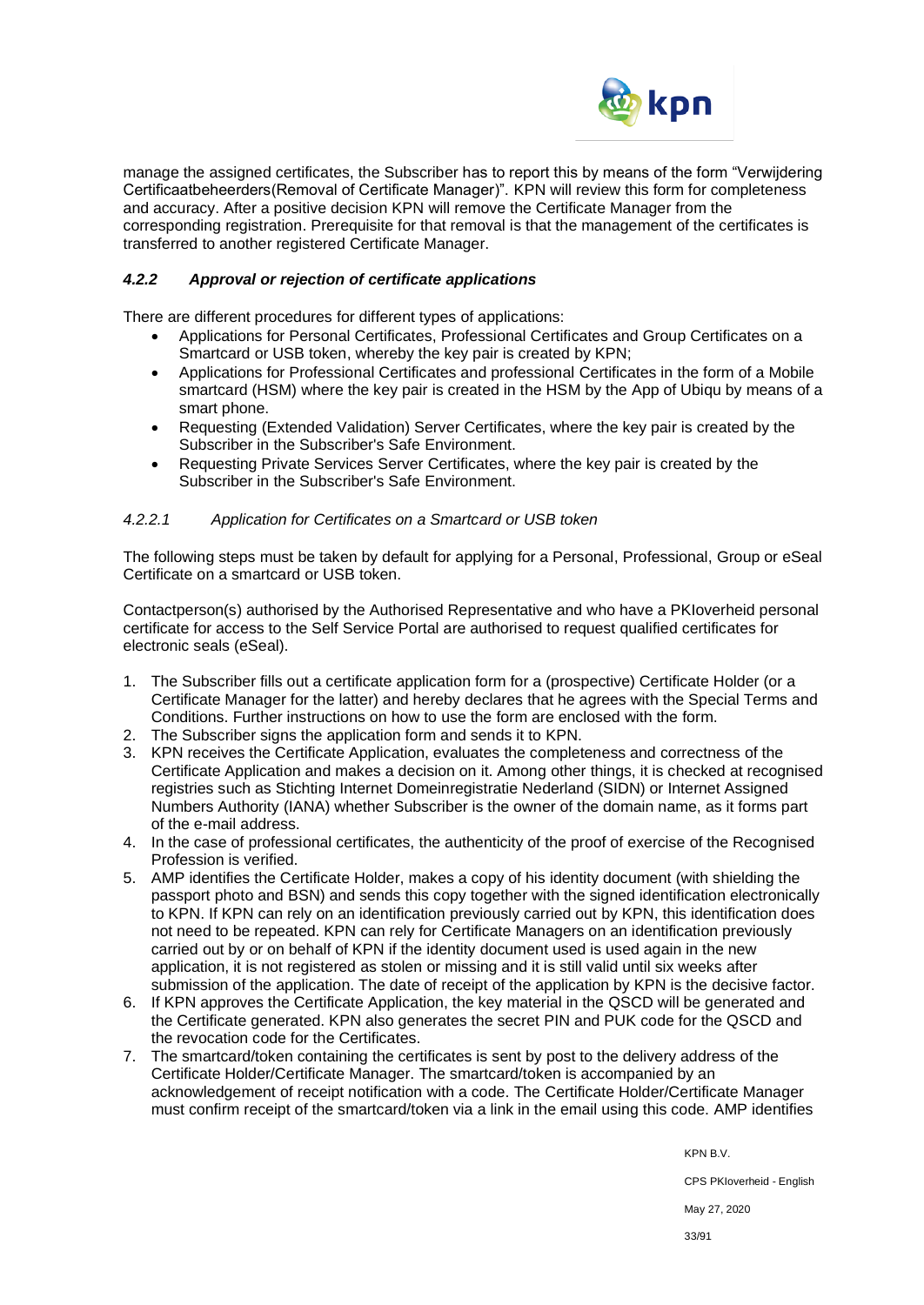manage the assigned certificates, the Subscriber has to report this by means of the form "Verwijdering Certificaatbeheerders(Removal of Certificate Manager)". KPN will review this form for completeness and accuracy. After a positive decision KPN will remove the Certificate Manager from the corresponding registration. Prerequisite for that removal is that the management of the certificates is transferred to another registered Certificate Manager.

### *4.2.2 Approval or rejection of certificate applications*

There are different procedures for different types of applications:

- Applications for Personal Certificates, Professional Certificates and Group Certificates on a Smartcard or USB token, whereby the key pair is created by KPN;
- Applications for Professional Certificates and professional Certificates in the form of a Mobile smartcard (HSM) where the key pair is created in the HSM by the App of Ubiqu by means of a smart phone.
- Requesting (Extended Validation) Server Certificates, where the key pair is created by the Subscriber in the Subscriber's Safe Environment.
- Requesting Private Services Server Certificates, where the key pair is created by the Subscriber in the Subscriber's Safe Environment.

#### *4.2.2.1 Application for Certificates on a Smartcard or USB token*

The following steps must be taken by default for applying for a Personal, Professional, Group or eSeal Certificate on a smartcard or USB token.

Contactperson(s) authorised by the Authorised Representative and who have a PKIoverheid personal certificate for access to the Self Service Portal are authorised to request qualified certificates for electronic seals (eSeal).

1. The Subscriber fills out a certificate application form for a (prospective) Certificate Holder (or a Certificate Manager for the latter) and hereby declares that he agrees with the Special Terms and Conditions. Further instructions on how to use the form are enclosed with the form.
2. The Subscriber signs the application form and sends it to KPN.
3. KPN receives the Certificate Application, evaluates the completeness and correctness of the Certificate Application and makes a decision on it. Among other things, it is checked at recognised registries such as Stichting Internet Domeinregistratie Nederland (SIDN) or Internet Assigned Numbers Authority (IANA) whether Subscriber is the owner of the domain name, as it forms part of the e-mail address.
4. In the case of professional certificates, the authenticity of the proof of exercise of the Recognised Profession is verified.
5. AMP identifies the Certificate Holder, makes a copy of his identity document (with shielding the passport photo and BSN) and sends this copy together with the signed identification electronically to KPN. If KPN can rely on an identification previously carried out by KPN, this identification does not need to be repeated. KPN can rely for Certificate Managers on an identification previously carried out by or on behalf of KPN if the identity document used is used again in the new application, it is not registered as stolen or missing and it is still valid until six weeks after submission of the application. The date of receipt of the application by KPN is the decisive factor.
6. If KPN approves the Certificate Application, the key material in the QSCD will be generated and the Certificate generated. KPN also generates the secret PIN and PUK code for the QSCD and the revocation code for the Certificates.
7. The smartcard/token containing the certificates is sent by post to the delivery address of the Certificate Holder/Certificate Manager. The smartcard/token is accompanied by an acknowledgement of receipt notification with a code. The Certificate Holder/Certificate Manager must confirm receipt of the smartcard/token via a link in the email using this code. AMP identifies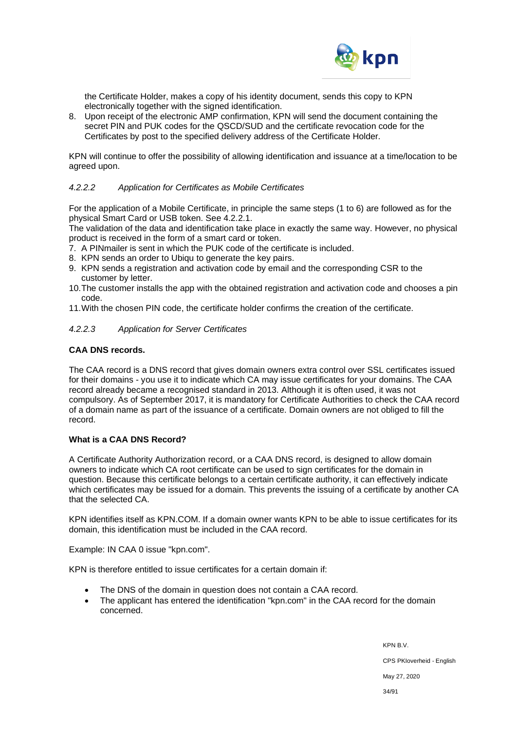the Certificate Holder, makes a copy of his identity document, sends this copy to KPN electronically together with the signed identification.

8. Upon receipt of the electronic AMP confirmation, KPN will send the document containing the secret PIN and PUK codes for the QSCD/SUD and the certificate revocation code for the Certificates by post to the specified delivery address of the Certificate Holder.

KPN will continue to offer the possibility of allowing identification and issuance at a time/location to be agreed upon.

#### *4.2.2.2 Application for Certificates as Mobile Certificates*

For the application of a Mobile Certificate, in principle the same steps (1 to 6) are followed as for the physical Smart Card or USB token. See 4.2.2.1.
The validation of the data and identification take place in exactly the same way. However, no physical product is received in the form of a smart card or token.

7. A PINmailer is sent in which the PUK code of the certificate is included.
8. KPN sends an order to Ubiqu to generate the key pairs.
9. KPN sends a registration and activation code by email and the corresponding CSR to the customer by letter.
10. The customer installs the app with the obtained registration and activation code and chooses a pin code.
11. With the chosen PIN code, the certificate holder confirms the creation of the certificate.

#### *4.2.2.3 Application for Server Certificates*

**CAA DNS records.**

The CAA record is a DNS record that gives domain owners extra control over SSL certificates issued for their domains - you use it to indicate which CA may issue certificates for your domains. The CAA record already became a recognised standard in 2013. Although it is often used, it was not compulsory. As of September 2017, it is mandatory for Certificate Authorities to check the CAA record of a domain name as part of the issuance of a certificate. Domain owners are not obliged to fill the record.

**What is a CAA DNS Record?**

A Certificate Authority Authorization record, or a CAA DNS record, is designed to allow domain owners to indicate which CA root certificate can be used to sign certificates for the domain in question. Because this certificate belongs to a certain certificate authority, it can effectively indicate which certificates may be issued for a domain. This prevents the issuing of a certificate by another CA that the selected CA.

KPN identifies itself as KPN.COM. If a domain owner wants KPN to be able to issue certificates for its domain, this identification must be included in the CAA record.

Example: IN CAA 0 issue "kpn.com".

KPN is therefore entitled to issue certificates for a certain domain if:

- The DNS of the domain in question does not contain a CAA record.
- The applicant has entered the identification "kpn.com" in the CAA record for the domain concerned.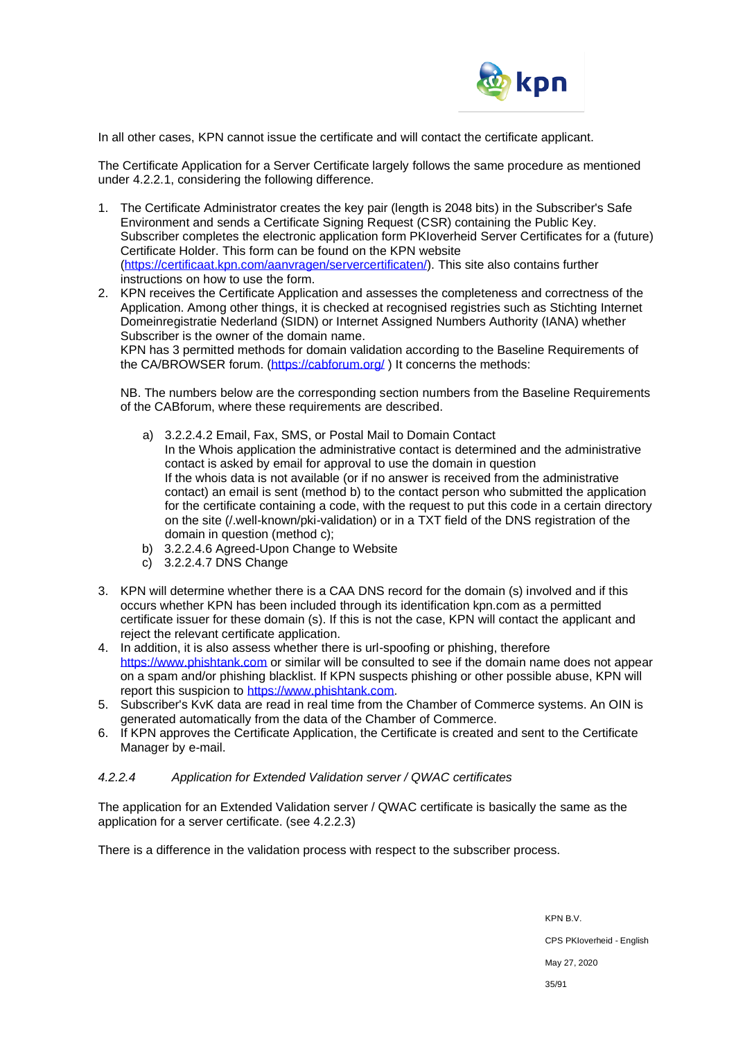In all other cases, KPN cannot issue the certificate and will contact the certificate applicant.

The Certificate Application for a Server Certificate largely follows the same procedure as mentioned under 4.2.2.1, considering the following difference.

1. The Certificate Administrator creates the key pair (length is 2048 bits) in the Subscriber's Safe Environment and sends a Certificate Signing Request (CSR) containing the Public Key. Subscriber completes the electronic application form PKIoverheid Server Certificates for a (future) Certificate Holder. This form can be found on the KPN website (https://certificaat.kpn.com/aanvragen/servercertificaten/). This site also contains further instructions on how to use the form.
2. KPN receives the Certificate Application and assesses the completeness and correctness of the Application. Among other things, it is checked at recognised registries such as Stichting Internet Domeinregistratie Nederland (SIDN) or Internet Assigned Numbers Authority (IANA) whether Subscriber is the owner of the domain name.
   KPN has 3 permitted methods for domain validation according to the Baseline Requirements of the CA/BROWSER forum. (https://cabforum.org/ ) It concerns the methods:

   NB. The numbers below are the corresponding section numbers from the Baseline Requirements of the CABforum, where these requirements are described.

   a) 3.2.2.4.2 Email, Fax, SMS, or Postal Mail to Domain Contact
      In the Whois application the administrative contact is determined and the administrative contact is asked by email for approval to use the domain in question
      If the whois data is not available (or if no answer is received from the administrative contact) an email is sent (method b) to the contact person who submitted the application for the certificate containing a code, with the request to put this code in a certain directory on the site (/.well-known/pki-validation) or in a TXT field of the DNS registration of the domain in question (method c);
   b) 3.2.2.4.6 Agreed-Upon Change to Website
   c) 3.2.2.4.7 DNS Change

3. KPN will determine whether there is a CAA DNS record for the domain (s) involved and if this occurs whether KPN has been included through its identification kpn.com as a permitted certificate issuer for these domain (s). If this is not the case, KPN will contact the applicant and reject the relevant certificate application.
4. In addition, it is also assess whether there is url-spoofing or phishing, therefore https://www.phishtank.com or similar will be consulted to see if the domain name does not appear on a spam and/or phishing blacklist. If KPN suspects phishing or other possible abuse, KPN will report this suspicion to https://www.phishtank.com.
5. Subscriber's KvK data are read in real time from the Chamber of Commerce systems. An OIN is generated automatically from the data of the Chamber of Commerce.
6. If KPN approves the Certificate Application, the Certificate is created and sent to the Certificate Manager by e-mail.

#### *4.2.2.4 Application for Extended Validation server / QWAC certificates*

The application for an Extended Validation server / QWAC certificate is basically the same as the application for a server certificate. (see 4.2.2.3)

There is a difference in the validation process with respect to the subscriber process.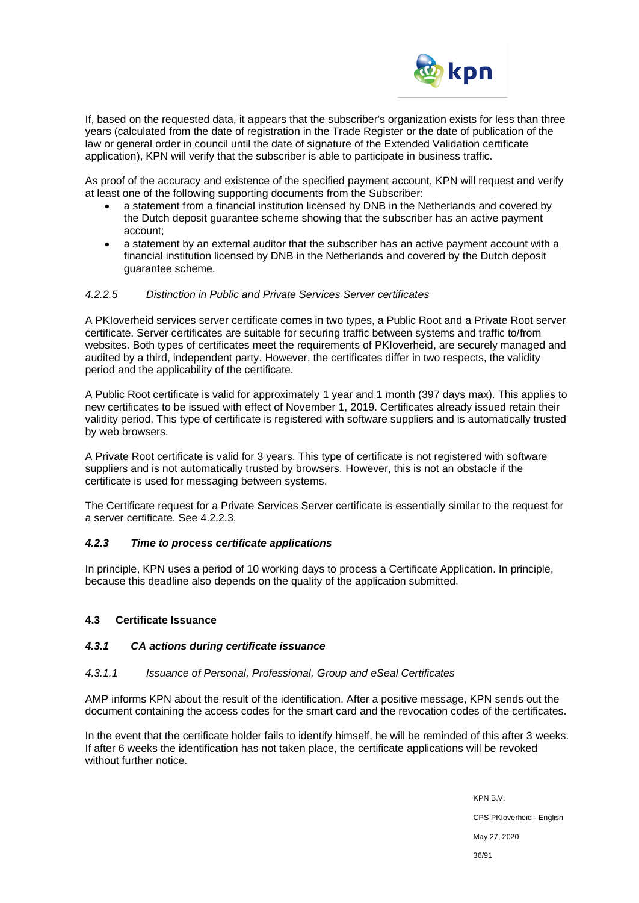If, based on the requested data, it appears that the subscriber's organization exists for less than three years (calculated from the date of registration in the Trade Register or the date of publication of the law or general order in council until the date of signature of the Extended Validation certificate application), KPN will verify that the subscriber is able to participate in business traffic.

As proof of the accuracy and existence of the specified payment account, KPN will request and verify at least one of the following supporting documents from the Subscriber:

- a statement from a financial institution licensed by DNB in the Netherlands and covered by the Dutch deposit guarantee scheme showing that the subscriber has an active payment account;
- a statement by an external auditor that the subscriber has an active payment account with a financial institution licensed by DNB in the Netherlands and covered by the Dutch deposit guarantee scheme.

##### *4.2.2.5 Distinction in Public and Private Services Server certificates*

A PKIoverheid services server certificate comes in two types, a Public Root and a Private Root server certificate. Server certificates are suitable for securing traffic between systems and traffic to/from websites. Both types of certificates meet the requirements of PKIoverheid, are securely managed and audited by a third, independent party. However, the certificates differ in two respects, the validity period and the applicability of the certificate.

A Public Root certificate is valid for approximately 1 year and 1 month (397 days max). This applies to new certificates to be issued with effect of November 1, 2019. Certificates already issued retain their validity period. This type of certificate is registered with software suppliers and is automatically trusted by web browsers.

A Private Root certificate is valid for 3 years. This type of certificate is not registered with software suppliers and is not automatically trusted by browsers. However, this is not an obstacle if the certificate is used for messaging between systems.

The Certificate request for a Private Services Server certificate is essentially similar to the request for a server certificate. See 4.2.2.3.

### *4.2.3 Time to process certificate applications*

In principle, KPN uses a period of 10 working days to process a Certificate Application. In principle, because this deadline also depends on the quality of the application submitted.

## 4.3 Certificate Issuance

### *4.3.1 CA actions during certificate issuance*

#### *4.3.1.1 Issuance of Personal, Professional, Group and eSeal Certificates*

AMP informs KPN about the result of the identification. After a positive message, KPN sends out the document containing the access codes for the smart card and the revocation codes of the certificates.

In the event that the certificate holder fails to identify himself, he will be reminded of this after 3 weeks. If after 6 weeks the identification has not taken place, the certificate applications will be revoked without further notice.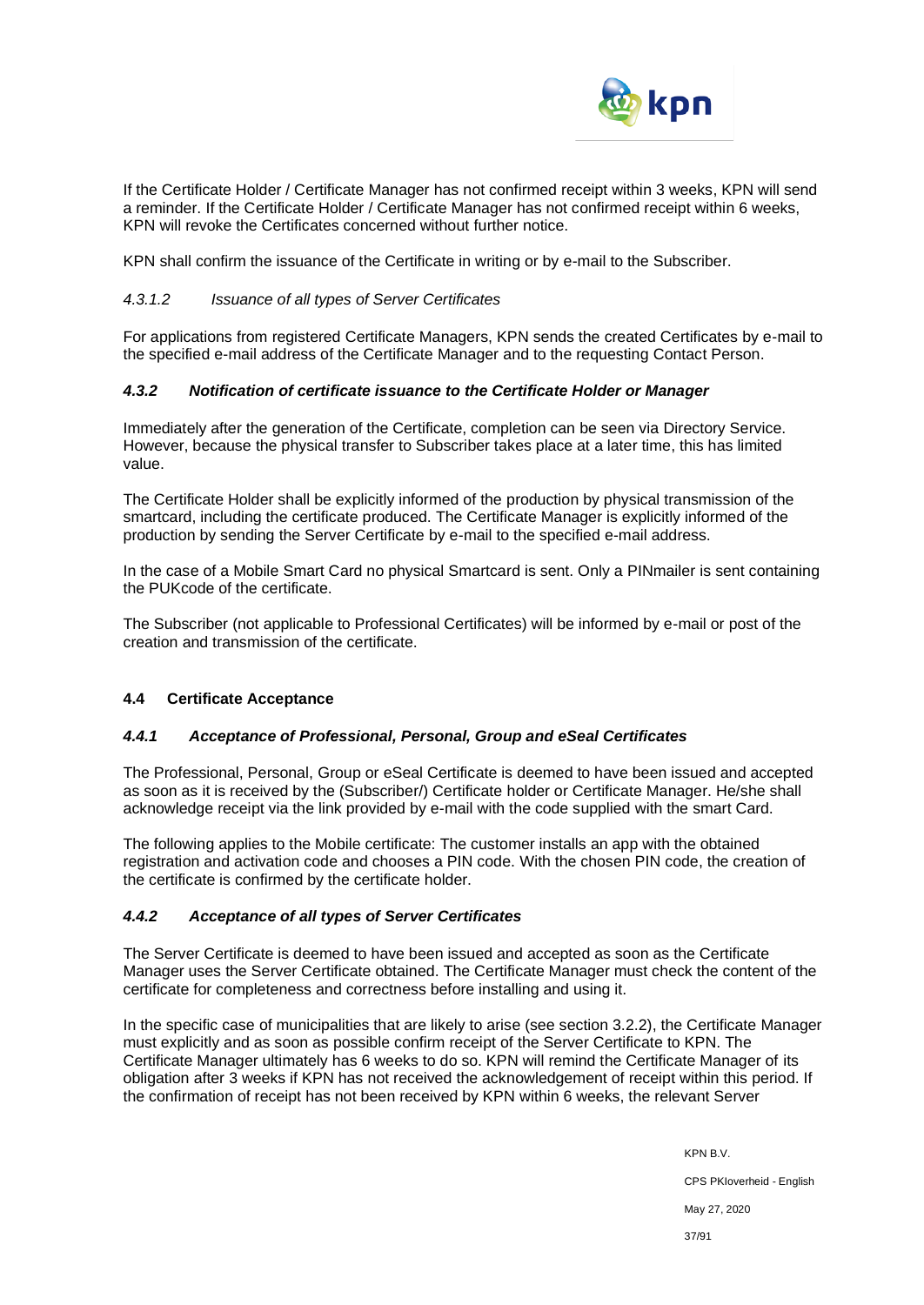If the Certificate Holder / Certificate Manager has not confirmed receipt within 3 weeks, KPN will send a reminder. If the Certificate Holder / Certificate Manager has not confirmed receipt within 6 weeks, KPN will revoke the Certificates concerned without further notice.

KPN shall confirm the issuance of the Certificate in writing or by e-mail to the Subscriber.

#### *4.3.1.2 Issuance of all types of Server Certificates*

For applications from registered Certificate Managers, KPN sends the created Certificates by e-mail to the specified e-mail address of the Certificate Manager and to the requesting Contact Person.

### ***4.3.2 Notification of certificate issuance to the Certificate Holder or Manager***

Immediately after the generation of the Certificate, completion can be seen via Directory Service. However, because the physical transfer to Subscriber takes place at a later time, this has limited value.

The Certificate Holder shall be explicitly informed of the production by physical transmission of the smartcard, including the certificate produced. The Certificate Manager is explicitly informed of the production by sending the Server Certificate by e-mail to the specified e-mail address.

In the case of a Mobile Smart Card no physical Smartcard is sent. Only a PINmailer is sent containing the PUKcode of the certificate.

The Subscriber (not applicable to Professional Certificates) will be informed by e-mail or post of the creation and transmission of the certificate.

## **4.4 Certificate Acceptance**

### ***4.4.1 Acceptance of Professional, Personal, Group and eSeal Certificates***

The Professional, Personal, Group or eSeal Certificate is deemed to have been issued and accepted as soon as it is received by the (Subscriber/) Certificate holder or Certificate Manager. He/she shall acknowledge receipt via the link provided by e-mail with the code supplied with the smart Card.

The following applies to the Mobile certificate: The customer installs an app with the obtained registration and activation code and chooses a PIN code. With the chosen PIN code, the creation of the certificate is confirmed by the certificate holder.

### ***4.4.2 Acceptance of all types of Server Certificates***

The Server Certificate is deemed to have been issued and accepted as soon as the Certificate Manager uses the Server Certificate obtained. The Certificate Manager must check the content of the certificate for completeness and correctness before installing and using it.

In the specific case of municipalities that are likely to arise (see section 3.2.2), the Certificate Manager must explicitly and as soon as possible confirm receipt of the Server Certificate to KPN. The Certificate Manager ultimately has 6 weeks to do so. KPN will remind the Certificate Manager of its obligation after 3 weeks if KPN has not received the acknowledgement of receipt within this period. If the confirmation of receipt has not been received by KPN within 6 weeks, the relevant Server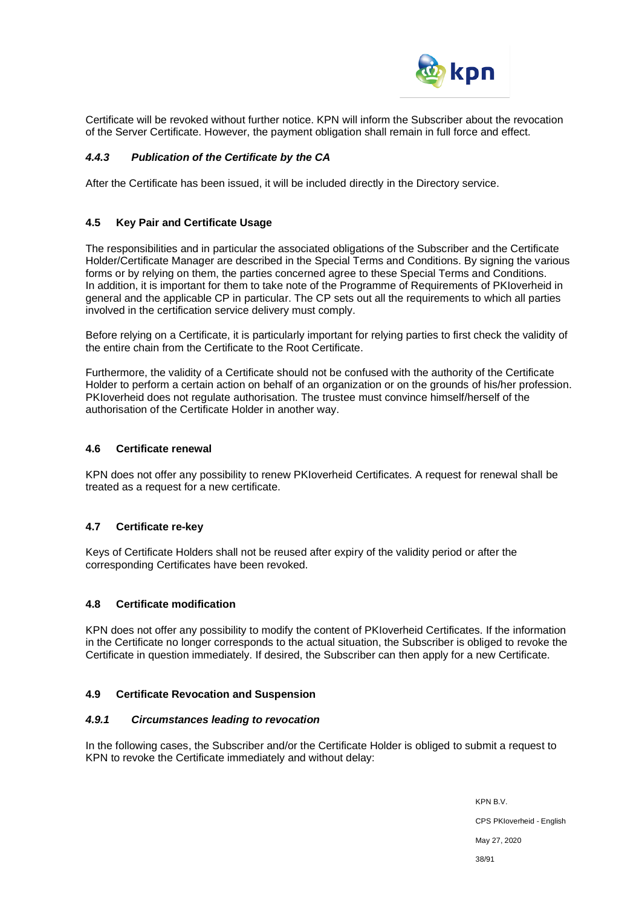Certificate will be revoked without further notice. KPN will inform the Subscriber about the revocation of the Server Certificate. However, the payment obligation shall remain in full force and effect.

#### *4.4.3 Publication of the Certificate by the CA*

After the Certificate has been issued, it will be included directly in the Directory service.

### 4.5 Key Pair and Certificate Usage

The responsibilities and in particular the associated obligations of the Subscriber and the Certificate Holder/Certificate Manager are described in the Special Terms and Conditions. By signing the various forms or by relying on them, the parties concerned agree to these Special Terms and Conditions. In addition, it is important for them to take note of the Programme of Requirements of PKIoverheid in general and the applicable CP in particular. The CP sets out all the requirements to which all parties involved in the certification service delivery must comply.

Before relying on a Certificate, it is particularly important for relying parties to first check the validity of the entire chain from the Certificate to the Root Certificate.

Furthermore, the validity of a Certificate should not be confused with the authority of the Certificate Holder to perform a certain action on behalf of an organization or on the grounds of his/her profession. PKIoverheid does not regulate authorisation. The trustee must convince himself/herself of the authorisation of the Certificate Holder in another way.

### 4.6 Certificate renewal

KPN does not offer any possibility to renew PKIoverheid Certificates. A request for renewal shall be treated as a request for a new certificate.

### 4.7 Certificate re-key

Keys of Certificate Holders shall not be reused after expiry of the validity period or after the corresponding Certificates have been revoked.

### 4.8 Certificate modification

KPN does not offer any possibility to modify the content of PKIoverheid Certificates. If the information in the Certificate no longer corresponds to the actual situation, the Subscriber is obliged to revoke the Certificate in question immediately. If desired, the Subscriber can then apply for a new Certificate.

### 4.9 Certificate Revocation and Suspension

#### *4.9.1 Circumstances leading to revocation*

In the following cases, the Subscriber and/or the Certificate Holder is obliged to submit a request to KPN to revoke the Certificate immediately and without delay: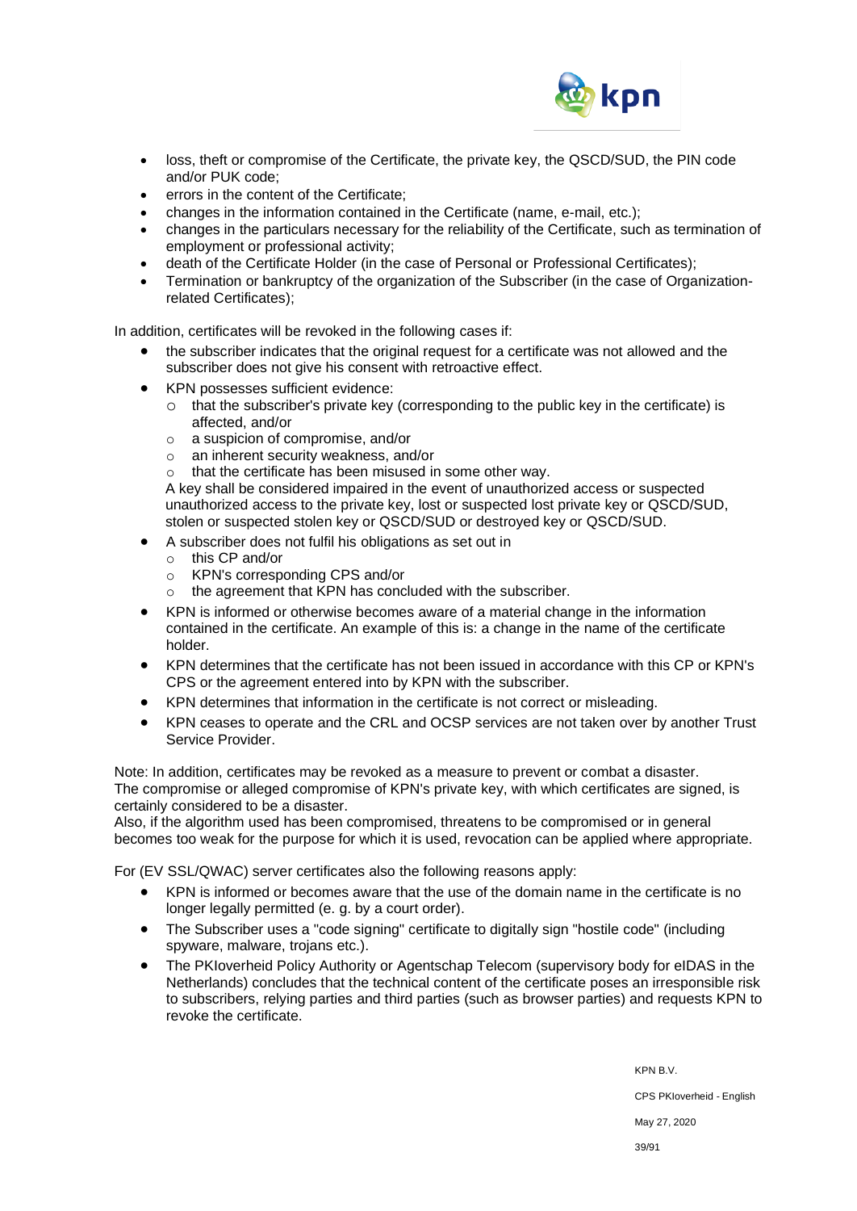- loss, theft or compromise of the Certificate, the private key, the QSCD/SUD, the PIN code and/or PUK code;
- errors in the content of the Certificate;
- changes in the information contained in the Certificate (name, e-mail, etc.);
- changes in the particulars necessary for the reliability of the Certificate, such as termination of employment or professional activity;
- death of the Certificate Holder (in the case of Personal or Professional Certificates);
- Termination or bankruptcy of the organization of the Subscriber (in the case of Organization-related Certificates);

In addition, certificates will be revoked in the following cases if:

- the subscriber indicates that the original request for a certificate was not allowed and the subscriber does not give his consent with retroactive effect.
- KPN possesses sufficient evidence:
  - that the subscriber's private key (corresponding to the public key in the certificate) is affected, and/or
  - a suspicion of compromise, and/or
  - an inherent security weakness, and/or
  - that the certificate has been misused in some other way.

  A key shall be considered impaired in the event of unauthorized access or suspected unauthorized access to the private key, lost or suspected lost private key or QSCD/SUD, stolen or suspected stolen key or QSCD/SUD or destroyed key or QSCD/SUD.
- A subscriber does not fulfil his obligations as set out in
  - this CP and/or
  - KPN's corresponding CPS and/or
  - the agreement that KPN has concluded with the subscriber.
- KPN is informed or otherwise becomes aware of a material change in the information contained in the certificate. An example of this is: a change in the name of the certificate holder.
- KPN determines that the certificate has not been issued in accordance with this CP or KPN's CPS or the agreement entered into by KPN with the subscriber.
- KPN determines that information in the certificate is not correct or misleading.
- KPN ceases to operate and the CRL and OCSP services are not taken over by another Trust Service Provider.

Note: In addition, certificates may be revoked as a measure to prevent or combat a disaster.
The compromise or alleged compromise of KPN's private key, with which certificates are signed, is certainly considered to be a disaster.
Also, if the algorithm used has been compromised, threatens to be compromised or in general becomes too weak for the purpose for which it is used, revocation can be applied where appropriate.

For (EV SSL/QWAC) server certificates also the following reasons apply:

- KPN is informed or becomes aware that the use of the domain name in the certificate is no longer legally permitted (e. g. by a court order).
- The Subscriber uses a "code signing" certificate to digitally sign "hostile code" (including spyware, malware, trojans etc.).
- The PKIoverheid Policy Authority or Agentschap Telecom (supervisory body for eIDAS in the Netherlands) concludes that the technical content of the certificate poses an irresponsible risk to subscribers, relying parties and third parties (such as browser parties) and requests KPN to revoke the certificate.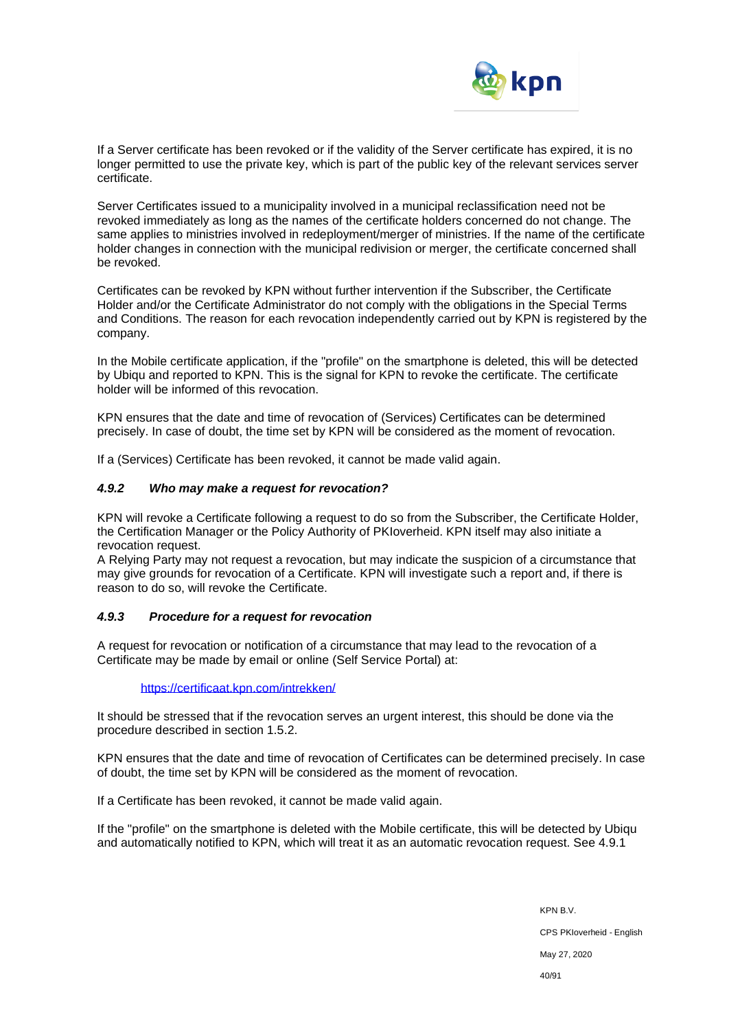If a Server certificate has been revoked or if the validity of the Server certificate has expired, it is no longer permitted to use the private key, which is part of the public key of the relevant services server certificate.

Server Certificates issued to a municipality involved in a municipal reclassification need not be revoked immediately as long as the names of the certificate holders concerned do not change. The same applies to ministries involved in redeployment/merger of ministries. If the name of the certificate holder changes in connection with the municipal redivision or merger, the certificate concerned shall be revoked.

Certificates can be revoked by KPN without further intervention if the Subscriber, the Certificate Holder and/or the Certificate Administrator do not comply with the obligations in the Special Terms and Conditions. The reason for each revocation independently carried out by KPN is registered by the company.

In the Mobile certificate application, if the "profile" on the smartphone is deleted, this will be detected by Ubiqu and reported to KPN. This is the signal for KPN to revoke the certificate. The certificate holder will be informed of this revocation.

KPN ensures that the date and time of revocation of (Services) Certificates can be determined precisely. In case of doubt, the time set by KPN will be considered as the moment of revocation.

If a (Services) Certificate has been revoked, it cannot be made valid again.

#### *4.9.2 Who may make a request for revocation?*

KPN will revoke a Certificate following a request to do so from the Subscriber, the Certificate Holder, the Certification Manager or the Policy Authority of PKIoverheid. KPN itself may also initiate a revocation request.
A Relying Party may not request a revocation, but may indicate the suspicion of a circumstance that may give grounds for revocation of a Certificate. KPN will investigate such a report and, if there is reason to do so, will revoke the Certificate.

#### *4.9.3 Procedure for a request for revocation*

A request for revocation or notification of a circumstance that may lead to the revocation of a Certificate may be made by email or online (Self Service Portal) at:

https://certificaat.kpn.com/intrekken/

It should be stressed that if the revocation serves an urgent interest, this should be done via the procedure described in section 1.5.2.

KPN ensures that the date and time of revocation of Certificates can be determined precisely. In case of doubt, the time set by KPN will be considered as the moment of revocation.

If a Certificate has been revoked, it cannot be made valid again.

If the "profile" on the smartphone is deleted with the Mobile certificate, this will be detected by Ubiqu and automatically notified to KPN, which will treat it as an automatic revocation request. See 4.9.1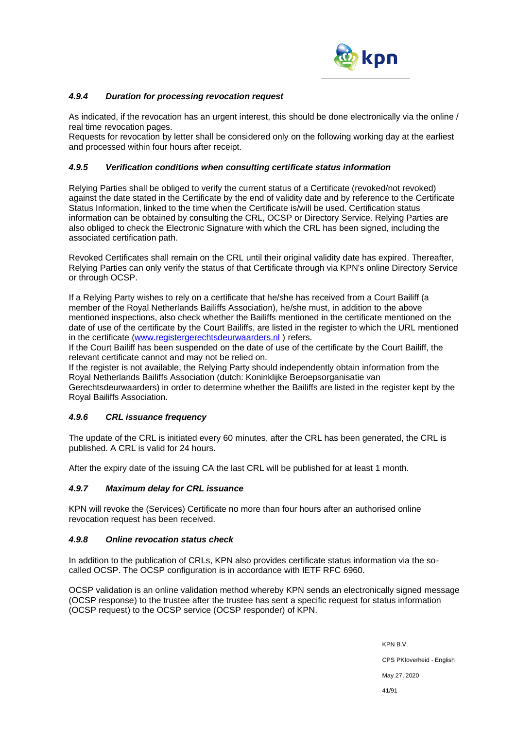#### *4.9.4 Duration for processing revocation request*

As indicated, if the revocation has an urgent interest, this should be done electronically via the online / real time revocation pages.
Requests for revocation by letter shall be considered only on the following working day at the earliest and processed within four hours after receipt.

#### *4.9.5 Verification conditions when consulting certificate status information*

Relying Parties shall be obliged to verify the current status of a Certificate (revoked/not revoked) against the date stated in the Certificate by the end of validity date and by reference to the Certificate Status Information, linked to the time when the Certificate is/will be used. Certification status information can be obtained by consulting the CRL, OCSP or Directory Service. Relying Parties are also obliged to check the Electronic Signature with which the CRL has been signed, including the associated certification path.

Revoked Certificates shall remain on the CRL until their original validity date has expired. Thereafter, Relying Parties can only verify the status of that Certificate through via KPN's online Directory Service or through OCSP.

If a Relying Party wishes to rely on a certificate that he/she has received from a Court Bailiff (a member of the Royal Netherlands Bailiffs Association), he/she must, in addition to the above mentioned inspections, also check whether the Bailiffs mentioned in the certificate mentioned on the date of use of the certificate by the Court Bailiffs, are listed in the register to which the URL mentioned in the certificate ([www.registergerechtsdeurwaarders.nl](www.registergerechtsdeurwaarders.nl) ) refers.
If the Court Bailiff has been suspended on the date of use of the certificate by the Court Bailiff, the relevant certificate cannot and may not be relied on.
If the register is not available, the Relying Party should independently obtain information from the Royal Netherlands Bailiffs Association (dutch: Koninklijke Beroepsorganisatie van Gerechtsdeurwaarders) in order to determine whether the Bailiffs are listed in the register kept by the Royal Bailiffs Association.

#### *4.9.6 CRL issuance frequency*

The update of the CRL is initiated every 60 minutes, after the CRL has been generated, the CRL is published. A CRL is valid for 24 hours.

After the expiry date of the issuing CA the last CRL will be published for at least 1 month.

#### *4.9.7 Maximum delay for CRL issuance*

KPN will revoke the (Services) Certificate no more than four hours after an authorised online revocation request has been received.

#### *4.9.8 Online revocation status check*

In addition to the publication of CRLs, KPN also provides certificate status information via the so-called OCSP. The OCSP configuration is in accordance with IETF RFC 6960.

OCSP validation is an online validation method whereby KPN sends an electronically signed message (OCSP response) to the trustee after the trustee has sent a specific request for status information (OCSP request) to the OCSP service (OCSP responder) of KPN.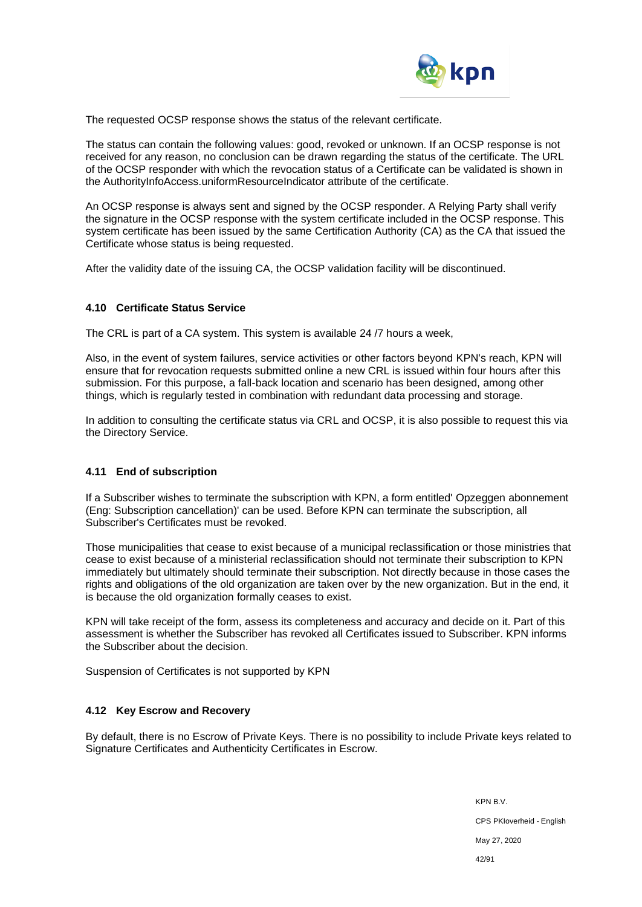The requested OCSP response shows the status of the relevant certificate.

The status can contain the following values: good, revoked or unknown. If an OCSP response is not received for any reason, no conclusion can be drawn regarding the status of the certificate. The URL of the OCSP responder with which the revocation status of a Certificate can be validated is shown in the AuthorityInfoAccess.uniformResourceIndicator attribute of the certificate.

An OCSP response is always sent and signed by the OCSP responder. A Relying Party shall verify the signature in the OCSP response with the system certificate included in the OCSP response. This system certificate has been issued by the same Certification Authority (CA) as the CA that issued the Certificate whose status is being requested.

After the validity date of the issuing CA, the OCSP validation facility will be discontinued.

### 4.10 Certificate Status Service

The CRL is part of a CA system. This system is available 24 /7 hours a week,

Also, in the event of system failures, service activities or other factors beyond KPN's reach, KPN will ensure that for revocation requests submitted online a new CRL is issued within four hours after this submission. For this purpose, a fall-back location and scenario has been designed, among other things, which is regularly tested in combination with redundant data processing and storage.

In addition to consulting the certificate status via CRL and OCSP, it is also possible to request this via the Directory Service.

### 4.11 End of subscription

If a Subscriber wishes to terminate the subscription with KPN, a form entitled' Opzeggen abonnement (Eng: Subscription cancellation)' can be used. Before KPN can terminate the subscription, all Subscriber's Certificates must be revoked.

Those municipalities that cease to exist because of a municipal reclassification or those ministries that cease to exist because of a ministerial reclassification should not terminate their subscription to KPN immediately but ultimately should terminate their subscription. Not directly because in those cases the rights and obligations of the old organization are taken over by the new organization. But in the end, it is because the old organization formally ceases to exist.

KPN will take receipt of the form, assess its completeness and accuracy and decide on it. Part of this assessment is whether the Subscriber has revoked all Certificates issued to Subscriber. KPN informs the Subscriber about the decision.

Suspension of Certificates is not supported by KPN

### 4.12 Key Escrow and Recovery

By default, there is no Escrow of Private Keys. There is no possibility to include Private keys related to Signature Certificates and Authenticity Certificates in Escrow.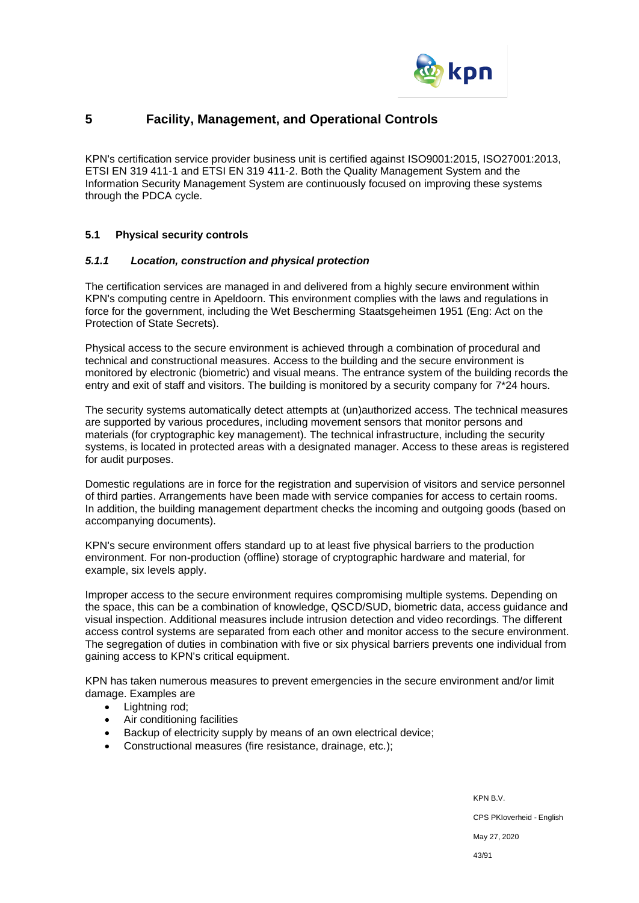# 5 Facility, Management, and Operational Controls

KPN's certification service provider business unit is certified against ISO9001:2015, ISO27001:2013, ETSI EN 319 411-1 and ETSI EN 319 411-2. Both the Quality Management System and the Information Security Management System are continuously focused on improving these systems through the PDCA cycle.

## 5.1 Physical security controls

### *5.1.1 Location, construction and physical protection*

The certification services are managed in and delivered from a highly secure environment within KPN's computing centre in Apeldoorn. This environment complies with the laws and regulations in force for the government, including the Wet Bescherming Staatsgeheimen 1951 (Eng: Act on the Protection of State Secrets).

Physical access to the secure environment is achieved through a combination of procedural and technical and constructional measures. Access to the building and the secure environment is monitored by electronic (biometric) and visual means. The entrance system of the building records the entry and exit of staff and visitors. The building is monitored by a security company for 7*24 hours.

The security systems automatically detect attempts at (un)authorized access. The technical measures are supported by various procedures, including movement sensors that monitor persons and materials (for cryptographic key management). The technical infrastructure, including the security systems, is located in protected areas with a designated manager. Access to these areas is registered for audit purposes.

Domestic regulations are in force for the registration and supervision of visitors and service personnel of third parties. Arrangements have been made with service companies for access to certain rooms. In addition, the building management department checks the incoming and outgoing goods (based on accompanying documents).

KPN's secure environment offers standard up to at least five physical barriers to the production environment. For non-production (offline) storage of cryptographic hardware and material, for example, six levels apply.

Improper access to the secure environment requires compromising multiple systems. Depending on the space, this can be a combination of knowledge, QSCD/SUD, biometric data, access guidance and visual inspection. Additional measures include intrusion detection and video recordings. The different access control systems are separated from each other and monitor access to the secure environment. The segregation of duties in combination with five or six physical barriers prevents one individual from gaining access to KPN's critical equipment.

KPN has taken numerous measures to prevent emergencies in the secure environment and/or limit damage. Examples are

- Lightning rod;
- Air conditioning facilities
- Backup of electricity supply by means of an own electrical device;
- Constructional measures (fire resistance, drainage, etc.);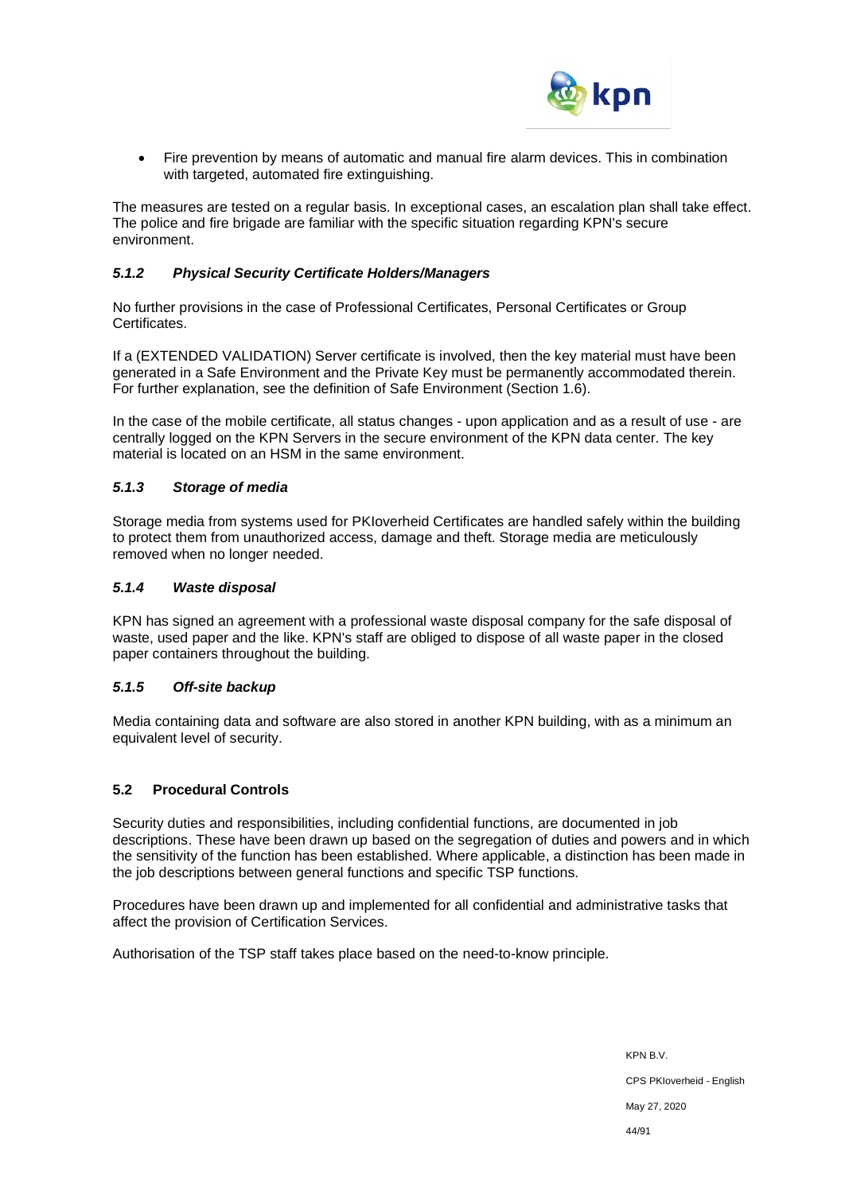- Fire prevention by means of automatic and manual fire alarm devices. This in combination with targeted, automated fire extinguishing.

The measures are tested on a regular basis. In exceptional cases, an escalation plan shall take effect. The police and fire brigade are familiar with the specific situation regarding KPN's secure environment.

### *5.1.2 Physical Security Certificate Holders/Managers*

No further provisions in the case of Professional Certificates, Personal Certificates or Group Certificates.

If a (EXTENDED VALIDATION) Server certificate is involved, then the key material must have been generated in a Safe Environment and the Private Key must be permanently accommodated therein. For further explanation, see the definition of Safe Environment (Section 1.6).

In the case of the mobile certificate, all status changes - upon application and as a result of use - are centrally logged on the KPN Servers in the secure environment of the KPN data center. The key material is located on an HSM in the same environment.

### *5.1.3 Storage of media*

Storage media from systems used for PKIoverheid Certificates are handled safely within the building to protect them from unauthorized access, damage and theft. Storage media are meticulously removed when no longer needed.

### *5.1.4 Waste disposal*

KPN has signed an agreement with a professional waste disposal company for the safe disposal of waste, used paper and the like. KPN's staff are obliged to dispose of all waste paper in the closed paper containers throughout the building.

### *5.1.5 Off-site backup*

Media containing data and software are also stored in another KPN building, with as a minimum an equivalent level of security.

## 5.2 Procedural Controls

Security duties and responsibilities, including confidential functions, are documented in job descriptions. These have been drawn up based on the segregation of duties and powers and in which the sensitivity of the function has been established. Where applicable, a distinction has been made in the job descriptions between general functions and specific TSP functions.

Procedures have been drawn up and implemented for all confidential and administrative tasks that affect the provision of Certification Services.

Authorisation of the TSP staff takes place based on the need-to-know principle.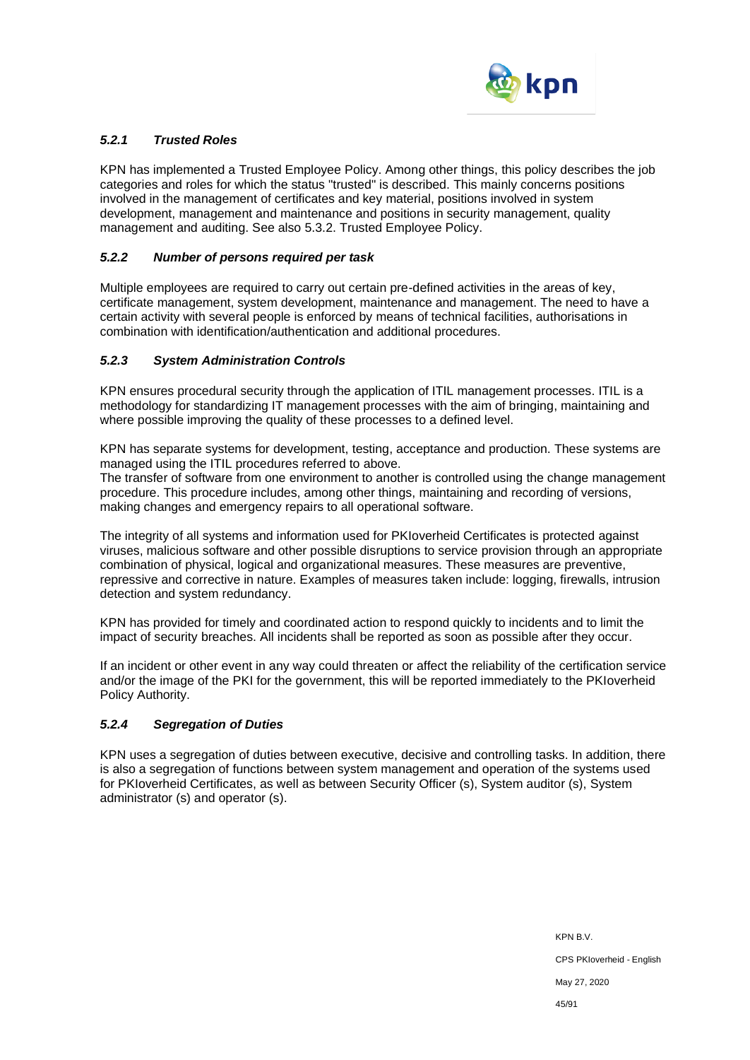### *5.2.1 Trusted Roles*

KPN has implemented a Trusted Employee Policy. Among other things, this policy describes the job categories and roles for which the status "trusted" is described. This mainly concerns positions involved in the management of certificates and key material, positions involved in system development, management and maintenance and positions in security management, quality management and auditing. See also 5.3.2. Trusted Employee Policy.

### *5.2.2 Number of persons required per task*

Multiple employees are required to carry out certain pre-defined activities in the areas of key, certificate management, system development, maintenance and management. The need to have a certain activity with several people is enforced by means of technical facilities, authorisations in combination with identification/authentication and additional procedures.

### *5.2.3 System Administration Controls*

KPN ensures procedural security through the application of ITIL management processes. ITIL is a methodology for standardizing IT management processes with the aim of bringing, maintaining and where possible improving the quality of these processes to a defined level.

KPN has separate systems for development, testing, acceptance and production. These systems are managed using the ITIL procedures referred to above.
The transfer of software from one environment to another is controlled using the change management procedure. This procedure includes, among other things, maintaining and recording of versions, making changes and emergency repairs to all operational software.

The integrity of all systems and information used for PKIoverheid Certificates is protected against viruses, malicious software and other possible disruptions to service provision through an appropriate combination of physical, logical and organizational measures. These measures are preventive, repressive and corrective in nature. Examples of measures taken include: logging, firewalls, intrusion detection and system redundancy.

KPN has provided for timely and coordinated action to respond quickly to incidents and to limit the impact of security breaches. All incidents shall be reported as soon as possible after they occur.

If an incident or other event in any way could threaten or affect the reliability of the certification service and/or the image of the PKI for the government, this will be reported immediately to the PKIoverheid Policy Authority.

### *5.2.4 Segregation of Duties*

KPN uses a segregation of duties between executive, decisive and controlling tasks. In addition, there is also a segregation of functions between system management and operation of the systems used for PKIoverheid Certificates, as well as between Security Officer (s), System auditor (s), System administrator (s) and operator (s).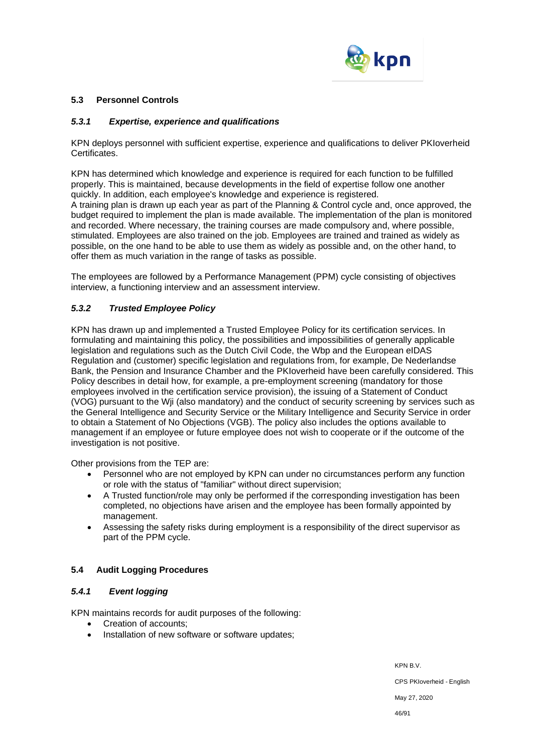## 5.3 Personnel Controls

### *5.3.1 Expertise, experience and qualifications*

KPN deploys personnel with sufficient expertise, experience and qualifications to deliver PKIoverheid Certificates.

KPN has determined which knowledge and experience is required for each function to be fulfilled properly. This is maintained, because developments in the field of expertise follow one another quickly. In addition, each employee's knowledge and experience is registered.
A training plan is drawn up each year as part of the Planning & Control cycle and, once approved, the budget required to implement the plan is made available. The implementation of the plan is monitored and recorded. Where necessary, the training courses are made compulsory and, where possible, stimulated. Employees are also trained on the job. Employees are trained and trained as widely as possible, on the one hand to be able to use them as widely as possible and, on the other hand, to offer them as much variation in the range of tasks as possible.

The employees are followed by a Performance Management (PPM) cycle consisting of objectives interview, a functioning interview and an assessment interview.

### *5.3.2 Trusted Employee Policy*

KPN has drawn up and implemented a Trusted Employee Policy for its certification services. In formulating and maintaining this policy, the possibilities and impossibilities of generally applicable legislation and regulations such as the Dutch Civil Code, the Wbp and the European eIDAS Regulation and (customer) specific legislation and regulations from, for example, De Nederlandse Bank, the Pension and Insurance Chamber and the PKIoverheid have been carefully considered. This Policy describes in detail how, for example, a pre-employment screening (mandatory for those employees involved in the certification service provision), the issuing of a Statement of Conduct (VOG) pursuant to the Wji (also mandatory) and the conduct of security screening by services such as the General Intelligence and Security Service or the Military Intelligence and Security Service in order to obtain a Statement of No Objections (VGB). The policy also includes the options available to management if an employee or future employee does not wish to cooperate or if the outcome of the investigation is not positive.

Other provisions from the TEP are:

- Personnel who are not employed by KPN can under no circumstances perform any function or role with the status of "familiar" without direct supervision;
- A Trusted function/role may only be performed if the corresponding investigation has been completed, no objections have arisen and the employee has been formally appointed by management.
- Assessing the safety risks during employment is a responsibility of the direct supervisor as part of the PPM cycle.

## 5.4 Audit Logging Procedures

### *5.4.1 Event logging*

KPN maintains records for audit purposes of the following:

- Creation of accounts;
- Installation of new software or software updates;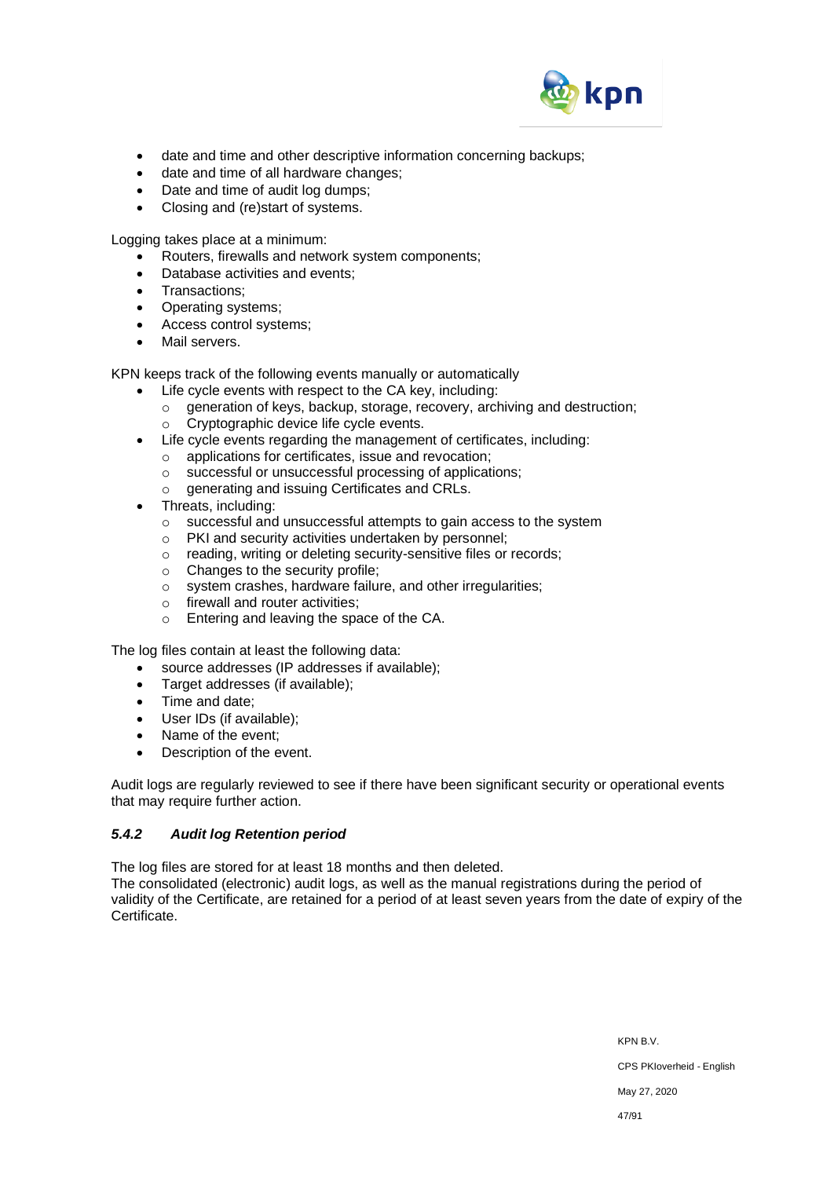- date and time and other descriptive information concerning backups;
- date and time of all hardware changes;
- Date and time of audit log dumps;
- Closing and (re)start of systems.

Logging takes place at a minimum:

- Routers, firewalls and network system components;
- Database activities and events;
- Transactions;
- Operating systems;
- Access control systems;
- Mail servers.

KPN keeps track of the following events manually or automatically

- Life cycle events with respect to the CA key, including:
  - generation of keys, backup, storage, recovery, archiving and destruction;
  - Cryptographic device life cycle events.
- Life cycle events regarding the management of certificates, including:
  - applications for certificates, issue and revocation;
  - successful or unsuccessful processing of applications;
  - generating and issuing Certificates and CRLs.
- Threats, including:
  - successful and unsuccessful attempts to gain access to the system
  - PKI and security activities undertaken by personnel;
  - reading, writing or deleting security-sensitive files or records;
  - Changes to the security profile;
  - system crashes, hardware failure, and other irregularities;
  - firewall and router activities;
  - Entering and leaving the space of the CA.

The log files contain at least the following data:

- source addresses (IP addresses if available);
- Target addresses (if available);
- Time and date;
- User IDs (if available);
- Name of the event;
- Description of the event.

Audit logs are regularly reviewed to see if there have been significant security or operational events that may require further action.

### *5.4.2 Audit log Retention period*

The log files are stored for at least 18 months and then deleted.
The consolidated (electronic) audit logs, as well as the manual registrations during the period of validity of the Certificate, are retained for a period of at least seven years from the date of expiry of the Certificate.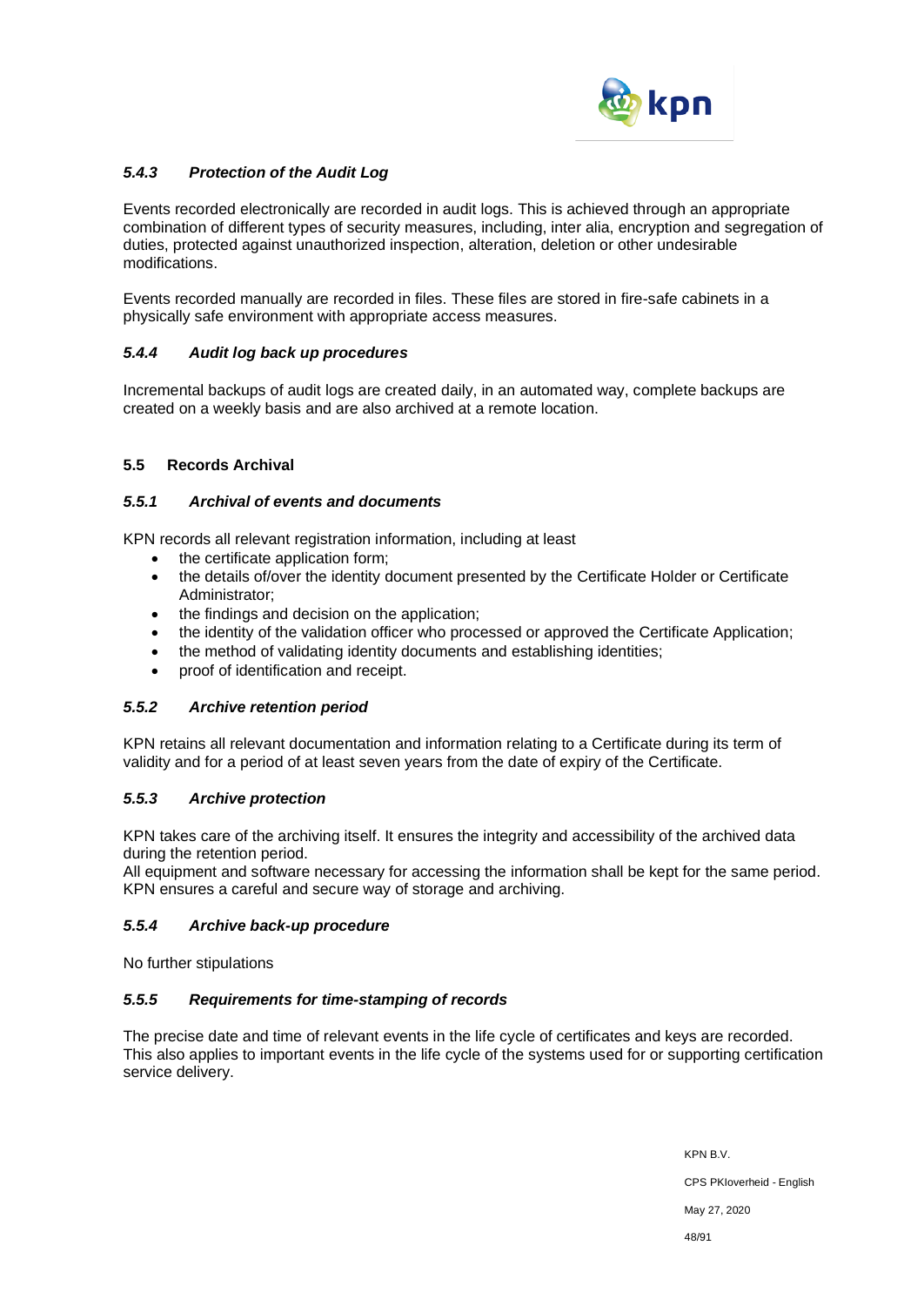#### *5.4.3 Protection of the Audit Log*

Events recorded electronically are recorded in audit logs. This is achieved through an appropriate combination of different types of security measures, including, inter alia, encryption and segregation of duties, protected against unauthorized inspection, alteration, deletion or other undesirable modifications.

Events recorded manually are recorded in files. These files are stored in fire-safe cabinets in a physically safe environment with appropriate access measures.

#### *5.4.4 Audit log back up procedures*

Incremental backups of audit logs are created daily, in an automated way, complete backups are created on a weekly basis and are also archived at a remote location.

### 5.5 Records Archival

#### *5.5.1 Archival of events and documents*

KPN records all relevant registration information, including at least

- the certificate application form;
- the details of/over the identity document presented by the Certificate Holder or Certificate Administrator;
- the findings and decision on the application;
- the identity of the validation officer who processed or approved the Certificate Application;
- the method of validating identity documents and establishing identities;
- proof of identification and receipt.

#### *5.5.2 Archive retention period*

KPN retains all relevant documentation and information relating to a Certificate during its term of validity and for a period of at least seven years from the date of expiry of the Certificate.

#### *5.5.3 Archive protection*

KPN takes care of the archiving itself. It ensures the integrity and accessibility of the archived data during the retention period.
All equipment and software necessary for accessing the information shall be kept for the same period.
KPN ensures a careful and secure way of storage and archiving.

#### *5.5.4 Archive back-up procedure*

No further stipulations

#### *5.5.5 Requirements for time-stamping of records*

The precise date and time of relevant events in the life cycle of certificates and keys are recorded. This also applies to important events in the life cycle of the systems used for or supporting certification service delivery.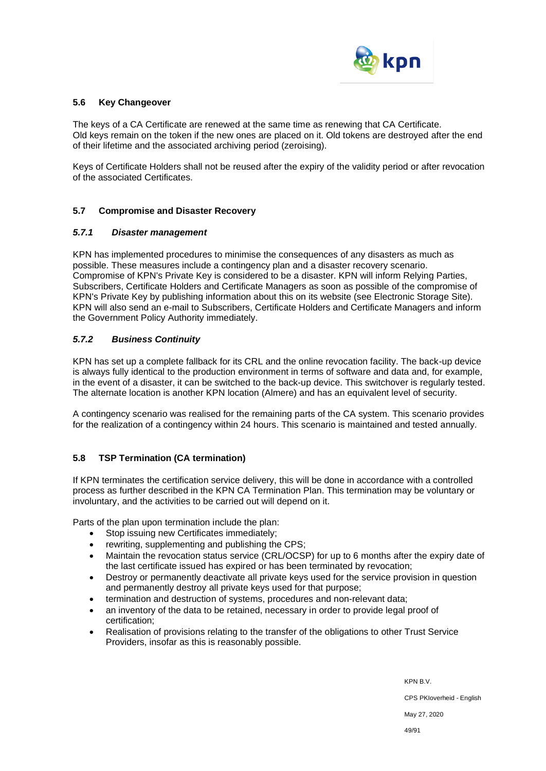## 5.6 Key Changeover

The keys of a CA Certificate are renewed at the same time as renewing that CA Certificate. Old keys remain on the token if the new ones are placed on it. Old tokens are destroyed after the end of their lifetime and the associated archiving period (zeroising).

Keys of Certificate Holders shall not be reused after the expiry of the validity period or after revocation of the associated Certificates.

## 5.7 Compromise and Disaster Recovery

### *5.7.1 Disaster management*

KPN has implemented procedures to minimise the consequences of any disasters as much as possible. These measures include a contingency plan and a disaster recovery scenario. Compromise of KPN's Private Key is considered to be a disaster. KPN will inform Relying Parties, Subscribers, Certificate Holders and Certificate Managers as soon as possible of the compromise of KPN's Private Key by publishing information about this on its website (see Electronic Storage Site). KPN will also send an e-mail to Subscribers, Certificate Holders and Certificate Managers and inform the Government Policy Authority immediately.

### *5.7.2 Business Continuity*

KPN has set up a complete fallback for its CRL and the online revocation facility. The back-up device is always fully identical to the production environment in terms of software and data and, for example, in the event of a disaster, it can be switched to the back-up device. This switchover is regularly tested. The alternate location is another KPN location (Almere) and has an equivalent level of security.

A contingency scenario was realised for the remaining parts of the CA system. This scenario provides for the realization of a contingency within 24 hours. This scenario is maintained and tested annually.

## 5.8 TSP Termination (CA termination)

If KPN terminates the certification service delivery, this will be done in accordance with a controlled process as further described in the KPN CA Termination Plan. This termination may be voluntary or involuntary, and the activities to be carried out will depend on it.

Parts of the plan upon termination include the plan:

- Stop issuing new Certificates immediately;
- rewriting, supplementing and publishing the CPS;
- Maintain the revocation status service (CRL/OCSP) for up to 6 months after the expiry date of the last certificate issued has expired or has been terminated by revocation;
- Destroy or permanently deactivate all private keys used for the service provision in question and permanently destroy all private keys used for that purpose;
- termination and destruction of systems, procedures and non-relevant data;
- an inventory of the data to be retained, necessary in order to provide legal proof of certification;
- Realisation of provisions relating to the transfer of the obligations to other Trust Service Providers, insofar as this is reasonably possible.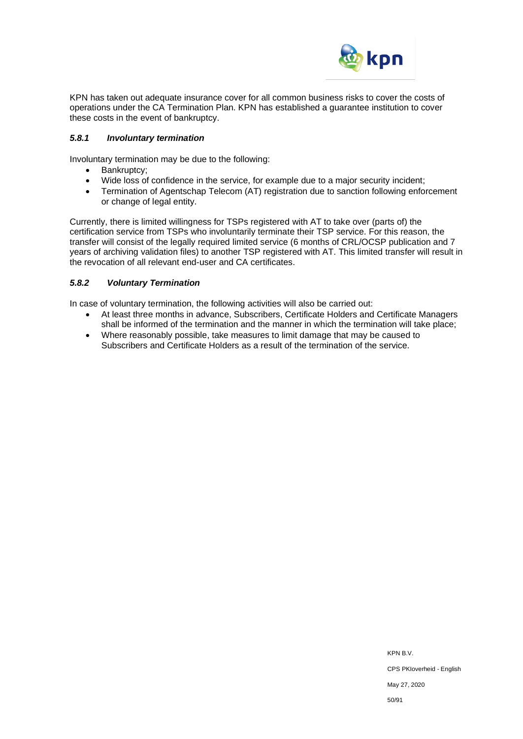KPN has taken out adequate insurance cover for all common business risks to cover the costs of operations under the CA Termination Plan. KPN has established a guarantee institution to cover these costs in the event of bankruptcy.

### *5.8.1 Involuntary termination*

Involuntary termination may be due to the following:

- Bankruptcy;
- Wide loss of confidence in the service, for example due to a major security incident;
- Termination of Agentschap Telecom (AT) registration due to sanction following enforcement or change of legal entity.

Currently, there is limited willingness for TSPs registered with AT to take over (parts of) the certification service from TSPs who involuntarily terminate their TSP service. For this reason, the transfer will consist of the legally required limited service (6 months of CRL/OCSP publication and 7 years of archiving validation files) to another TSP registered with AT. This limited transfer will result in the revocation of all relevant end-user and CA certificates.

### *5.8.2 Voluntary Termination*

In case of voluntary termination, the following activities will also be carried out:

- At least three months in advance, Subscribers, Certificate Holders and Certificate Managers shall be informed of the termination and the manner in which the termination will take place;
- Where reasonably possible, take measures to limit damage that may be caused to Subscribers and Certificate Holders as a result of the termination of the service.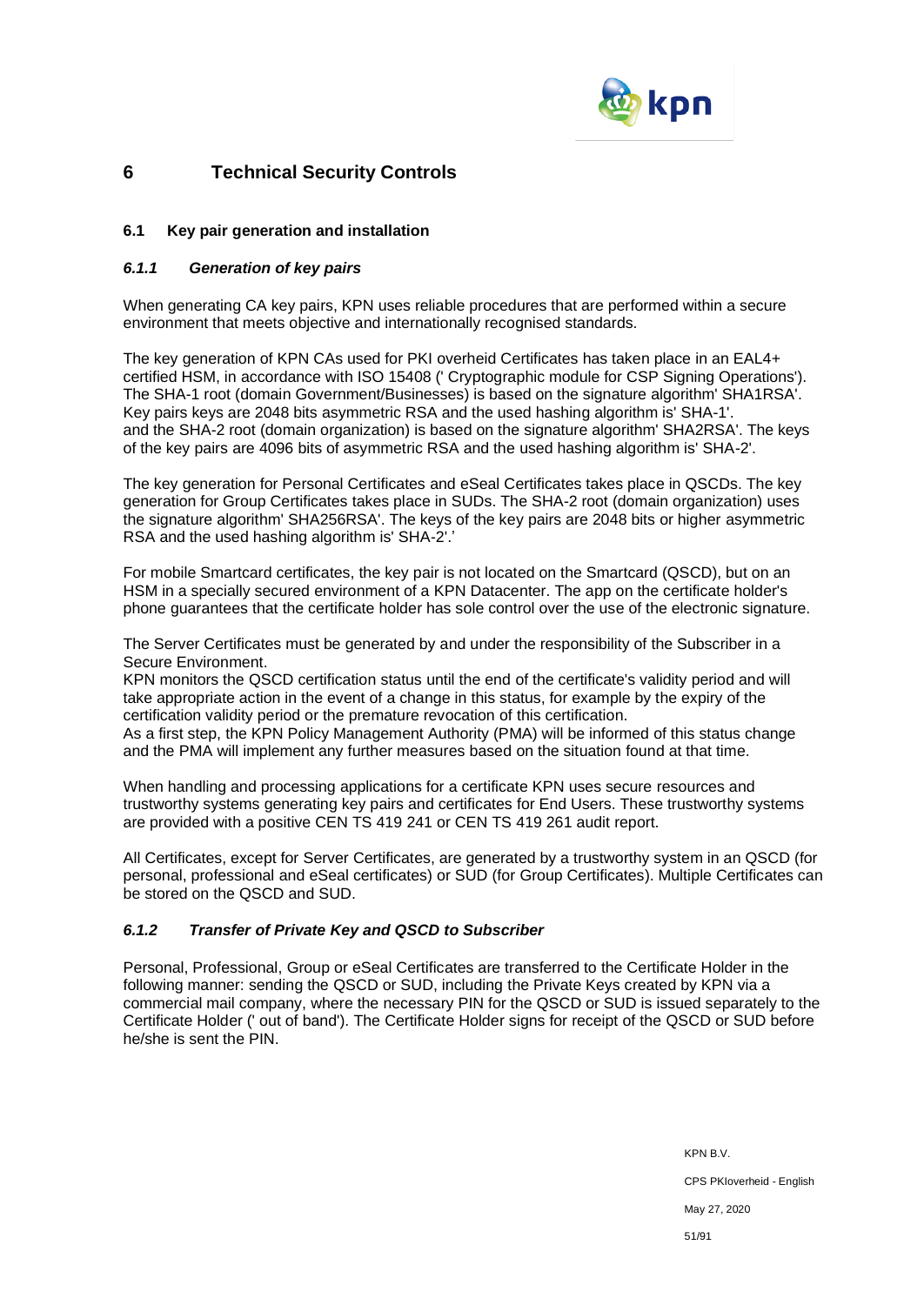# 6 Technical Security Controls

## 6.1 Key pair generation and installation

### *6.1.1 Generation of key pairs*

When generating CA key pairs, KPN uses reliable procedures that are performed within a secure environment that meets objective and internationally recognised standards.

The key generation of KPN CAs used for PKI overheid Certificates has taken place in an EAL4+ certified HSM, in accordance with ISO 15408 (' Cryptographic module for CSP Signing Operations'). The SHA-1 root (domain Government/Businesses) is based on the signature algorithm' SHA1RSA'. Key pairs keys are 2048 bits asymmetric RSA and the used hashing algorithm is' SHA-1'. and the SHA-2 root (domain organization) is based on the signature algorithm' SHA2RSA'. The keys of the key pairs are 4096 bits of asymmetric RSA and the used hashing algorithm is' SHA-2'.

The key generation for Personal Certificates and eSeal Certificates takes place in QSCDs. The key generation for Group Certificates takes place in SUDs. The SHA-2 root (domain organization) uses the signature algorithm' SHA256RSA'. The keys of the key pairs are 2048 bits or higher asymmetric RSA and the used hashing algorithm is' SHA-2'.'

For mobile Smartcard certificates, the key pair is not located on the Smartcard (QSCD), but on an HSM in a specially secured environment of a KPN Datacenter. The app on the certificate holder's phone guarantees that the certificate holder has sole control over the use of the electronic signature.

The Server Certificates must be generated by and under the responsibility of the Subscriber in a Secure Environment.
KPN monitors the QSCD certification status until the end of the certificate's validity period and will take appropriate action in the event of a change in this status, for example by the expiry of the certification validity period or the premature revocation of this certification.
As a first step, the KPN Policy Management Authority (PMA) will be informed of this status change and the PMA will implement any further measures based on the situation found at that time.

When handling and processing applications for a certificate KPN uses secure resources and trustworthy systems generating key pairs and certificates for End Users. These trustworthy systems are provided with a positive CEN TS 419 241 or CEN TS 419 261 audit report.

All Certificates, except for Server Certificates, are generated by a trustworthy system in an QSCD (for personal, professional and eSeal certificates) or SUD (for Group Certificates). Multiple Certificates can be stored on the QSCD and SUD.

### *6.1.2 Transfer of Private Key and QSCD to Subscriber*

Personal, Professional, Group or eSeal Certificates are transferred to the Certificate Holder in the following manner: sending the QSCD or SUD, including the Private Keys created by KPN via a commercial mail company, where the necessary PIN for the QSCD or SUD is issued separately to the Certificate Holder (' out of band'). The Certificate Holder signs for receipt of the QSCD or SUD before he/she is sent the PIN.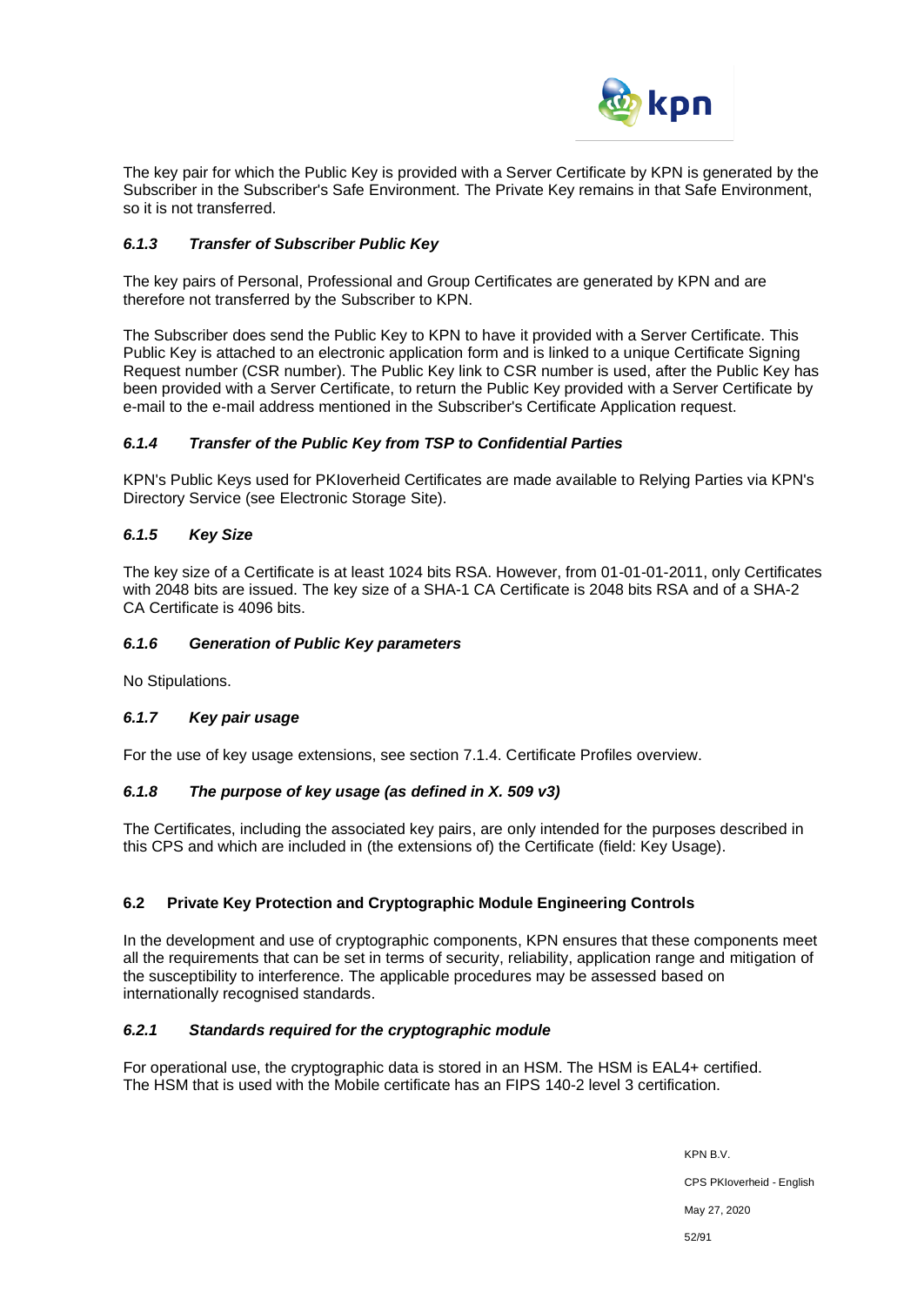The key pair for which the Public Key is provided with a Server Certificate by KPN is generated by the Subscriber in the Subscriber's Safe Environment. The Private Key remains in that Safe Environment, so it is not transferred.

#### *6.1.3 Transfer of Subscriber Public Key*

The key pairs of Personal, Professional and Group Certificates are generated by KPN and are therefore not transferred by the Subscriber to KPN.

The Subscriber does send the Public Key to KPN to have it provided with a Server Certificate. This Public Key is attached to an electronic application form and is linked to a unique Certificate Signing Request number (CSR number). The Public Key link to CSR number is used, after the Public Key has been provided with a Server Certificate, to return the Public Key provided with a Server Certificate by e-mail to the e-mail address mentioned in the Subscriber's Certificate Application request.

#### *6.1.4 Transfer of the Public Key from TSP to Confidential Parties*

KPN's Public Keys used for PKIoverheid Certificates are made available to Relying Parties via KPN's Directory Service (see Electronic Storage Site).

#### *6.1.5 Key Size*

The key size of a Certificate is at least 1024 bits RSA. However, from 01-01-01-2011, only Certificates with 2048 bits are issued. The key size of a SHA-1 CA Certificate is 2048 bits RSA and of a SHA-2 CA Certificate is 4096 bits.

#### *6.1.6 Generation of Public Key parameters*

No Stipulations.

#### *6.1.7 Key pair usage*

For the use of key usage extensions, see section 7.1.4. Certificate Profiles overview.

#### *6.1.8 The purpose of key usage (as defined in X. 509 v3)*

The Certificates, including the associated key pairs, are only intended for the purposes described in this CPS and which are included in (the extensions of) the Certificate (field: Key Usage).

### 6.2 Private Key Protection and Cryptographic Module Engineering Controls

In the development and use of cryptographic components, KPN ensures that these components meet all the requirements that can be set in terms of security, reliability, application range and mitigation of the susceptibility to interference. The applicable procedures may be assessed based on internationally recognised standards.

#### *6.2.1 Standards required for the cryptographic module*

For operational use, the cryptographic data is stored in an HSM. The HSM is EAL4+ certified.
The HSM that is used with the Mobile certificate has an FIPS 140-2 level 3 certification.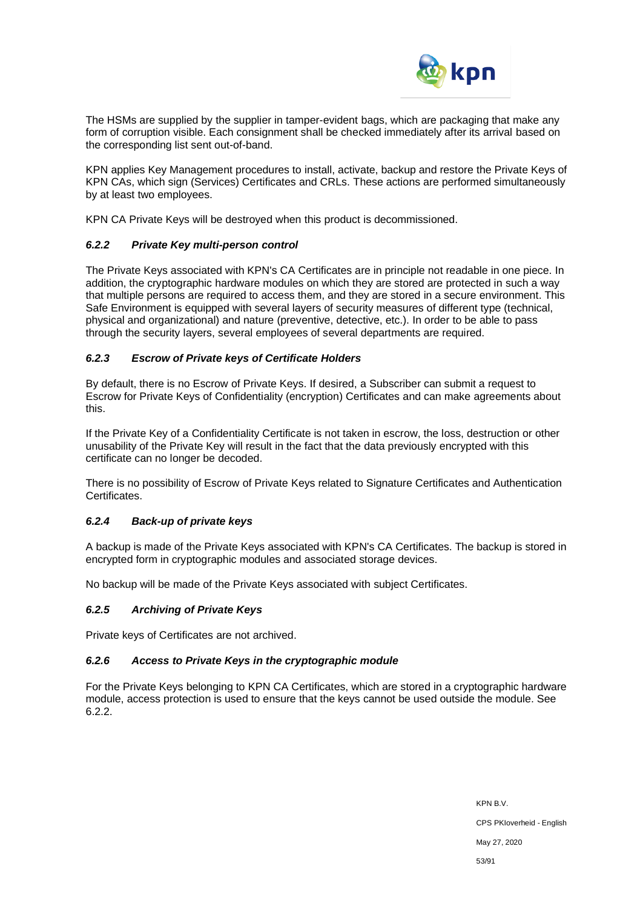The HSMs are supplied by the supplier in tamper-evident bags, which are packaging that make any form of corruption visible. Each consignment shall be checked immediately after its arrival based on the corresponding list sent out-of-band.

KPN applies Key Management procedures to install, activate, backup and restore the Private Keys of KPN CAs, which sign (Services) Certificates and CRLs. These actions are performed simultaneously by at least two employees.

KPN CA Private Keys will be destroyed when this product is decommissioned.

### *6.2.2 Private Key multi-person control*

The Private Keys associated with KPN's CA Certificates are in principle not readable in one piece. In addition, the cryptographic hardware modules on which they are stored are protected in such a way that multiple persons are required to access them, and they are stored in a secure environment. This Safe Environment is equipped with several layers of security measures of different type (technical, physical and organizational) and nature (preventive, detective, etc.). In order to be able to pass through the security layers, several employees of several departments are required.

### *6.2.3 Escrow of Private keys of Certificate Holders*

By default, there is no Escrow of Private Keys. If desired, a Subscriber can submit a request to Escrow for Private Keys of Confidentiality (encryption) Certificates and can make agreements about this.

If the Private Key of a Confidentiality Certificate is not taken in escrow, the loss, destruction or other unusability of the Private Key will result in the fact that the data previously encrypted with this certificate can no longer be decoded.

There is no possibility of Escrow of Private Keys related to Signature Certificates and Authentication Certificates.

### *6.2.4 Back-up of private keys*

A backup is made of the Private Keys associated with KPN's CA Certificates. The backup is stored in encrypted form in cryptographic modules and associated storage devices.

No backup will be made of the Private Keys associated with subject Certificates.

### *6.2.5 Archiving of Private Keys*

Private keys of Certificates are not archived.

### *6.2.6 Access to Private Keys in the cryptographic module*

For the Private Keys belonging to KPN CA Certificates, which are stored in a cryptographic hardware module, access protection is used to ensure that the keys cannot be used outside the module. See 6.2.2.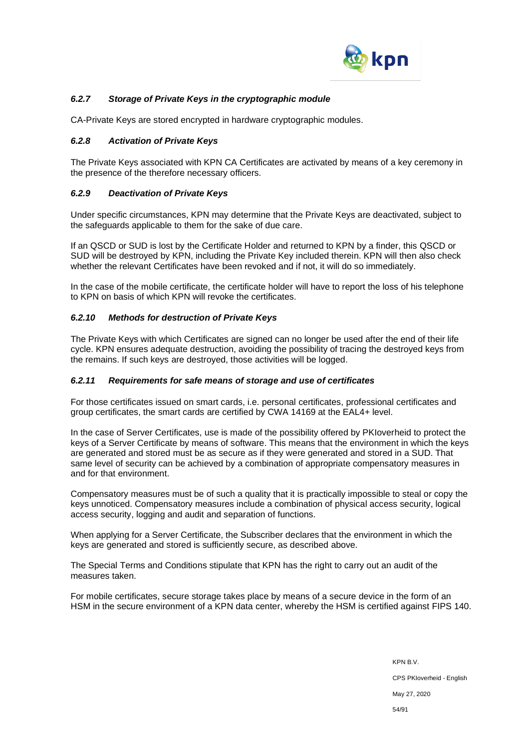#### *6.2.7 Storage of Private Keys in the cryptographic module*

CA-Private Keys are stored encrypted in hardware cryptographic modules.

#### *6.2.8 Activation of Private Keys*

The Private Keys associated with KPN CA Certificates are activated by means of a key ceremony in the presence of the therefore necessary officers.

#### *6.2.9 Deactivation of Private Keys*

Under specific circumstances, KPN may determine that the Private Keys are deactivated, subject to the safeguards applicable to them for the sake of due care.

If an QSCD or SUD is lost by the Certificate Holder and returned to KPN by a finder, this QSCD or SUD will be destroyed by KPN, including the Private Key included therein. KPN will then also check whether the relevant Certificates have been revoked and if not, it will do so immediately.

In the case of the mobile certificate, the certificate holder will have to report the loss of his telephone to KPN on basis of which KPN will revoke the certificates.

#### *6.2.10 Methods for destruction of Private Keys*

The Private Keys with which Certificates are signed can no longer be used after the end of their life cycle. KPN ensures adequate destruction, avoiding the possibility of tracing the destroyed keys from the remains. If such keys are destroyed, those activities will be logged.

#### *6.2.11 Requirements for safe means of storage and use of certificates*

For those certificates issued on smart cards, i.e. personal certificates, professional certificates and group certificates, the smart cards are certified by CWA 14169 at the EAL4+ level.

In the case of Server Certificates, use is made of the possibility offered by PKIoverheid to protect the keys of a Server Certificate by means of software. This means that the environment in which the keys are generated and stored must be as secure as if they were generated and stored in a SUD. That same level of security can be achieved by a combination of appropriate compensatory measures in and for that environment.

Compensatory measures must be of such a quality that it is practically impossible to steal or copy the keys unnoticed. Compensatory measures include a combination of physical access security, logical access security, logging and audit and separation of functions.

When applying for a Server Certificate, the Subscriber declares that the environment in which the keys are generated and stored is sufficiently secure, as described above.

The Special Terms and Conditions stipulate that KPN has the right to carry out an audit of the measures taken.

For mobile certificates, secure storage takes place by means of a secure device in the form of an HSM in the secure environment of a KPN data center, whereby the HSM is certified against FIPS 140.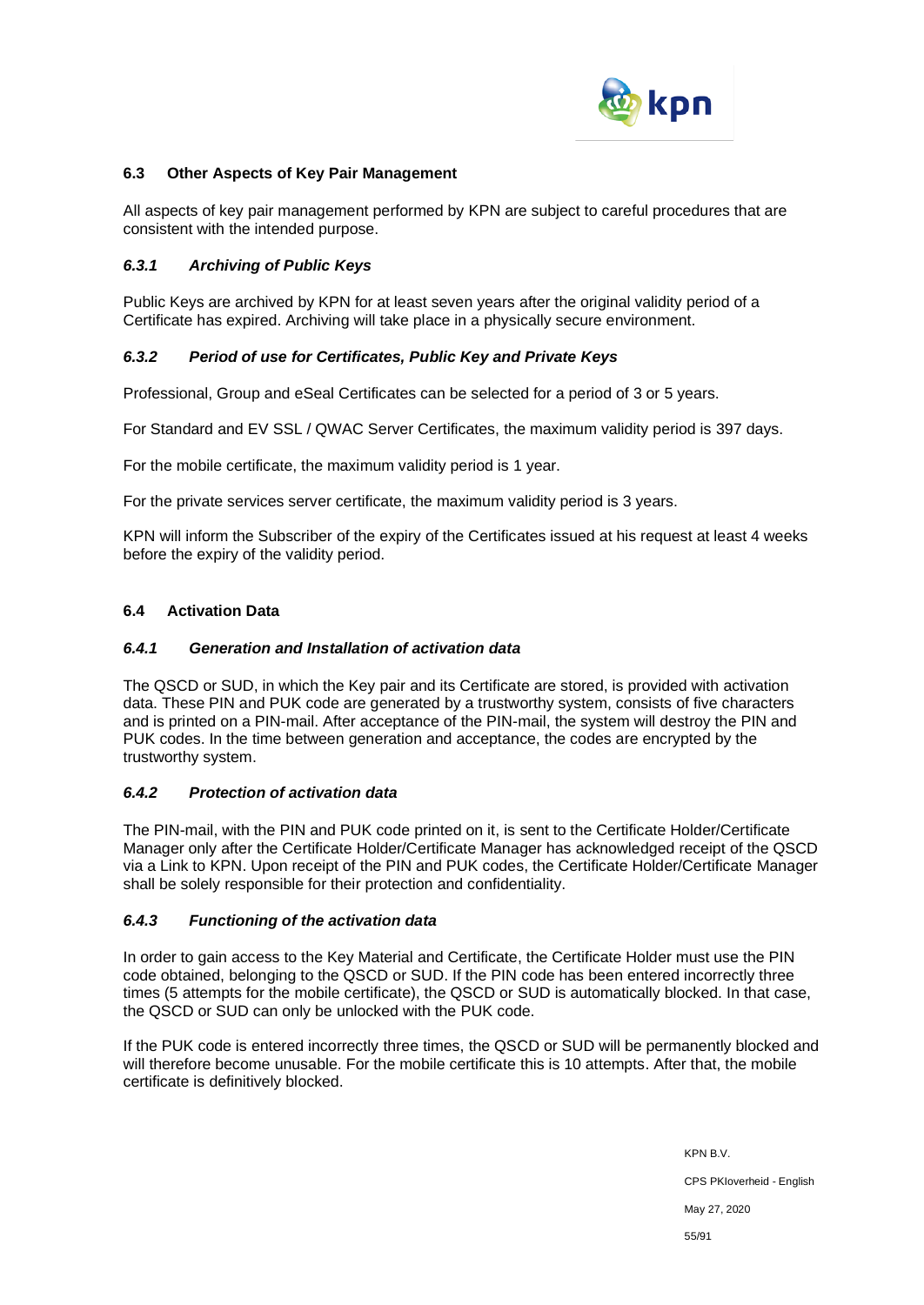## 6.3 Other Aspects of Key Pair Management

All aspects of key pair management performed by KPN are subject to careful procedures that are consistent with the intended purpose.

### *6.3.1 Archiving of Public Keys*

Public Keys are archived by KPN for at least seven years after the original validity period of a Certificate has expired. Archiving will take place in a physically secure environment.

### *6.3.2 Period of use for Certificates, Public Key and Private Keys*

Professional, Group and eSeal Certificates can be selected for a period of 3 or 5 years.

For Standard and EV SSL / QWAC Server Certificates, the maximum validity period is 397 days.

For the mobile certificate, the maximum validity period is 1 year.

For the private services server certificate, the maximum validity period is 3 years.

KPN will inform the Subscriber of the expiry of the Certificates issued at his request at least 4 weeks before the expiry of the validity period.

## 6.4 Activation Data

### *6.4.1 Generation and Installation of activation data*

The QSCD or SUD, in which the Key pair and its Certificate are stored, is provided with activation data. These PIN and PUK code are generated by a trustworthy system, consists of five characters and is printed on a PIN-mail. After acceptance of the PIN-mail, the system will destroy the PIN and PUK codes. In the time between generation and acceptance, the codes are encrypted by the trustworthy system.

### *6.4.2 Protection of activation data*

The PIN-mail, with the PIN and PUK code printed on it, is sent to the Certificate Holder/Certificate Manager only after the Certificate Holder/Certificate Manager has acknowledged receipt of the QSCD via a Link to KPN. Upon receipt of the PIN and PUK codes, the Certificate Holder/Certificate Manager shall be solely responsible for their protection and confidentiality.

### *6.4.3 Functioning of the activation data*

In order to gain access to the Key Material and Certificate, the Certificate Holder must use the PIN code obtained, belonging to the QSCD or SUD. If the PIN code has been entered incorrectly three times (5 attempts for the mobile certificate), the QSCD or SUD is automatically blocked. In that case, the QSCD or SUD can only be unlocked with the PUK code.

If the PUK code is entered incorrectly three times, the QSCD or SUD will be permanently blocked and will therefore become unusable. For the mobile certificate this is 10 attempts. After that, the mobile certificate is definitively blocked.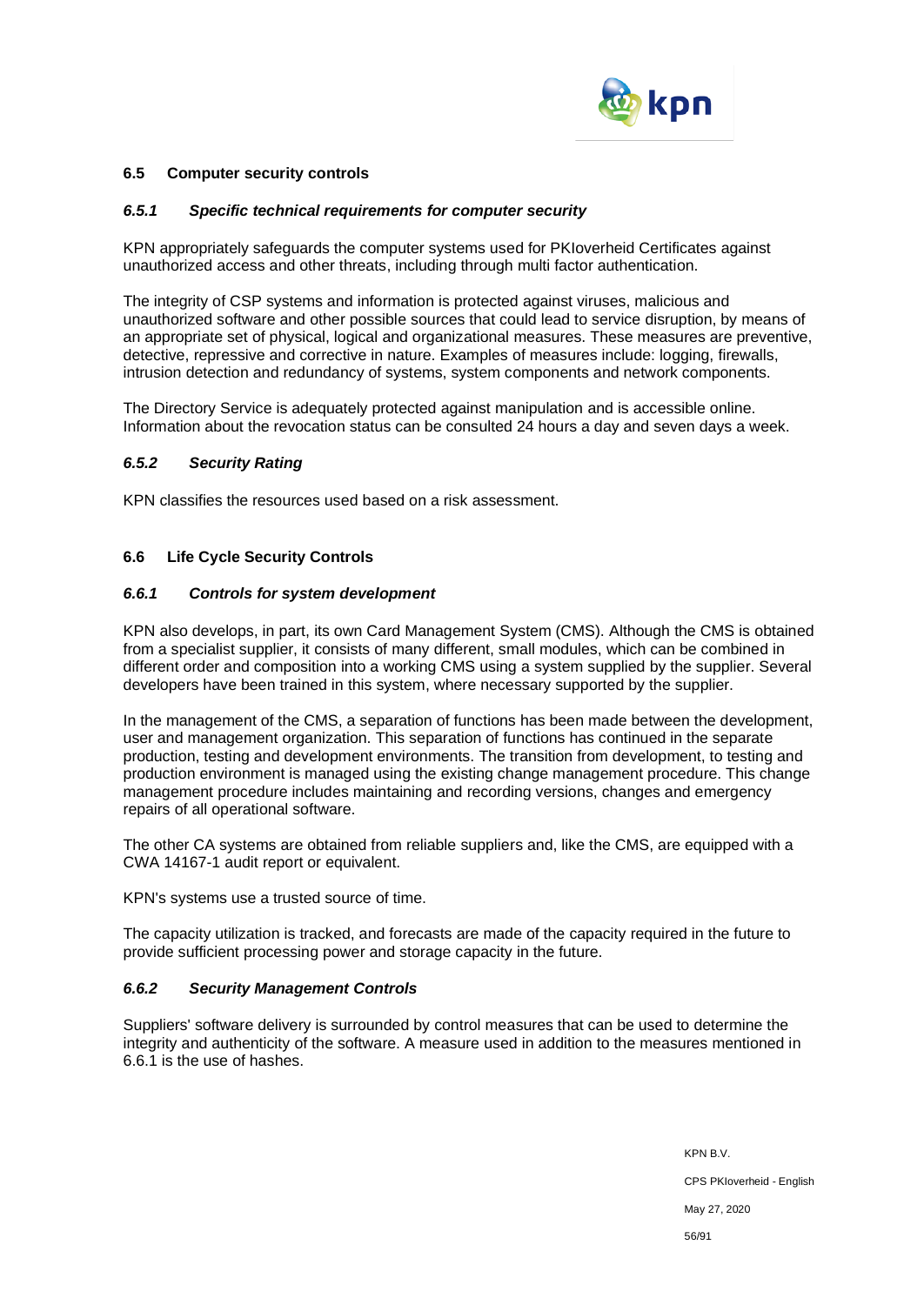## 6.5 Computer security controls

### *6.5.1 Specific technical requirements for computer security*

KPN appropriately safeguards the computer systems used for PKIoverheid Certificates against unauthorized access and other threats, including through multi factor authentication.

The integrity of CSP systems and information is protected against viruses, malicious and unauthorized software and other possible sources that could lead to service disruption, by means of an appropriate set of physical, logical and organizational measures. These measures are preventive, detective, repressive and corrective in nature. Examples of measures include: logging, firewalls, intrusion detection and redundancy of systems, system components and network components.

The Directory Service is adequately protected against manipulation and is accessible online. Information about the revocation status can be consulted 24 hours a day and seven days a week.

### *6.5.2 Security Rating*

KPN classifies the resources used based on a risk assessment.

## 6.6 Life Cycle Security Controls

### *6.6.1 Controls for system development*

KPN also develops, in part, its own Card Management System (CMS). Although the CMS is obtained from a specialist supplier, it consists of many different, small modules, which can be combined in different order and composition into a working CMS using a system supplied by the supplier. Several developers have been trained in this system, where necessary supported by the supplier.

In the management of the CMS, a separation of functions has been made between the development, user and management organization. This separation of functions has continued in the separate production, testing and development environments. The transition from development, to testing and production environment is managed using the existing change management procedure. This change management procedure includes maintaining and recording versions, changes and emergency repairs of all operational software.

The other CA systems are obtained from reliable suppliers and, like the CMS, are equipped with a CWA 14167-1 audit report or equivalent.

KPN's systems use a trusted source of time.

The capacity utilization is tracked, and forecasts are made of the capacity required in the future to provide sufficient processing power and storage capacity in the future.

### *6.6.2 Security Management Controls*

Suppliers' software delivery is surrounded by control measures that can be used to determine the integrity and authenticity of the software. A measure used in addition to the measures mentioned in 6.6.1 is the use of hashes.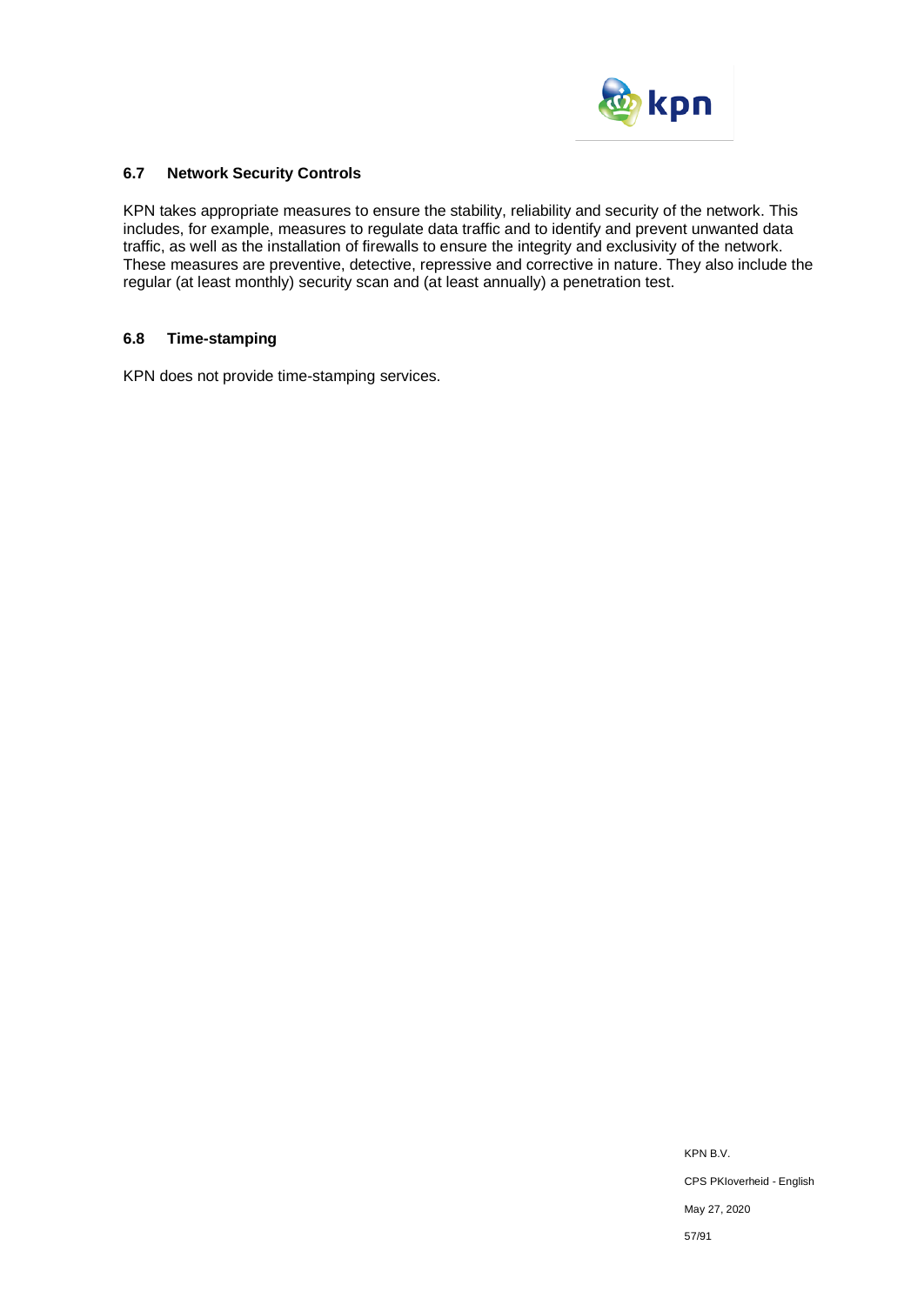### 6.7 Network Security Controls

KPN takes appropriate measures to ensure the stability, reliability and security of the network. This includes, for example, measures to regulate data traffic and to identify and prevent unwanted data traffic, as well as the installation of firewalls to ensure the integrity and exclusivity of the network. These measures are preventive, detective, repressive and corrective in nature. They also include the regular (at least monthly) security scan and (at least annually) a penetration test.

### 6.8 Time-stamping

KPN does not provide time-stamping services.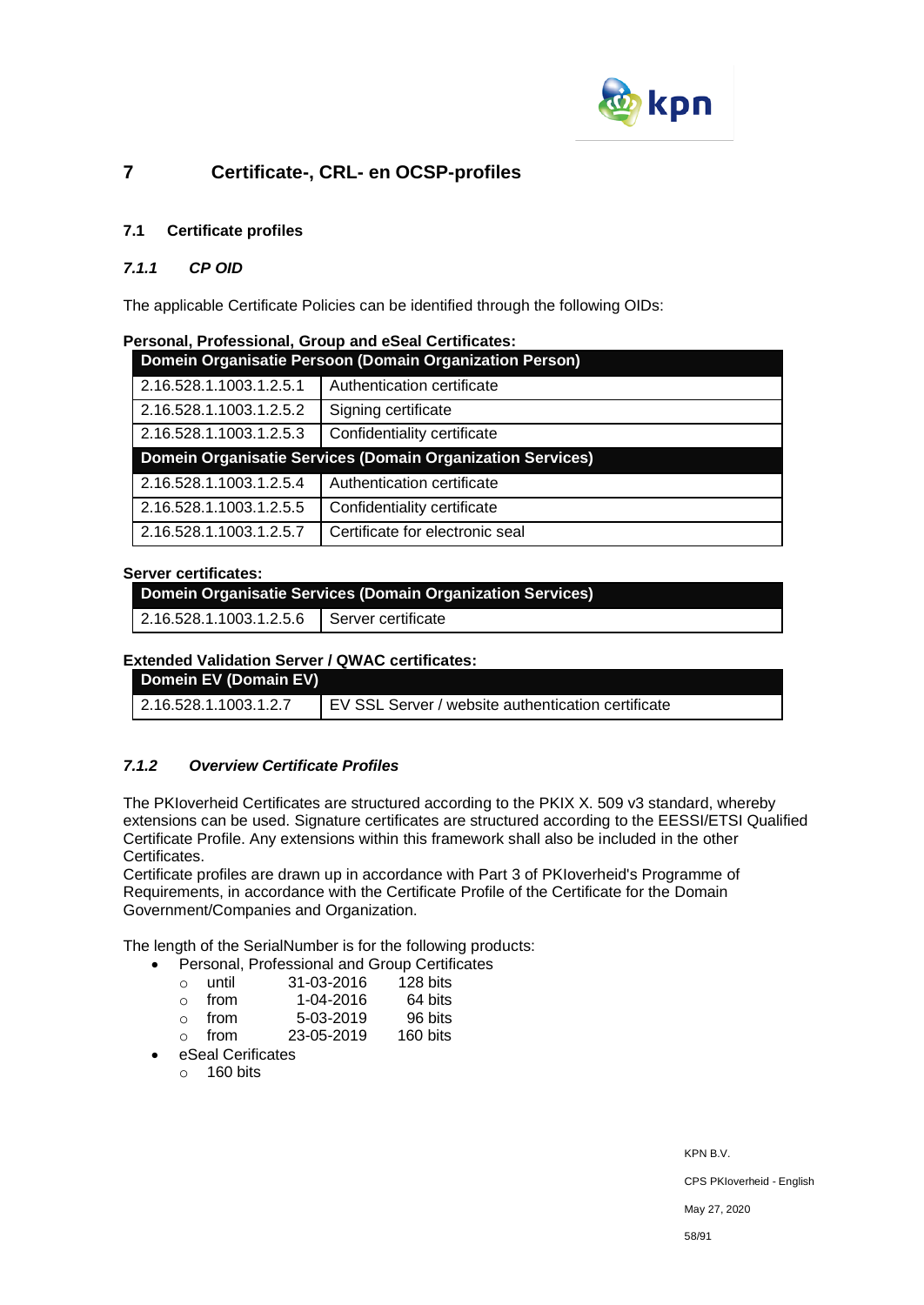# 7 Certificate-, CRL- en OCSP-profiles

## 7.1 Certificate profiles

### *7.1.1 CP OID*

The applicable Certificate Policies can be identified through the following OIDs:

**Personal, Professional, Group and eSeal Certificates:**

| **Domein Organisatie Persoon (Domain Organization Person)** | |
|---|---|
| 2.16.528.1.1003.1.2.5.1 | Authentication certificate |
| 2.16.528.1.1003.1.2.5.2 | Signing certificate |
| 2.16.528.1.1003.1.2.5.3 | Confidentiality certificate |
| **Domein Organisatie Services (Domain Organization Services)** | |
| 2.16.528.1.1003.1.2.5.4 | Authentication certificate |
| 2.16.528.1.1003.1.2.5.5 | Confidentiality certificate |
| 2.16.528.1.1003.1.2.5.7 | Certificate for electronic seal |

**Server certificates:**

| **Domein Organisatie Services (Domain Organization Services)** | |
|---|---|
| 2.16.528.1.1003.1.2.5.6 | Server certificate |

**Extended Validation Server / QWAC certificates:**

| **Domein EV (Domain EV)** | |
|---|---|
| 2.16.528.1.1003.1.2.7 | EV SSL Server / website authentication certificate |

### *7.1.2 Overview Certificate Profiles*

The PKIoverheid Certificates are structured according to the PKIX X. 509 v3 standard, whereby extensions can be used. Signature certificates are structured according to the EESSI/ETSI Qualified Certificate Profile. Any extensions within this framework shall also be included in the other Certificates.
Certificate profiles are drawn up in accordance with Part 3 of PKIoverheid's Programme of Requirements, in accordance with the Certificate Profile of the Certificate for the Domain Government/Companies and Organization.

The length of the SerialNumber is for the following products:

- Personal, Professional and Group Certificates
  - until 31-03-2016 128 bits
  - from 1-04-2016 64 bits
  - from 5-03-2019 96 bits
  - from 23-05-2019 160 bits
- eSeal Cerificates
  - 160 bits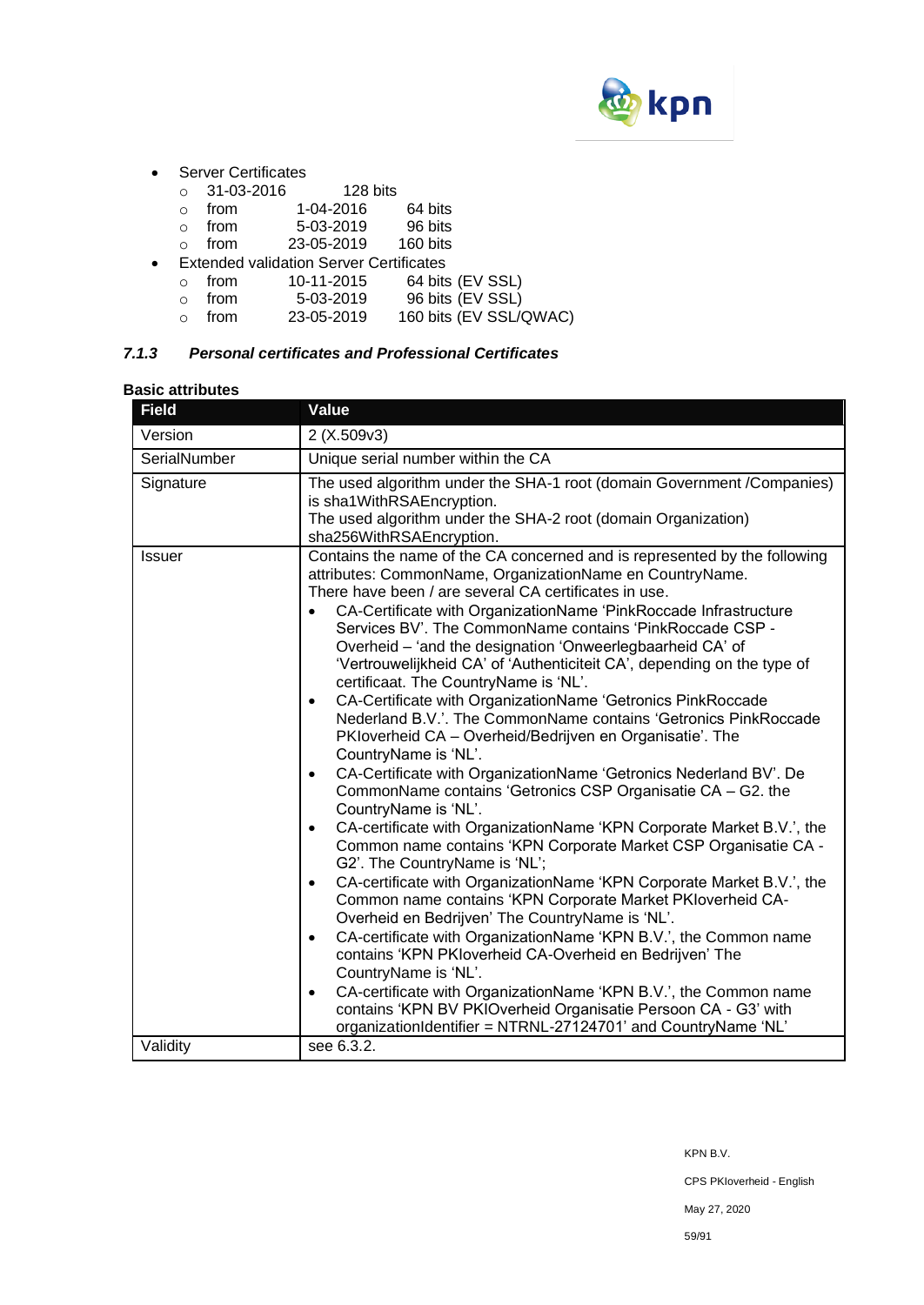- Server Certificates
  - 31-03-2016 128 bits
  - from 1-04-2016 64 bits
  - from 5-03-2019 96 bits
  - from 23-05-2019 160 bits
- Extended validation Server Certificates
  - from 10-11-2015 64 bits (EV SSL)
  - from 5-03-2019 96 bits (EV SSL)
  - from 23-05-2019 160 bits (EV SSL/QWAC)

### *7.1.3 Personal certificates and Professional Certificates*

**Basic attributes**

| Field | Value |
|---|---|
| Version | 2 (X.509v3) |
| SerialNumber | Unique serial number within the CA |
| Signature | The used algorithm under the SHA-1 root (domain Government /Companies) is sha1WithRSAEncryption.<br>The used algorithm under the SHA-2 root (domain Organization) sha256WithRSAEncryption. |
| Issuer | Contains the name of the CA concerned and is represented by the following attributes: CommonName, OrganizationName en CountryName.<br>There have been / are several CA certificates in use.<br>• CA-Certificate with OrganizationName 'PinkRoccade Infrastructure Services BV'. The CommonName contains 'PinkRoccade CSP - Overheid – 'and the designation 'Onweerlegbaarheid CA' of 'Vertrouwelijkheid CA' of 'Authenticiteit CA', depending on the type of certificaat. The CountryName is 'NL'.<br>• CA-Certificate with OrganizationName 'Getronics PinkRoccade Nederland B.V.'. The CommonName contains 'Getronics PinkRoccade PKIoverheid CA – Overheid/Bedrijven en Organisatie'. The CountryName is 'NL'.<br>• CA-Certificate with OrganizationName 'Getronics Nederland BV'. De CommonName contains 'Getronics CSP Organisatie CA – G2. the CountryName is 'NL'.<br>• CA-certificate with OrganizationName 'KPN Corporate Market B.V.', the Common name contains 'KPN Corporate Market CSP Organisatie CA - G2'. The CountryName is 'NL';<br>• CA-certificate with OrganizationName 'KPN Corporate Market B.V.', the Common name contains 'KPN Corporate Market PKIoverheid CA-Overheid en Bedrijven' The CountryName is 'NL'.<br>• CA-certificate with OrganizationName 'KPN B.V.', the Common name contains 'KPN PKIoverheid CA-Overheid en Bedrijven' The CountryName is 'NL'.<br>• CA-certificate with OrganizationName 'KPN B.V.', the Common name contains 'KPN BV PKIOverheid Organisatie Persoon CA - G3' with organizationIdentifier = NTRNL-27124701' and CountryName 'NL' |
| Validity | see 6.3.2. |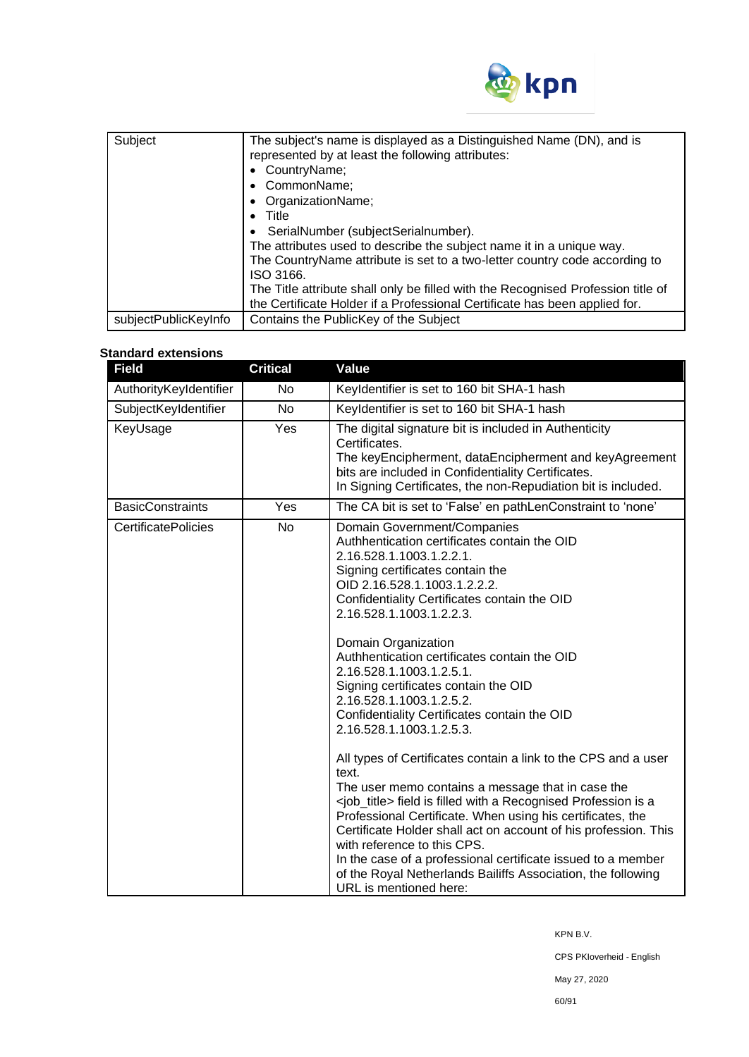| Subject | The subject's name is displayed as a Distinguished Name (DN), and is represented by at least the following attributes:<br>• CountryName;<br>• CommonName;<br>• OrganizationName;<br>• Title<br>• SerialNumber (subjectSerialnumber).<br>The attributes used to describe the subject name it in a unique way.<br>The CountryName attribute is set to a two-letter country code according to ISO 3166.<br>The Title attribute shall only be filled with the Recognised Profession title of the Certificate Holder if a Professional Certificate has been applied for. |
|---|---|
| subjectPublicKeyInfo | Contains the PublicKey of the Subject |

**Standard extensions**

| Field | Critical | Value |
|---|---|---|
| AuthorityKeyIdentifier | No | KeyIdentifier is set to 160 bit SHA-1 hash |
| SubjectKeyIdentifier | No | KeyIdentifier is set to 160 bit SHA-1 hash |
| KeyUsage | Yes | The digital signature bit is included in Authenticity Certificates.<br>The keyEncipherment, dataEncipherment and keyAgreement bits are included in Confidentiality Certificates.<br>In Signing Certificates, the non-Repudiation bit is included. |
| BasicConstraints | Yes | The CA bit is set to 'False' en pathLenConstraint to 'none' |
| CertificatePolicies | No | Domain Government/Companies<br>Authhentication certificates contain the OID 2.16.528.1.1003.1.2.2.1.<br>Signing certificates contain the OID 2.16.528.1.1003.1.2.2.2.<br>Confidentiality Certificates contain the OID 2.16.528.1.1003.1.2.2.3.<br><br>Domain Organization<br>Authhentication certificates contain the OID 2.16.528.1.1003.1.2.5.1.<br>Signing certificates contain the OID 2.16.528.1.1003.1.2.5.2.<br>Confidentiality Certificates contain the OID 2.16.528.1.1003.1.2.5.3.<br><br>All types of Certificates contain a link to the CPS and a user text.<br>The user memo contains a message that in case the <job_title> field is filled with a Recognised Profession is a Professional Certificate. When using his certificates, the Certificate Holder shall act on account of his profession. This with reference to this CPS.<br>In the case of a professional certificate issued to a member of the Royal Netherlands Bailiffs Association, the following URL is mentioned here: |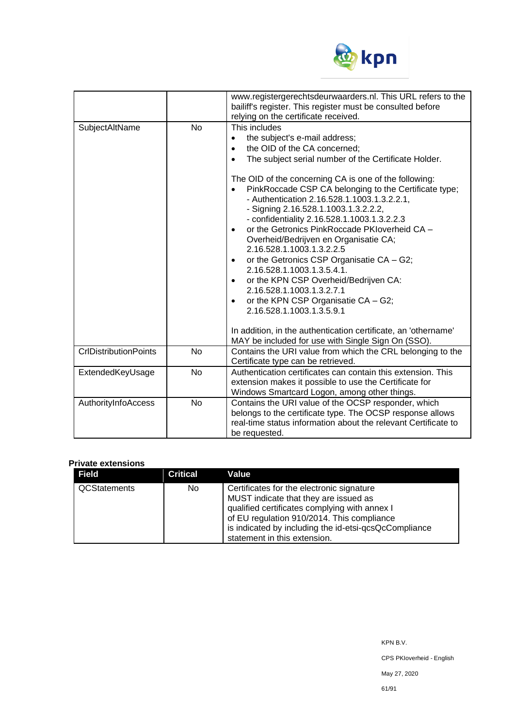| | | |
|---|---|---|
| | | www.registergerechtsdeurwaarders.nl. This URL refers to the bailiff's register. This register must be consulted before relying on the certificate received. |
| SubjectAltName | No | This includes<br>• the subject's e-mail address;<br>• the OID of the CA concerned;<br>• The subject serial number of the Certificate Holder.<br><br>The OID of the concerning CA is one of the following:<br>• PinkRoccade CSP CA belonging to the Certificate type;<br>- Authentication 2.16.528.1.1003.1.3.2.2.1,<br>- Signing 2.16.528.1.1003.1.3.2.2.2,<br>- confidentiality 2.16.528.1.1003.1.3.2.2.3<br>• or the Getronics PinkRoccade PKIoverheid CA – Overheid/Bedrijven en Organisatie CA; 2.16.528.1.1003.1.3.2.2.5<br>• or the Getronics CSP Organisatie CA – G2; 2.16.528.1.1003.1.3.5.4.1.<br>• or the KPN CSP Overheid/Bedrijven CA: 2.16.528.1.1003.1.3.2.7.1<br>• or the KPN CSP Organisatie CA – G2; 2.16.528.1.1003.1.3.5.9.1<br><br>In addition, in the authentication certificate, an 'othername' MAY be included for use with Single Sign On (SSO). |
| CrlDistributionPoints | No | Contains the URI value from which the CRL belonging to the Certificate type can be retrieved. |
| ExtendedKeyUsage | No | Authentication certificates can contain this extension. This extension makes it possible to use the Certificate for Windows Smartcard Logon, among other things. |
| AuthorityInfoAccess | No | Contains the URI value of the OCSP responder, which belongs to the certificate type. The OCSP response allows real-time status information about the relevant Certificate to be requested. |

**Private extensions**

| Field | Critical | Value |
|---|---|---|
| QCStatements | No | Certificates for the electronic signature MUST indicate that they are issued as qualified certificates complying with annex I of EU regulation 910/2014. This compliance is indicated by including the id-etsi-qcsQcCompliance statement in this extension. |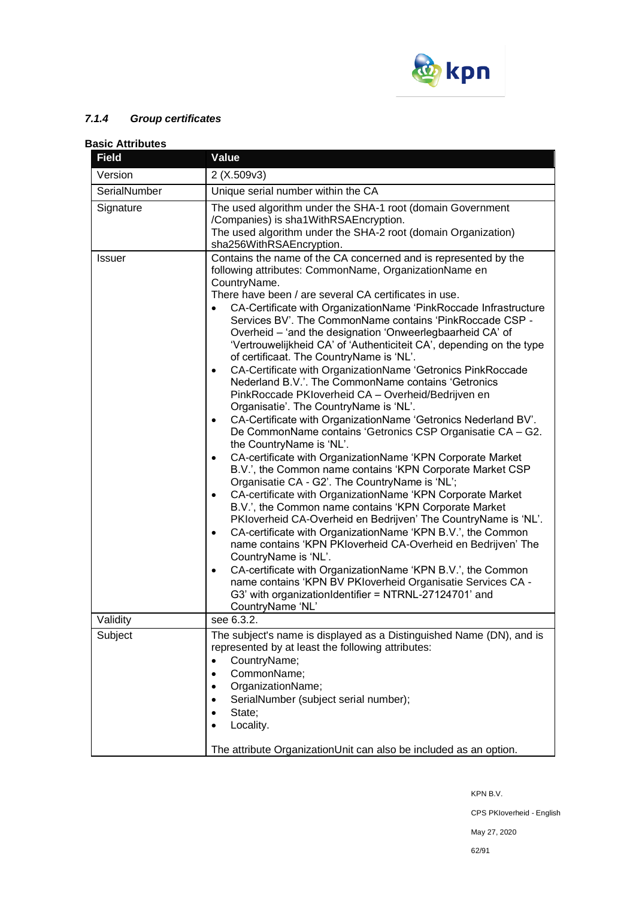### *7.1.4 Group certificates*

**Basic Attributes**

| Field | Value |
|---|---|
| Version | 2 (X.509v3) |
| SerialNumber | Unique serial number within the CA |
| Signature | The used algorithm under the SHA-1 root (domain Government /Companies) is sha1WithRSAEncryption.<br>The used algorithm under the SHA-2 root (domain Organization) sha256WithRSAEncryption. |
| Issuer | Contains the name of the CA concerned and is represented by the following attributes: CommonName, OrganizationName en CountryName.<br>There have been / are several CA certificates in use.<br>• CA-Certificate with OrganizationName 'PinkRoccade Infrastructure Services BV'. The CommonName contains 'PinkRoccade CSP - Overheid – 'and the designation 'Onweerlegbaarheid CA' of 'Vertrouwelijkheid CA' of 'Authenticiteit CA', depending on the type of certificaat. The CountryName is 'NL'.<br>• CA-Certificate with OrganizationName 'Getronics PinkRoccade Nederland B.V.'. The CommonName contains 'Getronics PinkRoccade PKIoverheid CA – Overheid/Bedrijven en Organisatie'. The CountryName is 'NL'.<br>• CA-Certificate with OrganizationName 'Getronics Nederland BV'. De CommonName contains 'Getronics CSP Organisatie CA – G2. the CountryName is 'NL'.<br>• CA-certificate with OrganizationName 'KPN Corporate Market B.V.', the Common name contains 'KPN Corporate Market CSP Organisatie CA - G2'. The CountryName is 'NL';<br>• CA-certificate with OrganizationName 'KPN Corporate Market B.V.', the Common name contains 'KPN Corporate Market PKIoverheid CA-Overheid en Bedrijven' The CountryName is 'NL'.<br>• CA-certificate with OrganizationName 'KPN B.V.', the Common name contains 'KPN PKIoverheid CA-Overheid en Bedrijven' The CountryName is 'NL'.<br>• CA-certificate with OrganizationName 'KPN B.V.', the Common name contains 'KPN BV PKIoverheid Organisatie Services CA - G3' with organizationIdentifier = NTRNL-27124701' and CountryName 'NL' |
| Validity | see 6.3.2. |
| Subject | The subject's name is displayed as a Distinguished Name (DN), and is represented by at least the following attributes:<br>• CountryName;<br>• CommonName;<br>• OrganizationName;<br>• SerialNumber (subject serial number);<br>• State;<br>• Locality.<br><br>The attribute OrganizationUnit can also be included as an option. |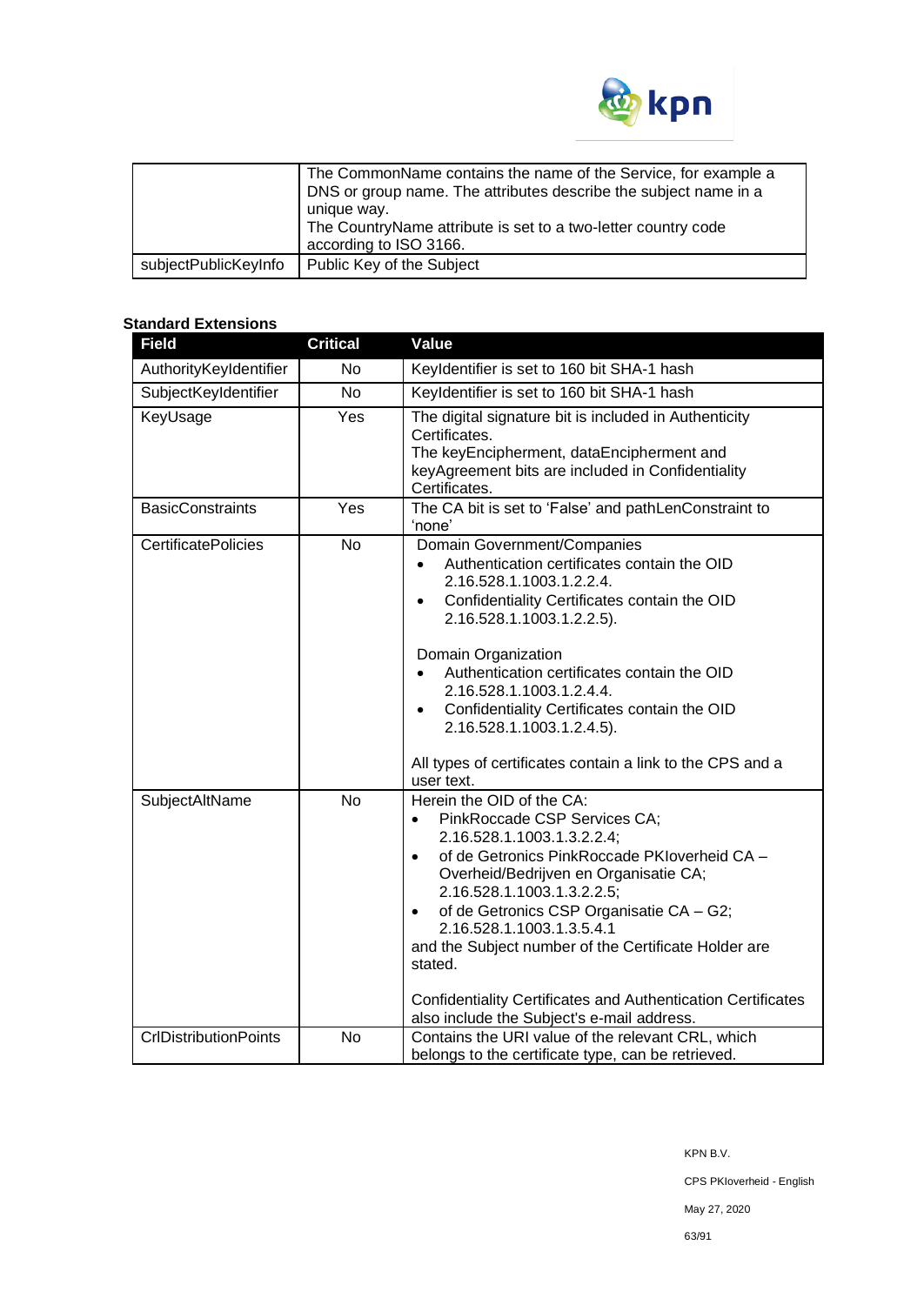|  |  |
|---|---|
|  | The CommonName contains the name of the Service, for example a DNS or group name. The attributes describe the subject name in a unique way.<br>The CountryName attribute is set to a two-letter country code according to ISO 3166. |
| subjectPublicKeyInfo | Public Key of the Subject |

**Standard Extensions**

| Field | Critical | Value |
|---|---|---|
| AuthorityKeyIdentifier | No | KeyIdentifier is set to 160 bit SHA-1 hash |
| SubjectKeyIdentifier | No | KeyIdentifier is set to 160 bit SHA-1 hash |
| KeyUsage | Yes | The digital signature bit is included in Authenticity Certificates.<br>The keyEncipherment, dataEncipherment and keyAgreement bits are included in Confidentiality Certificates. |
| BasicConstraints | Yes | The CA bit is set to 'False' and pathLenConstraint to 'none' |
| CertificatePolicies | No | Domain Government/Companies<br>• Authentication certificates contain the OID 2.16.528.1.1003.1.2.2.4.<br>• Confidentiality Certificates contain the OID 2.16.528.1.1003.1.2.2.5).<br><br>Domain Organization<br>• Authentication certificates contain the OID 2.16.528.1.1003.1.2.4.4.<br>• Confidentiality Certificates contain the OID 2.16.528.1.1003.1.2.4.5).<br><br>All types of certificates contain a link to the CPS and a user text. |
| SubjectAltName | No | Herein the OID of the CA:<br>• PinkRoccade CSP Services CA; 2.16.528.1.1003.1.3.2.2.4;<br>• of de Getronics PinkRoccade PKIoverheid CA – Overheid/Bedrijven en Organisatie CA; 2.16.528.1.1003.1.3.2.2.5;<br>• of de Getronics CSP Organisatie CA – G2; 2.16.528.1.1003.1.3.5.4.1<br>and the Subject number of the Certificate Holder are stated.<br><br>Confidentiality Certificates and Authentication Certificates also include the Subject's e-mail address. |
| CrlDistributionPoints | No | Contains the URI value of the relevant CRL, which belongs to the certificate type, can be retrieved. |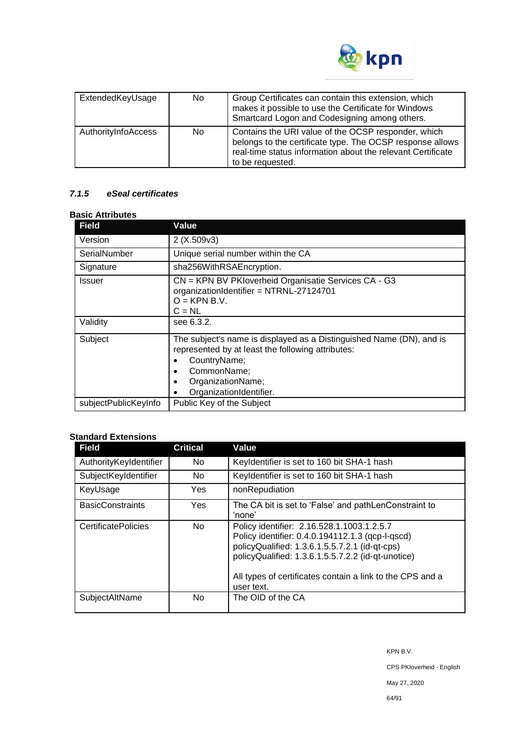| ExtendedKeyUsage | No | Group Certificates can contain this extension, which makes it possible to use the Certificate for Windows Smartcard Logon and Codesigning among others. |
|---|---|---|
| AuthorityInfoAccess | No | Contains the URI value of the OCSP responder, which belongs to the certificate type. The OCSP response allows real-time status information about the relevant Certificate to be requested. |

### *7.1.5 eSeal certificates*

**Basic Attributes**

| Field | Value |
|---|---|
| Version | 2 (X.509v3) |
| SerialNumber | Unique serial number within the CA |
| Signature | sha256WithRSAEncryption. |
| Issuer | CN = KPN BV PKIoverheid Organisatie Services CA - G3<br>organizationIdentifier = NTRNL-27124701<br>O = KPN B.V.<br>C = NL |
| Validity | see 6.3.2. |
| Subject | The subject's name is displayed as a Distinguished Name (DN), and is represented by at least the following attributes:<br>• CountryName;<br>• CommonName;<br>• OrganizationName;<br>• OrganizationIdentifier. |
| subjectPublicKeyInfo | Public Key of the Subject |

**Standard Extensions**

| Field | Critical | Value |
|---|---|---|
| AuthorityKeyIdentifier | No | KeyIdentifier is set to 160 bit SHA-1 hash |
| SubjectKeyIdentifier | No | KeyIdentifier is set to 160 bit SHA-1 hash |
| KeyUsage | Yes | nonRepudiation |
| BasicConstraints | Yes | The CA bit is set to 'False' and pathLenConstraint to 'none' |
| CertificatePolicies | No | Policy identifier: 2.16.528.1.1003.1.2.5.7<br>Policy identifier: 0.4.0.194112.1.3 (qcp-l-qscd)<br>policyQualified: 1.3.6.1.5.5.7.2.1 (id-qt-cps)<br>policyQualified: 1.3.6.1.5.5.7.2.2 (id-qt-unotice)<br><br>All types of certificates contain a link to the CPS and a user text. |
| SubjectAltName | No | The OID of the CA |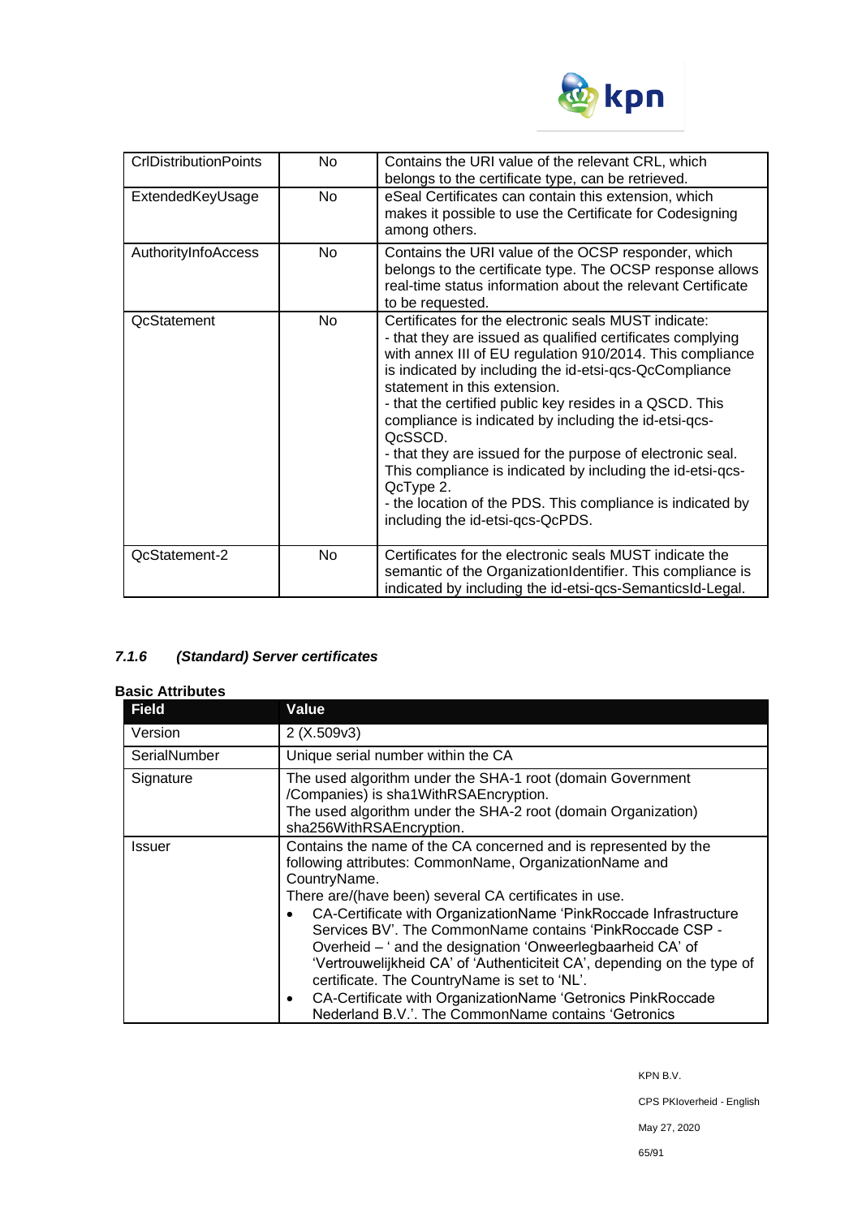| | | |
|---|---|---|
| CrlDistributionPoints | No | Contains the URI value of the relevant CRL, which belongs to the certificate type, can be retrieved. |
| ExtendedKeyUsage | No | eSeal Certificates can contain this extension, which makes it possible to use the Certificate for Codesigning among others. |
| AuthorityInfoAccess | No | Contains the URI value of the OCSP responder, which belongs to the certificate type. The OCSP response allows real-time status information about the relevant Certificate to be requested. |
| QcStatement | No | Certificates for the electronic seals MUST indicate:<br>- that they are issued as qualified certificates complying with annex III of EU regulation 910/2014. This compliance is indicated by including the id-etsi-qcs-QcCompliance statement in this extension.<br>- that the certified public key resides in a QSCD. This compliance is indicated by including the id-etsi-qcs-QcSSCD.<br>- that they are issued for the purpose of electronic seal. This compliance is indicated by including the id-etsi-qcs-QcType 2.<br>- the location of the PDS. This compliance is indicated by including the id-etsi-qcs-QcPDS. |
| QcStatement-2 | No | Certificates for the electronic seals MUST indicate the semantic of the OrganizationIdentifier. This compliance is indicated by including the id-etsi-qcs-SemanticsId-Legal. |

### *7.1.6 (Standard) Server certificates*

**Basic Attributes**

| Field | Value |
|---|---|
| Version | 2 (X.509v3) |
| SerialNumber | Unique serial number within the CA |
| Signature | The used algorithm under the SHA-1 root (domain Government /Companies) is sha1WithRSAEncryption.<br>The used algorithm under the SHA-2 root (domain Organization) sha256WithRSAEncryption. |
| Issuer | Contains the name of the CA concerned and is represented by the following attributes: CommonName, OrganizationName and CountryName.<br>There are/(have been) several CA certificates in use.<br>• CA-Certificate with OrganizationName 'PinkRoccade Infrastructure Services BV'. The CommonName contains 'PinkRoccade CSP - Overheid – ' and the designation 'Onweerlegbaarheid CA' of 'Vertrouwelijkheid CA' of 'Authenticiteit CA', depending on the type of certificate. The CountryName is set to 'NL'.<br>• CA-Certificate with OrganizationName 'Getronics PinkRoccade Nederland B.V.'. The CommonName contains 'Getronics |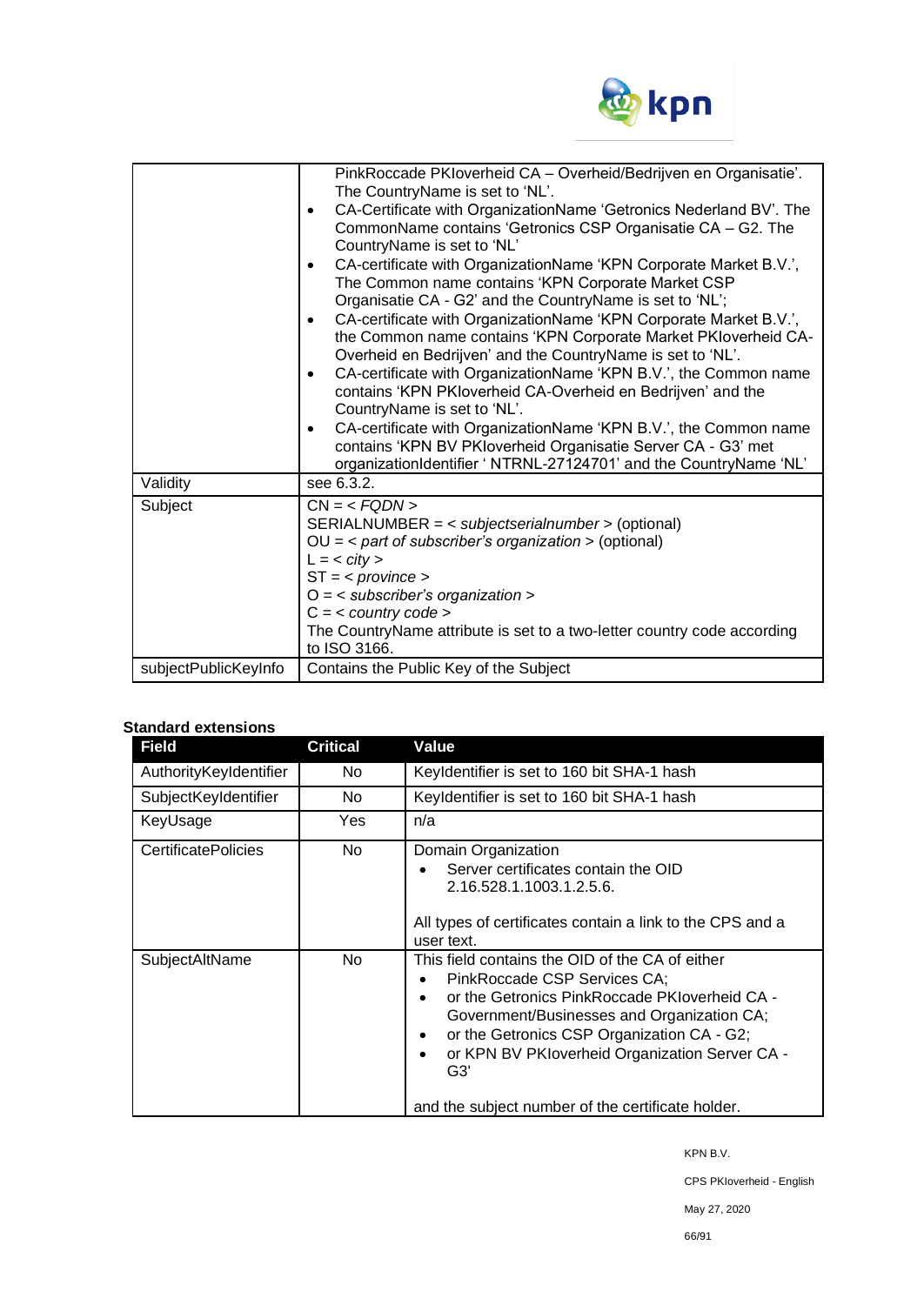| | |
|---|---|
| | PinkRoccade PKIoverheid CA – Overheid/Bedrijven en Organisatie'. The CountryName is set to 'NL'.<br>• CA-Certificate with OrganizationName 'Getronics Nederland BV'. The CommonName contains 'Getronics CSP Organisatie CA – G2. The CountryName is set to 'NL'<br>• CA-certificate with OrganizationName 'KPN Corporate Market B.V.', The Common name contains 'KPN Corporate Market CSP Organisatie CA - G2' and the CountryName is set to 'NL';<br>• CA-certificate with OrganizationName 'KPN Corporate Market B.V.', the Common name contains 'KPN Corporate Market PKIoverheid CA-Overheid en Bedrijven' and the CountryName is set to 'NL'.<br>• CA-certificate with OrganizationName 'KPN B.V.', the Common name contains 'KPN PKIoverheid CA-Overheid en Bedrijven' and the CountryName is set to 'NL'.<br>• CA-certificate with OrganizationName 'KPN B.V.', the Common name contains 'KPN BV PKIoverheid Organisatie Server CA - G3' met organizationIdentifier ' NTRNL-27124701' and the CountryName 'NL' |
| Validity | see 6.3.2. |
| Subject | CN = < *FQDN* ><br>SERIALNUMBER = < *subjectserialnumber* > (optional)<br>OU = < *part of subscriber's organization* > (optional)<br>L = < *city* ><br>ST = < *province* ><br>O = < *subscriber's organization* ><br>C = < *country code* ><br>The CountryName attribute is set to a two-letter country code according to ISO 3166. |
| subjectPublicKeyInfo | Contains the Public Key of the Subject |

**Standard extensions**

| Field | Critical | Value |
|---|---|---|
| AuthorityKeyIdentifier | No | KeyIdentifier is set to 160 bit SHA-1 hash |
| SubjectKeyIdentifier | No | KeyIdentifier is set to 160 bit SHA-1 hash |
| KeyUsage | Yes | n/a |
| CertificatePolicies | No | Domain Organization<br>• Server certificates contain the OID 2.16.528.1.1003.1.2.5.6.<br><br>All types of certificates contain a link to the CPS and a user text. |
| SubjectAltName | No | This field contains the OID of the CA of either<br>• PinkRoccade CSP Services CA;<br>• or the Getronics PinkRoccade PKIoverheid CA - Government/Businesses and Organization CA;<br>• or the Getronics CSP Organization CA - G2;<br>• or KPN BV PKIoverheid Organization Server CA - G3'<br><br>and the subject number of the certificate holder. |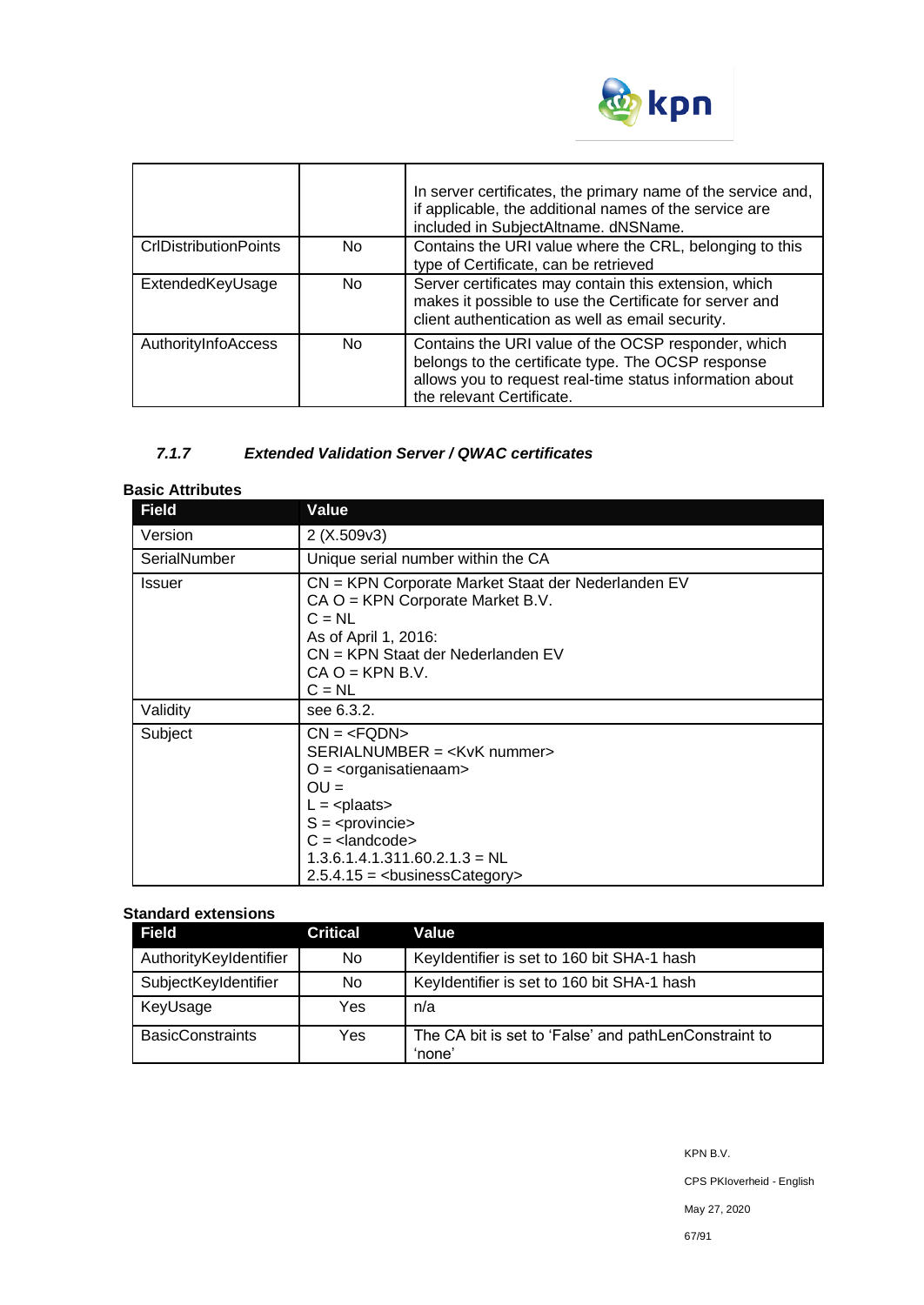| | | |
|---|---|---|
| | | In server certificates, the primary name of the service and, if applicable, the additional names of the service are included in SubjectAltname. dNSName. |
| CrlDistributionPoints | No | Contains the URI value where the CRL, belonging to this type of Certificate, can be retrieved |
| ExtendedKeyUsage | No | Server certificates may contain this extension, which makes it possible to use the Certificate for server and client authentication as well as email security. |
| AuthorityInfoAccess | No | Contains the URI value of the OCSP responder, which belongs to the certificate type. The OCSP response allows you to request real-time status information about the relevant Certificate. |

### *7.1.7 Extended Validation Server / QWAC certificates*

**Basic Attributes**

| Field | Value |
|---|---|
| Version | 2 (X.509v3) |
| SerialNumber | Unique serial number within the CA |
| Issuer | CN = KPN Corporate Market Staat der Nederlanden EV CA O = KPN Corporate Market B.V.<br>C = NL<br>As of April 1, 2016:<br>CN = KPN Staat der Nederlanden EV CA O = KPN B.V.<br>C = NL |
| Validity | see 6.3.2. |
| Subject | CN = <FQDN><br>SERIALNUMBER = <KvK nummer><br>O = <organisatienaam><br>OU =<br>L = <plaats><br>S = <provincie><br>C = <landcode><br>1.3.6.1.4.1.311.60.2.1.3 = NL<br>2.5.4.15 = <businessCategory> |

**Standard extensions**

| Field | Critical | Value |
|---|---|---|
| AuthorityKeyIdentifier | No | KeyIdentifier is set to 160 bit SHA-1 hash |
| SubjectKeyIdentifier | No | KeyIdentifier is set to 160 bit SHA-1 hash |
| KeyUsage | Yes | n/a |
| BasicConstraints | Yes | The CA bit is set to 'False' and pathLenConstraint to 'none' |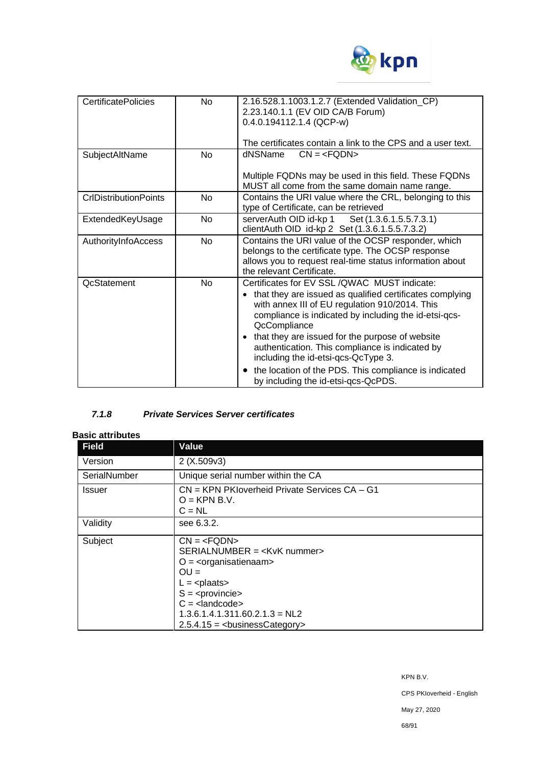| | | |
|---|---|---|
| CertificatePolicies | No | 2.16.528.1.1003.1.2.7 (Extended Validation_CP)<br>2.23.140.1.1 (EV OID CA/B Forum)<br>0.4.0.194112.1.4 (QCP-w)<br><br>The certificates contain a link to the CPS and a user text. |
| SubjectAltName | No | dNSName CN = <FQDN><br><br>Multiple FQDNs may be used in this field. These FQDNs MUST all come from the same domain name range. |
| CrlDistributionPoints | No | Contains the URI value where the CRL, belonging to this type of Certificate, can be retrieved |
| ExtendedKeyUsage | No | serverAuth OID id-kp 1 Set (1.3.6.1.5.5.7.3.1)<br>clientAuth OID id-kp 2 Set (1.3.6.1.5.5.7.3.2) |
| AuthorityInfoAccess | No | Contains the URI value of the OCSP responder, which belongs to the certificate type. The OCSP response allows you to request real-time status information about the relevant Certificate. |
| QcStatement | No | Certificates for EV SSL /QWAC MUST indicate:<br>• that they are issued as qualified certificates complying with annex III of EU regulation 910/2014. This compliance is indicated by including the id-etsi-qcs-QcCompliance<br>• that they are issued for the purpose of website authentication. This compliance is indicated by including the id-etsi-qcs-QcType 3.<br>• the location of the PDS. This compliance is indicated by including the id-etsi-qcs-QcPDS. |

### *7.1.8 Private Services Server certificates*

**Basic attributes**

| Field | Value |
|---|---|
| Version | 2 (X.509v3) |
| SerialNumber | Unique serial number within the CA |
| Issuer | CN = KPN PKIoverheid Private Services CA – G1<br>O = KPN B.V.<br>C = NL |
| Validity | see 6.3.2. |
| Subject | CN = <FQDN><br>SERIALNUMBER = <KvK nummer><br>O = <organisatienaam><br>OU =<br>L = <plaats><br>S = <provincie><br>C = <landcode><br>1.3.6.1.4.1.311.60.2.1.3 = NL2<br>2.5.4.15 = <businessCategory> |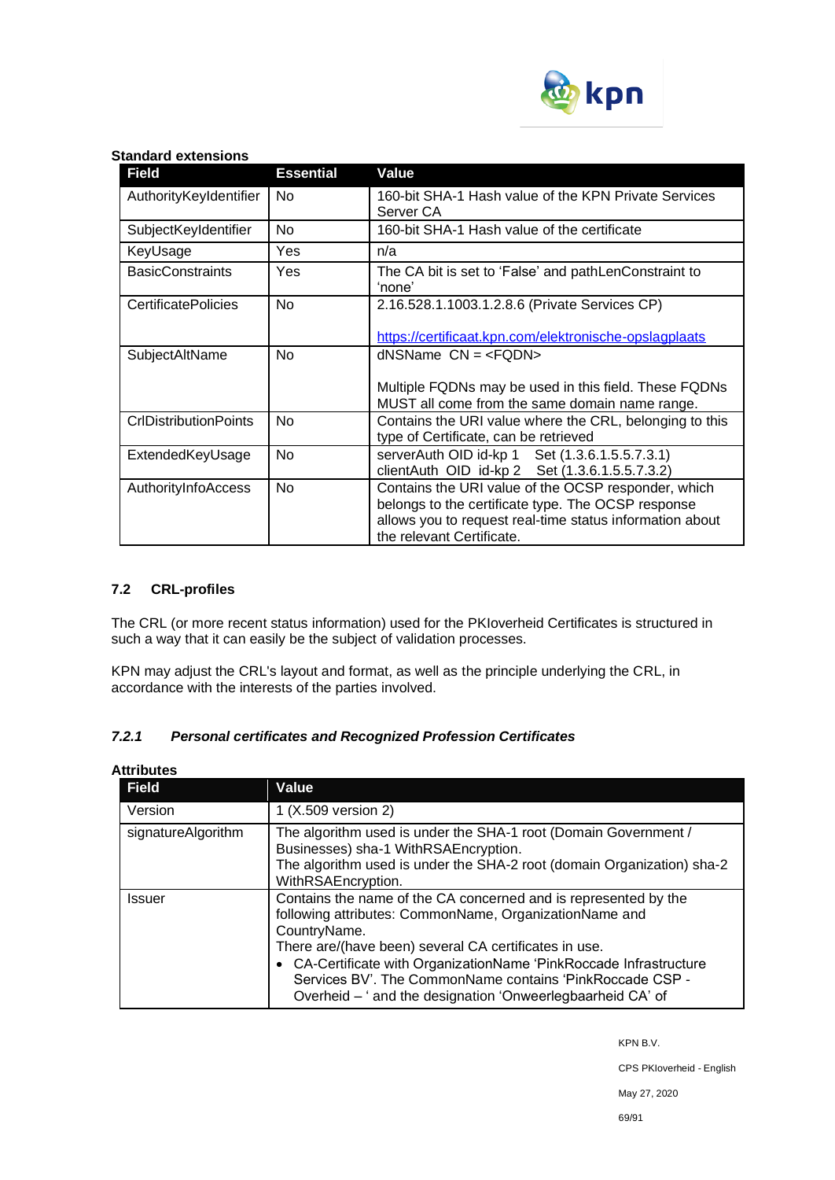**Standard extensions**

| Field | Essential | Value |
|---|---|---|
| AuthorityKeyIdentifier | No | 160-bit SHA-1 Hash value of the KPN Private Services Server CA |
| SubjectKeyIdentifier | No | 160-bit SHA-1 Hash value of the certificate |
| KeyUsage | Yes | n/a |
| BasicConstraints | Yes | The CA bit is set to 'False' and pathLenConstraint to 'none' |
| CertificatePolicies | No | 2.16.528.1.1003.1.2.8.6 (Private Services CP)<br><br>https://certificaat.kpn.com/elektronische-opslagplaats |
| SubjectAltName | No | dNSName CN = <FQDN><br><br>Multiple FQDNs may be used in this field. These FQDNs MUST all come from the same domain name range. |
| CrlDistributionPoints | No | Contains the URI value where the CRL, belonging to this type of Certificate, can be retrieved |
| ExtendedKeyUsage | No | serverAuth OID id-kp 1 Set (1.3.6.1.5.5.7.3.1)<br>clientAuth OID id-kp 2 Set (1.3.6.1.5.5.7.3.2) |
| AuthorityInfoAccess | No | Contains the URI value of the OCSP responder, which belongs to the certificate type. The OCSP response allows you to request real-time status information about the relevant Certificate. |

## 7.2 CRL-profiles

The CRL (or more recent status information) used for the PKIoverheid Certificates is structured in such a way that it can easily be the subject of validation processes.

KPN may adjust the CRL's layout and format, as well as the principle underlying the CRL, in accordance with the interests of the parties involved.

### *7.2.1 Personal certificates and Recognized Profession Certificates*

**Attributes**

| Field | Value |
|---|---|
| Version | 1 (X.509 version 2) |
| signatureAlgorithm | The algorithm used is under the SHA-1 root (Domain Government / Businesses) sha-1 WithRSAEncryption.<br>The algorithm used is under the SHA-2 root (domain Organization) sha-2 WithRSAEncryption. |
| Issuer | Contains the name of the CA concerned and is represented by the following attributes: CommonName, OrganizationName and CountryName.<br>There are/(have been) several CA certificates in use.<br>• CA-Certificate with OrganizationName 'PinkRoccade Infrastructure Services BV'. The CommonName contains 'PinkRoccade CSP - Overheid – ' and the designation 'Onweerlegbaarheid CA' of |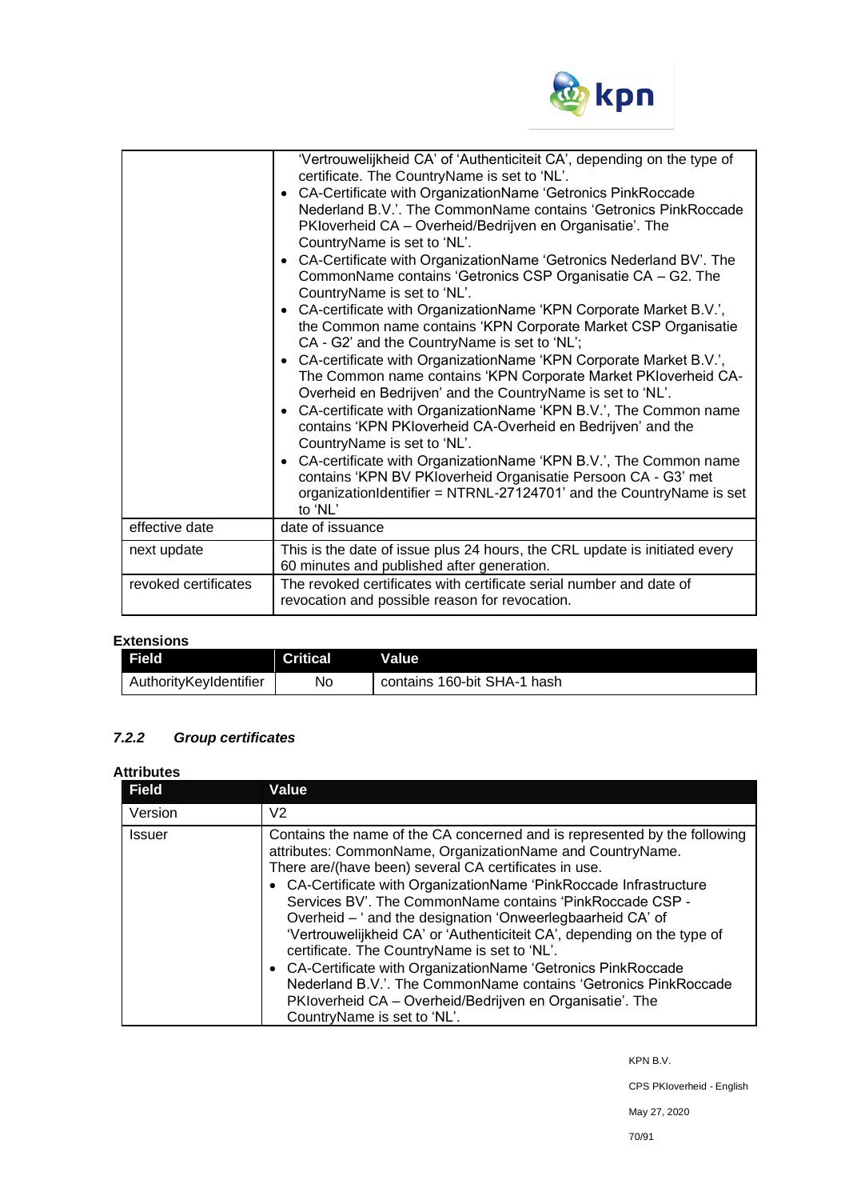| | |
|---|---|
| | 'Vertrouwelijkheid CA' of 'Authenticiteit CA', depending on the type of certificate. The CountryName is set to 'NL'.<br>• CA-Certificate with OrganizationName 'Getronics PinkRoccade Nederland B.V.'. The CommonName contains 'Getronics PinkRoccade PKIoverheid CA – Overheid/Bedrijven en Organisatie'. The CountryName is set to 'NL'.<br>• CA-Certificate with OrganizationName 'Getronics Nederland BV'. The CommonName contains 'Getronics CSP Organisatie CA – G2. The CountryName is set to 'NL'.<br>• CA-certificate with OrganizationName 'KPN Corporate Market B.V.', the Common name contains 'KPN Corporate Market CSP Organisatie CA - G2' and the CountryName is set to 'NL';<br>• CA-certificate with OrganizationName 'KPN Corporate Market B.V.', The Common name contains 'KPN Corporate Market PKIoverheid CA-Overheid en Bedrijven' and the CountryName is set to 'NL'.<br>• CA-certificate with OrganizationName 'KPN B.V.', The Common name contains 'KPN PKIoverheid CA-Overheid en Bedrijven' and the CountryName is set to 'NL'.<br>• CA-certificate with OrganizationName 'KPN B.V.', The Common name contains 'KPN BV PKIoverheid Organisatie Persoon CA - G3' met organizationIdentifier = NTRNL-27124701' and the CountryName is set to 'NL' |
| effective date | date of issuance |
| next update | This is the date of issue plus 24 hours, the CRL update is initiated every 60 minutes and published after generation. |
| revoked certificates | The revoked certificates with certificate serial number and date of revocation and possible reason for revocation. |

**Extensions**

| Field | Critical | Value |
|---|---|---|
| AuthorityKeyIdentifier | No | contains 160-bit SHA-1 hash |

### *7.2.2 Group certificates*

**Attributes**

| Field | Value |
|---|---|
| Version | V2 |
| Issuer | Contains the name of the CA concerned and is represented by the following attributes: CommonName, OrganizationName and CountryName.<br>There are/(have been) several CA certificates in use.<br>• CA-Certificate with OrganizationName 'PinkRoccade Infrastructure Services BV'. The CommonName contains 'PinkRoccade CSP - Overheid – ' and the designation 'Onweerlegbaarheid CA' of 'Vertrouwelijkheid CA' or 'Authenticiteit CA', depending on the type of certificate. The CountryName is set to 'NL'.<br>• CA-Certificate with OrganizationName 'Getronics PinkRoccade Nederland B.V.'. The CommonName contains 'Getronics PinkRoccade PKIoverheid CA – Overheid/Bedrijven en Organisatie'. The CountryName is set to 'NL'. |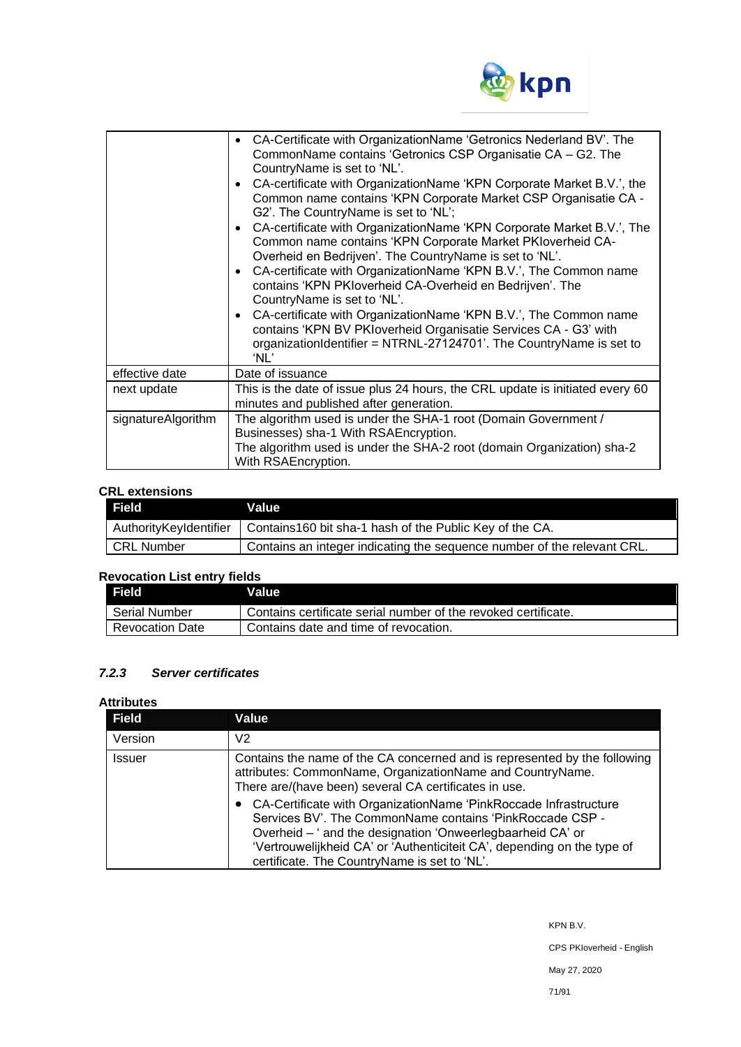| | |
|---|---|
| | • CA-Certificate with OrganizationName 'Getronics Nederland BV'. The CommonName contains 'Getronics CSP Organisatie CA – G2. The CountryName is set to 'NL'.<br>• CA-certificate with OrganizationName 'KPN Corporate Market B.V.', the Common name contains 'KPN Corporate Market CSP Organisatie CA - G2'. The CountryName is set to 'NL';<br>• CA-certificate with OrganizationName 'KPN Corporate Market B.V.', The Common name contains 'KPN Corporate Market PKIoverheid CA-Overheid en Bedrijven'. The CountryName is set to 'NL'.<br>• CA-certificate with OrganizationName 'KPN B.V.', The Common name contains 'KPN PKIoverheid CA-Overheid en Bedrijven'. The CountryName is set to 'NL'.<br>• CA-certificate with OrganizationName 'KPN B.V.', The Common name contains 'KPN BV PKIoverheid Organisatie Services CA - G3' with organizationIdentifier = NTRNL-27124701'. The CountryName is set to 'NL' |
| effective date | Date of issuance |
| next update | This is the date of issue plus 24 hours, the CRL update is initiated every 60 minutes and published after generation. |
| signatureAlgorithm | The algorithm used is under the SHA-1 root (Domain Government / Businesses) sha-1 With RSAEncryption.<br>The algorithm used is under the SHA-2 root (domain Organization) sha-2 With RSAEncryption. |

**CRL extensions**

| Field | Value |
|---|---|
| AuthorityKeyIdentifier | Contains160 bit sha-1 hash of the Public Key of the CA. |
| CRL Number | Contains an integer indicating the sequence number of the relevant CRL. |

**Revocation List entry fields**

| Field | Value |
|---|---|
| Serial Number | Contains certificate serial number of the revoked certificate. |
| Revocation Date | Contains date and time of revocation. |

### *7.2.3 Server certificates*

**Attributes**

| Field | Value |
|---|---|
| Version | V2 |
| Issuer | Contains the name of the CA concerned and is represented by the following attributes: CommonName, OrganizationName and CountryName. There are/(have been) several CA certificates in use.<br>• CA-Certificate with OrganizationName 'PinkRoccade Infrastructure Services BV'. The CommonName contains 'PinkRoccade CSP - Overheid – ' and the designation 'Onweerlegbaarheid CA' or 'Vertrouwelijkheid CA' or 'Authenticiteit CA', depending on the type of certificate. The CountryName is set to 'NL'. |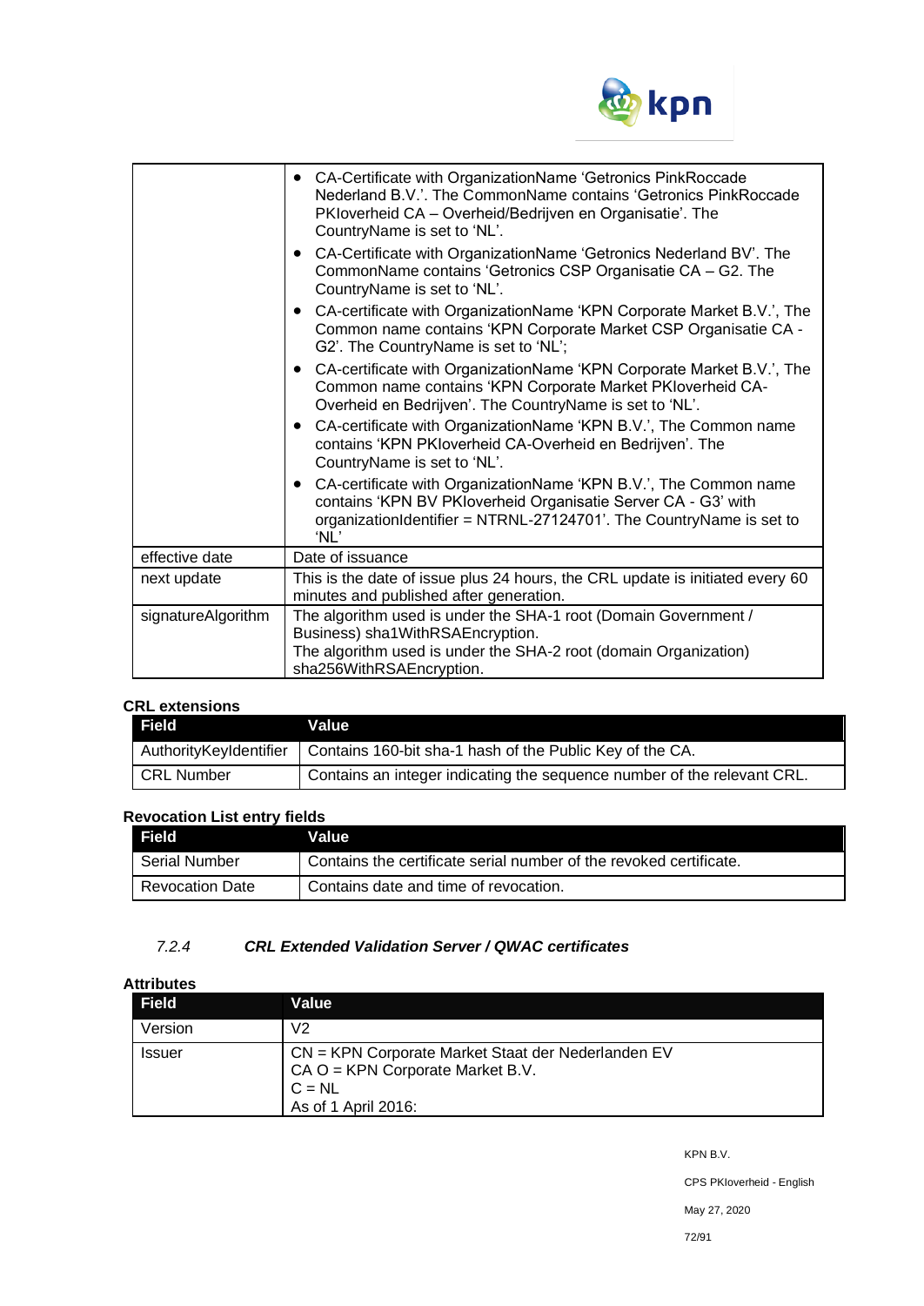| | |
|---|---|
| | • CA-Certificate with OrganizationName 'Getronics PinkRoccade Nederland B.V.'. The CommonName contains 'Getronics PinkRoccade PKIoverheid CA – Overheid/Bedrijven en Organisatie'. The CountryName is set to 'NL'.<br>• CA-Certificate with OrganizationName 'Getronics Nederland BV'. The CommonName contains 'Getronics CSP Organisatie CA – G2. The CountryName is set to 'NL'.<br>• CA-certificate with OrganizationName 'KPN Corporate Market B.V.', The Common name contains 'KPN Corporate Market CSP Organisatie CA - G2'. The CountryName is set to 'NL';<br>• CA-certificate with OrganizationName 'KPN Corporate Market B.V.', The Common name contains 'KPN Corporate Market PKIoverheid CA-Overheid en Bedrijven'. The CountryName is set to 'NL'.<br>• CA-certificate with OrganizationName 'KPN B.V.', The Common name contains 'KPN PKIoverheid CA-Overheid en Bedrijven'. The CountryName is set to 'NL'.<br>• CA-certificate with OrganizationName 'KPN B.V.', The Common name contains 'KPN BV PKIoverheid Organisatie Server CA - G3' with organizationIdentifier = NTRNL-27124701'. The CountryName is set to 'NL' |
| effective date | Date of issuance |
| next update | This is the date of issue plus 24 hours, the CRL update is initiated every 60 minutes and published after generation. |
| signatureAlgorithm | The algorithm used is under the SHA-1 root (Domain Government / Business) sha1WithRSAEncryption.<br>The algorithm used is under the SHA-2 root (domain Organization) sha256WithRSAEncryption. |

**CRL extensions**

| Field | Value |
|---|---|
| AuthorityKeyIdentifier | Contains 160-bit sha-1 hash of the Public Key of the CA. |
| CRL Number | Contains an integer indicating the sequence number of the relevant CRL. |

**Revocation List entry fields**

| Field | Value |
|---|---|
| Serial Number | Contains the certificate serial number of the revoked certificate. |
| Revocation Date | Contains date and time of revocation. |

#### *7.2.4 CRL Extended Validation Server / QWAC certificates*

**Attributes**

| Field | Value |
|---|---|
| Version | V2 |
| Issuer | CN = KPN Corporate Market Staat der Nederlanden EV CA O = KPN Corporate Market B.V.<br>C = NL<br>As of 1 April 2016: |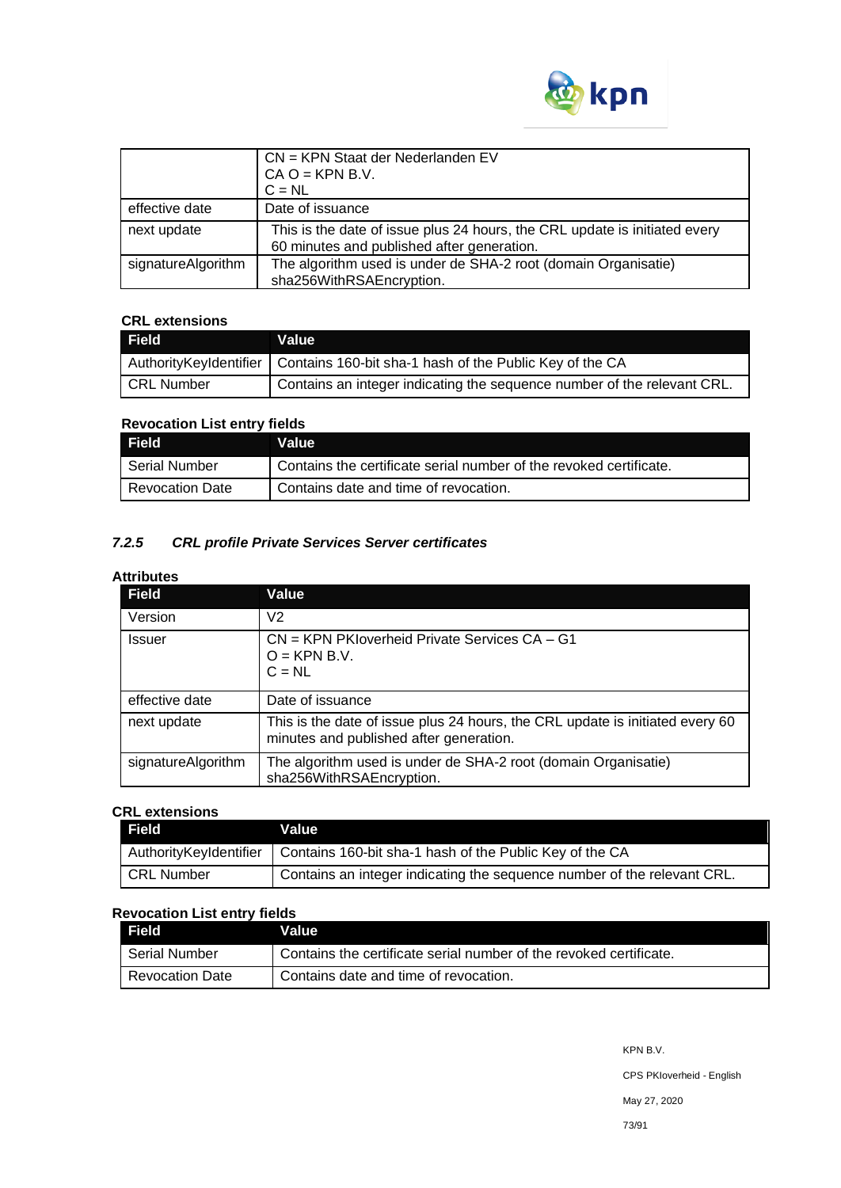| | |
|---|---|
| | CN = KPN Staat der Nederlanden EV<br>CA O = KPN B.V.<br>C = NL |
| effective date | Date of issuance |
| next update | This is the date of issue plus 24 hours, the CRL update is initiated every 60 minutes and published after generation. |
| signatureAlgorithm | The algorithm used is under de SHA-2 root (domain Organisatie) sha256WithRSAEncryption. |

**CRL extensions**

| Field | Value |
|---|---|
| AuthorityKeyIdentifier | Contains 160-bit sha-1 hash of the Public Key of the CA |
| CRL Number | Contains an integer indicating the sequence number of the relevant CRL. |

**Revocation List entry fields**

| Field | Value |
|---|---|
| Serial Number | Contains the certificate serial number of the revoked certificate. |
| Revocation Date | Contains date and time of revocation. |

### *7.2.5 CRL profile Private Services Server certificates*

**Attributes**

| Field | Value |
|---|---|
| Version | V2 |
| Issuer | CN = KPN PKIoverheid Private Services CA – G1<br>O = KPN B.V.<br>C = NL |
| effective date | Date of issuance |
| next update | This is the date of issue plus 24 hours, the CRL update is initiated every 60 minutes and published after generation. |
| signatureAlgorithm | The algorithm used is under de SHA-2 root (domain Organisatie) sha256WithRSAEncryption. |

**CRL extensions**

| Field | Value |
|---|---|
| AuthorityKeyIdentifier | Contains 160-bit sha-1 hash of the Public Key of the CA |
| CRL Number | Contains an integer indicating the sequence number of the relevant CRL. |

**Revocation List entry fields**

| Field | Value |
|---|---|
| Serial Number | Contains the certificate serial number of the revoked certificate. |
| Revocation Date | Contains date and time of revocation. |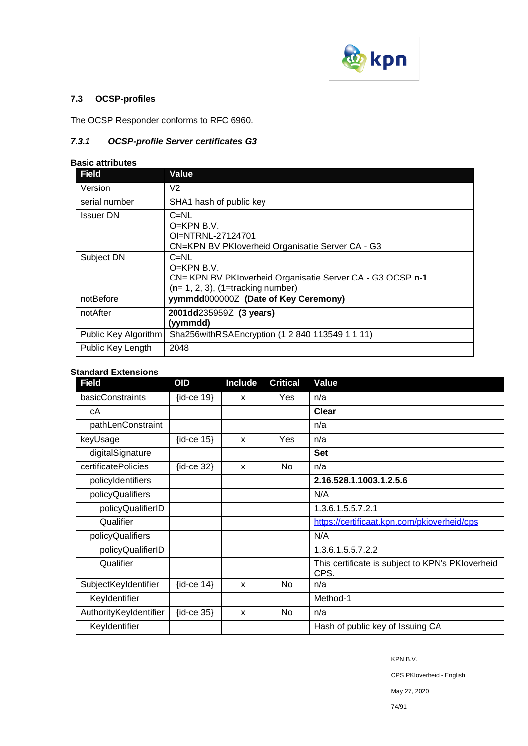## 7.3 OCSP-profiles

The OCSP Responder conforms to RFC 6960.

### *7.3.1 OCSP-profile Server certificates G3*

**Basic attributes**

| Field | Value |
|---|---|
| Version | V2 |
| serial number | SHA1 hash of public key |
| Issuer DN | C=NL<br>O=KPN B.V.<br>OI=NTRNL-27124701<br>CN=KPN BV PKIoverheid Organisatie Server CA - G3 |
| Subject DN | C=NL<br>O=KPN B.V.<br>CN= KPN BV PKIoverheid Organisatie Server CA - G3 OCSP **n-1**<br>(**n**= 1, 2, 3), (**1**=tracking number) |
| notBefore | **yymmdd**000000Z **(Date of Key Ceremony)** |
| notAfter | **2001dd**235959Z **(3 years)**<br>**(yymmdd)** |
| Public Key Algorithm | Sha256withRSAEncryption (1 2 840 113549 1 1 11) |
| Public Key Length | 2048 |

**Standard Extensions**

| Field | OID | Include | Critical | Value |
|---|---|---|---|---|
| basicConstraints | {id-ce 19} | x | Yes | n/a |
| cA | | | | **Clear** |
| pathLenConstraint | | | | n/a |
| keyUsage | {id-ce 15} | x | Yes | n/a |
| digitalSignature | | | | **Set** |
| certificatePolicies | {id-ce 32} | x | No | n/a |
| policyIdentifiers | | | | **2.16.528.1.1003.1.2.5.6** |
| policyQualifiers | | | | N/A |
| policyQualifierID | | | | 1.3.6.1.5.5.7.2.1 |
| Qualifier | | | | https://certificaat.kpn.com/pkioverheid/cps |
| policyQualifiers | | | | N/A |
| policyQualifierID | | | | 1.3.6.1.5.5.7.2.2 |
| Qualifier | | | | This certificate is subject to KPN's PKIoverheid CPS. |
| SubjectKeyIdentifier | {id-ce 14} | x | No | n/a |
| KeyIdentifier | | | | Method-1 |
| AuthorityKeyIdentifier | {id-ce 35} | x | No | n/a |
| KeyIdentifier | | | | Hash of public key of Issuing CA |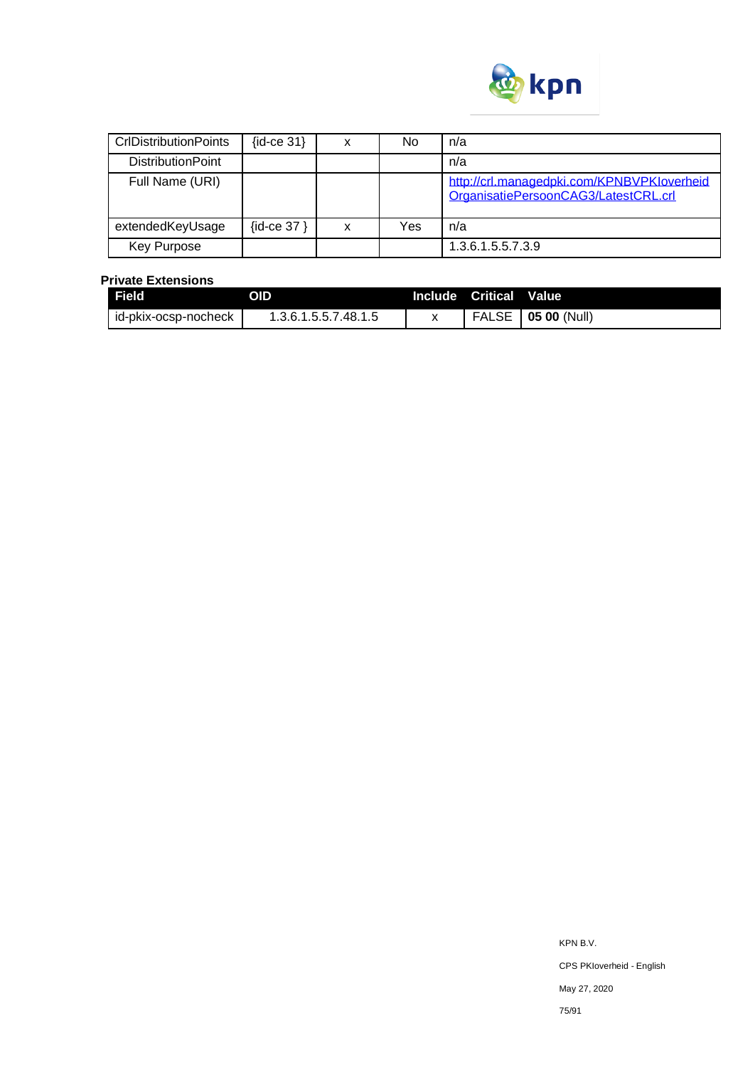| | | | | |
|---|---|---|---|---|
| CrlDistributionPoints | {id-ce 31} | x | No | n/a |
| DistributionPoint | | | | n/a |
| Full Name (URI) | | | | http://crl.managedpki.com/KPNBVPKIoverheidOrganisatiePersoonCAG3/LatestCRL.crl |
| extendedKeyUsage | {id-ce 37 } | x | Yes | n/a |
| Key Purpose | | | | 1.3.6.1.5.5.7.3.9 |

**Private Extensions**

| Field | OID | Include | Critical | Value |
|---|---|---|---|---|
| id-pkix-ocsp-nocheck | 1.3.6.1.5.5.7.48.1.5 | x | FALSE | **05 00** (Null) |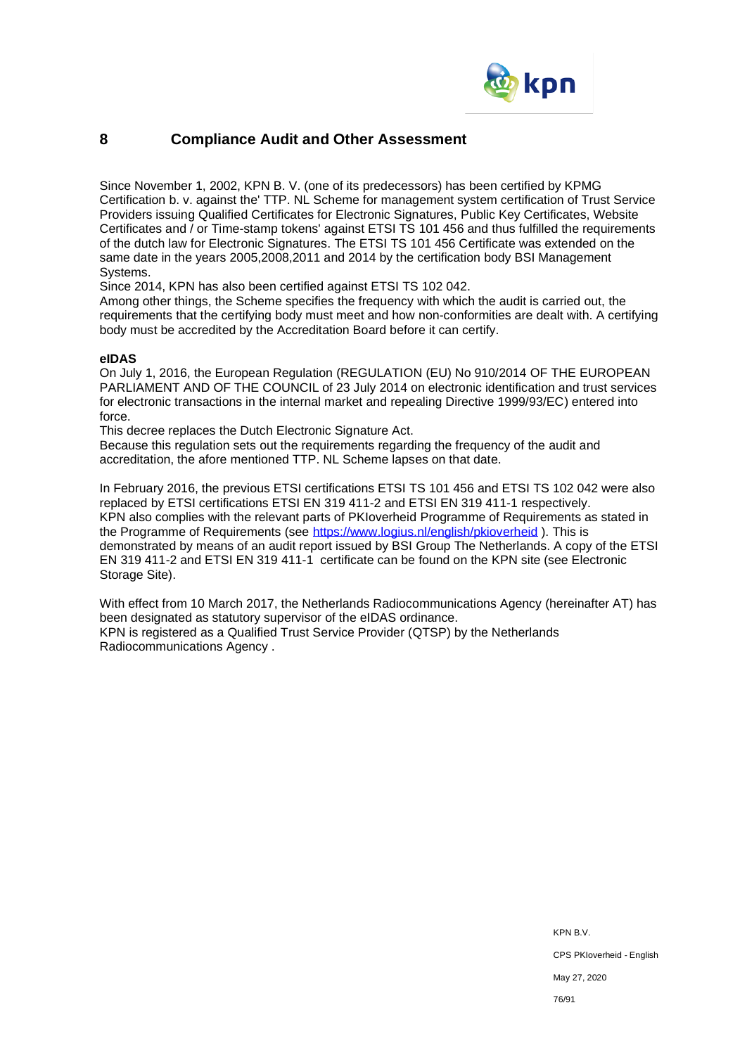# 8 Compliance Audit and Other Assessment

Since November 1, 2002, KPN B. V. (one of its predecessors) has been certified by KPMG Certification b. v. against the' TTP. NL Scheme for management system certification of Trust Service Providers issuing Qualified Certificates for Electronic Signatures, Public Key Certificates, Website Certificates and / or Time-stamp tokens' against ETSI TS 101 456 and thus fulfilled the requirements of the dutch law for Electronic Signatures. The ETSI TS 101 456 Certificate was extended on the same date in the years 2005,2008,2011 and 2014 by the certification body BSI Management Systems.

Since 2014, KPN has also been certified against ETSI TS 102 042.

Among other things, the Scheme specifies the frequency with which the audit is carried out, the requirements that the certifying body must meet and how non-conformities are dealt with. A certifying body must be accredited by the Accreditation Board before it can certify.

**eIDAS**

On July 1, 2016, the European Regulation (REGULATION (EU) No 910/2014 OF THE EUROPEAN PARLIAMENT AND OF THE COUNCIL of 23 July 2014 on electronic identification and trust services for electronic transactions in the internal market and repealing Directive 1999/93/EC) entered into force.

This decree replaces the Dutch Electronic Signature Act.

Because this regulation sets out the requirements regarding the frequency of the audit and accreditation, the afore mentioned TTP. NL Scheme lapses on that date.

In February 2016, the previous ETSI certifications ETSI TS 101 456 and ETSI TS 102 042 were also replaced by ETSI certifications ETSI EN 319 411-2 and ETSI EN 319 411-1 respectively.

KPN also complies with the relevant parts of PKIoverheid Programme of Requirements as stated in the Programme of Requirements (see https://www.logius.nl/english/pkioverheid ). This is demonstrated by means of an audit report issued by BSI Group The Netherlands. A copy of the ETSI EN 319 411-2 and ETSI EN 319 411-1 certificate can be found on the KPN site (see Electronic Storage Site).

With effect from 10 March 2017, the Netherlands Radiocommunications Agency (hereinafter AT) has been designated as statutory supervisor of the eIDAS ordinance.

KPN is registered as a Qualified Trust Service Provider (QTSP) by the Netherlands Radiocommunications Agency .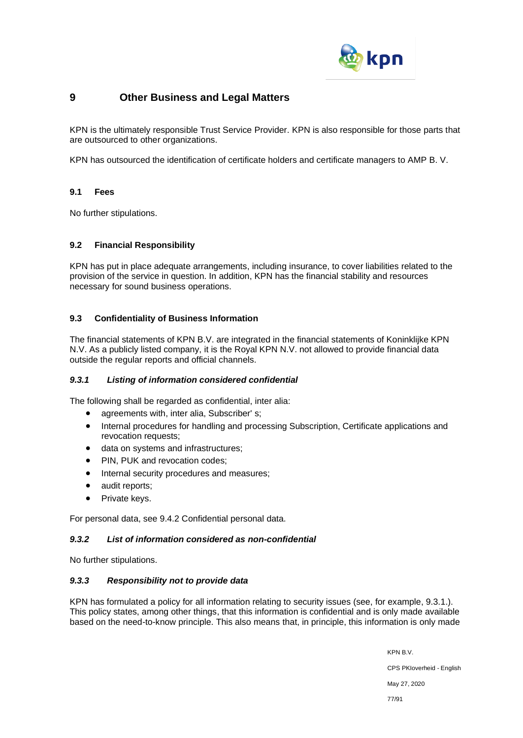# 9 Other Business and Legal Matters

KPN is the ultimately responsible Trust Service Provider. KPN is also responsible for those parts that are outsourced to other organizations.

KPN has outsourced the identification of certificate holders and certificate managers to AMP B. V.

## 9.1 Fees

No further stipulations.

## 9.2 Financial Responsibility

KPN has put in place adequate arrangements, including insurance, to cover liabilities related to the provision of the service in question. In addition, KPN has the financial stability and resources necessary for sound business operations.

## 9.3 Confidentiality of Business Information

The financial statements of KPN B.V. are integrated in the financial statements of Koninklijke KPN N.V. As a publicly listed company, it is the Royal KPN N.V. not allowed to provide financial data outside the regular reports and official channels.

### *9.3.1 Listing of information considered confidential*

The following shall be regarded as confidential, inter alia:

- agreements with, inter alia, Subscriber' s;
- Internal procedures for handling and processing Subscription, Certificate applications and revocation requests;
- data on systems and infrastructures;
- PIN, PUK and revocation codes;
- Internal security procedures and measures;
- audit reports;
- Private keys.

For personal data, see 9.4.2 Confidential personal data.

### *9.3.2 List of information considered as non-confidential*

No further stipulations.

### *9.3.3 Responsibility not to provide data*

KPN has formulated a policy for all information relating to security issues (see, for example, 9.3.1.). This policy states, among other things, that this information is confidential and is only made available based on the need-to-know principle. This also means that, in principle, this information is only made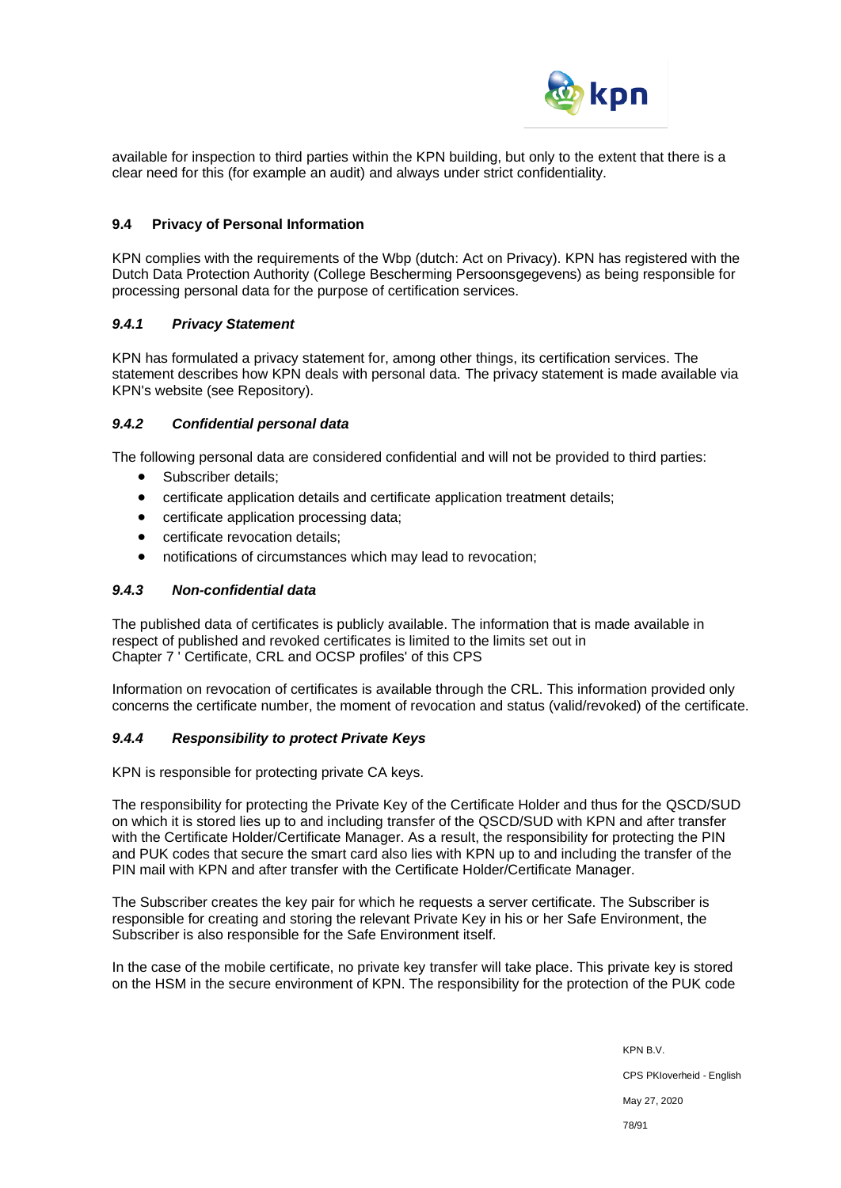available for inspection to third parties within the KPN building, but only to the extent that there is a clear need for this (for example an audit) and always under strict confidentiality.

## 9.4 Privacy of Personal Information

KPN complies with the requirements of the Wbp (dutch: Act on Privacy). KPN has registered with the Dutch Data Protection Authority (College Bescherming Persoonsgegevens) as being responsible for processing personal data for the purpose of certification services.

### *9.4.1 Privacy Statement*

KPN has formulated a privacy statement for, among other things, its certification services. The statement describes how KPN deals with personal data. The privacy statement is made available via KPN's website (see Repository).

### *9.4.2 Confidential personal data*

The following personal data are considered confidential and will not be provided to third parties:

- Subscriber details;
- certificate application details and certificate application treatment details;
- certificate application processing data;
- certificate revocation details;
- notifications of circumstances which may lead to revocation;

### *9.4.3 Non-confidential data*

The published data of certificates is publicly available. The information that is made available in respect of published and revoked certificates is limited to the limits set out in Chapter 7 ' Certificate, CRL and OCSP profiles' of this CPS

Information on revocation of certificates is available through the CRL. This information provided only concerns the certificate number, the moment of revocation and status (valid/revoked) of the certificate.

### *9.4.4 Responsibility to protect Private Keys*

KPN is responsible for protecting private CA keys.

The responsibility for protecting the Private Key of the Certificate Holder and thus for the QSCD/SUD on which it is stored lies up to and including transfer of the QSCD/SUD with KPN and after transfer with the Certificate Holder/Certificate Manager. As a result, the responsibility for protecting the PIN and PUK codes that secure the smart card also lies with KPN up to and including the transfer of the PIN mail with KPN and after transfer with the Certificate Holder/Certificate Manager.

The Subscriber creates the key pair for which he requests a server certificate. The Subscriber is responsible for creating and storing the relevant Private Key in his or her Safe Environment, the Subscriber is also responsible for the Safe Environment itself.

In the case of the mobile certificate, no private key transfer will take place. This private key is stored on the HSM in the secure environment of KPN. The responsibility for the protection of the PUK code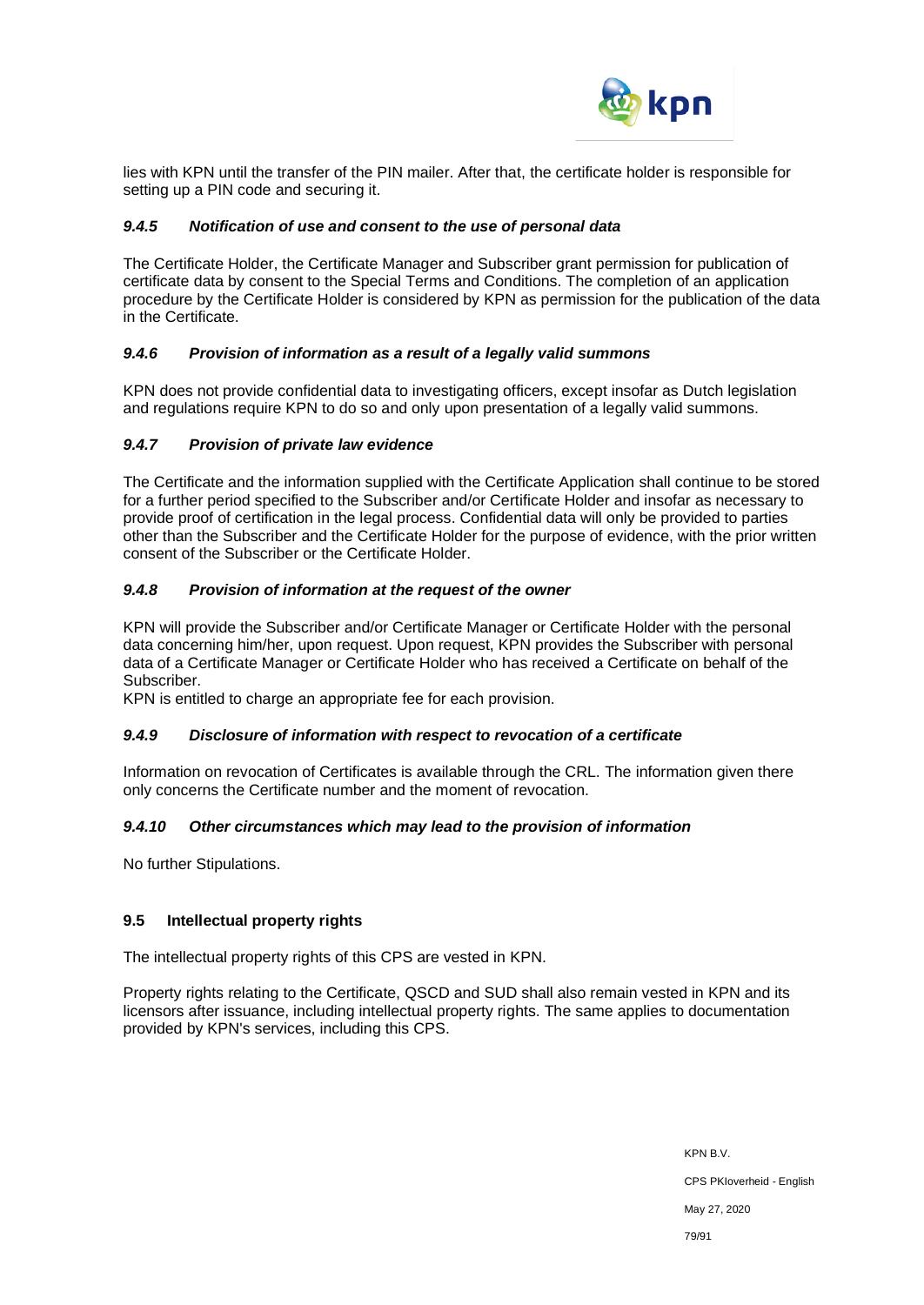lies with KPN until the transfer of the PIN mailer. After that, the certificate holder is responsible for setting up a PIN code and securing it.

#### *9.4.5 Notification of use and consent to the use of personal data*

The Certificate Holder, the Certificate Manager and Subscriber grant permission for publication of certificate data by consent to the Special Terms and Conditions. The completion of an application procedure by the Certificate Holder is considered by KPN as permission for the publication of the data in the Certificate.

#### *9.4.6 Provision of information as a result of a legally valid summons*

KPN does not provide confidential data to investigating officers, except insofar as Dutch legislation and regulations require KPN to do so and only upon presentation of a legally valid summons.

#### *9.4.7 Provision of private law evidence*

The Certificate and the information supplied with the Certificate Application shall continue to be stored for a further period specified to the Subscriber and/or Certificate Holder and insofar as necessary to provide proof of certification in the legal process. Confidential data will only be provided to parties other than the Subscriber and the Certificate Holder for the purpose of evidence, with the prior written consent of the Subscriber or the Certificate Holder.

#### *9.4.8 Provision of information at the request of the owner*

KPN will provide the Subscriber and/or Certificate Manager or Certificate Holder with the personal data concerning him/her, upon request. Upon request, KPN provides the Subscriber with personal data of a Certificate Manager or Certificate Holder who has received a Certificate on behalf of the Subscriber.
KPN is entitled to charge an appropriate fee for each provision.

#### *9.4.9 Disclosure of information with respect to revocation of a certificate*

Information on revocation of Certificates is available through the CRL. The information given there only concerns the Certificate number and the moment of revocation.

#### *9.4.10 Other circumstances which may lead to the provision of information*

No further Stipulations.

### 9.5 Intellectual property rights

The intellectual property rights of this CPS are vested in KPN.

Property rights relating to the Certificate, QSCD and SUD shall also remain vested in KPN and its licensors after issuance, including intellectual property rights. The same applies to documentation provided by KPN's services, including this CPS.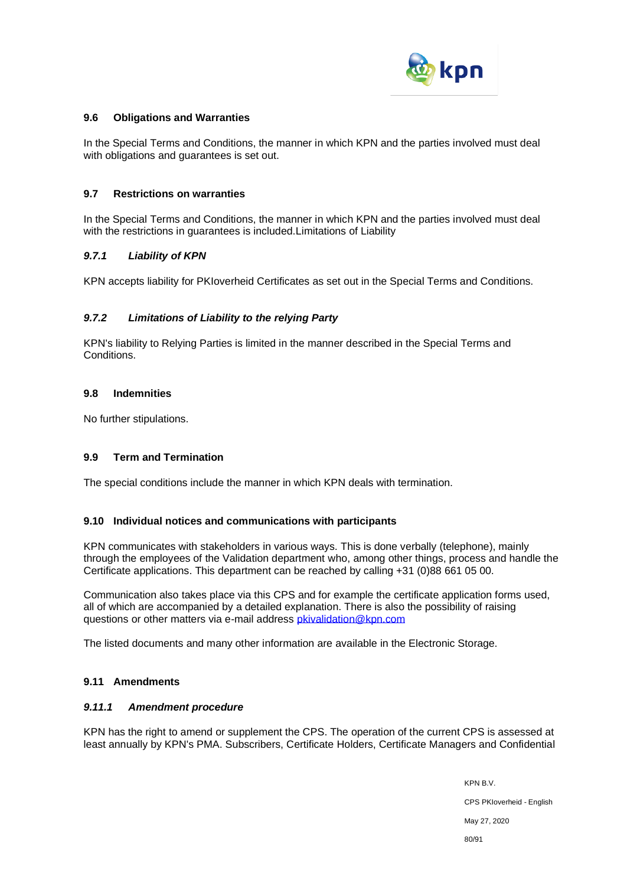### 9.6 Obligations and Warranties

In the Special Terms and Conditions, the manner in which KPN and the parties involved must deal with obligations and guarantees is set out.

### 9.7 Restrictions on warranties

In the Special Terms and Conditions, the manner in which KPN and the parties involved must deal with the restrictions in guarantees is included.Limitations of Liability

#### *9.7.1 Liability of KPN*

KPN accepts liability for PKIoverheid Certificates as set out in the Special Terms and Conditions.

#### *9.7.2 Limitations of Liability to the relying Party*

KPN's liability to Relying Parties is limited in the manner described in the Special Terms and Conditions.

### 9.8 Indemnities

No further stipulations.

### 9.9 Term and Termination

The special conditions include the manner in which KPN deals with termination.

### 9.10 Individual notices and communications with participants

KPN communicates with stakeholders in various ways. This is done verbally (telephone), mainly through the employees of the Validation department who, among other things, process and handle the Certificate applications. This department can be reached by calling +31 (0)88 661 05 00.

Communication also takes place via this CPS and for example the certificate application forms used, all of which are accompanied by a detailed explanation. There is also the possibility of raising questions or other matters via e-mail address pkivalidation@kpn.com

The listed documents and many other information are available in the Electronic Storage.

### 9.11 Amendments

#### *9.11.1 Amendment procedure*

KPN has the right to amend or supplement the CPS. The operation of the current CPS is assessed at least annually by KPN's PMA. Subscribers, Certificate Holders, Certificate Managers and Confidential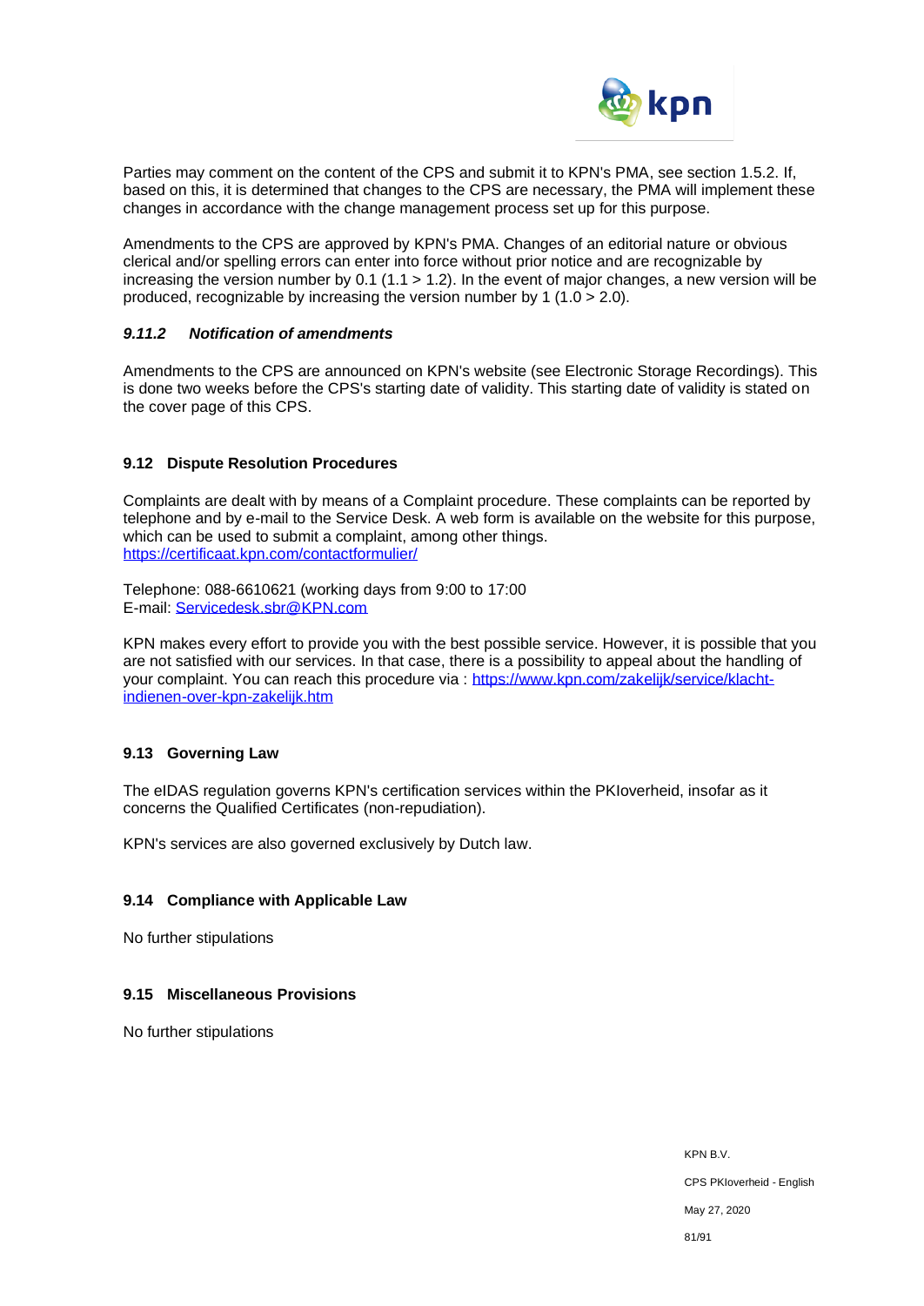Parties may comment on the content of the CPS and submit it to KPN's PMA, see section 1.5.2. If, based on this, it is determined that changes to the CPS are necessary, the PMA will implement these changes in accordance with the change management process set up for this purpose.

Amendments to the CPS are approved by KPN's PMA. Changes of an editorial nature or obvious clerical and/or spelling errors can enter into force without prior notice and are recognizable by increasing the version number by 0.1 (1.1 > 1.2). In the event of major changes, a new version will be produced, recognizable by increasing the version number by 1 (1.0 > 2.0).

#### *9.11.2 Notification of amendments*

Amendments to the CPS are announced on KPN's website (see Electronic Storage Recordings). This is done two weeks before the CPS's starting date of validity. This starting date of validity is stated on the cover page of this CPS.

### 9.12 Dispute Resolution Procedures

Complaints are dealt with by means of a Complaint procedure. These complaints can be reported by telephone and by e-mail to the Service Desk. A web form is available on the website for this purpose, which can be used to submit a complaint, among other things.
https://certificaat.kpn.com/contactformulier/

Telephone: 088-6610621 (working days from 9:00 to 17:00
E-mail: Servicedesk.sbr@KPN.com

KPN makes every effort to provide you with the best possible service. However, it is possible that you are not satisfied with our services. In that case, there is a possibility to appeal about the handling of your complaint. You can reach this procedure via : https://www.kpn.com/zakelijk/service/klacht-indienen-over-kpn-zakelijk.htm

### 9.13 Governing Law

The eIDAS regulation governs KPN's certification services within the PKIoverheid, insofar as it concerns the Qualified Certificates (non-repudiation).

KPN's services are also governed exclusively by Dutch law.

### 9.14 Compliance with Applicable Law

No further stipulations

### 9.15 Miscellaneous Provisions

No further stipulations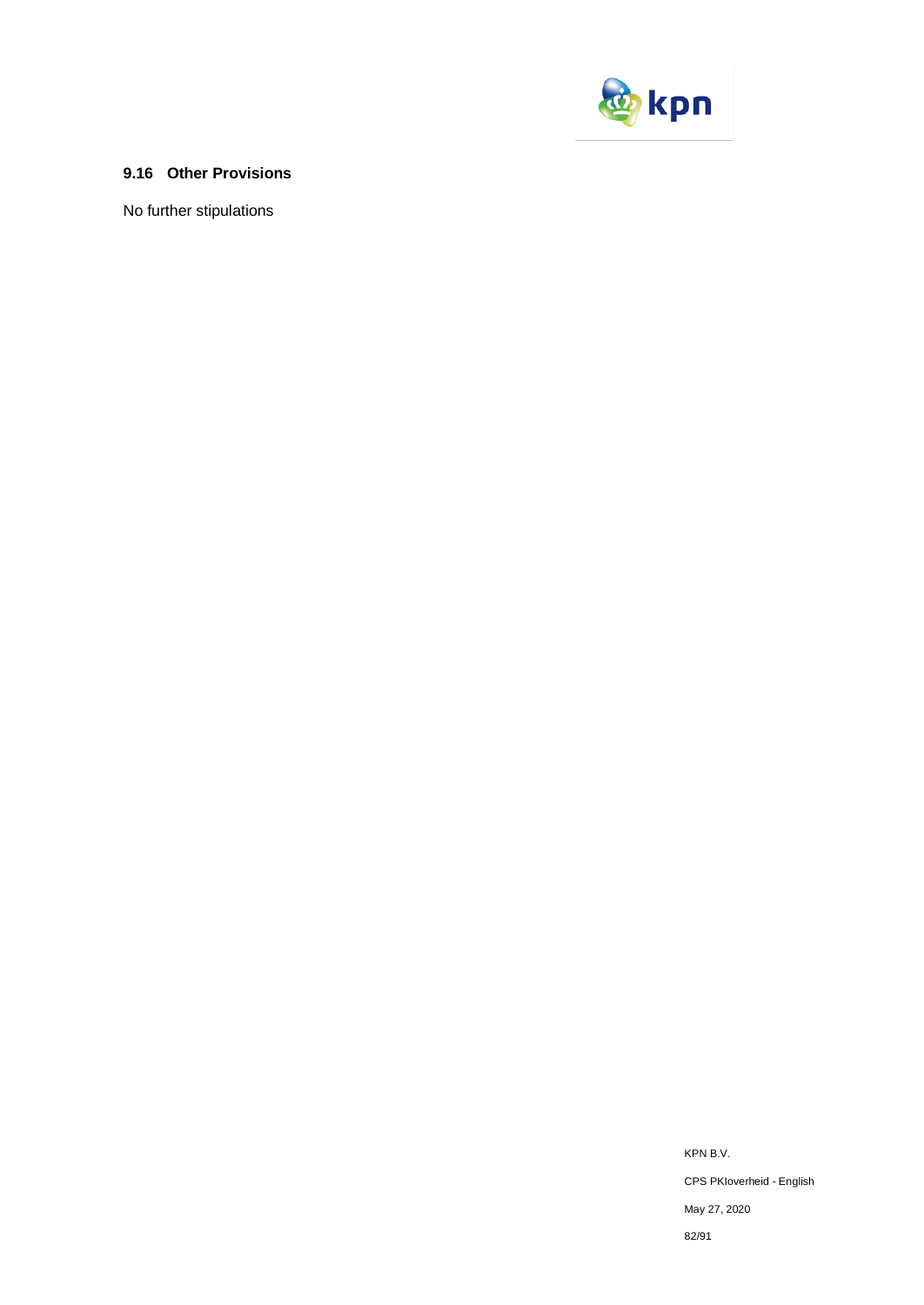### 9.16 Other Provisions

No further stipulations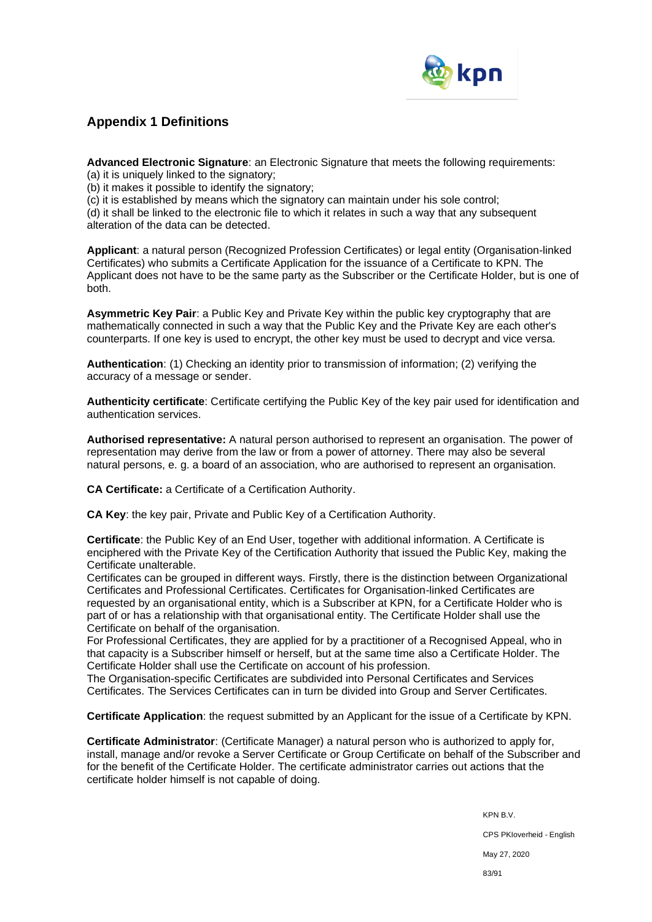## Appendix 1 Definitions

**Advanced Electronic Signature**: an Electronic Signature that meets the following requirements:
(a) it is uniquely linked to the signatory;
(b) it makes it possible to identify the signatory;
(c) it is established by means which the signatory can maintain under his sole control;
(d) it shall be linked to the electronic file to which it relates in such a way that any subsequent alteration of the data can be detected.

**Applicant**: a natural person (Recognized Profession Certificates) or legal entity (Organisation-linked Certificates) who submits a Certificate Application for the issuance of a Certificate to KPN. The Applicant does not have to be the same party as the Subscriber or the Certificate Holder, but is one of both.

**Asymmetric Key Pair**: a Public Key and Private Key within the public key cryptography that are mathematically connected in such a way that the Public Key and the Private Key are each other's counterparts. If one key is used to encrypt, the other key must be used to decrypt and vice versa.

**Authentication**: (1) Checking an identity prior to transmission of information; (2) verifying the accuracy of a message or sender.

**Authenticity certificate**: Certificate certifying the Public Key of the key pair used for identification and authentication services.

**Authorised representative:** A natural person authorised to represent an organisation. The power of representation may derive from the law or from a power of attorney. There may also be several natural persons, e. g. a board of an association, who are authorised to represent an organisation.

**CA Certificate:** a Certificate of a Certification Authority.

**CA Key**: the key pair, Private and Public Key of a Certification Authority.

**Certificate**: the Public Key of an End User, together with additional information. A Certificate is enciphered with the Private Key of the Certification Authority that issued the Public Key, making the Certificate unalterable.
Certificates can be grouped in different ways. Firstly, there is the distinction between Organizational Certificates and Professional Certificates. Certificates for Organisation-linked Certificates are requested by an organisational entity, which is a Subscriber at KPN, for a Certificate Holder who is part of or has a relationship with that organisational entity. The Certificate Holder shall use the Certificate on behalf of the organisation.
For Professional Certificates, they are applied for by a practitioner of a Recognised Appeal, who in that capacity is a Subscriber himself or herself, but at the same time also a Certificate Holder. The Certificate Holder shall use the Certificate on account of his profession.
The Organisation-specific Certificates are subdivided into Personal Certificates and Services Certificates. The Services Certificates can in turn be divided into Group and Server Certificates.

**Certificate Application**: the request submitted by an Applicant for the issue of a Certificate by KPN.

**Certificate Administrator**: (Certificate Manager) a natural person who is authorized to apply for, install, manage and/or revoke a Server Certificate or Group Certificate on behalf of the Subscriber and for the benefit of the Certificate Holder. The certificate administrator carries out actions that the certificate holder himself is not capable of doing.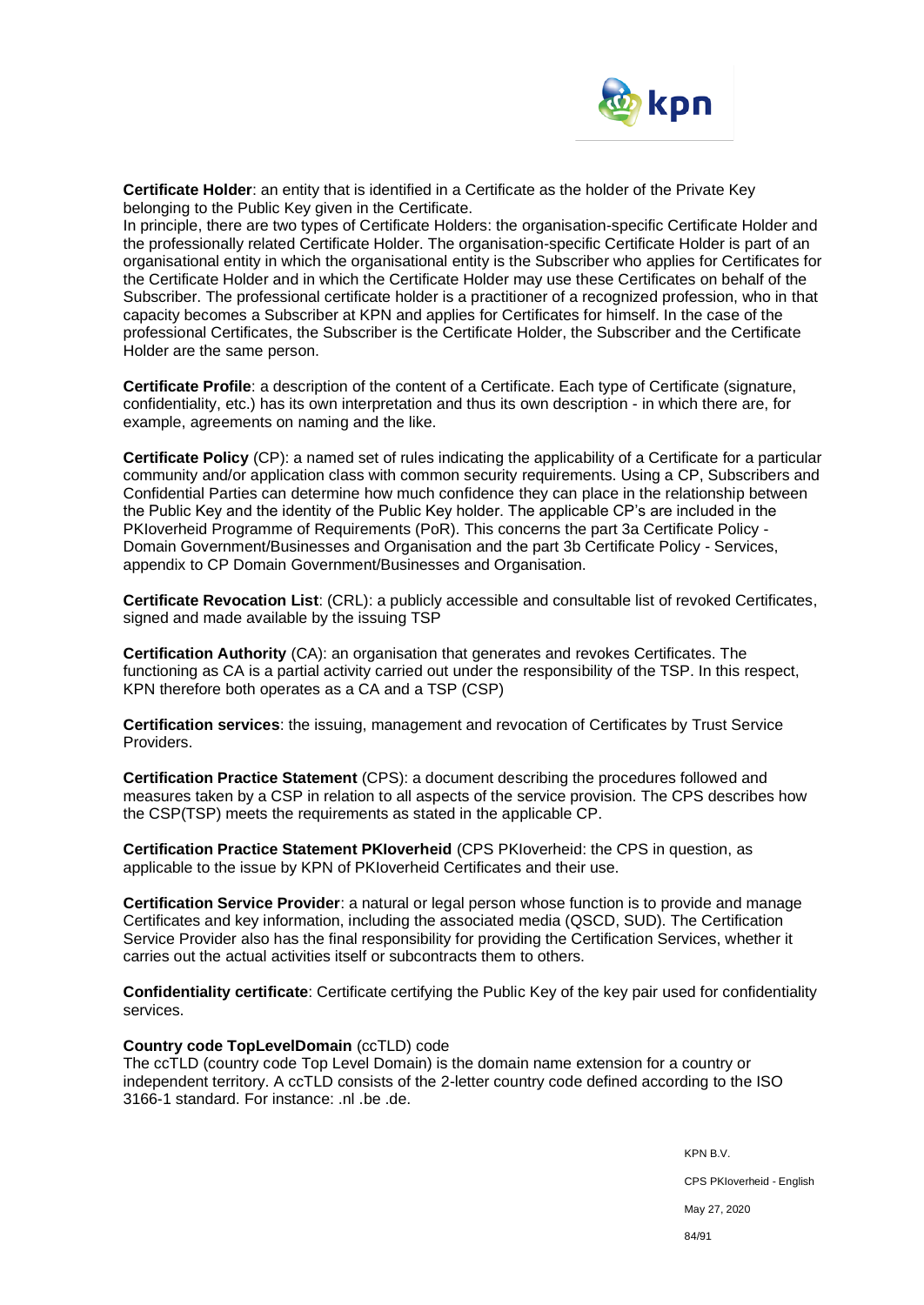**Certificate Holder**: an entity that is identified in a Certificate as the holder of the Private Key belonging to the Public Key given in the Certificate.
In principle, there are two types of Certificate Holders: the organisation-specific Certificate Holder and the professionally related Certificate Holder. The organisation-specific Certificate Holder is part of an organisational entity in which the organisational entity is the Subscriber who applies for Certificates for the Certificate Holder and in which the Certificate Holder may use these Certificates on behalf of the Subscriber. The professional certificate holder is a practitioner of a recognized profession, who in that capacity becomes a Subscriber at KPN and applies for Certificates for himself. In the case of the professional Certificates, the Subscriber is the Certificate Holder, the Subscriber and the Certificate Holder are the same person.

**Certificate Profile**: a description of the content of a Certificate. Each type of Certificate (signature, confidentiality, etc.) has its own interpretation and thus its own description - in which there are, for example, agreements on naming and the like.

**Certificate Policy** (CP): a named set of rules indicating the applicability of a Certificate for a particular community and/or application class with common security requirements. Using a CP, Subscribers and Confidential Parties can determine how much confidence they can place in the relationship between the Public Key and the identity of the Public Key holder. The applicable CP's are included in the PKIoverheid Programme of Requirements (PoR). This concerns the part 3a Certificate Policy - Domain Government/Businesses and Organisation and the part 3b Certificate Policy - Services, appendix to CP Domain Government/Businesses and Organisation.

**Certificate Revocation List**: (CRL): a publicly accessible and consultable list of revoked Certificates, signed and made available by the issuing TSP

**Certification Authority** (CA): an organisation that generates and revokes Certificates. The functioning as CA is a partial activity carried out under the responsibility of the TSP. In this respect, KPN therefore both operates as a CA and a TSP (CSP)

**Certification services**: the issuing, management and revocation of Certificates by Trust Service Providers.

**Certification Practice Statement** (CPS): a document describing the procedures followed and measures taken by a CSP in relation to all aspects of the service provision. The CPS describes how the CSP(TSP) meets the requirements as stated in the applicable CP.

**Certification Practice Statement PKIoverheid** (CPS PKIoverheid: the CPS in question, as applicable to the issue by KPN of PKIoverheid Certificates and their use.

**Certification Service Provider**: a natural or legal person whose function is to provide and manage Certificates and key information, including the associated media (QSCD, SUD). The Certification Service Provider also has the final responsibility for providing the Certification Services, whether it carries out the actual activities itself or subcontracts them to others.

**Confidentiality certificate**: Certificate certifying the Public Key of the key pair used for confidentiality services.

**Country code TopLevelDomain** (ccTLD) code
The ccTLD (country code Top Level Domain) is the domain name extension for a country or independent territory. A ccTLD consists of the 2-letter country code defined according to the ISO 3166-1 standard. For instance: .nl .be .de.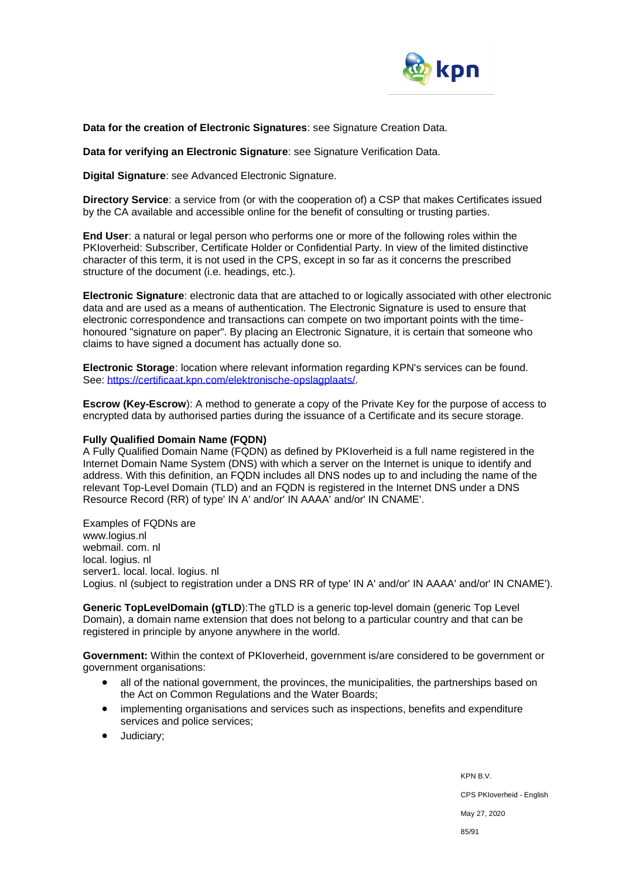**Data for the creation of Electronic Signatures**: see Signature Creation Data.

**Data for verifying an Electronic Signature**: see Signature Verification Data.

**Digital Signature**: see Advanced Electronic Signature.

**Directory Service**: a service from (or with the cooperation of) a CSP that makes Certificates issued by the CA available and accessible online for the benefit of consulting or trusting parties.

**End User**: a natural or legal person who performs one or more of the following roles within the PKIoverheid: Subscriber, Certificate Holder or Confidential Party. In view of the limited distinctive character of this term, it is not used in the CPS, except in so far as it concerns the prescribed structure of the document (i.e. headings, etc.).

**Electronic Signature**: electronic data that are attached to or logically associated with other electronic data and are used as a means of authentication. The Electronic Signature is used to ensure that electronic correspondence and transactions can compete on two important points with the time-honoured "signature on paper". By placing an Electronic Signature, it is certain that someone who claims to have signed a document has actually done so.

**Electronic Storage**: location where relevant information regarding KPN's services can be found. See: [https://certificaat.kpn.com/elektronische-opslagplaats/](https://certificaat.kpn.com/elektronische-opslagplaats/).

**Escrow (Key-Escrow**): A method to generate a copy of the Private Key for the purpose of access to encrypted data by authorised parties during the issuance of a Certificate and its secure storage.

**Fully Qualified Domain Name (FQDN)**
A Fully Qualified Domain Name (FQDN) as defined by PKIoverheid is a full name registered in the Internet Domain Name System (DNS) with which a server on the Internet is unique to identify and address. With this definition, an FQDN includes all DNS nodes up to and including the name of the relevant Top-Level Domain (TLD) and an FQDN is registered in the Internet DNS under a DNS Resource Record (RR) of type' IN A' and/or' IN AAAA' and/or' IN CNAME'.

Examples of FQDNs are
www.logius.nl
webmail. com. nl
local. logius. nl
server1. local. local. logius. nl
Logius. nl (subject to registration under a DNS RR of type' IN A' and/or' IN AAAA' and/or' IN CNAME').

**Generic TopLevelDomain (gTLD)**:The gTLD is a generic top-level domain (generic Top Level Domain), a domain name extension that does not belong to a particular country and that can be registered in principle by anyone anywhere in the world.

**Government:** Within the context of PKIoverheid, government is/are considered to be government or government organisations:

- all of the national government, the provinces, the municipalities, the partnerships based on the Act on Common Regulations and the Water Boards;
- implementing organisations and services such as inspections, benefits and expenditure services and police services;
- Judiciary;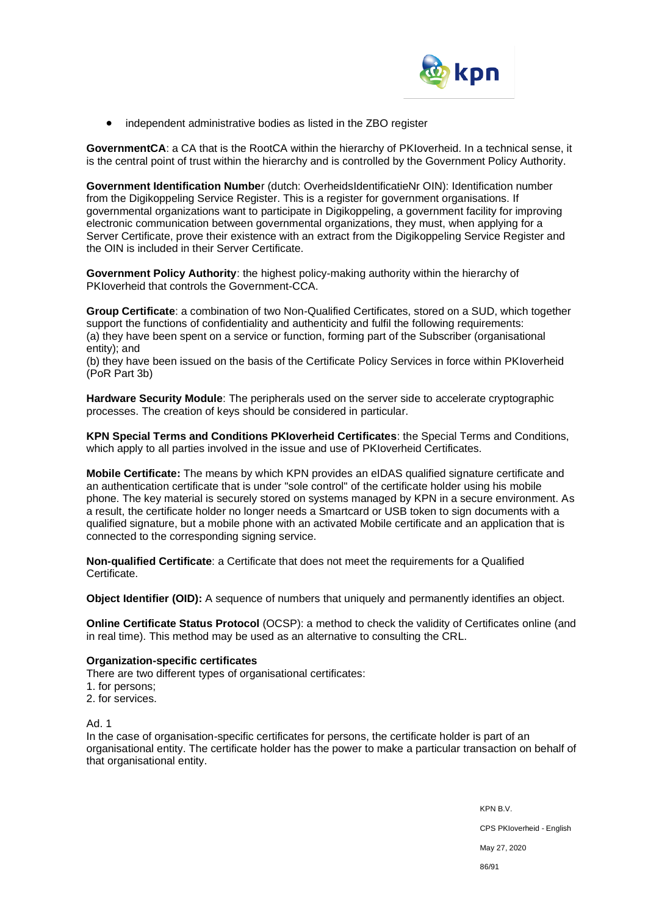- independent administrative bodies as listed in the ZBO register

**GovernmentCA**: a CA that is the RootCA within the hierarchy of PKIoverheid. In a technical sense, it is the central point of trust within the hierarchy and is controlled by the Government Policy Authority.

**Government Identification Numbe**r (dutch: OverheidsIdentificatieNr OIN): Identification number from the Digikoppeling Service Register. This is a register for government organisations. If governmental organizations want to participate in Digikoppeling, a government facility for improving electronic communication between governmental organizations, they must, when applying for a Server Certificate, prove their existence with an extract from the Digikoppeling Service Register and the OIN is included in their Server Certificate.

**Government Policy Authority**: the highest policy-making authority within the hierarchy of PKIoverheid that controls the Government-CCA.

**Group Certificate**: a combination of two Non-Qualified Certificates, stored on a SUD, which together support the functions of confidentiality and authenticity and fulfil the following requirements:
(a) they have been spent on a service or function, forming part of the Subscriber (organisational entity); and
(b) they have been issued on the basis of the Certificate Policy Services in force within PKIoverheid (PoR Part 3b)

**Hardware Security Module**: The peripherals used on the server side to accelerate cryptographic processes. The creation of keys should be considered in particular.

**KPN Special Terms and Conditions PKIoverheid Certificates**: the Special Terms and Conditions, which apply to all parties involved in the issue and use of PKIoverheid Certificates.

**Mobile Certificate:** The means by which KPN provides an eIDAS qualified signature certificate and an authentication certificate that is under "sole control" of the certificate holder using his mobile phone. The key material is securely stored on systems managed by KPN in a secure environment. As a result, the certificate holder no longer needs a Smartcard or USB token to sign documents with a qualified signature, but a mobile phone with an activated Mobile certificate and an application that is connected to the corresponding signing service.

**Non-qualified Certificate**: a Certificate that does not meet the requirements for a Qualified Certificate.

**Object Identifier (OID):** A sequence of numbers that uniquely and permanently identifies an object.

**Online Certificate Status Protocol** (OCSP): a method to check the validity of Certificates online (and in real time). This method may be used as an alternative to consulting the CRL.

**Organization-specific certificates**

There are two different types of organisational certificates:
1. for persons;
2. for services.

Ad. 1

In the case of organisation-specific certificates for persons, the certificate holder is part of an organisational entity. The certificate holder has the power to make a particular transaction on behalf of that organisational entity.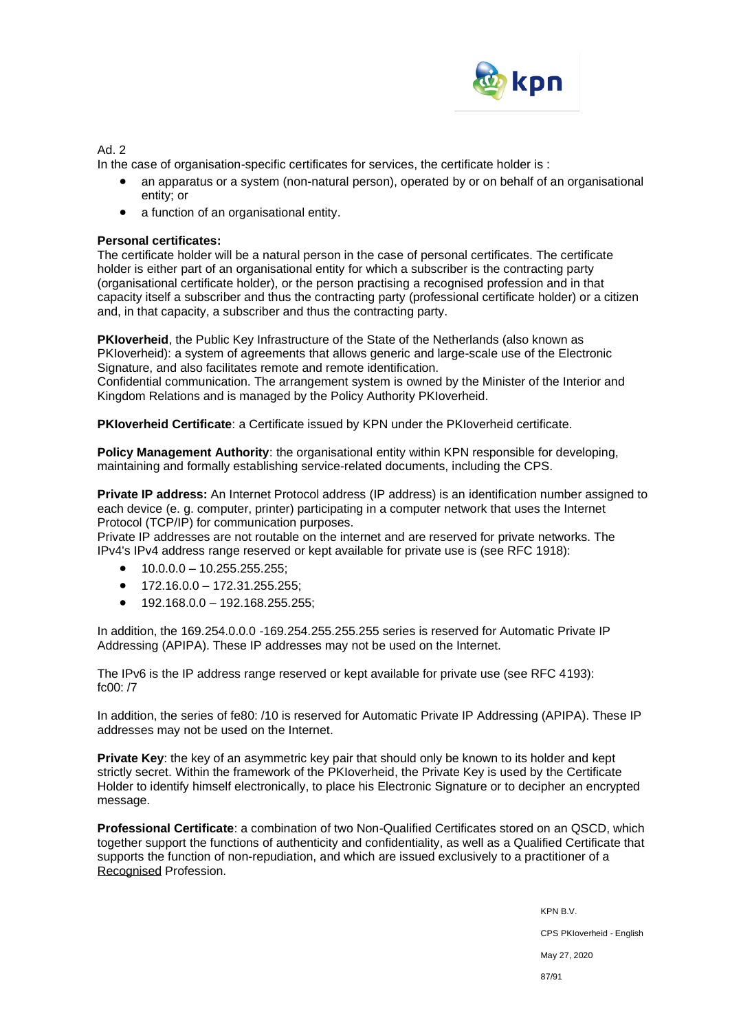Ad. 2

In the case of organisation-specific certificates for services, the certificate holder is :

- an apparatus or a system (non-natural person), operated by or on behalf of an organisational entity; or
- a function of an organisational entity.

**Personal certificates:**
The certificate holder will be a natural person in the case of personal certificates. The certificate holder is either part of an organisational entity for which a subscriber is the contracting party (organisational certificate holder), or the person practising a recognised profession and in that capacity itself a subscriber and thus the contracting party (professional certificate holder) or a citizen and, in that capacity, a subscriber and thus the contracting party.

**PKIoverheid**, the Public Key Infrastructure of the State of the Netherlands (also known as PKIoverheid): a system of agreements that allows generic and large-scale use of the Electronic Signature, and also facilitates remote and remote identification.
Confidential communication. The arrangement system is owned by the Minister of the Interior and Kingdom Relations and is managed by the Policy Authority PKIoverheid.

**PKIoverheid Certificate**: a Certificate issued by KPN under the PKIoverheid certificate.

**Policy Management Authority**: the organisational entity within KPN responsible for developing, maintaining and formally establishing service-related documents, including the CPS.

**Private IP address:** An Internet Protocol address (IP address) is an identification number assigned to each device (e. g. computer, printer) participating in a computer network that uses the Internet Protocol (TCP/IP) for communication purposes.
Private IP addresses are not routable on the internet and are reserved for private networks. The IPv4's IPv4 address range reserved or kept available for private use is (see RFC 1918):

- 10.0.0.0 – 10.255.255.255;
- 172.16.0.0 – 172.31.255.255;
- 192.168.0.0 – 192.168.255.255;

In addition, the 169.254.0.0.0 -169.254.255.255.255 series is reserved for Automatic Private IP Addressing (APIPA). These IP addresses may not be used on the Internet.

The IPv6 is the IP address range reserved or kept available for private use (see RFC 4193): fc00: /7

In addition, the series of fe80: /10 is reserved for Automatic Private IP Addressing (APIPA). These IP addresses may not be used on the Internet.

**Private Key**: the key of an asymmetric key pair that should only be known to its holder and kept strictly secret. Within the framework of the PKIoverheid, the Private Key is used by the Certificate Holder to identify himself electronically, to place his Electronic Signature or to decipher an encrypted message.

**Professional Certificate**: a combination of two Non-Qualified Certificates stored on an QSCD, which together support the functions of authenticity and confidentiality, as well as a Qualified Certificate that supports the function of non-repudiation, and which are issued exclusively to a practitioner of a Recognised Profession.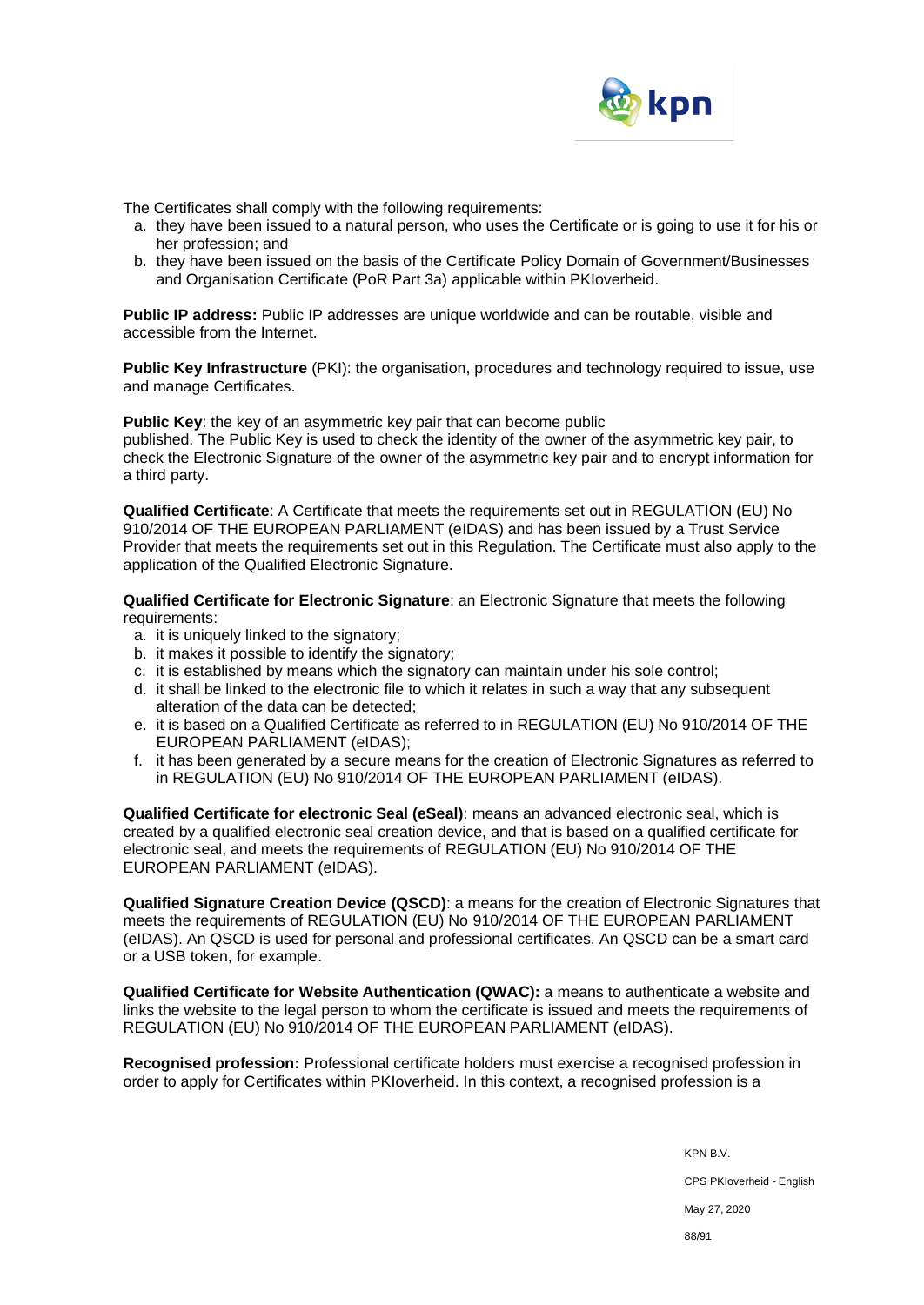The Certificates shall comply with the following requirements:

a. they have been issued to a natural person, who uses the Certificate or is going to use it for his or her profession; and
b. they have been issued on the basis of the Certificate Policy Domain of Government/Businesses and Organisation Certificate (PoR Part 3a) applicable within PKIoverheid.

**Public IP address:** Public IP addresses are unique worldwide and can be routable, visible and accessible from the Internet.

**Public Key Infrastructure** (PKI): the organisation, procedures and technology required to issue, use and manage Certificates.

**Public Key**: the key of an asymmetric key pair that can become public published. The Public Key is used to check the identity of the owner of the asymmetric key pair, to check the Electronic Signature of the owner of the asymmetric key pair and to encrypt information for a third party.

**Qualified Certificate**: A Certificate that meets the requirements set out in REGULATION (EU) No 910/2014 OF THE EUROPEAN PARLIAMENT (eIDAS) and has been issued by a Trust Service Provider that meets the requirements set out in this Regulation. The Certificate must also apply to the application of the Qualified Electronic Signature.

**Qualified Certificate for Electronic Signature**: an Electronic Signature that meets the following requirements:

a. it is uniquely linked to the signatory;
b. it makes it possible to identify the signatory;
c. it is established by means which the signatory can maintain under his sole control;
d. it shall be linked to the electronic file to which it relates in such a way that any subsequent alteration of the data can be detected;
e. it is based on a Qualified Certificate as referred to in REGULATION (EU) No 910/2014 OF THE EUROPEAN PARLIAMENT (eIDAS);
f. it has been generated by a secure means for the creation of Electronic Signatures as referred to in REGULATION (EU) No 910/2014 OF THE EUROPEAN PARLIAMENT (eIDAS).

**Qualified Certificate for electronic Seal (eSeal)**: means an advanced electronic seal, which is created by a qualified electronic seal creation device, and that is based on a qualified certificate for electronic seal, and meets the requirements of REGULATION (EU) No 910/2014 OF THE EUROPEAN PARLIAMENT (eIDAS).

**Qualified Signature Creation Device (QSCD)**: a means for the creation of Electronic Signatures that meets the requirements of REGULATION (EU) No 910/2014 OF THE EUROPEAN PARLIAMENT (eIDAS). An QSCD is used for personal and professional certificates. An QSCD can be a smart card or a USB token, for example.

**Qualified Certificate for Website Authentication (QWAC):** a means to authenticate a website and links the website to the legal person to whom the certificate is issued and meets the requirements of REGULATION (EU) No 910/2014 OF THE EUROPEAN PARLIAMENT (eIDAS).

**Recognised profession:** Professional certificate holders must exercise a recognised profession in order to apply for Certificates within PKIoverheid. In this context, a recognised profession is a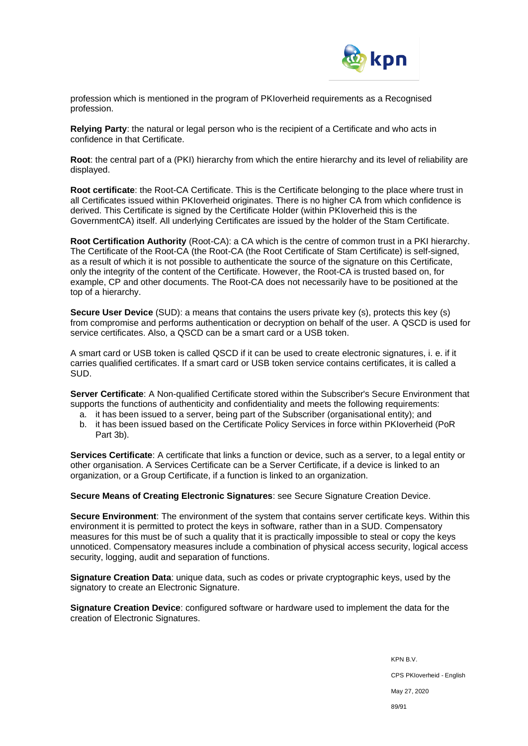profession which is mentioned in the program of PKIoverheid requirements as a Recognised profession.

**Relying Party**: the natural or legal person who is the recipient of a Certificate and who acts in confidence in that Certificate.

**Root**: the central part of a (PKI) hierarchy from which the entire hierarchy and its level of reliability are displayed.

**Root certificate**: the Root-CA Certificate. This is the Certificate belonging to the place where trust in all Certificates issued within PKIoverheid originates. There is no higher CA from which confidence is derived. This Certificate is signed by the Certificate Holder (within PKIoverheid this is the GovernmentCA) itself. All underlying Certificates are issued by the holder of the Stam Certificate.

**Root Certification Authority** (Root-CA): a CA which is the centre of common trust in a PKI hierarchy. The Certificate of the Root-CA (the Root-CA (the Root Certificate of Stam Certificate) is self-signed, as a result of which it is not possible to authenticate the source of the signature on this Certificate, only the integrity of the content of the Certificate. However, the Root-CA is trusted based on, for example, CP and other documents. The Root-CA does not necessarily have to be positioned at the top of a hierarchy.

**Secure User Device** (SUD): a means that contains the users private key (s), protects this key (s) from compromise and performs authentication or decryption on behalf of the user. A QSCD is used for service certificates. Also, a QSCD can be a smart card or a USB token.

A smart card or USB token is called QSCD if it can be used to create electronic signatures, i. e. if it carries qualified certificates. If a smart card or USB token service contains certificates, it is called a SUD.

**Server Certificate**: A Non-qualified Certificate stored within the Subscriber's Secure Environment that supports the functions of authenticity and confidentiality and meets the following requirements:

a. it has been issued to a server, being part of the Subscriber (organisational entity); and
b. it has been issued based on the Certificate Policy Services in force within PKIoverheid (PoR Part 3b).

**Services Certificate**: A certificate that links a function or device, such as a server, to a legal entity or other organisation. A Services Certificate can be a Server Certificate, if a device is linked to an organization, or a Group Certificate, if a function is linked to an organization.

**Secure Means of Creating Electronic Signatures**: see Secure Signature Creation Device.

**Secure Environment**: The environment of the system that contains server certificate keys. Within this environment it is permitted to protect the keys in software, rather than in a SUD. Compensatory measures for this must be of such a quality that it is practically impossible to steal or copy the keys unnoticed. Compensatory measures include a combination of physical access security, logical access security, logging, audit and separation of functions.

**Signature Creation Data**: unique data, such as codes or private cryptographic keys, used by the signatory to create an Electronic Signature.

**Signature Creation Device**: configured software or hardware used to implement the data for the creation of Electronic Signatures.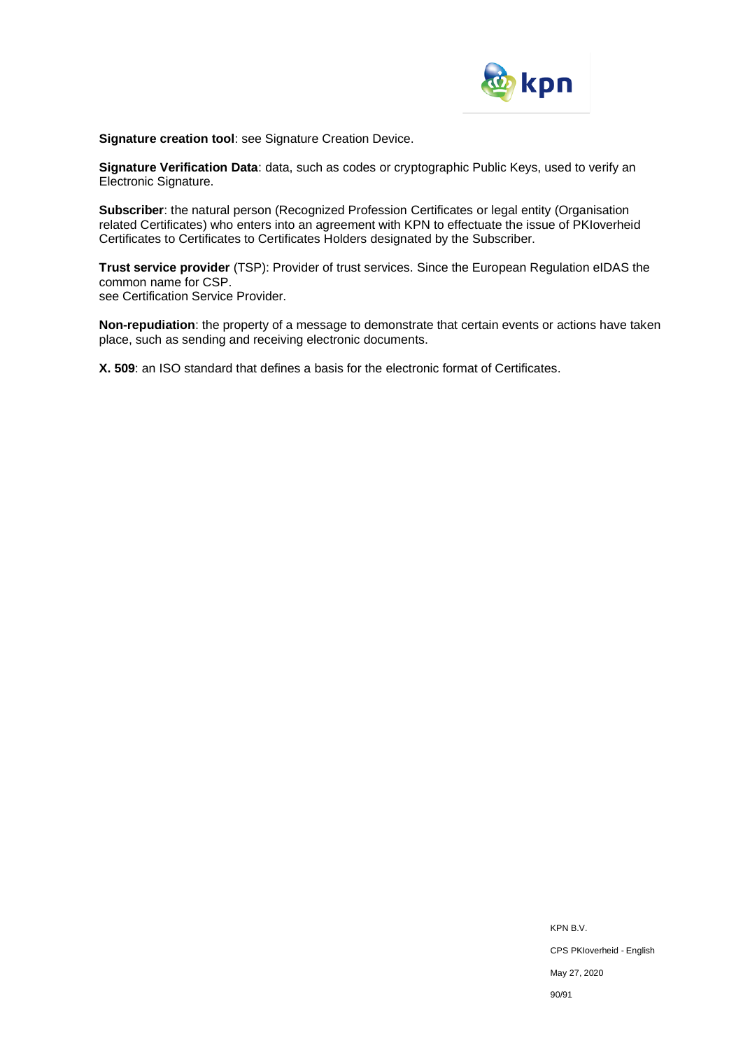**Signature creation tool**: see Signature Creation Device.

**Signature Verification Data**: data, such as codes or cryptographic Public Keys, used to verify an Electronic Signature.

**Subscriber**: the natural person (Recognized Profession Certificates or legal entity (Organisation related Certificates) who enters into an agreement with KPN to effectuate the issue of PKIoverheid Certificates to Certificates to Certificates Holders designated by the Subscriber.

**Trust service provider** (TSP): Provider of trust services. Since the European Regulation eIDAS the common name for CSP.
see Certification Service Provider.

**Non-repudiation**: the property of a message to demonstrate that certain events or actions have taken place, such as sending and receiving electronic documents.

**X. 509**: an ISO standard that defines a basis for the electronic format of Certificates.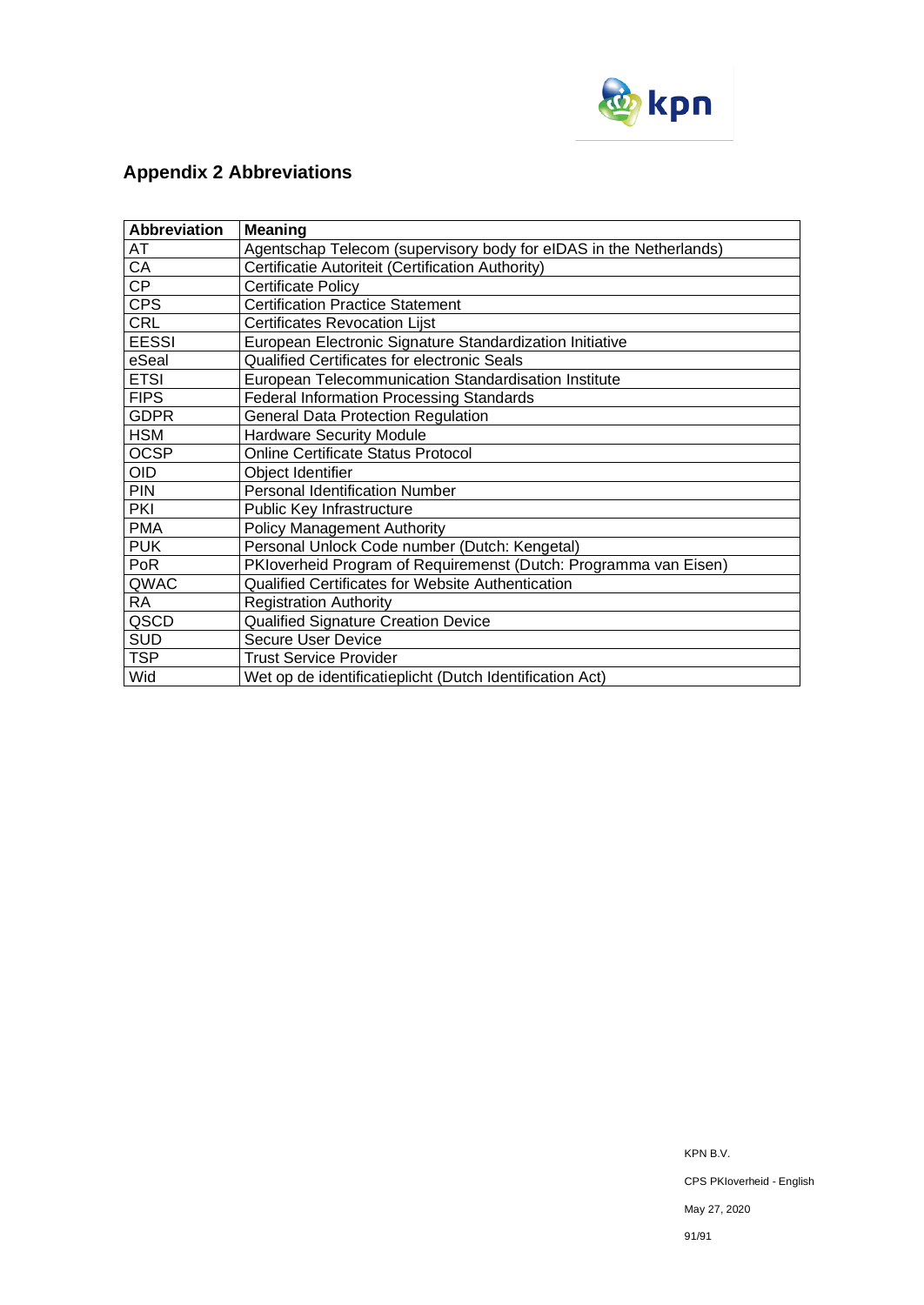## Appendix 2 Abbreviations

| Abbreviation | Meaning |
| --- | --- |
| AT | Agentschap Telecom (supervisory body for eIDAS in the Netherlands) |
| CA | Certificatie Autoriteit (Certification Authority) |
| CP | Certificate Policy |
| CPS | Certification Practice Statement |
| CRL | Certificates Revocation Lijst |
| EESSI | European Electronic Signature Standardization Initiative |
| eSeal | Qualified Certificates for electronic Seals |
| ETSI | European Telecommunication Standardisation Institute |
| FIPS | Federal Information Processing Standards |
| GDPR | General Data Protection Regulation |
| HSM | Hardware Security Module |
| OCSP | Online Certificate Status Protocol |
| OID | Object Identifier |
| PIN | Personal Identification Number |
| PKI | Public Key Infrastructure |
| PMA | Policy Management Authority |
| PUK | Personal Unlock Code number (Dutch: Kengetal) |
| PoR | PKIoverheid Program of Requiremenst (Dutch: Programma van Eisen) |
| QWAC | Qualified Certificates for Website Authentication |
| RA | Registration Authority |
| QSCD | Qualified Signature Creation Device |
| SUD | Secure User Device |
| TSP | Trust Service Provider |
| Wid | Wet op de identificatieplicht (Dutch Identification Act) |